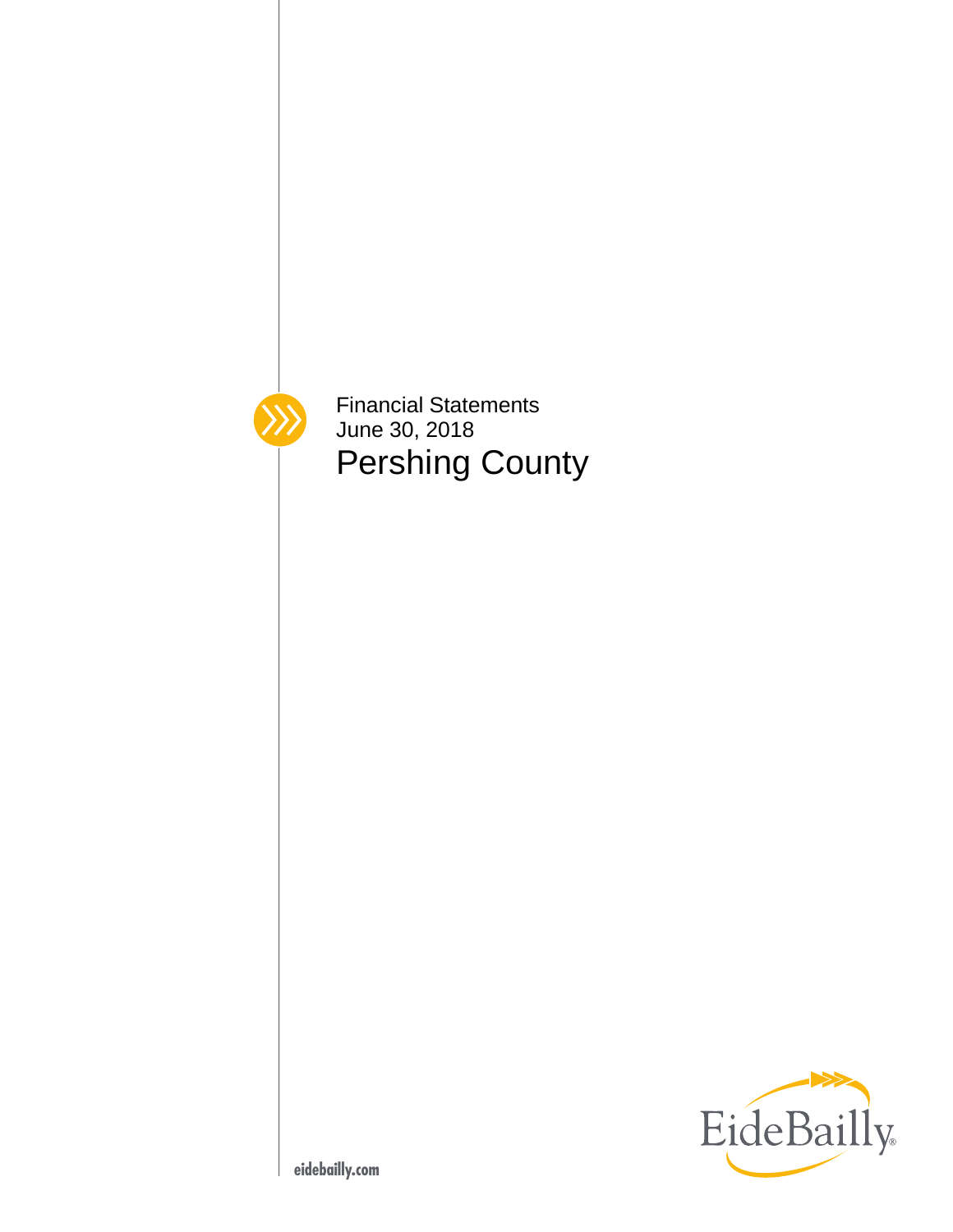Financial Statements
June 30, 2018

# Pershing County

EideBailly

eidebailly.com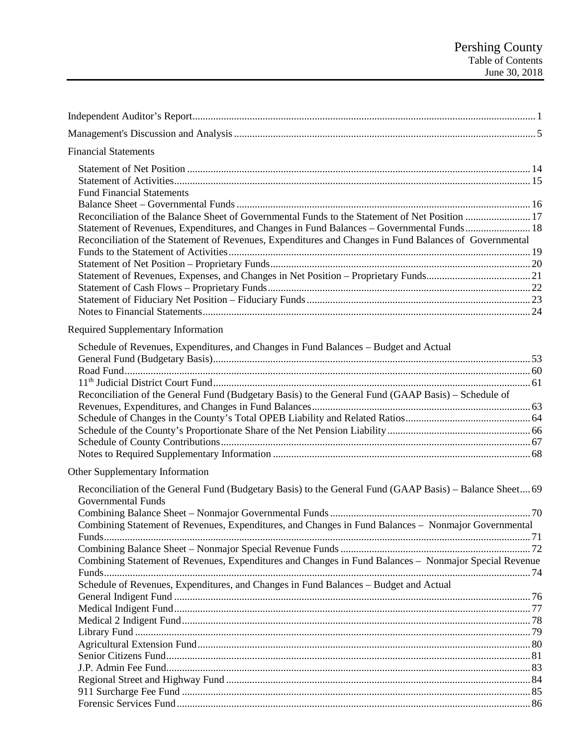# Pershing County
## Table of Contents
### June 30, 2018

| | |
|---|---|
| Independent Auditor's Report | 1 |
| Management's Discussion and Analysis | 5 |
| **Financial Statements** | |
| Statement of Net Position | 14 |
| Statement of Activities | 15 |
| Fund Financial Statements | |
| Balance Sheet – Governmental Funds | 16 |
| Reconciliation of the Balance Sheet of Governmental Funds to the Statement of Net Position | 17 |
| Statement of Revenues, Expenditures, and Changes in Fund Balances – Governmental Funds | 18 |
| Reconciliation of the Statement of Revenues, Expenditures and Changes in Fund Balances of Governmental Funds to the Statement of Activities | 19 |
| Statement of Net Position – Proprietary Funds | 20 |
| Statement of Revenues, Expenses, and Changes in Net Position – Proprietary Funds | 21 |
| Statement of Cash Flows – Proprietary Funds | 22 |
| Statement of Fiduciary Net Position – Fiduciary Funds | 23 |
| Notes to Financial Statements | 24 |
| **Required Supplementary Information** | |
| Schedule of Revenues, Expenditures, and Changes in Fund Balances – Budget and Actual | |
| General Fund (Budgetary Basis) | 53 |
| Road Fund | 60 |
| 11th Judicial District Court Fund | 61 |
| Reconciliation of the General Fund (Budgetary Basis) to the General Fund (GAAP Basis) – Schedule of Revenues, Expenditures, and Changes in Fund Balances | 63 |
| Schedule of Changes in the County's Total OPEB Liability and Related Ratios | 64 |
| Schedule of the County's Proportionate Share of the Net Pension Liability | 66 |
| Schedule of County Contributions | 67 |
| Notes to Required Supplementary Information | 68 |
| **Other Supplementary Information** | |
| Reconciliation of the General Fund (Budgetary Basis) to the General Fund (GAAP Basis) – Balance Sheet | 69 |
| Governmental Funds | |
| Combining Balance Sheet – Nonmajor Governmental Funds | 70 |
| Combining Statement of Revenues, Expenditures, and Changes in Fund Balances – Nonmajor Governmental Funds | 71 |
| Combining Balance Sheet – Nonmajor Special Revenue Funds | 72 |
| Combining Statement of Revenues, Expenditures and Changes in Fund Balances – Nonmajor Special Revenue Funds | 74 |
| Schedule of Revenues, Expenditures, and Changes in Fund Balances – Budget and Actual | |
| General Indigent Fund | 76 |
| Medical Indigent Fund | 77 |
| Medical 2 Indigent Fund | 78 |
| Library Fund | 79 |
| Agricultural Extension Fund | 80 |
| Senior Citizens Fund | 81 |
| J.P. Admin Fee Fund | 83 |
| Regional Street and Highway Fund | 84 |
| 911 Surcharge Fee Fund | 85 |
| Forensic Services Fund | 86 |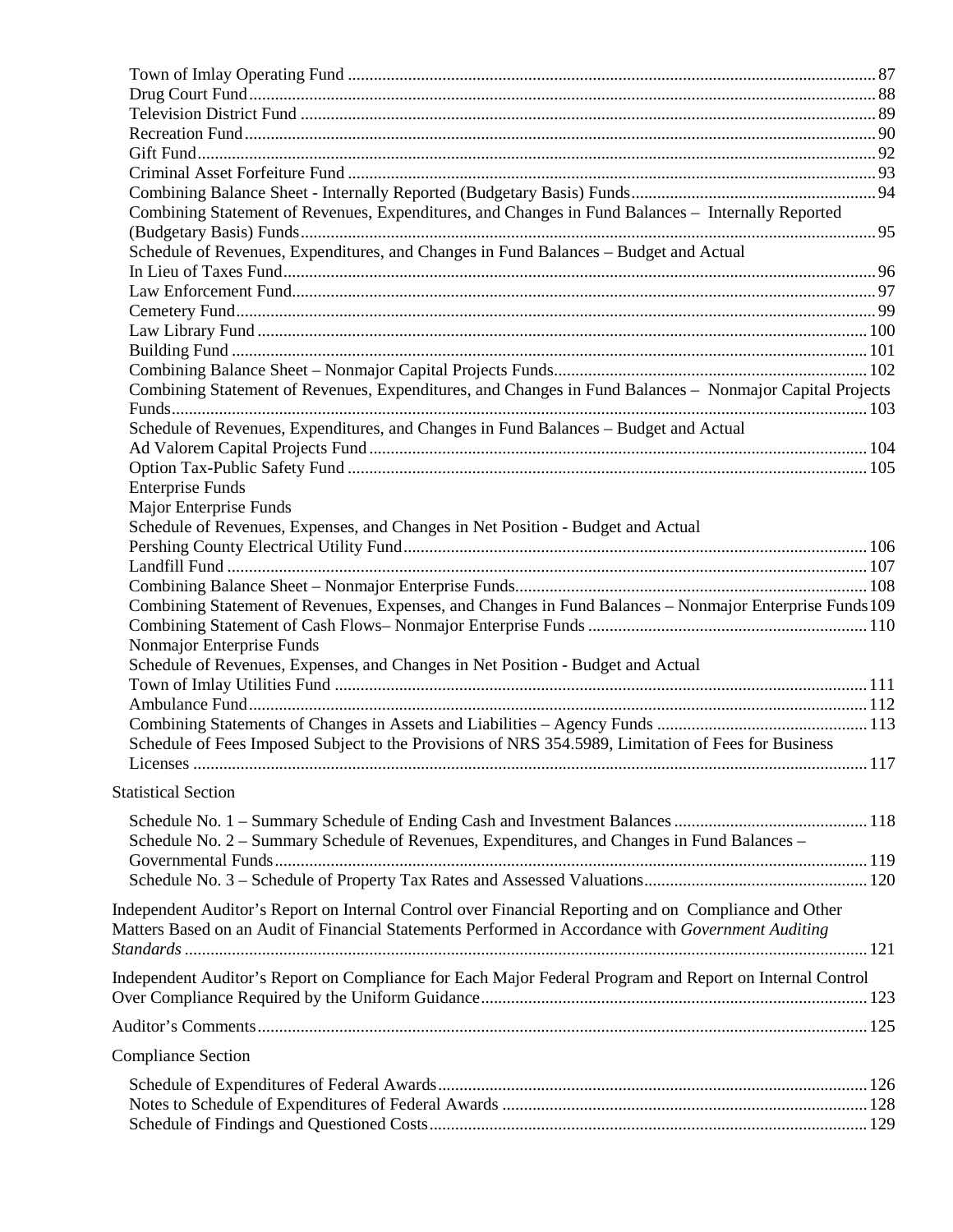Town of Imlay Operating Fund ........................................................................................................... 87
Drug Court Fund .................................................................................................................................... 88
Television District Fund ....................................................................................................................... 89
Recreation Fund ..................................................................................................................................... 90
Gift Fund ................................................................................................................................................ 92
Criminal Asset Forfeiture Fund ............................................................................................................ 93
Combining Balance Sheet - Internally Reported (Budgetary Basis) Funds ......................................... 94
Combining Statement of Revenues, Expenditures, and Changes in Fund Balances – Internally Reported (Budgetary Basis) Funds ..................................................................................................................... 95
Schedule of Revenues, Expenditures, and Changes in Fund Balances – Budget and Actual
In Lieu of Taxes Fund ............................................................................................................................ 96
Law Enforcement Fund .......................................................................................................................... 97
Cemetery Fund ....................................................................................................................................... 99
Law Library Fund ................................................................................................................................. 100
Building Fund ....................................................................................................................................... 101
Combining Balance Sheet – Nonmajor Capital Projects Funds .......................................................... 102
Combining Statement of Revenues, Expenditures, and Changes in Fund Balances – Nonmajor Capital Projects Funds ................................................................................................................................................ 103
Schedule of Revenues, Expenditures, and Changes in Fund Balances – Budget and Actual
Ad Valorem Capital Projects Fund ..................................................................................................... 104
Option Tax-Public Safety Fund ........................................................................................................... 105
Enterprise Funds
Major Enterprise Funds
Schedule of Revenues, Expenses, and Changes in Net Position - Budget and Actual
Pershing County Electrical Utility Fund ............................................................................................ 106
Landfill Fund ....................................................................................................................................... 107
Combining Balance Sheet – Nonmajor Enterprise Funds ................................................................... 108
Combining Statement of Revenues, Expenses, and Changes in Fund Balances – Nonmajor Enterprise Funds 109
Combining Statement of Cash Flows– Nonmajor Enterprise Funds ................................................... 110
Nonmajor Enterprise Funds
Schedule of Revenues, Expenses, and Changes in Net Position - Budget and Actual
Town of Imlay Utilities Fund .............................................................................................................. 111
Ambulance Fund .................................................................................................................................. 112
Combining Statements of Changes in Assets and Liabilities – Agency Funds .................................. 113
Schedule of Fees Imposed Subject to the Provisions of NRS 354.5989, Limitation of Fees for Business Licenses ................................................................................................................................................ 117

Statistical Section

Schedule No. 1 – Summary Schedule of Ending Cash and Investment Balances ............................... 118
Schedule No. 2 – Summary Schedule of Revenues, Expenditures, and Changes in Fund Balances – Governmental Funds ............................................................................................................................ 119
Schedule No. 3 – Schedule of Property Tax Rates and Assessed Valuations ..................................... 120

Independent Auditor's Report on Internal Control over Financial Reporting and on Compliance and Other Matters Based on an Audit of Financial Statements Performed in Accordance with *Government Auditing Standards* ................................................................................................................................................ 121

Independent Auditor's Report on Compliance for Each Major Federal Program and Report on Internal Control Over Compliance Required by the Uniform Guidance ........................................................................... 123

Auditor's Comments ................................................................................................................................ 125

Compliance Section

Schedule of Expenditures of Federal Awards ...................................................................................... 126
Notes to Schedule of Expenditures of Federal Awards ....................................................................... 128
Schedule of Findings and Questioned Costs ........................................................................................ 129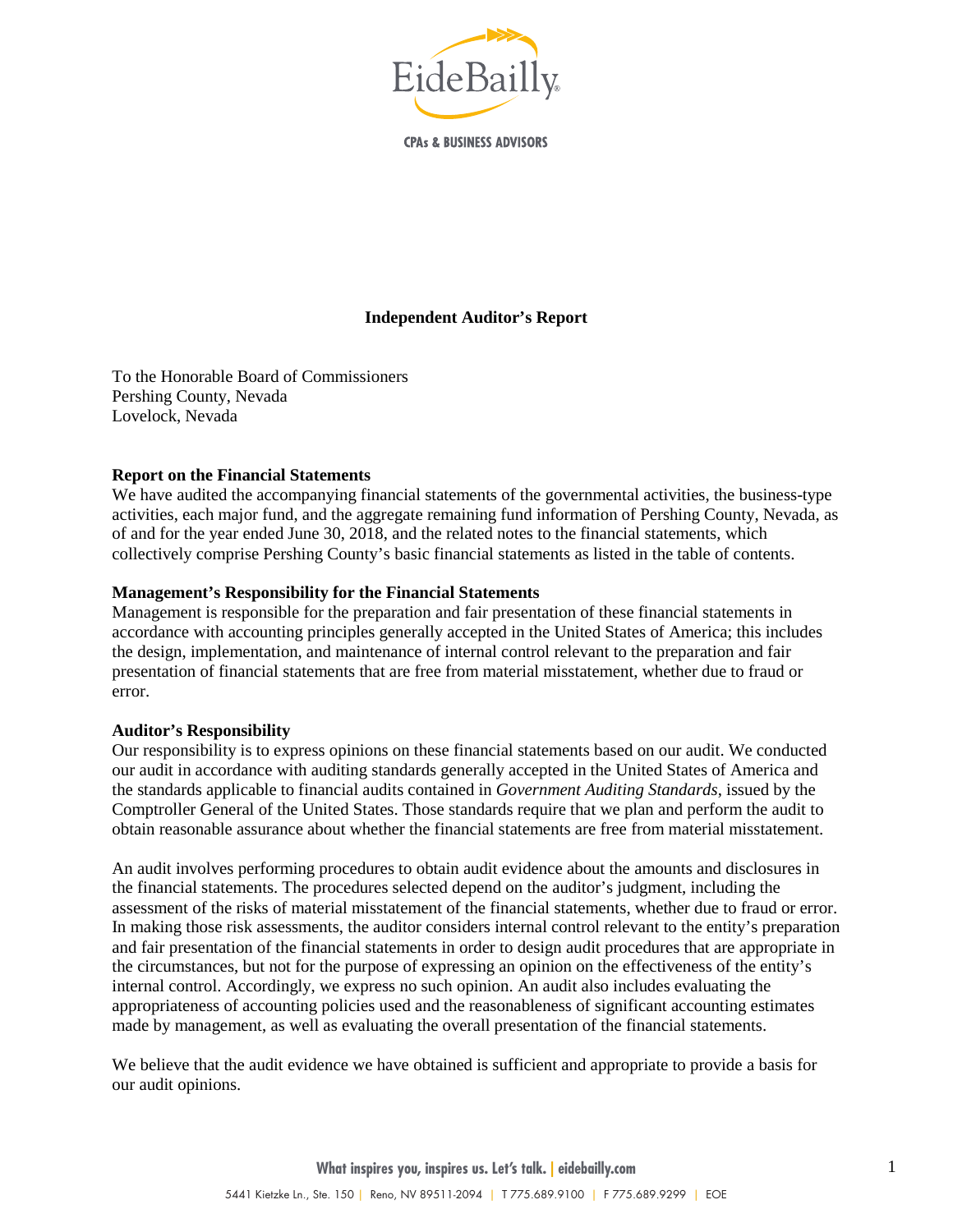# Independent Auditor's Report

To the Honorable Board of Commissioners
Pershing County, Nevada
Lovelock, Nevada

**Report on the Financial Statements**

We have audited the accompanying financial statements of the governmental activities, the business-type activities, each major fund, and the aggregate remaining fund information of Pershing County, Nevada, as of and for the year ended June 30, 2018, and the related notes to the financial statements, which collectively comprise Pershing County's basic financial statements as listed in the table of contents.

**Management's Responsibility for the Financial Statements**

Management is responsible for the preparation and fair presentation of these financial statements in accordance with accounting principles generally accepted in the United States of America; this includes the design, implementation, and maintenance of internal control relevant to the preparation and fair presentation of financial statements that are free from material misstatement, whether due to fraud or error.

**Auditor's Responsibility**

Our responsibility is to express opinions on these financial statements based on our audit. We conducted our audit in accordance with auditing standards generally accepted in the United States of America and the standards applicable to financial audits contained in *Government Auditing Standards*, issued by the Comptroller General of the United States. Those standards require that we plan and perform the audit to obtain reasonable assurance about whether the financial statements are free from material misstatement.

An audit involves performing procedures to obtain audit evidence about the amounts and disclosures in the financial statements. The procedures selected depend on the auditor's judgment, including the assessment of the risks of material misstatement of the financial statements, whether due to fraud or error. In making those risk assessments, the auditor considers internal control relevant to the entity's preparation and fair presentation of the financial statements in order to design audit procedures that are appropriate in the circumstances, but not for the purpose of expressing an opinion on the effectiveness of the entity's internal control. Accordingly, we express no such opinion. An audit also includes evaluating the appropriateness of accounting policies used and the reasonableness of significant accounting estimates made by management, as well as evaluating the overall presentation of the financial statements.

We believe that the audit evidence we have obtained is sufficient and appropriate to provide a basis for our audit opinions.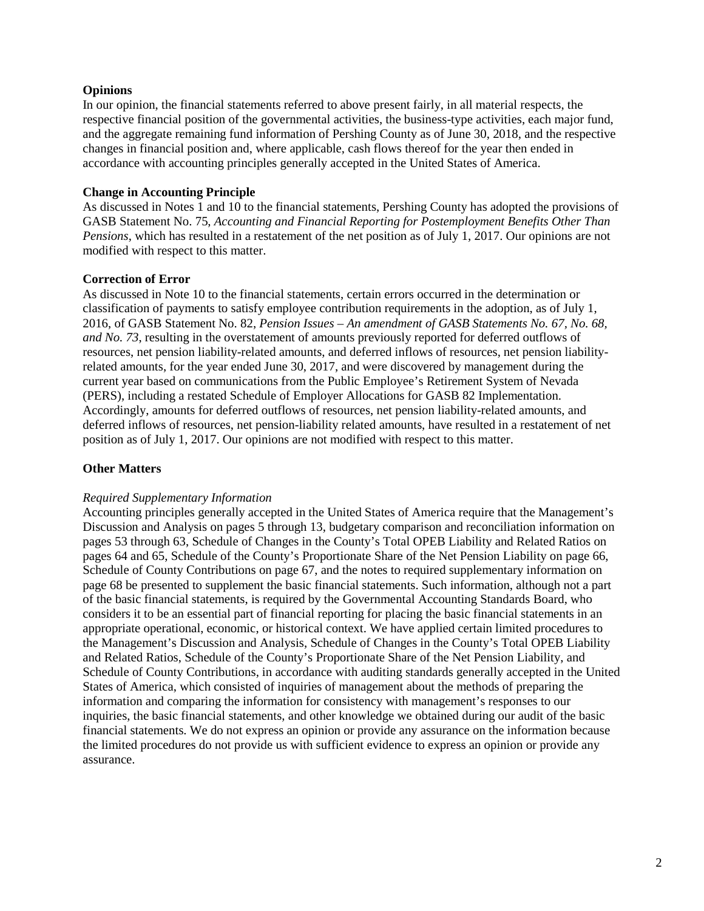**Opinions**

In our opinion, the financial statements referred to above present fairly, in all material respects, the respective financial position of the governmental activities, the business-type activities, each major fund, and the aggregate remaining fund information of Pershing County as of June 30, 2018, and the respective changes in financial position and, where applicable, cash flows thereof for the year then ended in accordance with accounting principles generally accepted in the United States of America.

**Change in Accounting Principle**

As discussed in Notes 1 and 10 to the financial statements, Pershing County has adopted the provisions of GASB Statement No. 75, *Accounting and Financial Reporting for Postemployment Benefits Other Than Pensions*, which has resulted in a restatement of the net position as of July 1, 2017. Our opinions are not modified with respect to this matter.

**Correction of Error**

As discussed in Note 10 to the financial statements, certain errors occurred in the determination or classification of payments to satisfy employee contribution requirements in the adoption, as of July 1, 2016, of GASB Statement No. 82, *Pension Issues – An amendment of GASB Statements No. 67, No. 68, and No. 73*, resulting in the overstatement of amounts previously reported for deferred outflows of resources, net pension liability-related amounts, and deferred inflows of resources, net pension liability-related amounts, for the year ended June 30, 2017, and were discovered by management during the current year based on communications from the Public Employee's Retirement System of Nevada (PERS), including a restated Schedule of Employer Allocations for GASB 82 Implementation. Accordingly, amounts for deferred outflows of resources, net pension liability-related amounts, and deferred inflows of resources, net pension-liability related amounts, have resulted in a restatement of net position as of July 1, 2017. Our opinions are not modified with respect to this matter.

**Other Matters**

*Required Supplementary Information*

Accounting principles generally accepted in the United States of America require that the Management's Discussion and Analysis on pages 5 through 13, budgetary comparison and reconciliation information on pages 53 through 63, Schedule of Changes in the County's Total OPEB Liability and Related Ratios on pages 64 and 65, Schedule of the County's Proportionate Share of the Net Pension Liability on page 66, Schedule of County Contributions on page 67, and the notes to required supplementary information on page 68 be presented to supplement the basic financial statements. Such information, although not a part of the basic financial statements, is required by the Governmental Accounting Standards Board, who considers it to be an essential part of financial reporting for placing the basic financial statements in an appropriate operational, economic, or historical context. We have applied certain limited procedures to the Management's Discussion and Analysis, Schedule of Changes in the County's Total OPEB Liability and Related Ratios, Schedule of the County's Proportionate Share of the Net Pension Liability, and Schedule of County Contributions, in accordance with auditing standards generally accepted in the United States of America, which consisted of inquiries of management about the methods of preparing the information and comparing the information for consistency with management's responses to our inquiries, the basic financial statements, and other knowledge we obtained during our audit of the basic financial statements. We do not express an opinion or provide any assurance on the information because the limited procedures do not provide us with sufficient evidence to express an opinion or provide any assurance.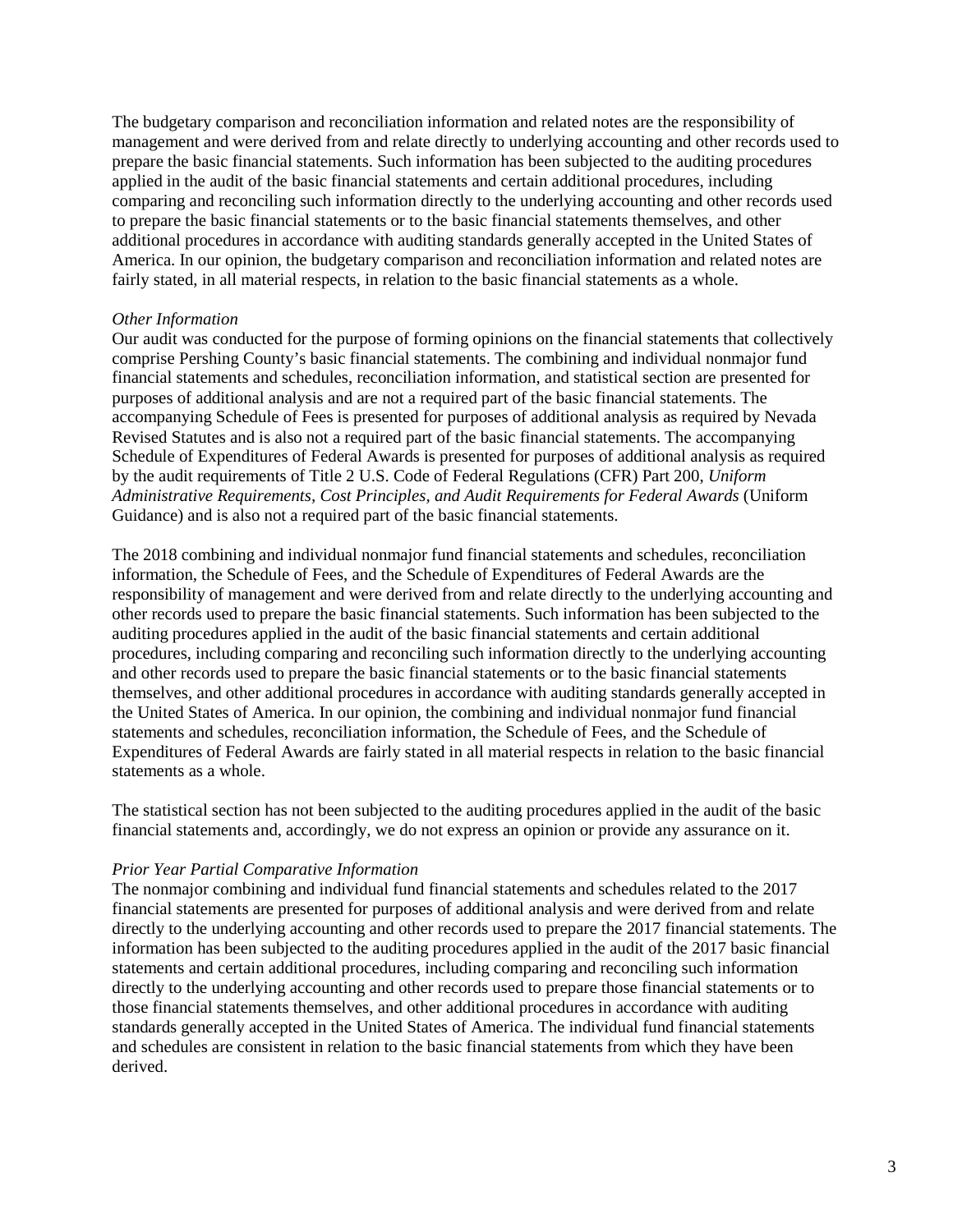The budgetary comparison and reconciliation information and related notes are the responsibility of management and were derived from and relate directly to underlying accounting and other records used to prepare the basic financial statements. Such information has been subjected to the auditing procedures applied in the audit of the basic financial statements and certain additional procedures, including comparing and reconciling such information directly to the underlying accounting and other records used to prepare the basic financial statements or to the basic financial statements themselves, and other additional procedures in accordance with auditing standards generally accepted in the United States of America. In our opinion, the budgetary comparison and reconciliation information and related notes are fairly stated, in all material respects, in relation to the basic financial statements as a whole.

*Other Information*

Our audit was conducted for the purpose of forming opinions on the financial statements that collectively comprise Pershing County's basic financial statements. The combining and individual nonmajor fund financial statements and schedules, reconciliation information, and statistical section are presented for purposes of additional analysis and are not a required part of the basic financial statements. The accompanying Schedule of Fees is presented for purposes of additional analysis as required by Nevada Revised Statutes and is also not a required part of the basic financial statements. The accompanying Schedule of Expenditures of Federal Awards is presented for purposes of additional analysis as required by the audit requirements of Title 2 U.S. Code of Federal Regulations (CFR) Part 200, *Uniform Administrative Requirements, Cost Principles, and Audit Requirements for Federal Awards* (Uniform Guidance) and is also not a required part of the basic financial statements.

The 2018 combining and individual nonmajor fund financial statements and schedules, reconciliation information, the Schedule of Fees, and the Schedule of Expenditures of Federal Awards are the responsibility of management and were derived from and relate directly to the underlying accounting and other records used to prepare the basic financial statements. Such information has been subjected to the auditing procedures applied in the audit of the basic financial statements and certain additional procedures, including comparing and reconciling such information directly to the underlying accounting and other records used to prepare the basic financial statements or to the basic financial statements themselves, and other additional procedures in accordance with auditing standards generally accepted in the United States of America. In our opinion, the combining and individual nonmajor fund financial statements and schedules, reconciliation information, the Schedule of Fees, and the Schedule of Expenditures of Federal Awards are fairly stated in all material respects in relation to the basic financial statements as a whole.

The statistical section has not been subjected to the auditing procedures applied in the audit of the basic financial statements and, accordingly, we do not express an opinion or provide any assurance on it.

*Prior Year Partial Comparative Information*

The nonmajor combining and individual fund financial statements and schedules related to the 2017 financial statements are presented for purposes of additional analysis and were derived from and relate directly to the underlying accounting and other records used to prepare the 2017 financial statements. The information has been subjected to the auditing procedures applied in the audit of the 2017 basic financial statements and certain additional procedures, including comparing and reconciling such information directly to the underlying accounting and other records used to prepare those financial statements or to those financial statements themselves, and other additional procedures in accordance with auditing standards generally accepted in the United States of America. The individual fund financial statements and schedules are consistent in relation to the basic financial statements from which they have been derived.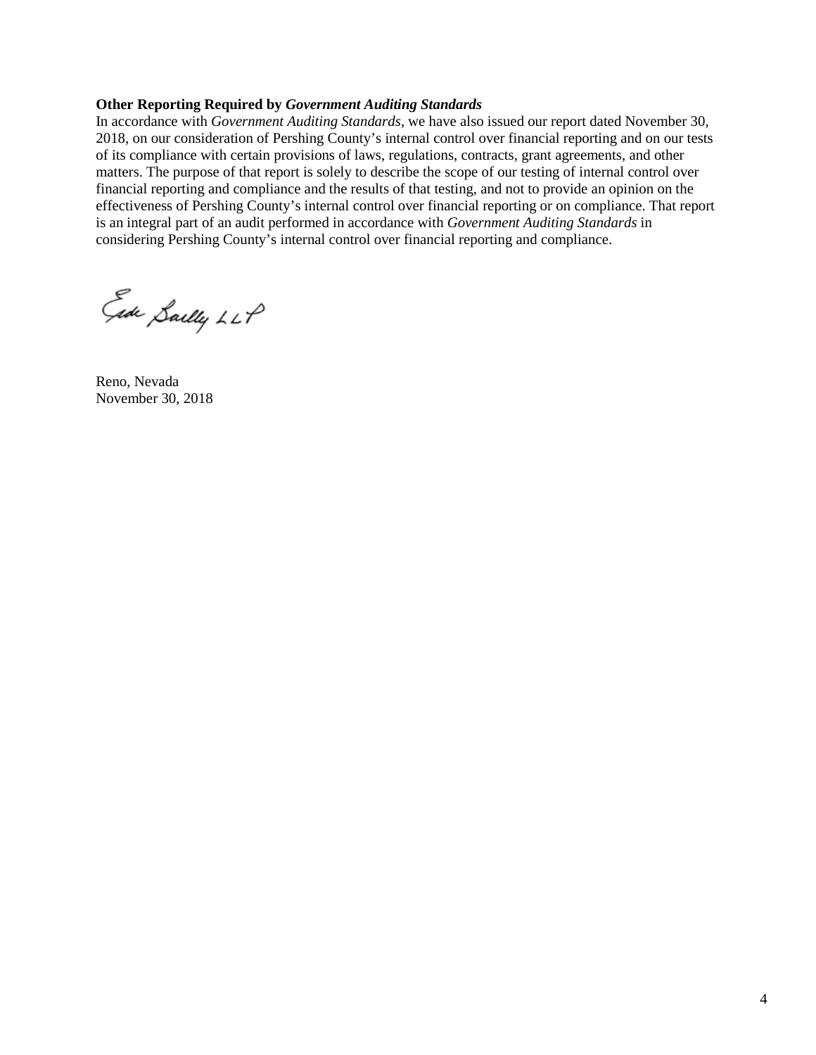**Other Reporting Required by *Government Auditing Standards***

In accordance with *Government Auditing Standards*, we have also issued our report dated November 30, 2018, on our consideration of Pershing County's internal control over financial reporting and on our tests of its compliance with certain provisions of laws, regulations, contracts, grant agreements, and other matters. The purpose of that report is solely to describe the scope of our testing of internal control over financial reporting and compliance and the results of that testing, and not to provide an opinion on the effectiveness of Pershing County's internal control over financial reporting or on compliance. That report is an integral part of an audit performed in accordance with *Government Auditing Standards* in considering Pershing County's internal control over financial reporting and compliance.

Eide Bailly LLP

Reno, Nevada
November 30, 2018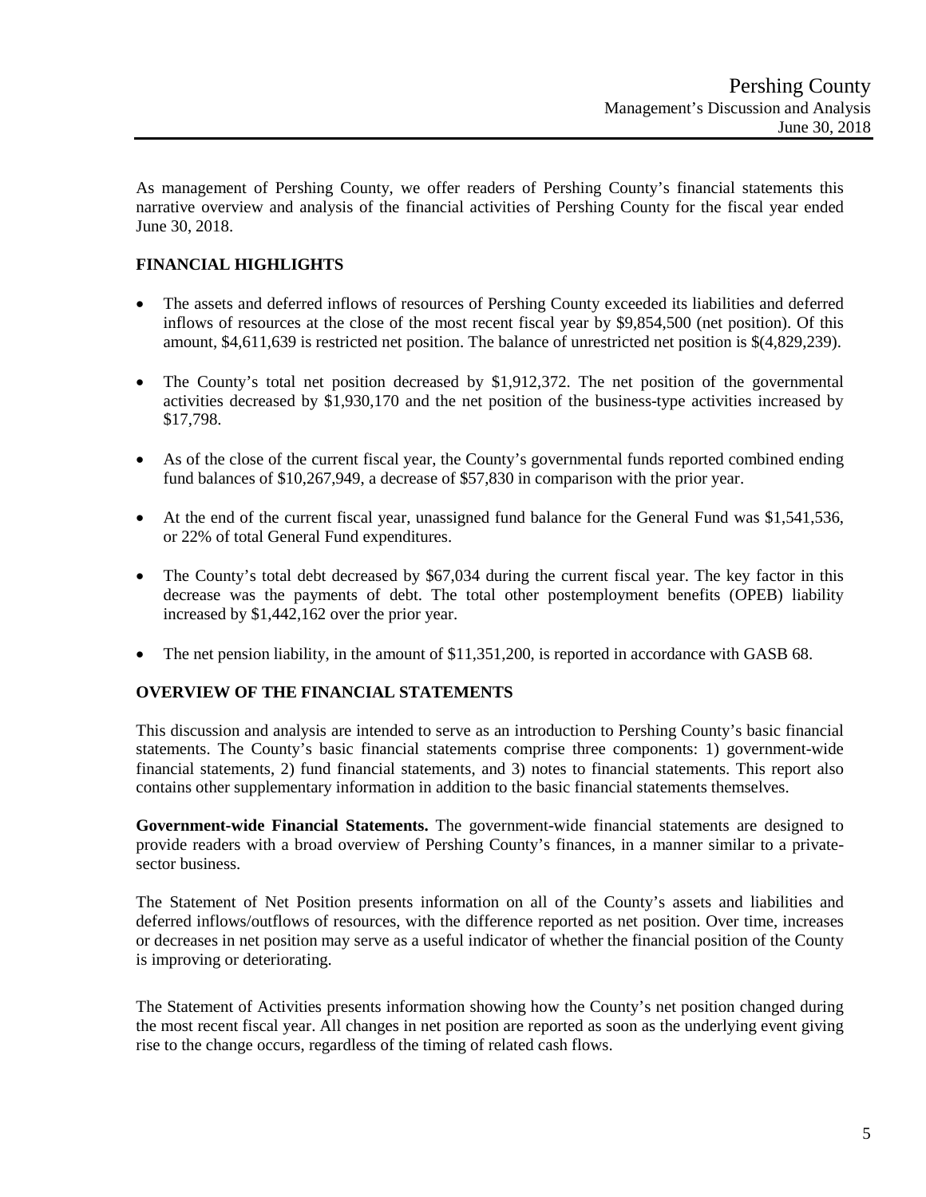As management of Pershing County, we offer readers of Pershing County's financial statements this narrative overview and analysis of the financial activities of Pershing County for the fiscal year ended June 30, 2018.

## FINANCIAL HIGHLIGHTS

- The assets and deferred inflows of resources of Pershing County exceeded its liabilities and deferred inflows of resources at the close of the most recent fiscal year by $9,854,500 (net position). Of this amount, $4,611,639 is restricted net position. The balance of unrestricted net position is $(4,829,239).
- The County's total net position decreased by $1,912,372. The net position of the governmental activities decreased by $1,930,170 and the net position of the business-type activities increased by $17,798.
- As of the close of the current fiscal year, the County's governmental funds reported combined ending fund balances of $10,267,949, a decrease of $57,830 in comparison with the prior year.
- At the end of the current fiscal year, unassigned fund balance for the General Fund was $1,541,536, or 22% of total General Fund expenditures.
- The County's total debt decreased by $67,034 during the current fiscal year. The key factor in this decrease was the payments of debt. The total other postemployment benefits (OPEB) liability increased by $1,442,162 over the prior year.
- The net pension liability, in the amount of $11,351,200, is reported in accordance with GASB 68.

## OVERVIEW OF THE FINANCIAL STATEMENTS

This discussion and analysis are intended to serve as an introduction to Pershing County's basic financial statements. The County's basic financial statements comprise three components: 1) government-wide financial statements, 2) fund financial statements, and 3) notes to financial statements. This report also contains other supplementary information in addition to the basic financial statements themselves.

**Government-wide Financial Statements.** The government-wide financial statements are designed to provide readers with a broad overview of Pershing County's finances, in a manner similar to a private-sector business.

The Statement of Net Position presents information on all of the County's assets and liabilities and deferred inflows/outflows of resources, with the difference reported as net position. Over time, increases or decreases in net position may serve as a useful indicator of whether the financial position of the County is improving or deteriorating.

The Statement of Activities presents information showing how the County's net position changed during the most recent fiscal year. All changes in net position are reported as soon as the underlying event giving rise to the change occurs, regardless of the timing of related cash flows.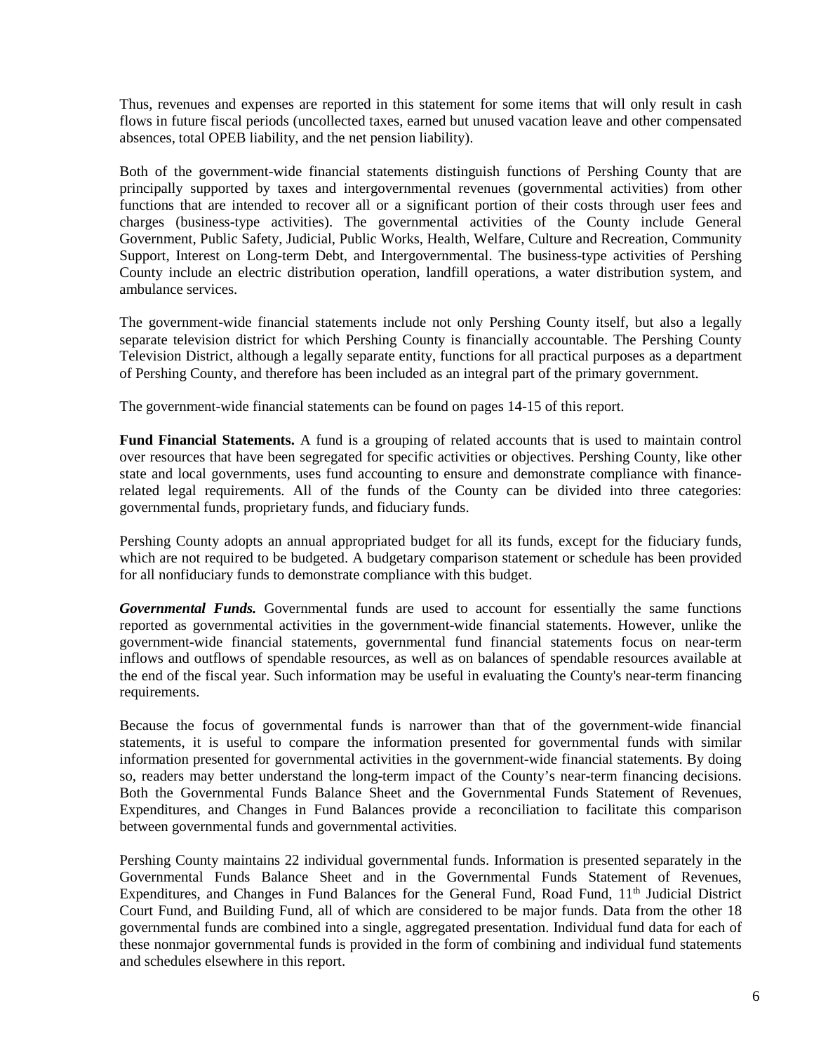Thus, revenues and expenses are reported in this statement for some items that will only result in cash flows in future fiscal periods (uncollected taxes, earned but unused vacation leave and other compensated absences, total OPEB liability, and the net pension liability).

Both of the government-wide financial statements distinguish functions of Pershing County that are principally supported by taxes and intergovernmental revenues (governmental activities) from other functions that are intended to recover all or a significant portion of their costs through user fees and charges (business-type activities). The governmental activities of the County include General Government, Public Safety, Judicial, Public Works, Health, Welfare, Culture and Recreation, Community Support, Interest on Long-term Debt, and Intergovernmental. The business-type activities of Pershing County include an electric distribution operation, landfill operations, a water distribution system, and ambulance services.

The government-wide financial statements include not only Pershing County itself, but also a legally separate television district for which Pershing County is financially accountable. The Pershing County Television District, although a legally separate entity, functions for all practical purposes as a department of Pershing County, and therefore has been included as an integral part of the primary government.

The government-wide financial statements can be found on pages 14-15 of this report.

**Fund Financial Statements.** A fund is a grouping of related accounts that is used to maintain control over resources that have been segregated for specific activities or objectives. Pershing County, like other state and local governments, uses fund accounting to ensure and demonstrate compliance with finance-related legal requirements. All of the funds of the County can be divided into three categories: governmental funds, proprietary funds, and fiduciary funds.

Pershing County adopts an annual appropriated budget for all its funds, except for the fiduciary funds, which are not required to be budgeted. A budgetary comparison statement or schedule has been provided for all nonfiduciary funds to demonstrate compliance with this budget.

***Governmental Funds.*** Governmental funds are used to account for essentially the same functions reported as governmental activities in the government-wide financial statements. However, unlike the government-wide financial statements, governmental fund financial statements focus on near-term inflows and outflows of spendable resources, as well as on balances of spendable resources available at the end of the fiscal year. Such information may be useful in evaluating the County's near-term financing requirements.

Because the focus of governmental funds is narrower than that of the government-wide financial statements, it is useful to compare the information presented for governmental funds with similar information presented for governmental activities in the government-wide financial statements. By doing so, readers may better understand the long-term impact of the County's near-term financing decisions. Both the Governmental Funds Balance Sheet and the Governmental Funds Statement of Revenues, Expenditures, and Changes in Fund Balances provide a reconciliation to facilitate this comparison between governmental funds and governmental activities.

Pershing County maintains 22 individual governmental funds. Information is presented separately in the Governmental Funds Balance Sheet and in the Governmental Funds Statement of Revenues, Expenditures, and Changes in Fund Balances for the General Fund, Road Fund, 11th Judicial District Court Fund, and Building Fund, all of which are considered to be major funds. Data from the other 18 governmental funds are combined into a single, aggregated presentation. Individual fund data for each of these nonmajor governmental funds is provided in the form of combining and individual fund statements and schedules elsewhere in this report.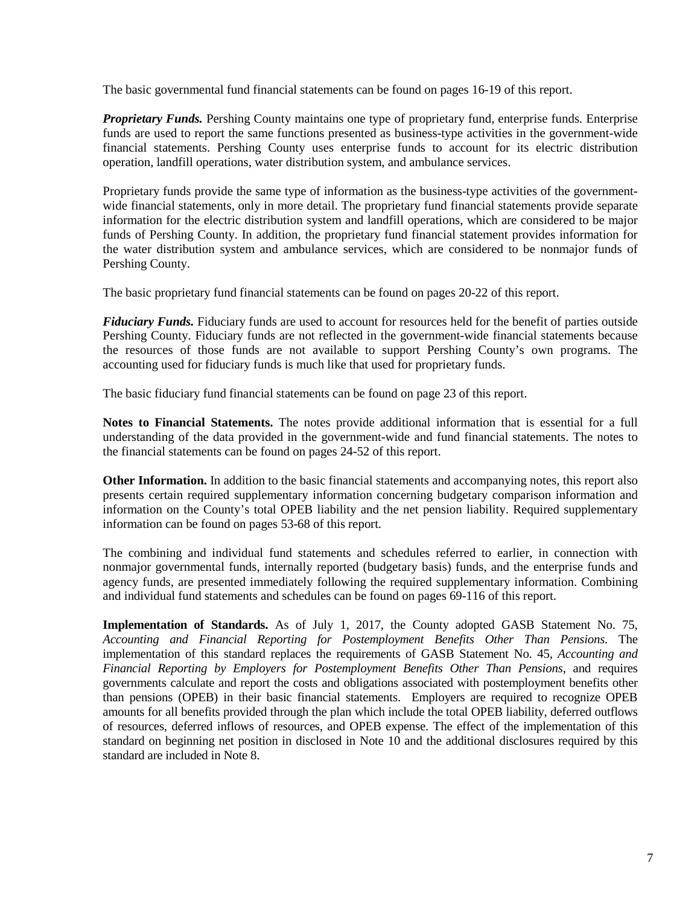The basic governmental fund financial statements can be found on pages 16-19 of this report.

***Proprietary Funds.*** Pershing County maintains one type of proprietary fund, enterprise funds. Enterprise funds are used to report the same functions presented as business-type activities in the government-wide financial statements. Pershing County uses enterprise funds to account for its electric distribution operation, landfill operations, water distribution system, and ambulance services.

Proprietary funds provide the same type of information as the business-type activities of the government-wide financial statements, only in more detail. The proprietary fund financial statements provide separate information for the electric distribution system and landfill operations, which are considered to be major funds of Pershing County. In addition, the proprietary fund financial statement provides information for the water distribution system and ambulance services, which are considered to be nonmajor funds of Pershing County.

The basic proprietary fund financial statements can be found on pages 20-22 of this report.

***Fiduciary Funds.*** Fiduciary funds are used to account for resources held for the benefit of parties outside Pershing County. Fiduciary funds are not reflected in the government-wide financial statements because the resources of those funds are not available to support Pershing County's own programs. The accounting used for fiduciary funds is much like that used for proprietary funds.

The basic fiduciary fund financial statements can be found on page 23 of this report.

**Notes to Financial Statements.** The notes provide additional information that is essential for a full understanding of the data provided in the government-wide and fund financial statements. The notes to the financial statements can be found on pages 24-52 of this report.

**Other Information.** In addition to the basic financial statements and accompanying notes, this report also presents certain required supplementary information concerning budgetary comparison information and information on the County's total OPEB liability and the net pension liability. Required supplementary information can be found on pages 53-68 of this report.

The combining and individual fund statements and schedules referred to earlier, in connection with nonmajor governmental funds, internally reported (budgetary basis) funds, and the enterprise funds and agency funds, are presented immediately following the required supplementary information. Combining and individual fund statements and schedules can be found on pages 69-116 of this report.

**Implementation of Standards.** As of July 1, 2017, the County adopted GASB Statement No. 75, *Accounting and Financial Reporting for Postemployment Benefits Other Than Pensions.* The implementation of this standard replaces the requirements of GASB Statement No. 45, *Accounting and Financial Reporting by Employers for Postemployment Benefits Other Than Pensions*, and requires governments calculate and report the costs and obligations associated with postemployment benefits other than pensions (OPEB) in their basic financial statements. Employers are required to recognize OPEB amounts for all benefits provided through the plan which include the total OPEB liability, deferred outflows of resources, deferred inflows of resources, and OPEB expense. The effect of the implementation of this standard on beginning net position in disclosed in Note 10 and the additional disclosures required by this standard are included in Note 8.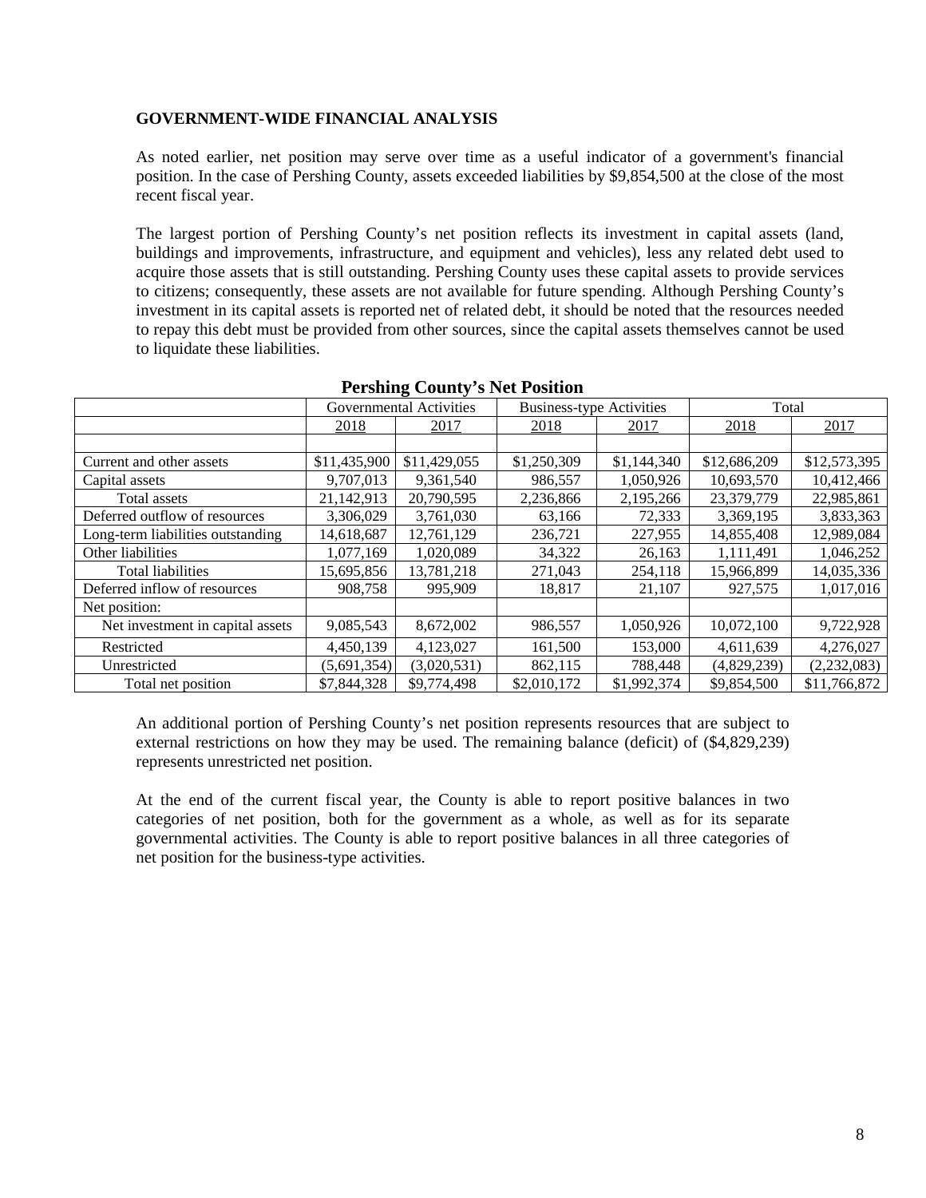**GOVERNMENT-WIDE FINANCIAL ANALYSIS**

As noted earlier, net position may serve over time as a useful indicator of a government's financial position. In the case of Pershing County, assets exceeded liabilities by $9,854,500 at the close of the most recent fiscal year.

The largest portion of Pershing County's net position reflects its investment in capital assets (land, buildings and improvements, infrastructure, and equipment and vehicles), less any related debt used to acquire those assets that is still outstanding. Pershing County uses these capital assets to provide services to citizens; consequently, these assets are not available for future spending. Although Pershing County's investment in its capital assets is reported net of related debt, it should be noted that the resources needed to repay this debt must be provided from other sources, since the capital assets themselves cannot be used to liquidate these liabilities.

**Pershing County's Net Position**

| | Governmental Activities | | Business-type Activities | | Total | |
|---|---|---|---|---|---|---|
| | 2018 | 2017 | 2018 | 2017 | 2018 | 2017 |
| Current and other assets | $11,435,900 | $11,429,055 | $1,250,309 | $1,144,340 | $12,686,209 | $12,573,395 |
| Capital assets | 9,707,013 | 9,361,540 | 986,557 | 1,050,926 | 10,693,570 | 10,412,466 |
| Total assets | 21,142,913 | 20,790,595 | 2,236,866 | 2,195,266 | 23,379,779 | 22,985,861 |
| Deferred outflow of resources | 3,306,029 | 3,761,030 | 63,166 | 72,333 | 3,369,195 | 3,833,363 |
| Long-term liabilities outstanding | 14,618,687 | 12,761,129 | 236,721 | 227,955 | 14,855,408 | 12,989,084 |
| Other liabilities | 1,077,169 | 1,020,089 | 34,322 | 26,163 | 1,111,491 | 1,046,252 |
| Total liabilities | 15,695,856 | 13,781,218 | 271,043 | 254,118 | 15,966,899 | 14,035,336 |
| Deferred inflow of resources | 908,758 | 995,909 | 18,817 | 21,107 | 927,575 | 1,017,016 |
| Net position: | | | | | | |
| Net investment in capital assets | 9,085,543 | 8,672,002 | 986,557 | 1,050,926 | 10,072,100 | 9,722,928 |
| Restricted | 4,450,139 | 4,123,027 | 161,500 | 153,000 | 4,611,639 | 4,276,027 |
| Unrestricted | (5,691,354) | (3,020,531) | 862,115 | 788,448 | (4,829,239) | (2,232,083) |
| Total net position | $7,844,328 | $9,774,498 | $2,010,172 | $1,992,374 | $9,854,500 | $11,766,872 |

An additional portion of Pershing County's net position represents resources that are subject to external restrictions on how they may be used. The remaining balance (deficit) of ($4,829,239) represents unrestricted net position.

At the end of the current fiscal year, the County is able to report positive balances in two categories of net position, both for the government as a whole, as well as for its separate governmental activities. The County is able to report positive balances in all three categories of net position for the business-type activities.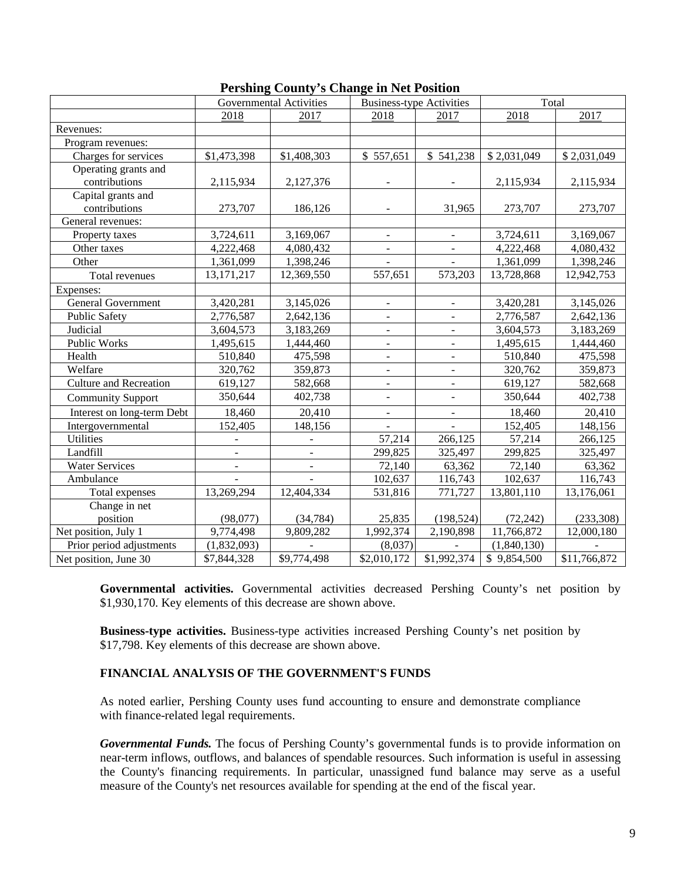**Pershing County's Change in Net Position**

| | Governmental Activities | | Business-type Activities | | Total | |
|---|---|---|---|---|---|---|
| | 2018 | 2017 | 2018 | 2017 | 2018 | 2017 |
| Revenues: | | | | | | |
| Program revenues: | | | | | | |
| Charges for services | $1,473,398 | $1,408,303 | $ 557,651 | $ 541,238 | $ 2,031,049 | $ 2,031,049 |
| Operating grants and contributions | 2,115,934 | 2,127,376 | - | - | 2,115,934 | 2,115,934 |
| Capital grants and contributions | 273,707 | 186,126 | - | 31,965 | 273,707 | 273,707 |
| General revenues: | | | | | | |
| Property taxes | 3,724,611 | 3,169,067 | - | - | 3,724,611 | 3,169,067 |
| Other taxes | 4,222,468 | 4,080,432 | - | - | 4,222,468 | 4,080,432 |
| Other | 1,361,099 | 1,398,246 | - | - | 1,361,099 | 1,398,246 |
| Total revenues | 13,171,217 | 12,369,550 | 557,651 | 573,203 | 13,728,868 | 12,942,753 |
| Expenses: | | | | | | |
| General Government | 3,420,281 | 3,145,026 | - | - | 3,420,281 | 3,145,026 |
| Public Safety | 2,776,587 | 2,642,136 | - | - | 2,776,587 | 2,642,136 |
| Judicial | 3,604,573 | 3,183,269 | - | - | 3,604,573 | 3,183,269 |
| Public Works | 1,495,615 | 1,444,460 | - | - | 1,495,615 | 1,444,460 |
| Health | 510,840 | 475,598 | - | - | 510,840 | 475,598 |
| Welfare | 320,762 | 359,873 | - | - | 320,762 | 359,873 |
| Culture and Recreation | 619,127 | 582,668 | - | - | 619,127 | 582,668 |
| Community Support | 350,644 | 402,738 | - | - | 350,644 | 402,738 |
| Interest on long-term Debt | 18,460 | 20,410 | - | - | 18,460 | 20,410 |
| Intergovernmental | 152,405 | 148,156 | - | - | 152,405 | 148,156 |
| Utilities | - | - | 57,214 | 266,125 | 57,214 | 266,125 |
| Landfill | - | - | 299,825 | 325,497 | 299,825 | 325,497 |
| Water Services | - | - | 72,140 | 63,362 | 72,140 | 63,362 |
| Ambulance | - | - | 102,637 | 116,743 | 102,637 | 116,743 |
| Total expenses | 13,269,294 | 12,404,334 | 531,816 | 771,727 | 13,801,110 | 13,176,061 |
| Change in net position | (98,077) | (34,784) | 25,835 | (198,524) | (72,242) | (233,308) |
| Net position, July 1 | 9,774,498 | 9,809,282 | 1,992,374 | 2,190,898 | 11,766,872 | 12,000,180 |
| Prior period adjustments | (1,832,093) | - | (8,037) | - | (1,840,130) | - |
| Net position, June 30 | $7,844,328 | $9,774,498 | $2,010,172 | $1,992,374 | $ 9,854,500 | $11,766,872 |

**Governmental activities.** Governmental activities decreased Pershing County's net position by $1,930,170. Key elements of this decrease are shown above.

**Business-type activities.** Business-type activities increased Pershing County's net position by $17,798. Key elements of this decrease are shown above.

**FINANCIAL ANALYSIS OF THE GOVERNMENT'S FUNDS**

As noted earlier, Pershing County uses fund accounting to ensure and demonstrate compliance with finance-related legal requirements.

***Governmental Funds.*** The focus of Pershing County's governmental funds is to provide information on near-term inflows, outflows, and balances of spendable resources. Such information is useful in assessing the County's financing requirements. In particular, unassigned fund balance may serve as a useful measure of the County's net resources available for spending at the end of the fiscal year.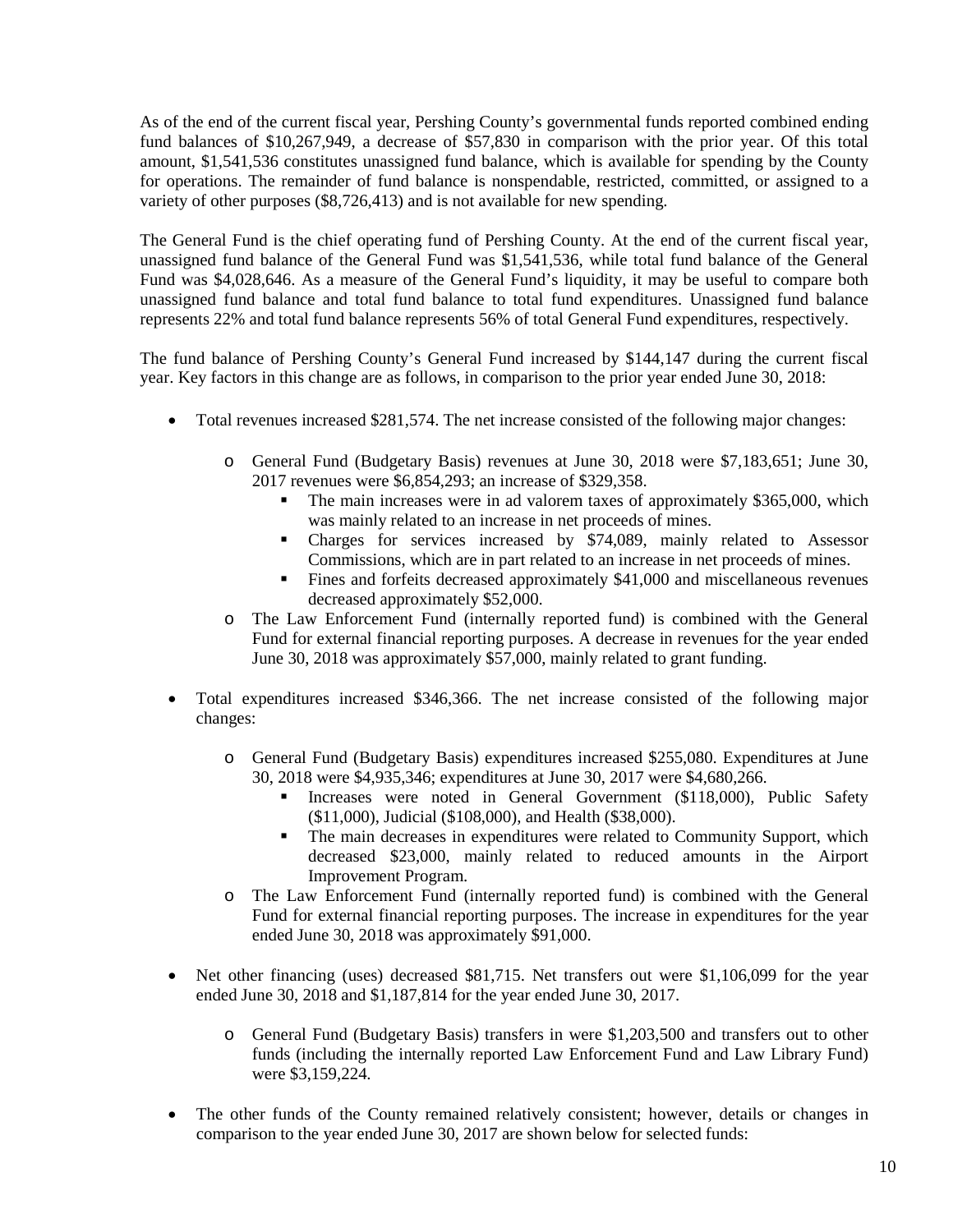As of the end of the current fiscal year, Pershing County's governmental funds reported combined ending fund balances of $10,267,949, a decrease of $57,830 in comparison with the prior year. Of this total amount, $1,541,536 constitutes unassigned fund balance, which is available for spending by the County for operations. The remainder of fund balance is nonspendable, restricted, committed, or assigned to a variety of other purposes ($8,726,413) and is not available for new spending.

The General Fund is the chief operating fund of Pershing County. At the end of the current fiscal year, unassigned fund balance of the General Fund was $1,541,536, while total fund balance of the General Fund was $4,028,646. As a measure of the General Fund's liquidity, it may be useful to compare both unassigned fund balance and total fund balance to total fund expenditures. Unassigned fund balance represents 22% and total fund balance represents 56% of total General Fund expenditures, respectively.

The fund balance of Pershing County's General Fund increased by $144,147 during the current fiscal year. Key factors in this change are as follows, in comparison to the prior year ended June 30, 2018:

- Total revenues increased $281,574. The net increase consisted of the following major changes:
  - General Fund (Budgetary Basis) revenues at June 30, 2018 were $7,183,651; June 30, 2017 revenues were $6,854,293; an increase of $329,358.
    - The main increases were in ad valorem taxes of approximately $365,000, which was mainly related to an increase in net proceeds of mines.
    - Charges for services increased by $74,089, mainly related to Assessor Commissions, which are in part related to an increase in net proceeds of mines.
    - Fines and forfeits decreased approximately $41,000 and miscellaneous revenues decreased approximately $52,000.
  - The Law Enforcement Fund (internally reported fund) is combined with the General Fund for external financial reporting purposes. A decrease in revenues for the year ended June 30, 2018 was approximately $57,000, mainly related to grant funding.
- Total expenditures increased $346,366. The net increase consisted of the following major changes:
  - General Fund (Budgetary Basis) expenditures increased $255,080. Expenditures at June 30, 2018 were $4,935,346; expenditures at June 30, 2017 were $4,680,266.
    - Increases were noted in General Government ($118,000), Public Safety ($11,000), Judicial ($108,000), and Health ($38,000).
    - The main decreases in expenditures were related to Community Support, which decreased $23,000, mainly related to reduced amounts in the Airport Improvement Program.
  - The Law Enforcement Fund (internally reported fund) is combined with the General Fund for external financial reporting purposes. The increase in expenditures for the year ended June 30, 2018 was approximately $91,000.
- Net other financing (uses) decreased $81,715. Net transfers out were $1,106,099 for the year ended June 30, 2018 and $1,187,814 for the year ended June 30, 2017.
  - General Fund (Budgetary Basis) transfers in were $1,203,500 and transfers out to other funds (including the internally reported Law Enforcement Fund and Law Library Fund) were $3,159,224.
- The other funds of the County remained relatively consistent; however, details or changes in comparison to the year ended June 30, 2017 are shown below for selected funds: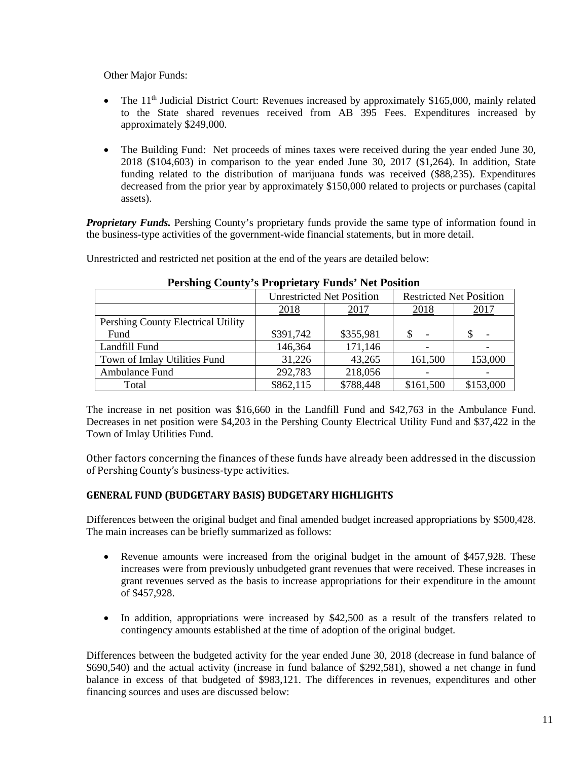Other Major Funds:

- The 11th Judicial District Court: Revenues increased by approximately $165,000, mainly related to the State shared revenues received from AB 395 Fees. Expenditures increased by approximately $249,000.

- The Building Fund: Net proceeds of mines taxes were received during the year ended June 30, 2018 ($104,603) in comparison to the year ended June 30, 2017 ($1,264). In addition, State funding related to the distribution of marijuana funds was received ($88,235). Expenditures decreased from the prior year by approximately $150,000 related to projects or purchases (capital assets).

***Proprietary Funds.*** Pershing County's proprietary funds provide the same type of information found in the business-type activities of the government-wide financial statements, but in more detail.

Unrestricted and restricted net position at the end of the years are detailed below:

**Pershing County's Proprietary Funds' Net Position**

| | Unrestricted Net Position | | Restricted Net Position | |
|---|---|---|---|---|
| | 2018 | 2017 | 2018 | 2017 |
| Pershing County Electrical Utility Fund | $391,742 | $355,981 | $ - | $ - |
| Landfill Fund | 146,364 | 171,146 | - | - |
| Town of Imlay Utilities Fund | 31,226 | 43,265 | 161,500 | 153,000 |
| Ambulance Fund | 292,783 | 218,056 | - | - |
| Total | $862,115 | $788,448 | $161,500 | $153,000 |

The increase in net position was $16,660 in the Landfill Fund and $42,763 in the Ambulance Fund. Decreases in net position were $4,203 in the Pershing County Electrical Utility Fund and $37,422 in the Town of Imlay Utilities Fund.

Other factors concerning the finances of these funds have already been addressed in the discussion of Pershing County's business-type activities.

### GENERAL FUND (BUDGETARY BASIS) BUDGETARY HIGHLIGHTS

Differences between the original budget and final amended budget increased appropriations by $500,428. The main increases can be briefly summarized as follows:

- Revenue amounts were increased from the original budget in the amount of $457,928. These increases were from previously unbudgeted grant revenues that were received. These increases in grant revenues served as the basis to increase appropriations for their expenditure in the amount of $457,928.

- In addition, appropriations were increased by $42,500 as a result of the transfers related to contingency amounts established at the time of adoption of the original budget.

Differences between the budgeted activity for the year ended June 30, 2018 (decrease in fund balance of $690,540) and the actual activity (increase in fund balance of $292,581), showed a net change in fund balance in excess of that budgeted of $983,121. The differences in revenues, expenditures and other financing sources and uses are discussed below: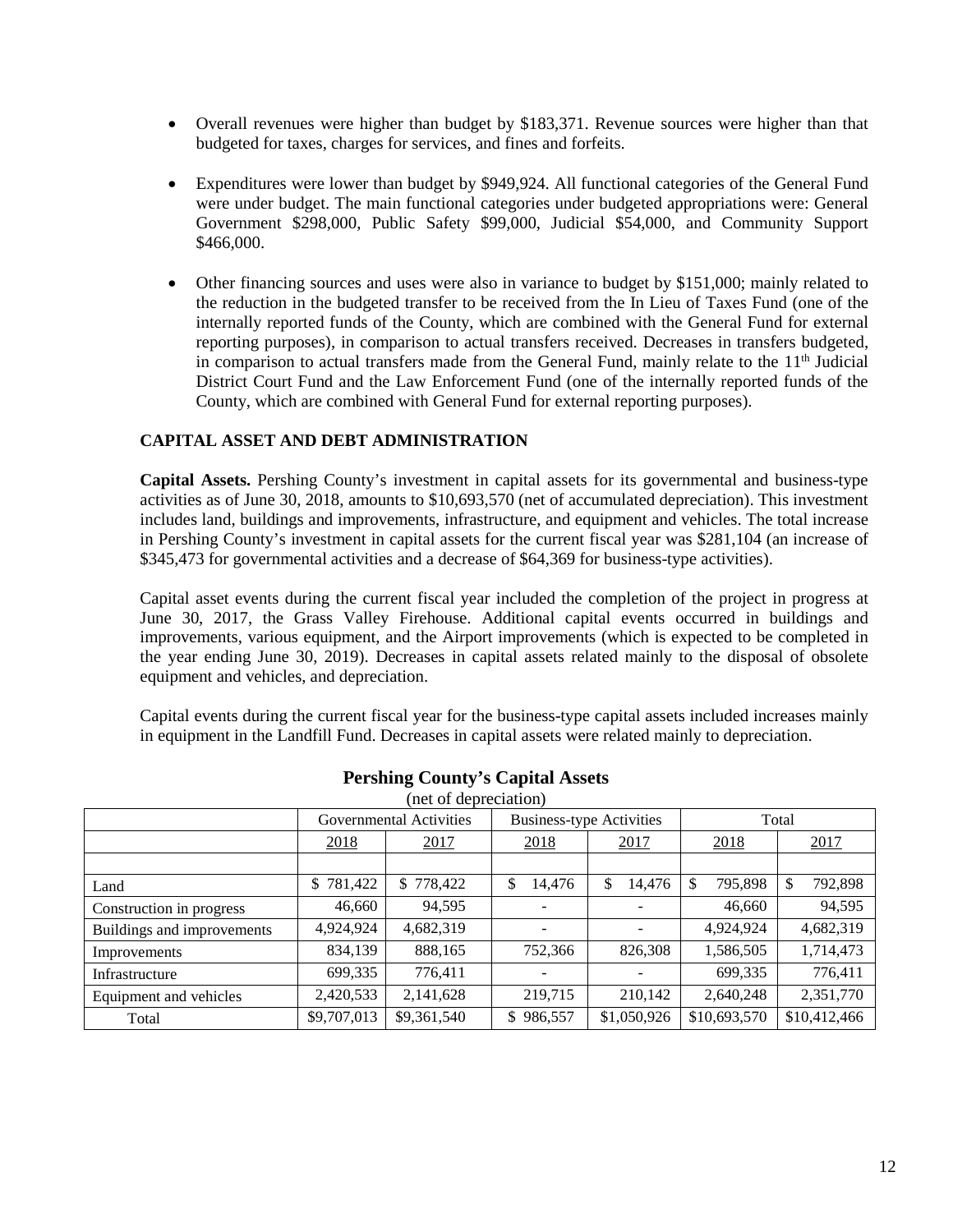- Overall revenues were higher than budget by $183,371. Revenue sources were higher than that budgeted for taxes, charges for services, and fines and forfeits.

- Expenditures were lower than budget by $949,924. All functional categories of the General Fund were under budget. The main functional categories under budgeted appropriations were: General Government $298,000, Public Safety $99,000, Judicial $54,000, and Community Support $466,000.

- Other financing sources and uses were also in variance to budget by $151,000; mainly related to the reduction in the budgeted transfer to be received from the In Lieu of Taxes Fund (one of the internally reported funds of the County, which are combined with the General Fund for external reporting purposes), in comparison to actual transfers received. Decreases in transfers budgeted, in comparison to actual transfers made from the General Fund, mainly relate to the 11th Judicial District Court Fund and the Law Enforcement Fund (one of the internally reported funds of the County, which are combined with General Fund for external reporting purposes).

## CAPITAL ASSET AND DEBT ADMINISTRATION

**Capital Assets.** Pershing County's investment in capital assets for its governmental and business-type activities as of June 30, 2018, amounts to $10,693,570 (net of accumulated depreciation). This investment includes land, buildings and improvements, infrastructure, and equipment and vehicles. The total increase in Pershing County's investment in capital assets for the current fiscal year was $281,104 (an increase of $345,473 for governmental activities and a decrease of $64,369 for business-type activities).

Capital asset events during the current fiscal year included the completion of the project in progress at June 30, 2017, the Grass Valley Firehouse. Additional capital events occurred in buildings and improvements, various equipment, and the Airport improvements (which is expected to be completed in the year ending June 30, 2019). Decreases in capital assets related mainly to the disposal of obsolete equipment and vehicles, and depreciation.

Capital events during the current fiscal year for the business-type capital assets included increases mainly in equipment in the Landfill Fund. Decreases in capital assets were related mainly to depreciation.

**Pershing County's Capital Assets**
(net of depreciation)

| | Governmental Activities | | Business-type Activities | | Total | |
|---|---|---|---|---|---|---|
| | 2018 | 2017 | 2018 | 2017 | 2018 | 2017 |
| Land | $ 781,422 | $ 778,422 | $ 14,476 | $ 14,476 | $ 795,898 | $ 792,898 |
| Construction in progress | 46,660 | 94,595 | - | - | 46,660 | 94,595 |
| Buildings and improvements | 4,924,924 | 4,682,319 | - | - | 4,924,924 | 4,682,319 |
| Improvements | 834,139 | 888,165 | 752,366 | 826,308 | 1,586,505 | 1,714,473 |
| Infrastructure | 699,335 | 776,411 | - | - | 699,335 | 776,411 |
| Equipment and vehicles | 2,420,533 | 2,141,628 | 219,715 | 210,142 | 2,640,248 | 2,351,770 |
| Total | $9,707,013 | $9,361,540 | $ 986,557 | $1,050,926 | $10,693,570 | $10,412,466 |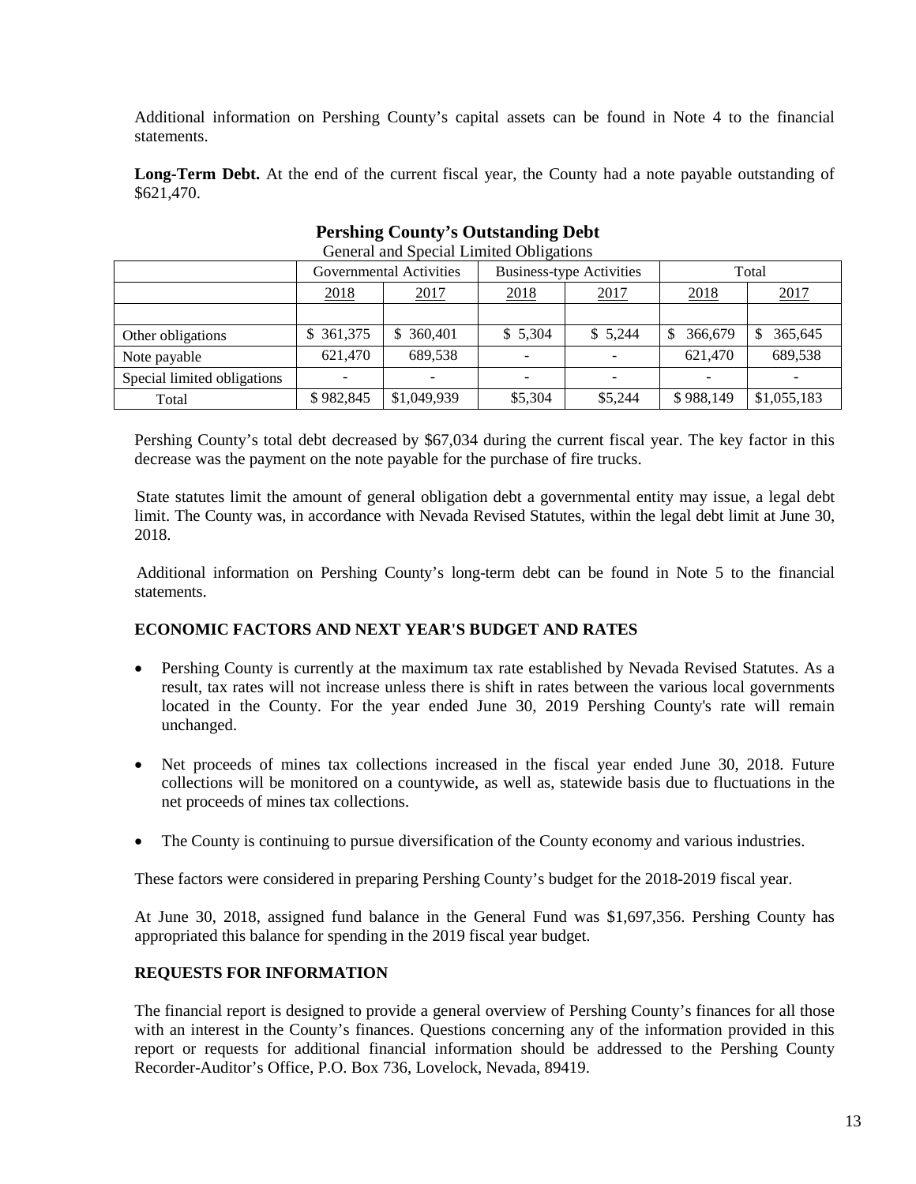Additional information on Pershing County's capital assets can be found in Note 4 to the financial statements.

**Long-Term Debt.** At the end of the current fiscal year, the County had a note payable outstanding of $621,470.

**Pershing County's Outstanding Debt**

General and Special Limited Obligations

| | Governmental Activities | | Business-type Activities | | Total | |
|---|---|---|---|---|---|---|
| | 2018 | 2017 | 2018 | 2017 | 2018 | 2017 |
| Other obligations | $ 361,375 | $ 360,401 | $ 5,304 | $ 5,244 | $ 366,679 | $ 365,645 |
| Note payable | 621,470 | 689,538 | - | - | 621,470 | 689,538 |
| Special limited obligations | - | - | - | - | - | - |
| Total | $ 982,845 | $1,049,939 | $5,304 | $5,244 | $ 988,149 | $1,055,183 |

Pershing County's total debt decreased by $67,034 during the current fiscal year. The key factor in this decrease was the payment on the note payable for the purchase of fire trucks.

State statutes limit the amount of general obligation debt a governmental entity may issue, a legal debt limit. The County was, in accordance with Nevada Revised Statutes, within the legal debt limit at June 30, 2018.

Additional information on Pershing County's long-term debt can be found in Note 5 to the financial statements.

## ECONOMIC FACTORS AND NEXT YEAR'S BUDGET AND RATES

- Pershing County is currently at the maximum tax rate established by Nevada Revised Statutes. As a result, tax rates will not increase unless there is shift in rates between the various local governments located in the County. For the year ended June 30, 2019 Pershing County's rate will remain unchanged.
- Net proceeds of mines tax collections increased in the fiscal year ended June 30, 2018. Future collections will be monitored on a countywide, as well as, statewide basis due to fluctuations in the net proceeds of mines tax collections.
- The County is continuing to pursue diversification of the County economy and various industries.

These factors were considered in preparing Pershing County's budget for the 2018-2019 fiscal year.

At June 30, 2018, assigned fund balance in the General Fund was $1,697,356. Pershing County has appropriated this balance for spending in the 2019 fiscal year budget.

## REQUESTS FOR INFORMATION

The financial report is designed to provide a general overview of Pershing County's finances for all those with an interest in the County's finances. Questions concerning any of the information provided in this report or requests for additional financial information should be addressed to the Pershing County Recorder-Auditor's Office, P.O. Box 736, Lovelock, Nevada, 89419.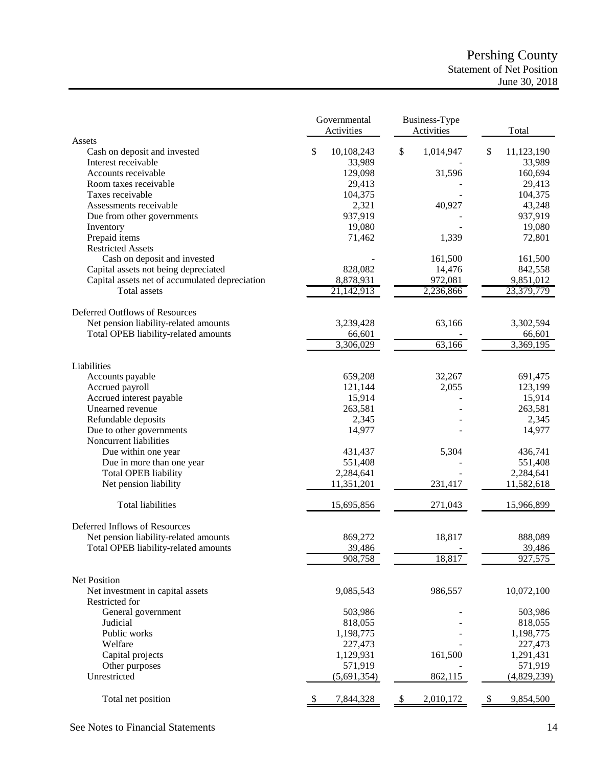# Pershing County
## Statement of Net Position
### June 30, 2018

| | Governmental Activities | Business-Type Activities | Total |
|---|---|---|---|
| **Assets** | | | |
| Cash on deposit and invested | $ 10,108,243 | $ 1,014,947 | $ 11,123,190 |
| Interest receivable | 33,989 | - | 33,989 |
| Accounts receivable | 129,098 | 31,596 | 160,694 |
| Room taxes receivable | 29,413 | - | 29,413 |
| Taxes receivable | 104,375 | - | 104,375 |
| Assessments receivable | 2,321 | 40,927 | 43,248 |
| Due from other governments | 937,919 | - | 937,919 |
| Inventory | 19,080 | - | 19,080 |
| Prepaid items | 71,462 | 1,339 | 72,801 |
| Restricted Assets | | | |
| Cash on deposit and invested | - | 161,500 | 161,500 |
| Capital assets not being depreciated | 828,082 | 14,476 | 842,558 |
| Capital assets net of accumulated depreciation | 8,878,931 | 972,081 | 9,851,012 |
| Total assets | 21,142,913 | 2,236,866 | 23,379,779 |
| **Deferred Outflows of Resources** | | | |
| Net pension liability-related amounts | 3,239,428 | 63,166 | 3,302,594 |
| Total OPEB liability-related amounts | 66,601 | - | 66,601 |
| | 3,306,029 | 63,166 | 3,369,195 |
| **Liabilities** | | | |
| Accounts payable | 659,208 | 32,267 | 691,475 |
| Accrued payroll | 121,144 | 2,055 | 123,199 |
| Accrued interest payable | 15,914 | - | 15,914 |
| Unearned revenue | 263,581 | - | 263,581 |
| Refundable deposits | 2,345 | - | 2,345 |
| Due to other governments | 14,977 | - | 14,977 |
| Noncurrent liabilities | | | |
| Due within one year | 431,437 | 5,304 | 436,741 |
| Due in more than one year | 551,408 | - | 551,408 |
| Total OPEB liability | 2,284,641 | - | 2,284,641 |
| Net pension liability | 11,351,201 | 231,417 | 11,582,618 |
| Total liabilities | 15,695,856 | 271,043 | 15,966,899 |
| **Deferred Inflows of Resources** | | | |
| Net pension liability-related amounts | 869,272 | 18,817 | 888,089 |
| Total OPEB liability-related amounts | 39,486 | - | 39,486 |
| | 908,758 | 18,817 | 927,575 |
| **Net Position** | | | |
| Net investment in capital assets | 9,085,543 | 986,557 | 10,072,100 |
| Restricted for | | | |
| General government | 503,986 | - | 503,986 |
| Judicial | 818,055 | - | 818,055 |
| Public works | 1,198,775 | - | 1,198,775 |
| Welfare | 227,473 | - | 227,473 |
| Capital projects | 1,129,931 | 161,500 | 1,291,431 |
| Other purposes | 571,919 | - | 571,919 |
| Unrestricted | (5,691,354) | 862,115 | (4,829,239) |
| Total net position | $ 7,844,328 | $ 2,010,172 | $ 9,854,500 |

See Notes to Financial Statements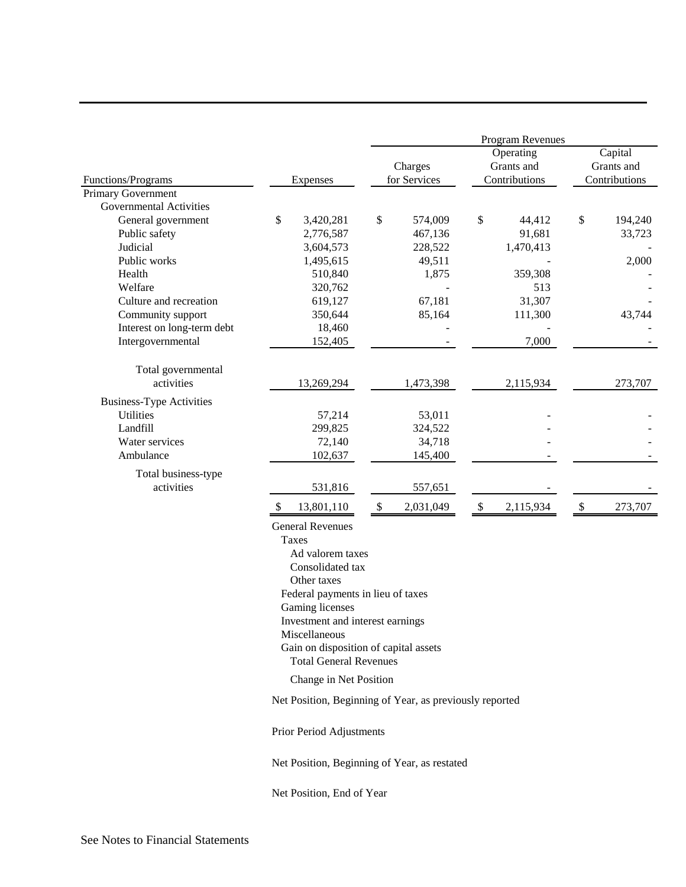| Functions/Programs | Expenses | Program Revenues: Charges for Services | Program Revenues: Operating Grants and Contributions | Program Revenues: Capital Grants and Contributions |
|---|---|---|---|---|
| **Primary Government** | | | | |
| Governmental Activities | | | | |
| General government | $ 3,420,281 | $ 574,009 | $ 44,412 | $ 194,240 |
| Public safety | 2,776,587 | 467,136 | 91,681 | 33,723 |
| Judicial | 3,604,573 | 228,522 | 1,470,413 | - |
| Public works | 1,495,615 | 49,511 | - | 2,000 |
| Health | 510,840 | 1,875 | 359,308 | - |
| Welfare | 320,762 | - | 513 | - |
| Culture and recreation | 619,127 | 67,181 | 31,307 | - |
| Community support | 350,644 | 85,164 | 111,300 | 43,744 |
| Interest on long-term debt | 18,460 | - | - | - |
| Intergovernmental | 152,405 | - | 7,000 | - |
| Total governmental activities | 13,269,294 | 1,473,398 | 2,115,934 | 273,707 |
| Business-Type Activities | | | | |
| Utilities | 57,214 | 53,011 | - | - |
| Landfill | 299,825 | 324,522 | - | - |
| Water services | 72,140 | 34,718 | - | - |
| Ambulance | 102,637 | 145,400 | - | - |
| Total business-type activities | 531,816 | 557,651 | - | - |
| | $ 13,801,110 | $ 2,031,049 | $ 2,115,934 | $ 273,707 |

General Revenues
- Taxes
  - Ad valorem taxes
  - Consolidated tax
  - Other taxes
- Federal payments in lieu of taxes
- Gaming licenses
- Investment and interest earnings
- Miscellaneous
- Gain on disposition of capital assets
  - Total General Revenues

Change in Net Position

Net Position, Beginning of Year, as previously reported

Prior Period Adjustments

Net Position, Beginning of Year, as restated

Net Position, End of Year

See Notes to Financial Statements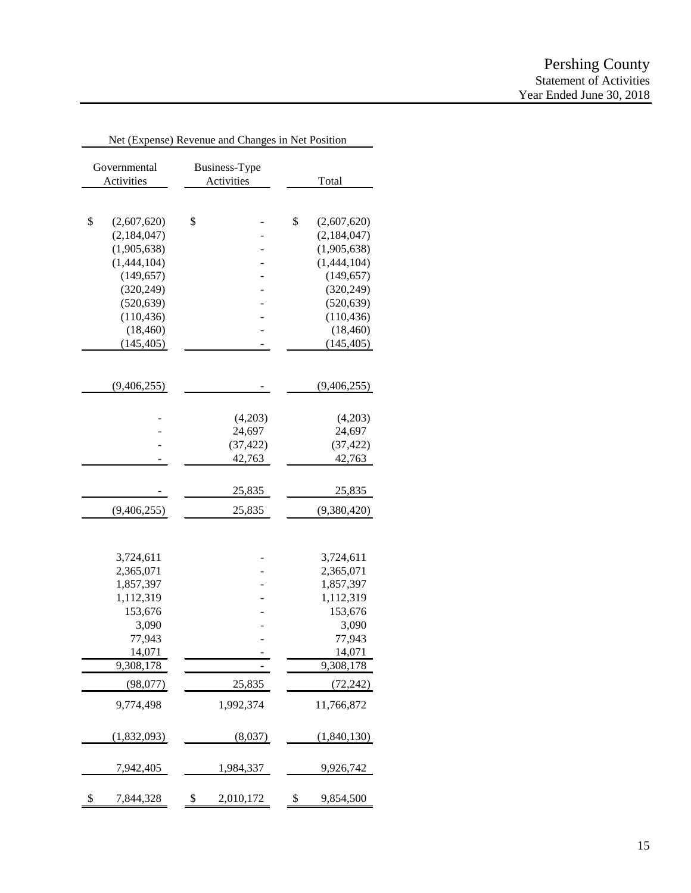Pershing County
Statement of Activities
Year Ended June 30, 2018

| Net (Expense) Revenue and Changes in Net Position | | |
|---|---|---|
| Governmental Activities | Business-Type Activities | Total |
| $ (2,607,620) | $ - | $ (2,607,620) |
| (2,184,047) | - | (2,184,047) |
| (1,905,638) | - | (1,905,638) |
| (1,444,104) | - | (1,444,104) |
| (149,657) | - | (149,657) |
| (320,249) | - | (320,249) |
| (520,639) | - | (520,639) |
| (110,436) | - | (110,436) |
| (18,460) | - | (18,460) |
| (145,405) | - | (145,405) |
| (9,406,255) | - | (9,406,255) |
| - | (4,203) | (4,203) |
| - | 24,697 | 24,697 |
| - | (37,422) | (37,422) |
| - | 42,763 | 42,763 |
| - | 25,835 | 25,835 |
| (9,406,255) | 25,835 | (9,380,420) |
| 3,724,611 | - | 3,724,611 |
| 2,365,071 | - | 2,365,071 |
| 1,857,397 | - | 1,857,397 |
| 1,112,319 | - | 1,112,319 |
| 153,676 | - | 153,676 |
| 3,090 | - | 3,090 |
| 77,943 | - | 77,943 |
| 14,071 | - | 14,071 |
| 9,308,178 | - | 9,308,178 |
| (98,077) | 25,835 | (72,242) |
| 9,774,498 | 1,992,374 | 11,766,872 |
| (1,832,093) | (8,037) | (1,840,130) |
| 7,942,405 | 1,984,337 | 9,926,742 |
| $ 7,844,328 | $ 2,010,172 | $ 9,854,500 |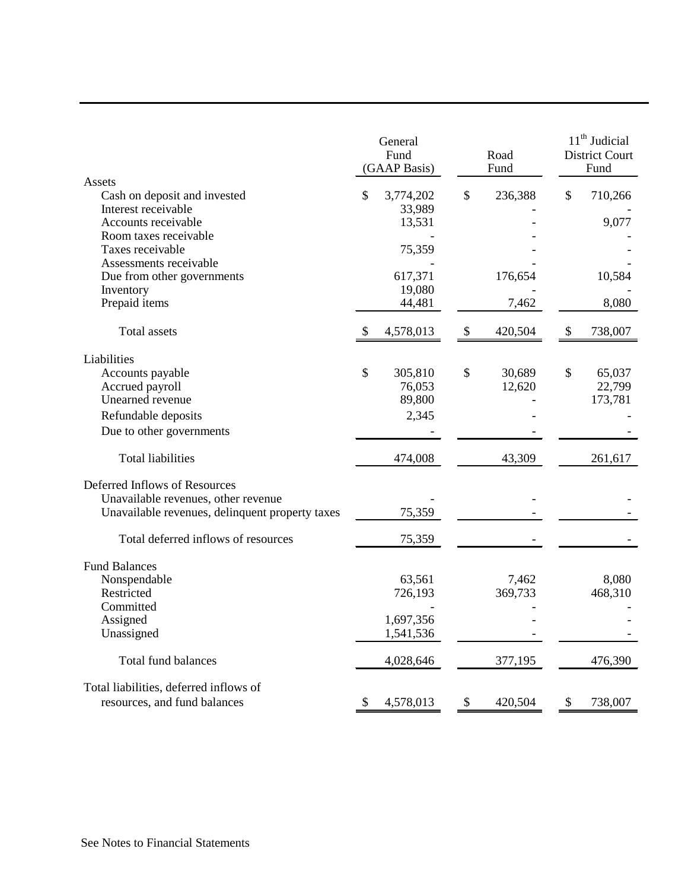| | General Fund (GAAP Basis) | Road Fund | $11^{th}$ Judicial District Court Fund |
|---|---|---|---|
| **Assets** | | | |
| Cash on deposit and invested | $ 3,774,202 | $ 236,388 | $ 710,266 |
| Interest receivable | 33,989 | - | - |
| Accounts receivable | 13,531 | - | 9,077 |
| Room taxes receivable | - | - | - |
| Taxes receivable | 75,359 | - | - |
| Assessments receivable | - | - | - |
| Due from other governments | 617,371 | 176,654 | 10,584 |
| Inventory | 19,080 | - | - |
| Prepaid items | 44,481 | 7,462 | 8,080 |
| Total assets | $ 4,578,013 | $ 420,504 | $ 738,007 |
| **Liabilities** | | | |
| Accounts payable | $ 305,810 | $ 30,689 | $ 65,037 |
| Accrued payroll | 76,053 | 12,620 | 22,799 |
| Unearned revenue | 89,800 | - | 173,781 |
| Refundable deposits | 2,345 | - | - |
| Due to other governments | - | - | - |
| Total liabilities | 474,008 | 43,309 | 261,617 |
| **Deferred Inflows of Resources** | | | |
| Unavailable revenues, other revenue | - | - | - |
| Unavailable revenues, delinquent property taxes | 75,359 | - | - |
| Total deferred inflows of resources | 75,359 | - | - |
| **Fund Balances** | | | |
| Nonspendable | 63,561 | 7,462 | 8,080 |
| Restricted | 726,193 | 369,733 | 468,310 |
| Committed | - | - | - |
| Assigned | 1,697,356 | - | - |
| Unassigned | 1,541,536 | - | - |
| Total fund balances | 4,028,646 | 377,195 | 476,390 |
| Total liabilities, deferred inflows of resources, and fund balances | $ 4,578,013 | $ 420,504 | $ 738,007 |

See Notes to Financial Statements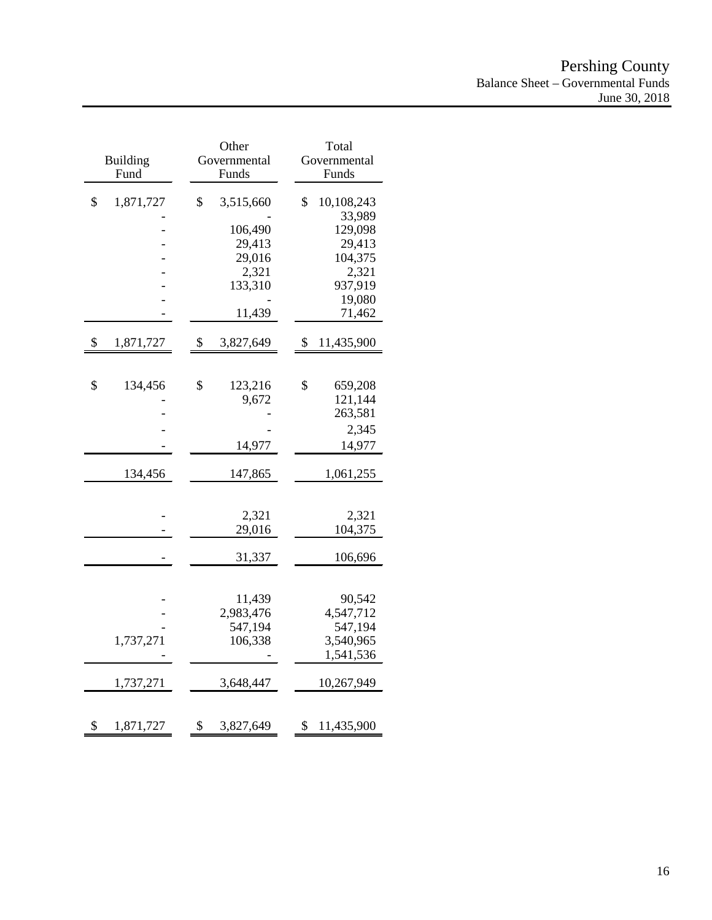Pershing County
Balance Sheet – Governmental Funds
June 30, 2018

| Building Fund | Other Governmental Funds | Total Governmental Funds |
|---|---|---|
| $ 1,871,727 | $ 3,515,660 | $ 10,108,243 |
| - | - | 33,989 |
| - | 106,490 | 129,098 |
| - | 29,413 | 29,413 |
| - | 29,016 | 104,375 |
| - | 2,321 | 2,321 |
| - | 133,310 | 937,919 |
| - | - | 19,080 |
| - | 11,439 | 71,462 |
| $ 1,871,727 | $ 3,827,649 | $ 11,435,900 |
| | | |
| $ 134,456 | $ 123,216 | $ 659,208 |
| - | 9,672 | 121,144 |
| - | - | 263,581 |
| - | - | 2,345 |
| - | 14,977 | 14,977 |
| 134,456 | 147,865 | 1,061,255 |
| | | |
| - | 2,321 | 2,321 |
| - | 29,016 | 104,375 |
| - | 31,337 | 106,696 |
| | | |
| - | 11,439 | 90,542 |
| - | 2,983,476 | 4,547,712 |
| - | 547,194 | 547,194 |
| 1,737,271 | 106,338 | 3,540,965 |
| - | - | 1,541,536 |
| 1,737,271 | 3,648,447 | 10,267,949 |
| | | |
| $ 1,871,727 | $ 3,827,649 | $ 11,435,900 |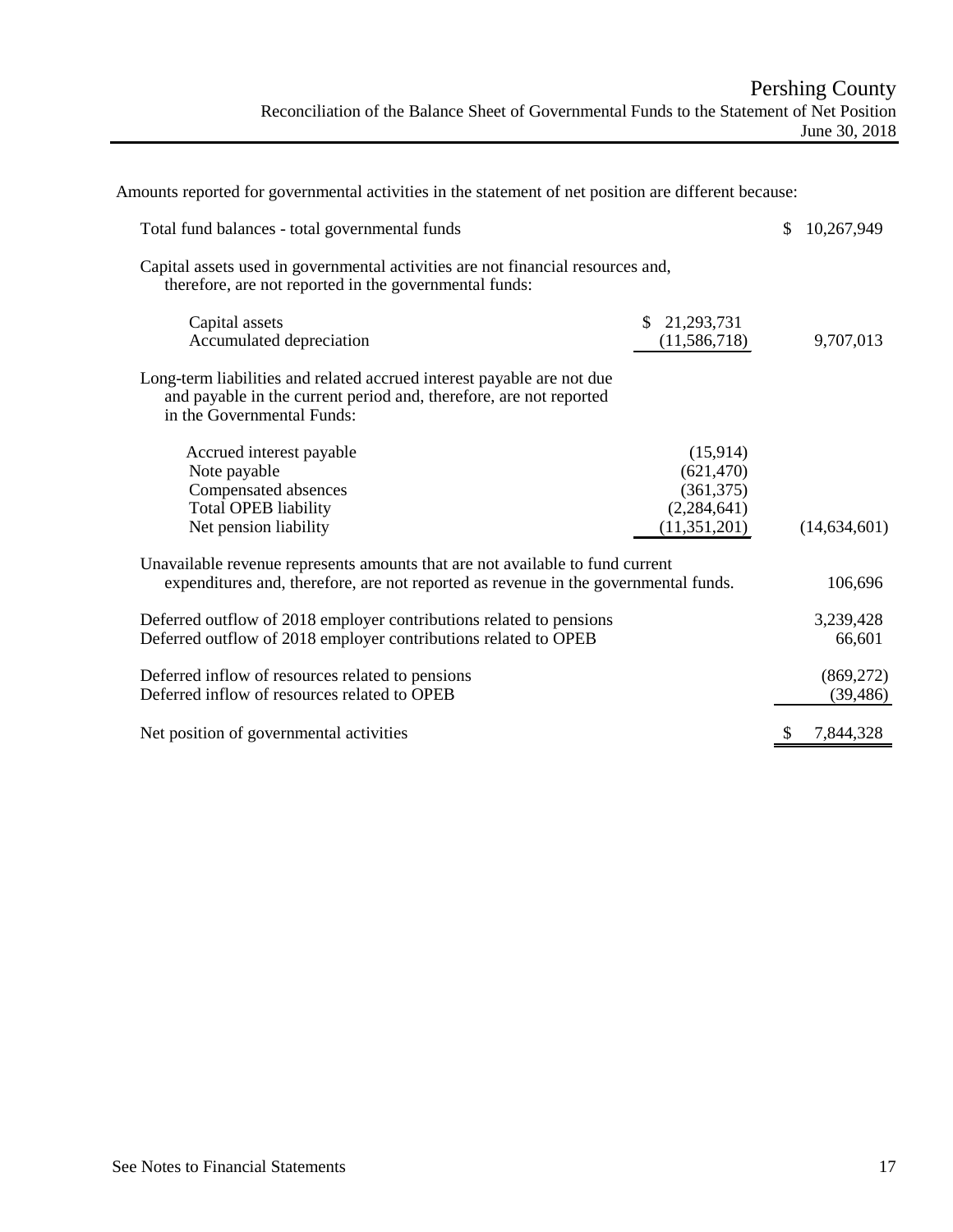# Pershing County

## Reconciliation of the Balance Sheet of Governmental Funds to the Statement of Net Position

June 30, 2018

Amounts reported for governmental activities in the statement of net position are different because:

| | | |
|---|---|---|
| Total fund balances - total governmental funds | | $ 10,267,949 |
| Capital assets used in governmental activities are not financial resources and, therefore, are not reported in the governmental funds: | | |
| Capital assets | $ 21,293,731 | |
| Accumulated depreciation | (11,586,718) | 9,707,013 |
| Long-term liabilities and related accrued interest payable are not due and payable in the current period and, therefore, are not reported in the Governmental Funds: | | |
| Accrued interest payable | (15,914) | |
| Note payable | (621,470) | |
| Compensated absences | (361,375) | |
| Total OPEB liability | (2,284,641) | |
| Net pension liability | (11,351,201) | (14,634,601) |
| Unavailable revenue represents amounts that are not available to fund current expenditures and, therefore, are not reported as revenue in the governmental funds. | | 106,696 |
| Deferred outflow of 2018 employer contributions related to pensions | | 3,239,428 |
| Deferred outflow of 2018 employer contributions related to OPEB | | 66,601 |
| Deferred inflow of resources related to pensions | | (869,272) |
| Deferred inflow of resources related to OPEB | | (39,486) |
| Net position of governmental activities | | $ 7,844,328 |

See Notes to Financial Statements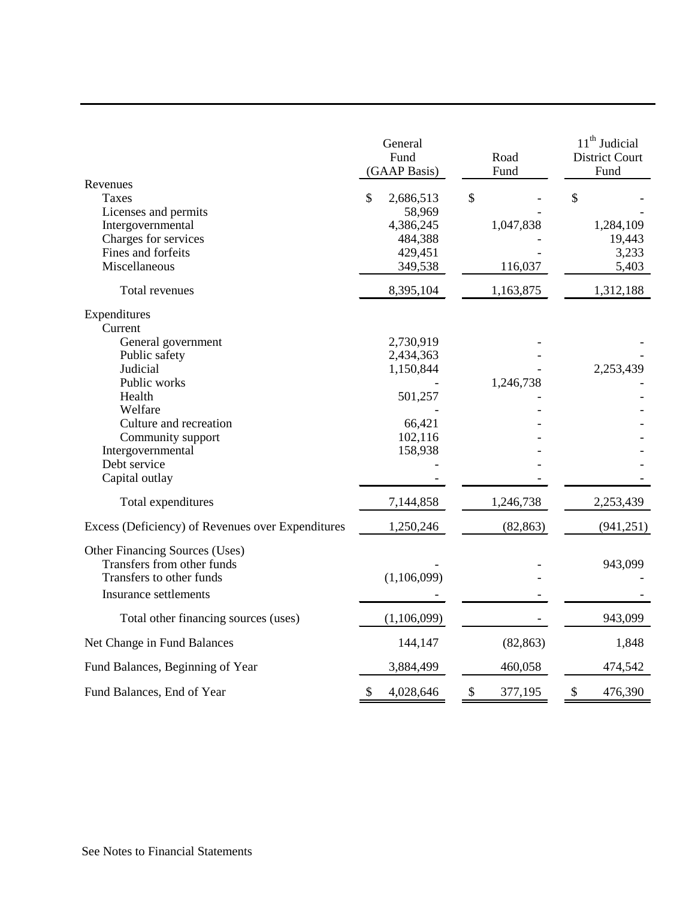| | General Fund (GAAP Basis) | Road Fund | 11th Judicial District Court Fund |
|---|---|---|---|
| Revenues | | | |
| Taxes | $ 2,686,513 | $ - | $ - |
| Licenses and permits | 58,969 | - | - |
| Intergovernmental | 4,386,245 | 1,047,838 | 1,284,109 |
| Charges for services | 484,388 | - | 19,443 |
| Fines and forfeits | 429,451 | - | 3,233 |
| Miscellaneous | 349,538 | 116,037 | 5,403 |
| Total revenues | 8,395,104 | 1,163,875 | 1,312,188 |
| Expenditures | | | |
| Current | | | |
| General government | 2,730,919 | - | - |
| Public safety | 2,434,363 | - | - |
| Judicial | 1,150,844 | - | 2,253,439 |
| Public works | - | 1,246,738 | - |
| Health | 501,257 | - | - |
| Welfare | - | - | - |
| Culture and recreation | 66,421 | - | - |
| Community support | 102,116 | - | - |
| Intergovernmental | 158,938 | - | - |
| Debt service | - | - | - |
| Capital outlay | - | - | - |
| Total expenditures | 7,144,858 | 1,246,738 | 2,253,439 |
| Excess (Deficiency) of Revenues over Expenditures | 1,250,246 | (82,863) | (941,251) |
| Other Financing Sources (Uses) | | | |
| Transfers from other funds | - | - | 943,099 |
| Transfers to other funds | (1,106,099) | - | - |
| Insurance settlements | - | - | - |
| Total other financing sources (uses) | (1,106,099) | - | 943,099 |
| Net Change in Fund Balances | 144,147 | (82,863) | 1,848 |
| Fund Balances, Beginning of Year | 3,884,499 | 460,058 | 474,542 |
| Fund Balances, End of Year | $ 4,028,646 | $ 377,195 | $ 476,390 |

See Notes to Financial Statements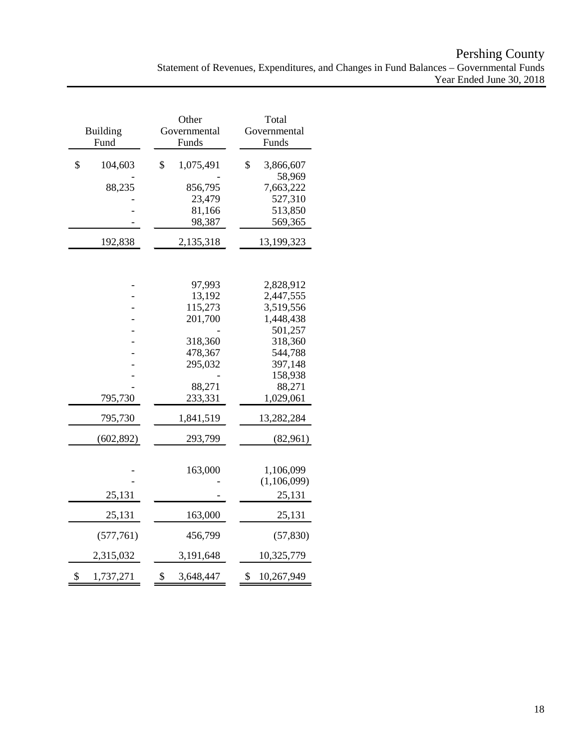# Pershing County

Statement of Revenues, Expenditures, and Changes in Fund Balances – Governmental Funds
Year Ended June 30, 2018

| Building Fund | Other Governmental Funds | Total Governmental Funds |
|---|---|---|
| $ 104,603 | $ 1,075,491 | $ 3,866,607 |
| - | - | 58,969 |
| 88,235 | 856,795 | 7,663,222 |
| - | 23,479 | 527,310 |
| - | 81,166 | 513,850 |
| - | 98,387 | 569,365 |
| 192,838 | 2,135,318 | 13,199,323 |
| | | |
| - | 97,993 | 2,828,912 |
| - | 13,192 | 2,447,555 |
| - | 115,273 | 3,519,556 |
| - | 201,700 | 1,448,438 |
| - | - | 501,257 |
| - | 318,360 | 318,360 |
| - | 478,367 | 544,788 |
| - | 295,032 | 397,148 |
| - | - | 158,938 |
| - | 88,271 | 88,271 |
| 795,730 | 233,331 | 1,029,061 |
| 795,730 | 1,841,519 | 13,282,284 |
| (602,892) | 293,799 | (82,961) |
| | | |
| - | 163,000 | 1,106,099 |
| - | - | (1,106,099) |
| 25,131 | - | 25,131 |
| 25,131 | 163,000 | 25,131 |
| (577,761) | 456,799 | (57,830) |
| 2,315,032 | 3,191,648 | 10,325,779 |
| $ 1,737,271 | $ 3,648,447 | $ 10,267,949 |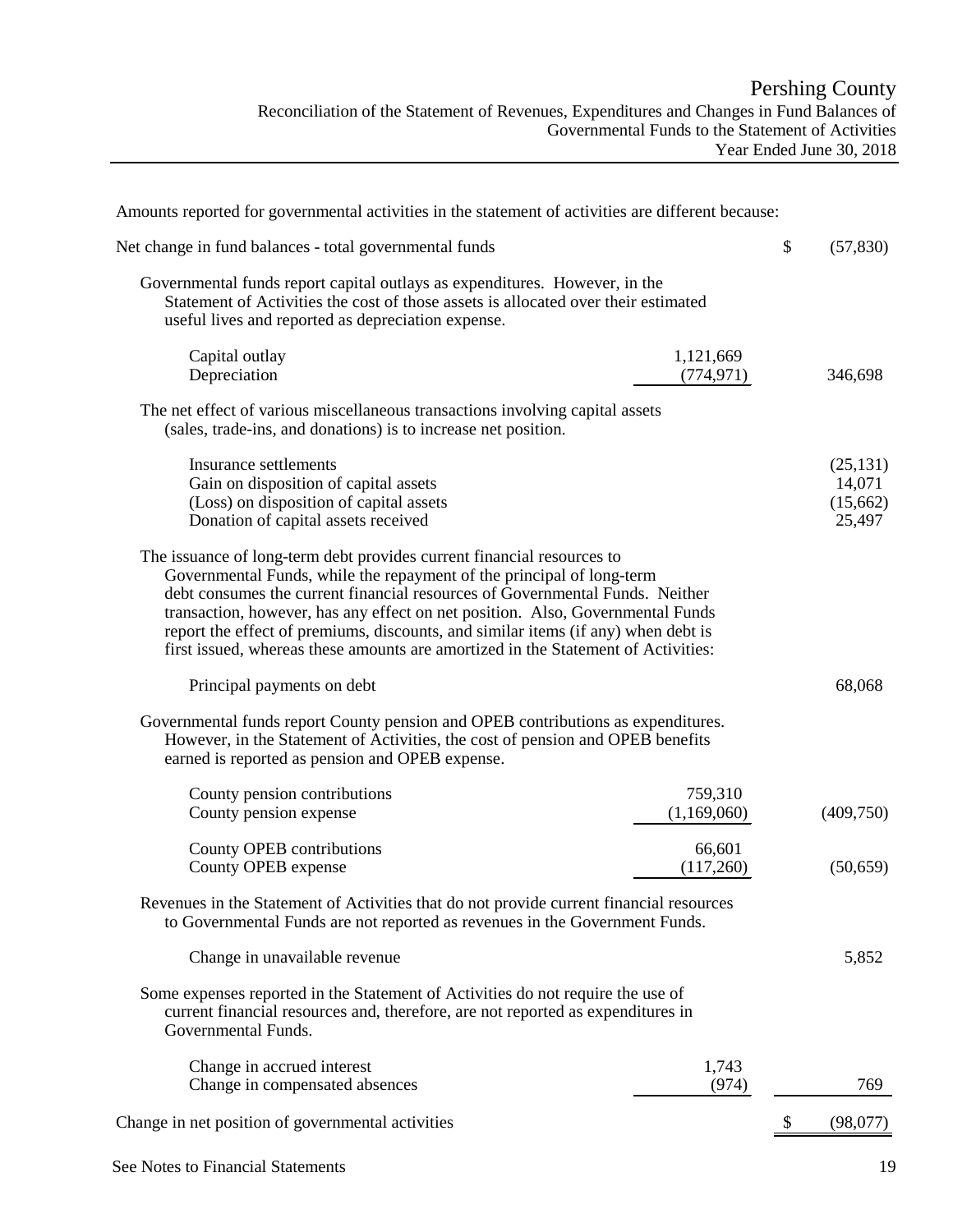# Pershing County

## Reconciliation of the Statement of Revenues, Expenditures and Changes in Fund Balances of Governmental Funds to the Statement of Activities

### Year Ended June 30, 2018

Amounts reported for governmental activities in the statement of activities are different because:

| | | |
|---|---|---|
| Net change in fund balances - total governmental funds | | $ (57,830) |
| Governmental funds report capital outlays as expenditures. However, in the Statement of Activities the cost of those assets is allocated over their estimated useful lives and reported as depreciation expense. | | |
| Capital outlay | 1,121,669 | |
| Depreciation | (774,971) | 346,698 |
| The net effect of various miscellaneous transactions involving capital assets (sales, trade-ins, and donations) is to increase net position. | | |
| Insurance settlements | | (25,131) |
| Gain on disposition of capital assets | | 14,071 |
| (Loss) on disposition of capital assets | | (15,662) |
| Donation of capital assets received | | 25,497 |
| The issuance of long-term debt provides current financial resources to Governmental Funds, while the repayment of the principal of long-term debt consumes the current financial resources of Governmental Funds. Neither transaction, however, has any effect on net position. Also, Governmental Funds report the effect of premiums, discounts, and similar items (if any) when debt is first issued, whereas these amounts are amortized in the Statement of Activities: | | |
| Principal payments on debt | | 68,068 |
| Governmental funds report County pension and OPEB contributions as expenditures. However, in the Statement of Activities, the cost of pension and OPEB benefits earned is reported as pension and OPEB expense. | | |
| County pension contributions | 759,310 | |
| County pension expense | (1,169,060) | (409,750) |
| County OPEB contributions | 66,601 | |
| County OPEB expense | (117,260) | (50,659) |
| Revenues in the Statement of Activities that do not provide current financial resources to Governmental Funds are not reported as revenues in the Government Funds. | | |
| Change in unavailable revenue | | 5,852 |
| Some expenses reported in the Statement of Activities do not require the use of current financial resources and, therefore, are not reported as expenditures in Governmental Funds. | | |
| Change in accrued interest | 1,743 | |
| Change in compensated absences | (974) | 769 |
| Change in net position of governmental activities | | $ (98,077) |

See Notes to Financial Statements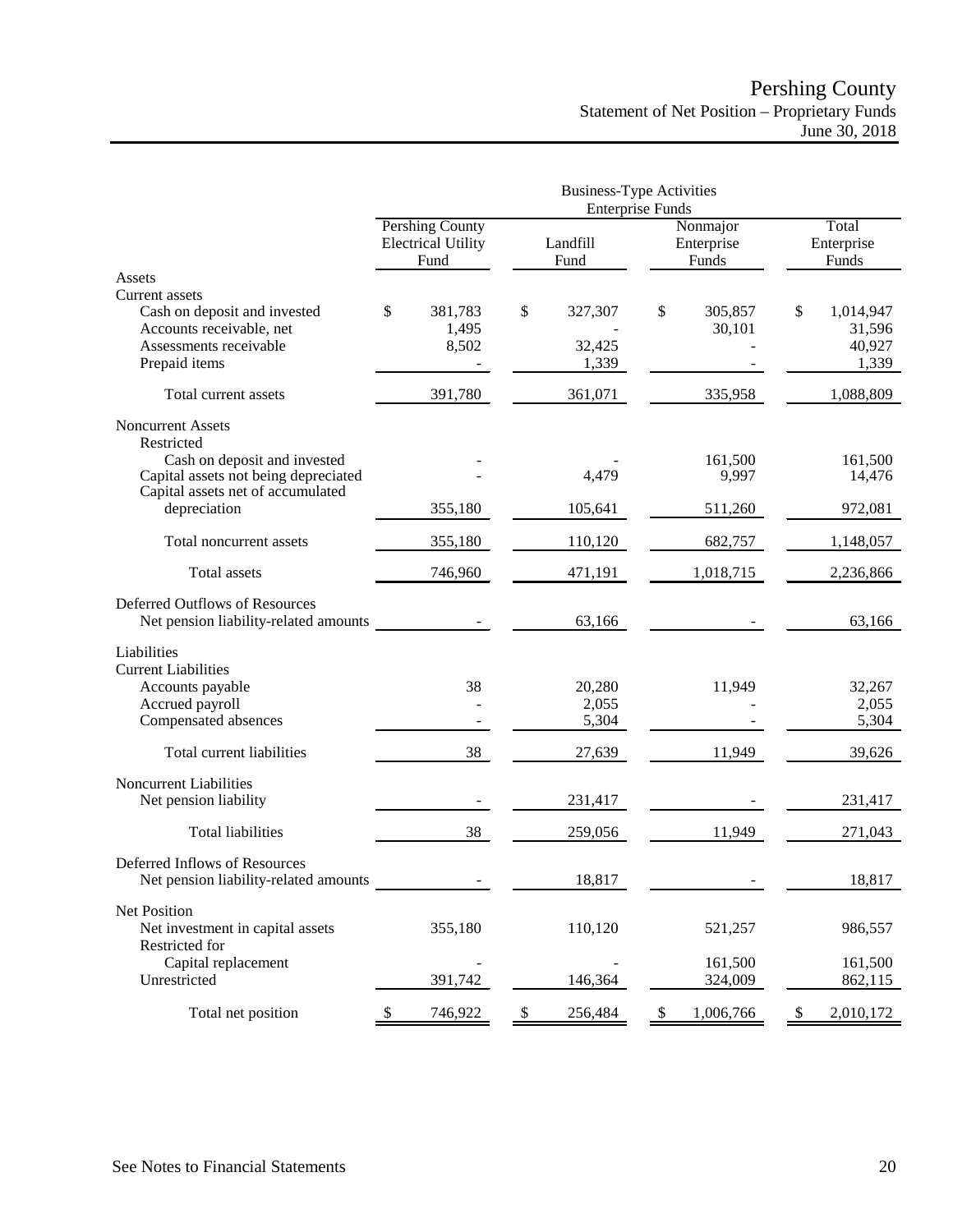# Pershing County

## Statement of Net Position – Proprietary Funds

### June 30, 2018

| | Business-Type Activities Enterprise Funds | | | |
|---|---|---|---|---|
| | Pershing County Electrical Utility Fund | Landfill Fund | Nonmajor Enterprise Funds | Total Enterprise Funds |
| **Assets** | | | | |
| Current assets | | | | |
| Cash on deposit and invested | $ 381,783 | $ 327,307 | $ 305,857 | $ 1,014,947 |
| Accounts receivable, net | 1,495 | - | 30,101 | 31,596 |
| Assessments receivable | 8,502 | 32,425 | - | 40,927 |
| Prepaid items | - | 1,339 | - | 1,339 |
| Total current assets | 391,780 | 361,071 | 335,958 | 1,088,809 |
| Noncurrent Assets | | | | |
| Restricted | | | | |
| Cash on deposit and invested | - | - | 161,500 | 161,500 |
| Capital assets not being depreciated | - | 4,479 | 9,997 | 14,476 |
| Capital assets net of accumulated depreciation | 355,180 | 105,641 | 511,260 | 972,081 |
| Total noncurrent assets | 355,180 | 110,120 | 682,757 | 1,148,057 |
| Total assets | 746,960 | 471,191 | 1,018,715 | 2,236,866 |
| **Deferred Outflows of Resources** | | | | |
| Net pension liability-related amounts | - | 63,166 | - | 63,166 |
| **Liabilities** | | | | |
| Current Liabilities | | | | |
| Accounts payable | 38 | 20,280 | 11,949 | 32,267 |
| Accrued payroll | - | 2,055 | - | 2,055 |
| Compensated absences | - | 5,304 | - | 5,304 |
| Total current liabilities | 38 | 27,639 | 11,949 | 39,626 |
| Noncurrent Liabilities | | | | |
| Net pension liability | - | 231,417 | - | 231,417 |
| Total liabilities | 38 | 259,056 | 11,949 | 271,043 |
| **Deferred Inflows of Resources** | | | | |
| Net pension liability-related amounts | - | 18,817 | - | 18,817 |
| **Net Position** | | | | |
| Net investment in capital assets | 355,180 | 110,120 | 521,257 | 986,557 |
| Restricted for | | | | |
| Capital replacement | - | - | 161,500 | 161,500 |
| Unrestricted | 391,742 | 146,364 | 324,009 | 862,115 |
| Total net position | $ 746,922 | $ 256,484 | $ 1,006,766 | $ 2,010,172 |

See Notes to Financial Statements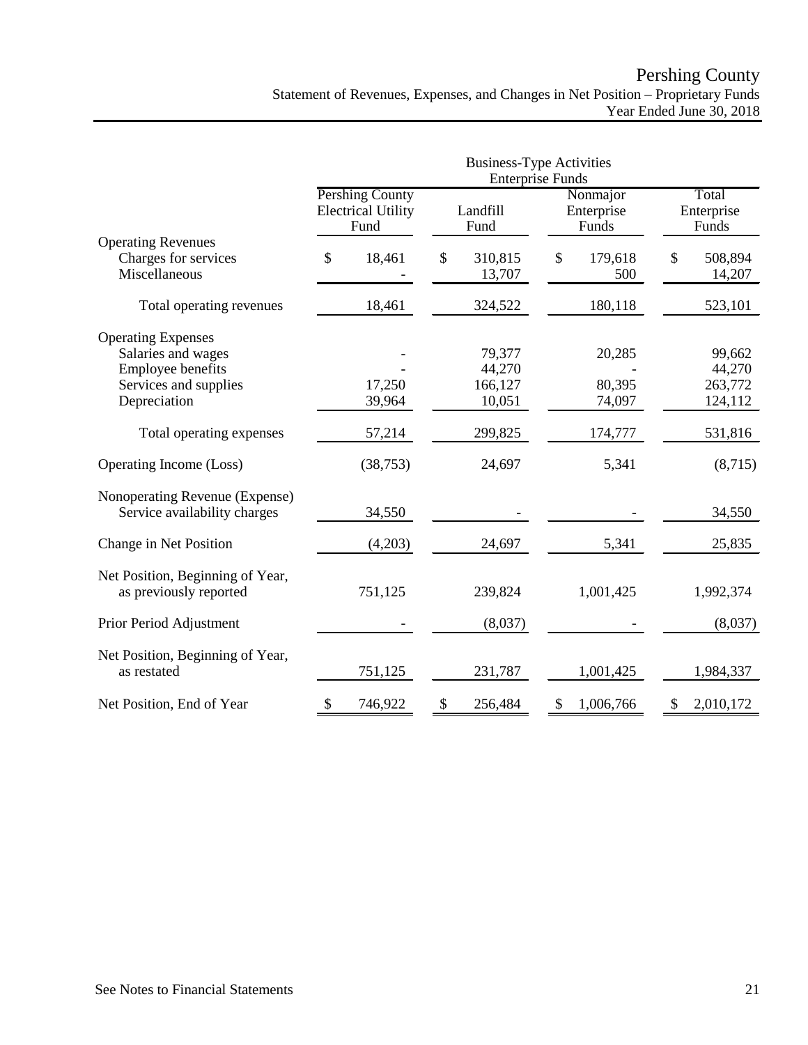# Pershing County

## Statement of Revenues, Expenses, and Changes in Net Position – Proprietary Funds

Year Ended June 30, 2018

| | Business-Type Activities Enterprise Funds | | | |
|---|---|---|---|---|
| | Pershing County Electrical Utility Fund | Landfill Fund | Nonmajor Enterprise Funds | Total Enterprise Funds |
| **Operating Revenues** | | | | |
| Charges for services | $ 18,461 | $ 310,815 | $ 179,618 | $ 508,894 |
| Miscellaneous | - | 13,707 | 500 | 14,207 |
| Total operating revenues | 18,461 | 324,522 | 180,118 | 523,101 |
| **Operating Expenses** | | | | |
| Salaries and wages | - | 79,377 | 20,285 | 99,662 |
| Employee benefits | - | 44,270 | - | 44,270 |
| Services and supplies | 17,250 | 166,127 | 80,395 | 263,772 |
| Depreciation | 39,964 | 10,051 | 74,097 | 124,112 |
| Total operating expenses | 57,214 | 299,825 | 174,777 | 531,816 |
| Operating Income (Loss) | (38,753) | 24,697 | 5,341 | (8,715) |
| **Nonoperating Revenue (Expense)** | | | | |
| Service availability charges | 34,550 | - | - | 34,550 |
| Change in Net Position | (4,203) | 24,697 | 5,341 | 25,835 |
| Net Position, Beginning of Year, as previously reported | 751,125 | 239,824 | 1,001,425 | 1,992,374 |
| Prior Period Adjustment | - | (8,037) | - | (8,037) |
| Net Position, Beginning of Year, as restated | 751,125 | 231,787 | 1,001,425 | 1,984,337 |
| Net Position, End of Year | $ 746,922 | $ 256,484 | $ 1,006,766 | $ 2,010,172 |

See Notes to Financial Statements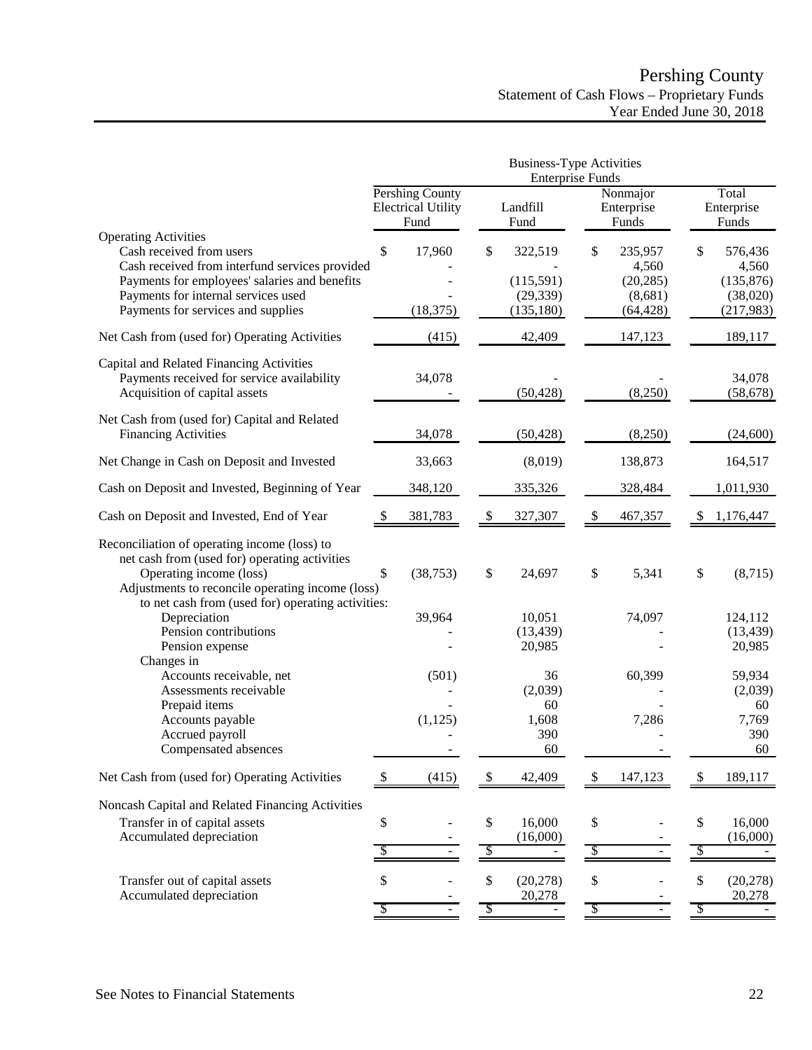# Pershing County
## Statement of Cash Flows – Proprietary Funds
### Year Ended June 30, 2018

| | Business-Type Activities Enterprise Funds | | | |
|---|---|---|---|---|
| | Pershing County Electrical Utility Fund | Landfill Fund | Nonmajor Enterprise Funds | Total Enterprise Funds |
| **Operating Activities** | | | | |
| Cash received from users | $ 17,960 | $ 322,519 | $ 235,957 | $ 576,436 |
| Cash received from interfund services provided | - | - | 4,560 | 4,560 |
| Payments for employees' salaries and benefits | - | (115,591) | (20,285) | (135,876) |
| Payments for internal services used | - | (29,339) | (8,681) | (38,020) |
| Payments for services and supplies | (18,375) | (135,180) | (64,428) | (217,983) |
| Net Cash from (used for) Operating Activities | (415) | 42,409 | 147,123 | 189,117 |
| **Capital and Related Financing Activities** | | | | |
| Payments received for service availability | 34,078 | - | - | 34,078 |
| Acquisition of capital assets | - | (50,428) | (8,250) | (58,678) |
| Net Cash from (used for) Capital and Related Financing Activities | 34,078 | (50,428) | (8,250) | (24,600) |
| Net Change in Cash on Deposit and Invested | 33,663 | (8,019) | 138,873 | 164,517 |
| Cash on Deposit and Invested, Beginning of Year | 348,120 | 335,326 | 328,484 | 1,011,930 |
| Cash on Deposit and Invested, End of Year | $ 381,783 | $ 327,307 | $ 467,357 | $ 1,176,447 |
| **Reconciliation of operating income (loss) to net cash from (used for) operating activities** | | | | |
| Operating income (loss) | $ (38,753) | $ 24,697 | $ 5,341 | $ (8,715) |
| Adjustments to reconcile operating income (loss) to net cash from (used for) operating activities: | | | | |
| Depreciation | 39,964 | 10,051 | 74,097 | 124,112 |
| Pension contributions | - | (13,439) | - | (13,439) |
| Pension expense | - | 20,985 | - | 20,985 |
| Changes in | | | | |
| Accounts receivable, net | (501) | 36 | 60,399 | 59,934 |
| Assessments receivable | - | (2,039) | - | (2,039) |
| Prepaid items | - | 60 | - | 60 |
| Accounts payable | (1,125) | 1,608 | 7,286 | 7,769 |
| Accrued payroll | - | 390 | - | 390 |
| Compensated absences | - | 60 | - | 60 |
| Net Cash from (used for) Operating Activities | $ (415) | $ 42,409 | $ 147,123 | $ 189,117 |
| **Noncash Capital and Related Financing Activities** | | | | |
| Transfer in of capital assets | $ - | $ 16,000 | $ - | $ 16,000 |
| Accumulated depreciation | - | (16,000) | - | (16,000) |
| | $ - | $ - | $ - | $ - |
| Transfer out of capital assets | $ - | $ (20,278) | $ - | $ (20,278) |
| Accumulated depreciation | - | 20,278 | - | 20,278 |
| | $ - | $ - | $ - | $ - |

See Notes to Financial Statements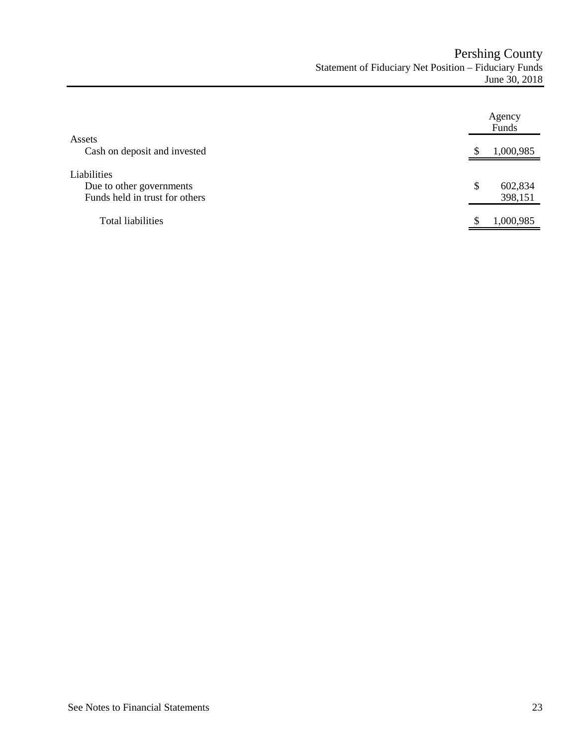# Pershing County

## Statement of Fiduciary Net Position – Fiduciary Funds

June 30, 2018

| | Agency Funds |
|---|---|
| **Assets** | |
| Cash on deposit and invested | $ 1,000,985 |
| **Liabilities** | |
| Due to other governments | $ 602,834 |
| Funds held in trust for others | 398,151 |
| Total liabilities | $ 1,000,985 |

See Notes to Financial Statements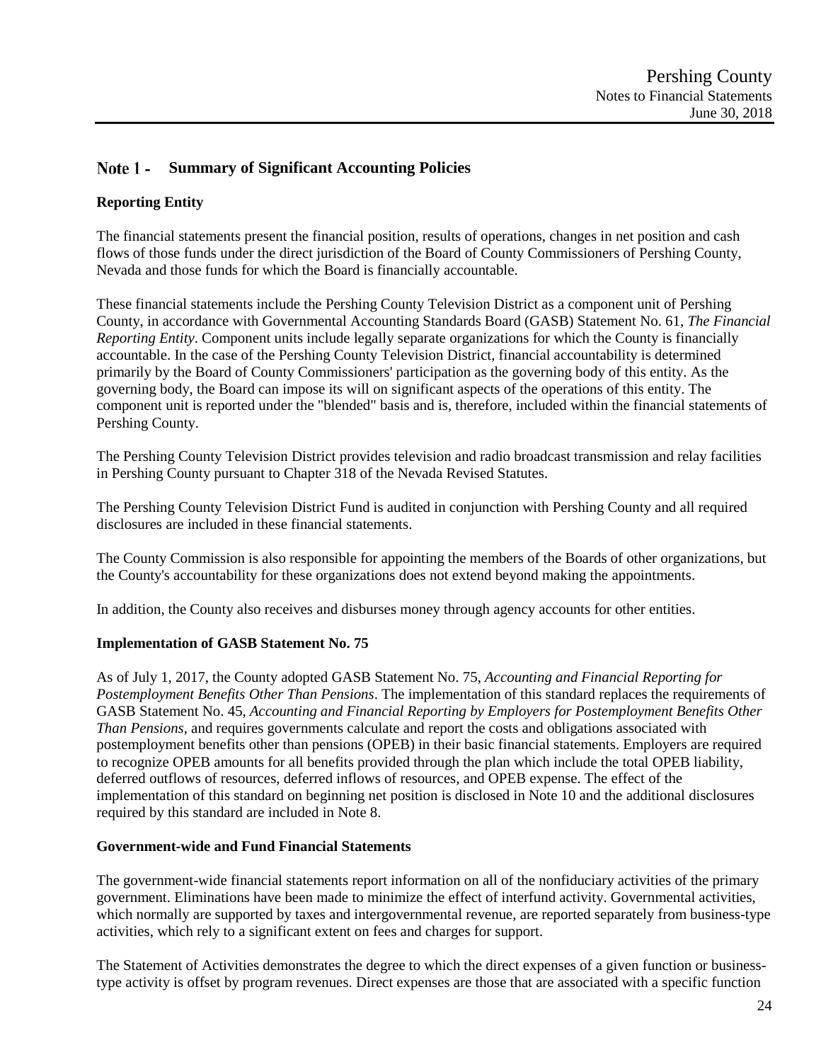## Note 1 - Summary of Significant Accounting Policies

### Reporting Entity

The financial statements present the financial position, results of operations, changes in net position and cash flows of those funds under the direct jurisdiction of the Board of County Commissioners of Pershing County, Nevada and those funds for which the Board is financially accountable.

These financial statements include the Pershing County Television District as a component unit of Pershing County, in accordance with Governmental Accounting Standards Board (GASB) Statement No. 61, *The Financial Reporting Entity*. Component units include legally separate organizations for which the County is financially accountable. In the case of the Pershing County Television District, financial accountability is determined primarily by the Board of County Commissioners' participation as the governing body of this entity. As the governing body, the Board can impose its will on significant aspects of the operations of this entity. The component unit is reported under the "blended" basis and is, therefore, included within the financial statements of Pershing County.

The Pershing County Television District provides television and radio broadcast transmission and relay facilities in Pershing County pursuant to Chapter 318 of the Nevada Revised Statutes.

The Pershing County Television District Fund is audited in conjunction with Pershing County and all required disclosures are included in these financial statements.

The County Commission is also responsible for appointing the members of the Boards of other organizations, but the County's accountability for these organizations does not extend beyond making the appointments.

In addition, the County also receives and disburses money through agency accounts for other entities.

### Implementation of GASB Statement No. 75

As of July 1, 2017, the County adopted GASB Statement No. 75, *Accounting and Financial Reporting for Postemployment Benefits Other Than Pensions*. The implementation of this standard replaces the requirements of GASB Statement No. 45, *Accounting and Financial Reporting by Employers for Postemployment Benefits Other Than Pensions*, and requires governments calculate and report the costs and obligations associated with postemployment benefits other than pensions (OPEB) in their basic financial statements. Employers are required to recognize OPEB amounts for all benefits provided through the plan which include the total OPEB liability, deferred outflows of resources, deferred inflows of resources, and OPEB expense. The effect of the implementation of this standard on beginning net position is disclosed in Note 10 and the additional disclosures required by this standard are included in Note 8.

### Government-wide and Fund Financial Statements

The government-wide financial statements report information on all of the nonfiduciary activities of the primary government. Eliminations have been made to minimize the effect of interfund activity. Governmental activities, which normally are supported by taxes and intergovernmental revenue, are reported separately from business-type activities, which rely to a significant extent on fees and charges for support.

The Statement of Activities demonstrates the degree to which the direct expenses of a given function or business-type activity is offset by program revenues. Direct expenses are those that are associated with a specific function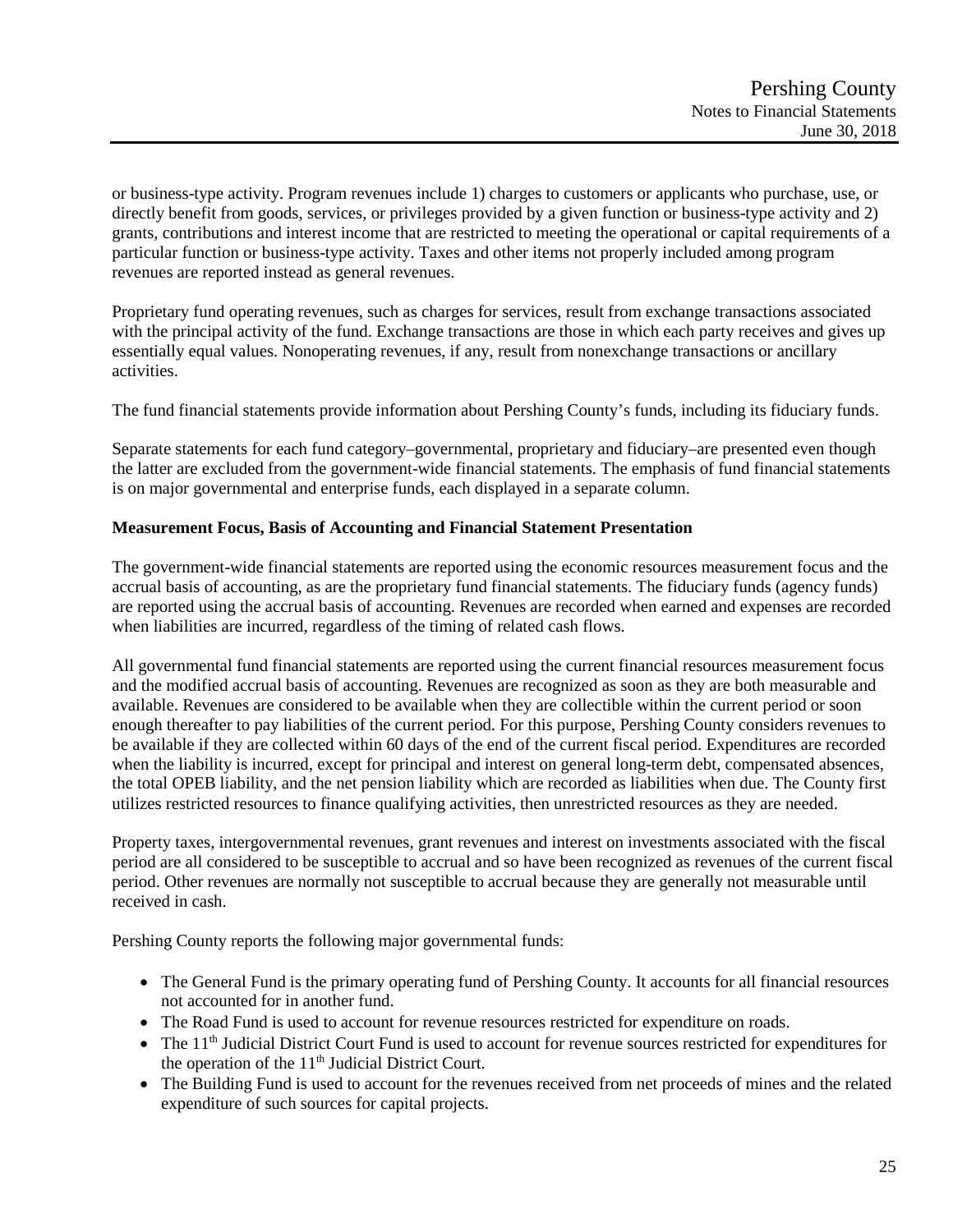or business-type activity. Program revenues include 1) charges to customers or applicants who purchase, use, or directly benefit from goods, services, or privileges provided by a given function or business-type activity and 2) grants, contributions and interest income that are restricted to meeting the operational or capital requirements of a particular function or business-type activity. Taxes and other items not properly included among program revenues are reported instead as general revenues.

Proprietary fund operating revenues, such as charges for services, result from exchange transactions associated with the principal activity of the fund. Exchange transactions are those in which each party receives and gives up essentially equal values. Nonoperating revenues, if any, result from nonexchange transactions or ancillary activities.

The fund financial statements provide information about Pershing County's funds, including its fiduciary funds.

Separate statements for each fund category–governmental, proprietary and fiduciary–are presented even though the latter are excluded from the government-wide financial statements. The emphasis of fund financial statements is on major governmental and enterprise funds, each displayed in a separate column.

**Measurement Focus, Basis of Accounting and Financial Statement Presentation**

The government-wide financial statements are reported using the economic resources measurement focus and the accrual basis of accounting, as are the proprietary fund financial statements. The fiduciary funds (agency funds) are reported using the accrual basis of accounting. Revenues are recorded when earned and expenses are recorded when liabilities are incurred, regardless of the timing of related cash flows.

All governmental fund financial statements are reported using the current financial resources measurement focus and the modified accrual basis of accounting. Revenues are recognized as soon as they are both measurable and available. Revenues are considered to be available when they are collectible within the current period or soon enough thereafter to pay liabilities of the current period. For this purpose, Pershing County considers revenues to be available if they are collected within 60 days of the end of the current fiscal period. Expenditures are recorded when the liability is incurred, except for principal and interest on general long-term debt, compensated absences, the total OPEB liability, and the net pension liability which are recorded as liabilities when due. The County first utilizes restricted resources to finance qualifying activities, then unrestricted resources as they are needed.

Property taxes, intergovernmental revenues, grant revenues and interest on investments associated with the fiscal period are all considered to be susceptible to accrual and so have been recognized as revenues of the current fiscal period. Other revenues are normally not susceptible to accrual because they are generally not measurable until received in cash.

Pershing County reports the following major governmental funds:

- The General Fund is the primary operating fund of Pershing County. It accounts for all financial resources not accounted for in another fund.
- The Road Fund is used to account for revenue resources restricted for expenditure on roads.
- The 11th Judicial District Court Fund is used to account for revenue sources restricted for expenditures for the operation of the 11th Judicial District Court.
- The Building Fund is used to account for the revenues received from net proceeds of mines and the related expenditure of such sources for capital projects.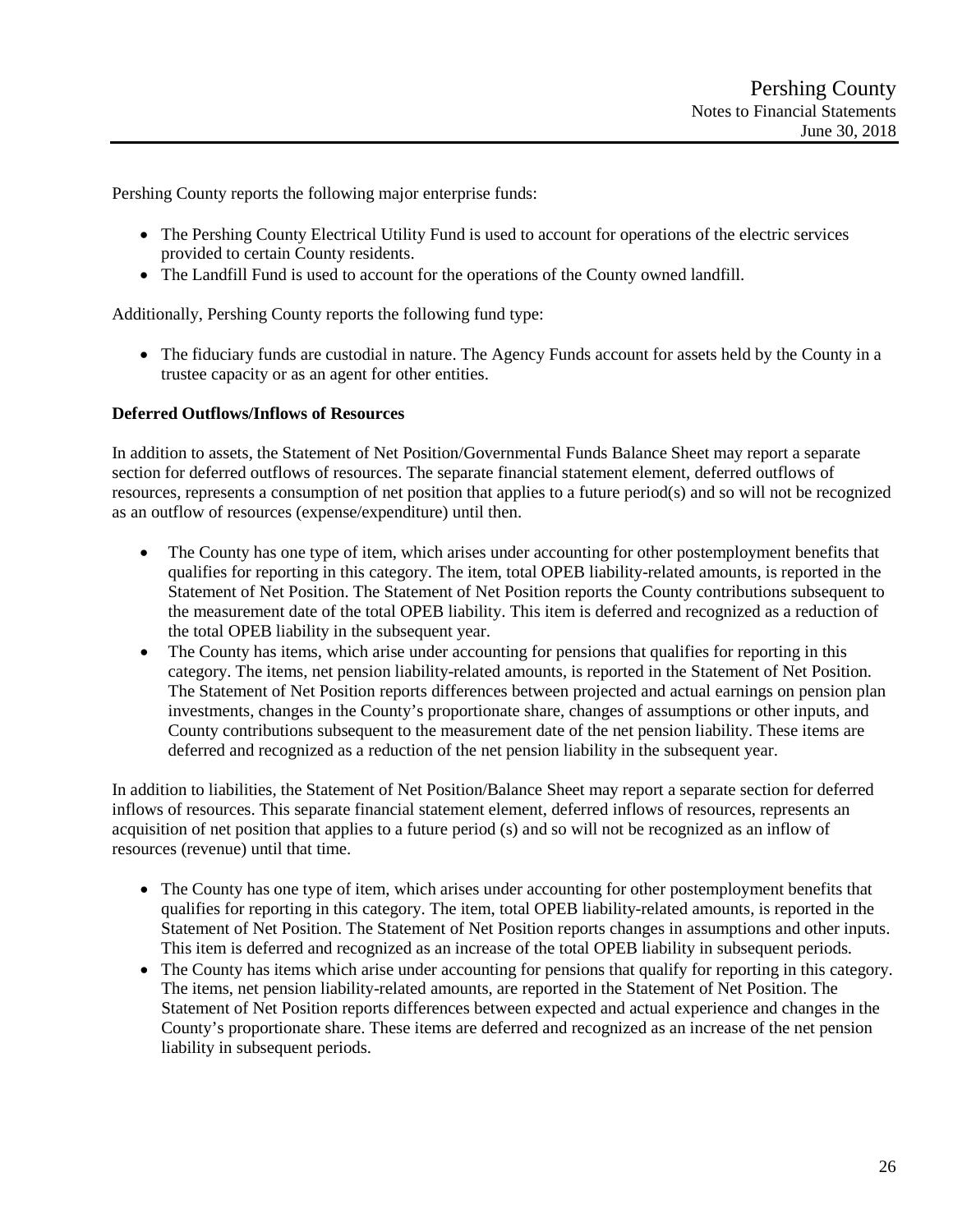Pershing County reports the following major enterprise funds:

- The Pershing County Electrical Utility Fund is used to account for operations of the electric services provided to certain County residents.
- The Landfill Fund is used to account for the operations of the County owned landfill.

Additionally, Pershing County reports the following fund type:

- The fiduciary funds are custodial in nature. The Agency Funds account for assets held by the County in a trustee capacity or as an agent for other entities.

**Deferred Outflows/Inflows of Resources**

In addition to assets, the Statement of Net Position/Governmental Funds Balance Sheet may report a separate section for deferred outflows of resources. The separate financial statement element, deferred outflows of resources, represents a consumption of net position that applies to a future period(s) and so will not be recognized as an outflow of resources (expense/expenditure) until then.

- The County has one type of item, which arises under accounting for other postemployment benefits that qualifies for reporting in this category. The item, total OPEB liability-related amounts, is reported in the Statement of Net Position. The Statement of Net Position reports the County contributions subsequent to the measurement date of the total OPEB liability. This item is deferred and recognized as a reduction of the total OPEB liability in the subsequent year.
- The County has items, which arise under accounting for pensions that qualifies for reporting in this category. The items, net pension liability-related amounts, is reported in the Statement of Net Position. The Statement of Net Position reports differences between projected and actual earnings on pension plan investments, changes in the County's proportionate share, changes of assumptions or other inputs, and County contributions subsequent to the measurement date of the net pension liability. These items are deferred and recognized as a reduction of the net pension liability in the subsequent year.

In addition to liabilities, the Statement of Net Position/Balance Sheet may report a separate section for deferred inflows of resources. This separate financial statement element, deferred inflows of resources, represents an acquisition of net position that applies to a future period (s) and so will not be recognized as an inflow of resources (revenue) until that time.

- The County has one type of item, which arises under accounting for other postemployment benefits that qualifies for reporting in this category. The item, total OPEB liability-related amounts, is reported in the Statement of Net Position. The Statement of Net Position reports changes in assumptions and other inputs. This item is deferred and recognized as an increase of the total OPEB liability in subsequent periods.
- The County has items which arise under accounting for pensions that qualify for reporting in this category. The items, net pension liability-related amounts, are reported in the Statement of Net Position. The Statement of Net Position reports differences between expected and actual experience and changes in the County's proportionate share. These items are deferred and recognized as an increase of the net pension liability in subsequent periods.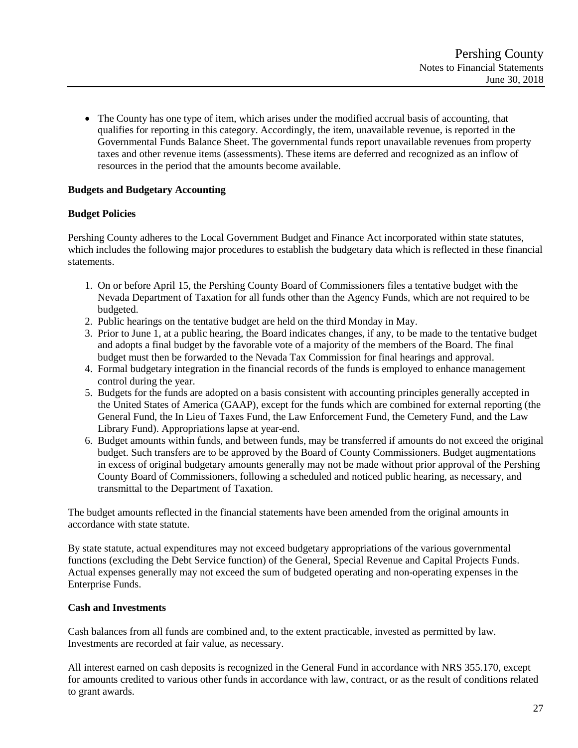- The County has one type of item, which arises under the modified accrual basis of accounting, that qualifies for reporting in this category. Accordingly, the item, unavailable revenue, is reported in the Governmental Funds Balance Sheet. The governmental funds report unavailable revenues from property taxes and other revenue items (assessments). These items are deferred and recognized as an inflow of resources in the period that the amounts become available.

**Budgets and Budgetary Accounting**

**Budget Policies**

Pershing County adheres to the Local Government Budget and Finance Act incorporated within state statutes, which includes the following major procedures to establish the budgetary data which is reflected in these financial statements.

1. On or before April 15, the Pershing County Board of Commissioners files a tentative budget with the Nevada Department of Taxation for all funds other than the Agency Funds, which are not required to be budgeted.
2. Public hearings on the tentative budget are held on the third Monday in May.
3. Prior to June 1, at a public hearing, the Board indicates changes, if any, to be made to the tentative budget and adopts a final budget by the favorable vote of a majority of the members of the Board. The final budget must then be forwarded to the Nevada Tax Commission for final hearings and approval.
4. Formal budgetary integration in the financial records of the funds is employed to enhance management control during the year.
5. Budgets for the funds are adopted on a basis consistent with accounting principles generally accepted in the United States of America (GAAP), except for the funds which are combined for external reporting (the General Fund, the In Lieu of Taxes Fund, the Law Enforcement Fund, the Cemetery Fund, and the Law Library Fund). Appropriations lapse at year-end.
6. Budget amounts within funds, and between funds, may be transferred if amounts do not exceed the original budget. Such transfers are to be approved by the Board of County Commissioners. Budget augmentations in excess of original budgetary amounts generally may not be made without prior approval of the Pershing County Board of Commissioners, following a scheduled and noticed public hearing, as necessary, and transmittal to the Department of Taxation.

The budget amounts reflected in the financial statements have been amended from the original amounts in accordance with state statute.

By state statute, actual expenditures may not exceed budgetary appropriations of the various governmental functions (excluding the Debt Service function) of the General, Special Revenue and Capital Projects Funds. Actual expenses generally may not exceed the sum of budgeted operating and non-operating expenses in the Enterprise Funds.

**Cash and Investments**

Cash balances from all funds are combined and, to the extent practicable, invested as permitted by law. Investments are recorded at fair value, as necessary.

All interest earned on cash deposits is recognized in the General Fund in accordance with NRS 355.170, except for amounts credited to various other funds in accordance with law, contract, or as the result of conditions related to grant awards.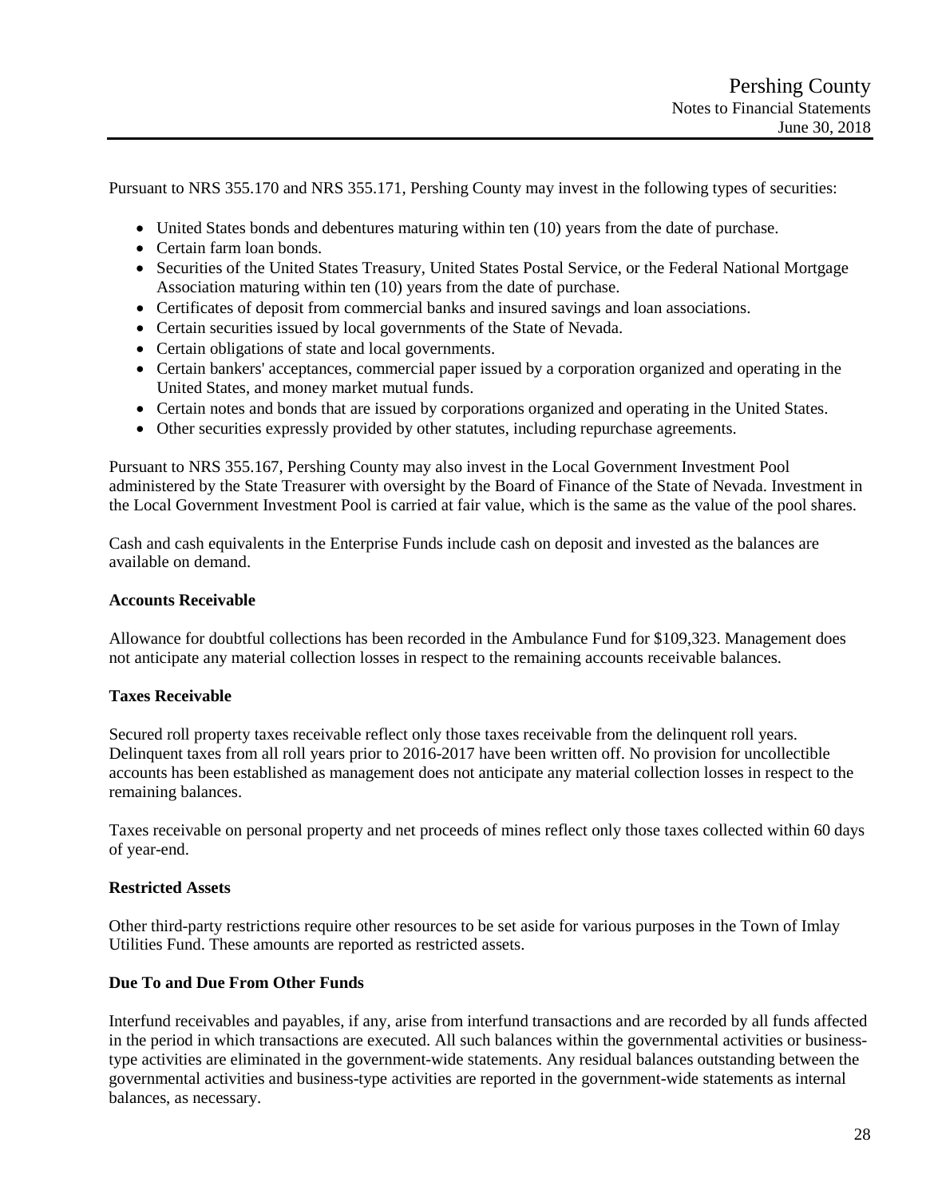Pursuant to NRS 355.170 and NRS 355.171, Pershing County may invest in the following types of securities:

- United States bonds and debentures maturing within ten (10) years from the date of purchase.
- Certain farm loan bonds.
- Securities of the United States Treasury, United States Postal Service, or the Federal National Mortgage Association maturing within ten (10) years from the date of purchase.
- Certificates of deposit from commercial banks and insured savings and loan associations.
- Certain securities issued by local governments of the State of Nevada.
- Certain obligations of state and local governments.
- Certain bankers' acceptances, commercial paper issued by a corporation organized and operating in the United States, and money market mutual funds.
- Certain notes and bonds that are issued by corporations organized and operating in the United States.
- Other securities expressly provided by other statutes, including repurchase agreements.

Pursuant to NRS 355.167, Pershing County may also invest in the Local Government Investment Pool administered by the State Treasurer with oversight by the Board of Finance of the State of Nevada. Investment in the Local Government Investment Pool is carried at fair value, which is the same as the value of the pool shares.

Cash and cash equivalents in the Enterprise Funds include cash on deposit and invested as the balances are available on demand.

**Accounts Receivable**

Allowance for doubtful collections has been recorded in the Ambulance Fund for $109,323. Management does not anticipate any material collection losses in respect to the remaining accounts receivable balances.

**Taxes Receivable**

Secured roll property taxes receivable reflect only those taxes receivable from the delinquent roll years. Delinquent taxes from all roll years prior to 2016-2017 have been written off. No provision for uncollectible accounts has been established as management does not anticipate any material collection losses in respect to the remaining balances.

Taxes receivable on personal property and net proceeds of mines reflect only those taxes collected within 60 days of year-end.

**Restricted Assets**

Other third-party restrictions require other resources to be set aside for various purposes in the Town of Imlay Utilities Fund. These amounts are reported as restricted assets.

**Due To and Due From Other Funds**

Interfund receivables and payables, if any, arise from interfund transactions and are recorded by all funds affected in the period in which transactions are executed. All such balances within the governmental activities or business-type activities are eliminated in the government-wide statements. Any residual balances outstanding between the governmental activities and business-type activities are reported in the government-wide statements as internal balances, as necessary.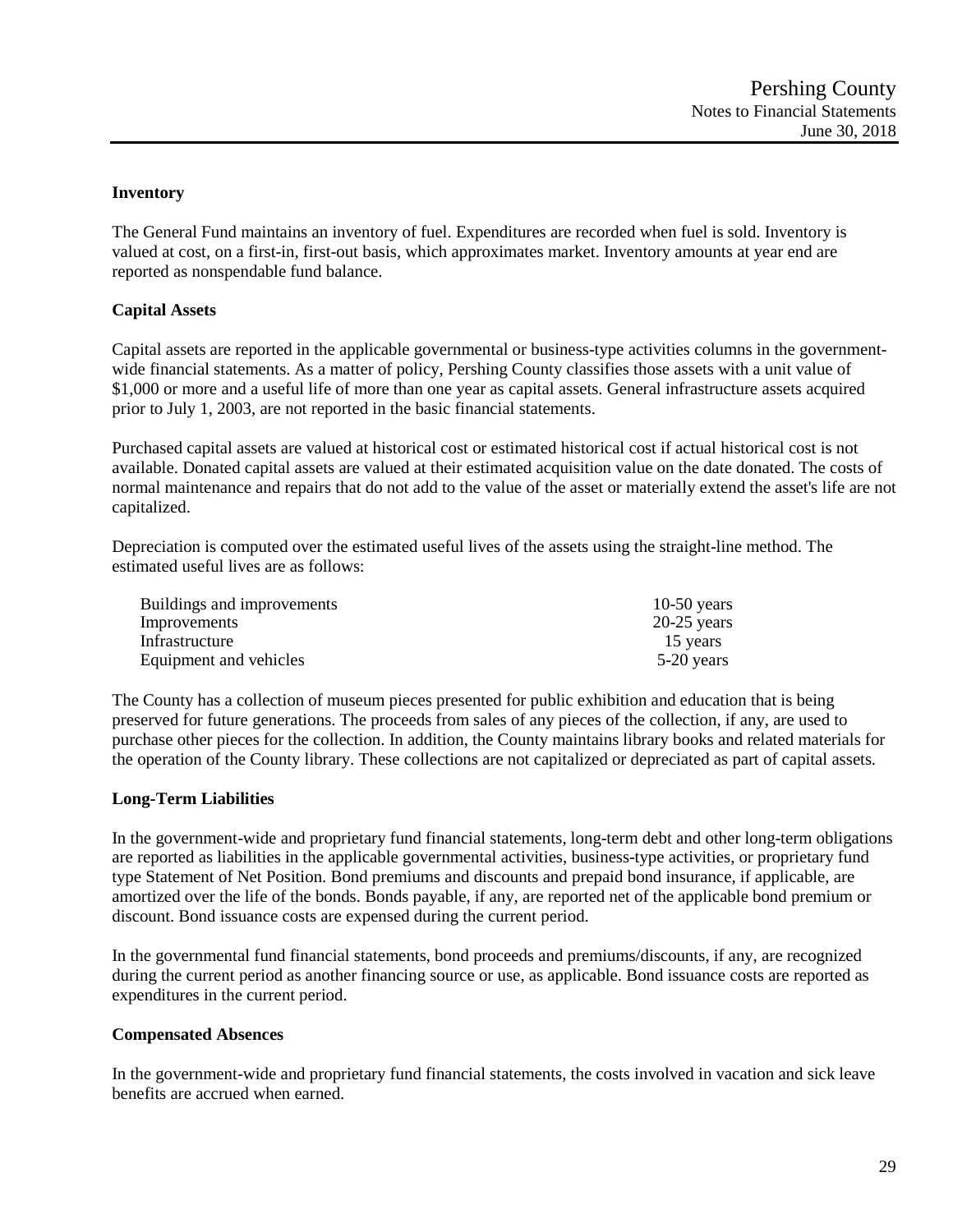### Inventory

The General Fund maintains an inventory of fuel. Expenditures are recorded when fuel is sold. Inventory is valued at cost, on a first-in, first-out basis, which approximates market. Inventory amounts at year end are reported as nonspendable fund balance.

### Capital Assets

Capital assets are reported in the applicable governmental or business-type activities columns in the government-wide financial statements. As a matter of policy, Pershing County classifies those assets with a unit value of $1,000 or more and a useful life of more than one year as capital assets. General infrastructure assets acquired prior to July 1, 2003, are not reported in the basic financial statements.

Purchased capital assets are valued at historical cost or estimated historical cost if actual historical cost is not available. Donated capital assets are valued at their estimated acquisition value on the date donated. The costs of normal maintenance and repairs that do not add to the value of the asset or materially extend the asset's life are not capitalized.

Depreciation is computed over the estimated useful lives of the assets using the straight-line method. The estimated useful lives are as follows:

| | |
|---|---|
| Buildings and improvements | 10-50 years |
| Improvements | 20-25 years |
| Infrastructure | 15 years |
| Equipment and vehicles | 5-20 years |

The County has a collection of museum pieces presented for public exhibition and education that is being preserved for future generations. The proceeds from sales of any pieces of the collection, if any, are used to purchase other pieces for the collection. In addition, the County maintains library books and related materials for the operation of the County library. These collections are not capitalized or depreciated as part of capital assets.

### Long-Term Liabilities

In the government-wide and proprietary fund financial statements, long-term debt and other long-term obligations are reported as liabilities in the applicable governmental activities, business-type activities, or proprietary fund type Statement of Net Position. Bond premiums and discounts and prepaid bond insurance, if applicable, are amortized over the life of the bonds. Bonds payable, if any, are reported net of the applicable bond premium or discount. Bond issuance costs are expensed during the current period.

In the governmental fund financial statements, bond proceeds and premiums/discounts, if any, are recognized during the current period as another financing source or use, as applicable. Bond issuance costs are reported as expenditures in the current period.

### Compensated Absences

In the government-wide and proprietary fund financial statements, the costs involved in vacation and sick leave benefits are accrued when earned.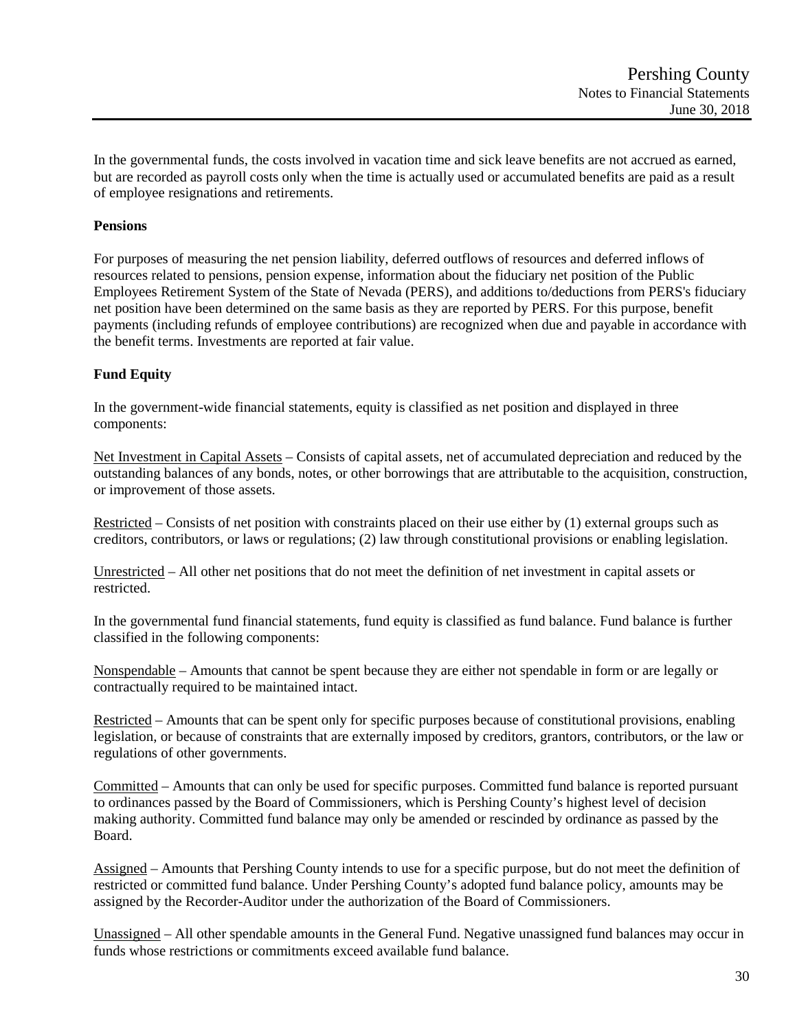In the governmental funds, the costs involved in vacation time and sick leave benefits are not accrued as earned, but are recorded as payroll costs only when the time is actually used or accumulated benefits are paid as a result of employee resignations and retirements.

**Pensions**

For purposes of measuring the net pension liability, deferred outflows of resources and deferred inflows of resources related to pensions, pension expense, information about the fiduciary net position of the Public Employees Retirement System of the State of Nevada (PERS), and additions to/deductions from PERS's fiduciary net position have been determined on the same basis as they are reported by PERS. For this purpose, benefit payments (including refunds of employee contributions) are recognized when due and payable in accordance with the benefit terms. Investments are reported at fair value.

**Fund Equity**

In the government-wide financial statements, equity is classified as net position and displayed in three components:

Net Investment in Capital Assets – Consists of capital assets, net of accumulated depreciation and reduced by the outstanding balances of any bonds, notes, or other borrowings that are attributable to the acquisition, construction, or improvement of those assets.

Restricted – Consists of net position with constraints placed on their use either by (1) external groups such as creditors, contributors, or laws or regulations; (2) law through constitutional provisions or enabling legislation.

Unrestricted – All other net positions that do not meet the definition of net investment in capital assets or restricted.

In the governmental fund financial statements, fund equity is classified as fund balance. Fund balance is further classified in the following components:

Nonspendable – Amounts that cannot be spent because they are either not spendable in form or are legally or contractually required to be maintained intact.

Restricted – Amounts that can be spent only for specific purposes because of constitutional provisions, enabling legislation, or because of constraints that are externally imposed by creditors, grantors, contributors, or the law or regulations of other governments.

Committed – Amounts that can only be used for specific purposes. Committed fund balance is reported pursuant to ordinances passed by the Board of Commissioners, which is Pershing County's highest level of decision making authority. Committed fund balance may only be amended or rescinded by ordinance as passed by the Board.

Assigned – Amounts that Pershing County intends to use for a specific purpose, but do not meet the definition of restricted or committed fund balance. Under Pershing County's adopted fund balance policy, amounts may be assigned by the Recorder-Auditor under the authorization of the Board of Commissioners.

Unassigned – All other spendable amounts in the General Fund. Negative unassigned fund balances may occur in funds whose restrictions or commitments exceed available fund balance.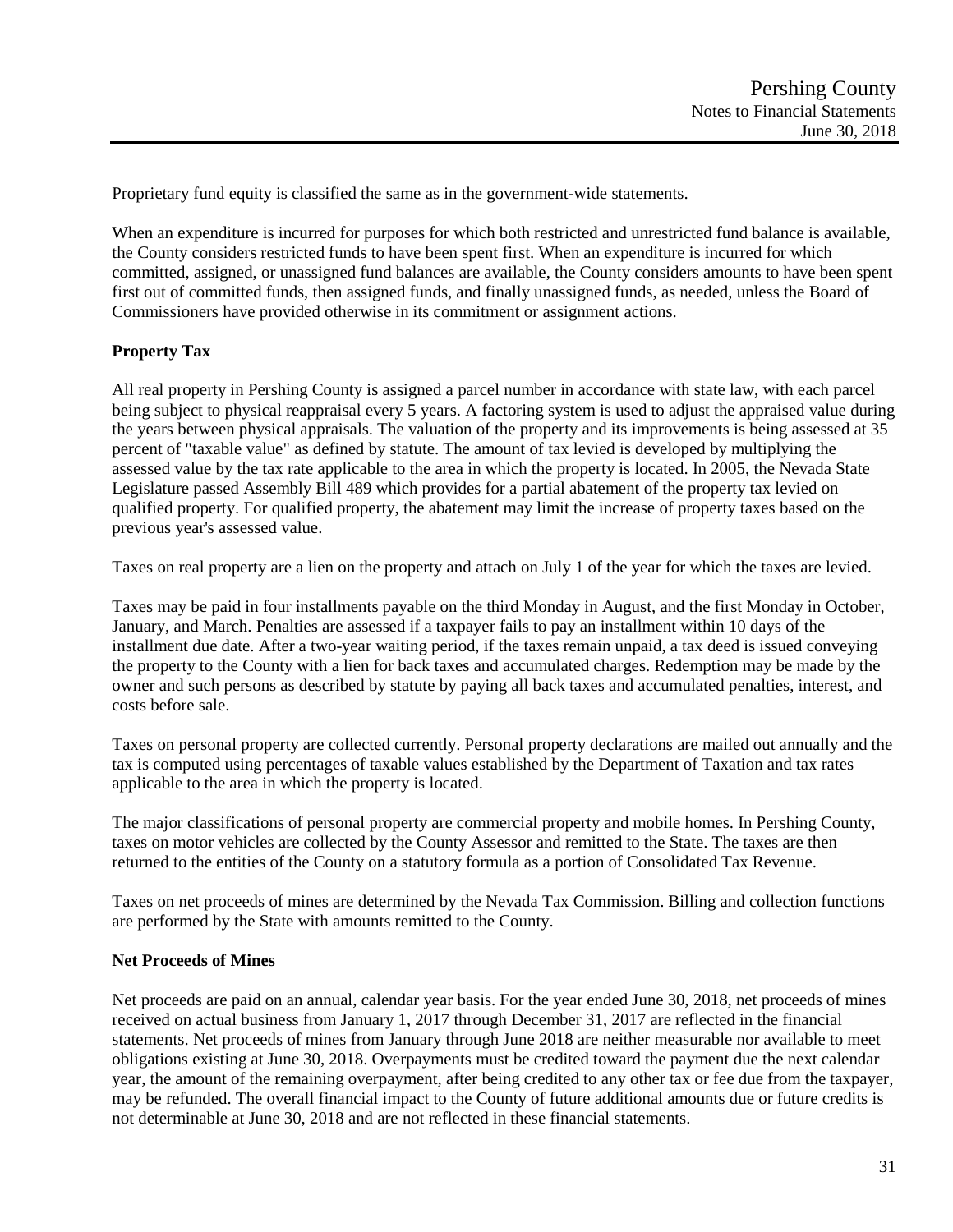Proprietary fund equity is classified the same as in the government-wide statements.

When an expenditure is incurred for purposes for which both restricted and unrestricted fund balance is available, the County considers restricted funds to have been spent first. When an expenditure is incurred for which committed, assigned, or unassigned fund balances are available, the County considers amounts to have been spent first out of committed funds, then assigned funds, and finally unassigned funds, as needed, unless the Board of Commissioners have provided otherwise in its commitment or assignment actions.

**Property Tax**

All real property in Pershing County is assigned a parcel number in accordance with state law, with each parcel being subject to physical reappraisal every 5 years. A factoring system is used to adjust the appraised value during the years between physical appraisals. The valuation of the property and its improvements is being assessed at 35 percent of "taxable value" as defined by statute. The amount of tax levied is developed by multiplying the assessed value by the tax rate applicable to the area in which the property is located. In 2005, the Nevada State Legislature passed Assembly Bill 489 which provides for a partial abatement of the property tax levied on qualified property. For qualified property, the abatement may limit the increase of property taxes based on the previous year's assessed value.

Taxes on real property are a lien on the property and attach on July 1 of the year for which the taxes are levied.

Taxes may be paid in four installments payable on the third Monday in August, and the first Monday in October, January, and March. Penalties are assessed if a taxpayer fails to pay an installment within 10 days of the installment due date. After a two-year waiting period, if the taxes remain unpaid, a tax deed is issued conveying the property to the County with a lien for back taxes and accumulated charges. Redemption may be made by the owner and such persons as described by statute by paying all back taxes and accumulated penalties, interest, and costs before sale.

Taxes on personal property are collected currently. Personal property declarations are mailed out annually and the tax is computed using percentages of taxable values established by the Department of Taxation and tax rates applicable to the area in which the property is located.

The major classifications of personal property are commercial property and mobile homes. In Pershing County, taxes on motor vehicles are collected by the County Assessor and remitted to the State. The taxes are then returned to the entities of the County on a statutory formula as a portion of Consolidated Tax Revenue.

Taxes on net proceeds of mines are determined by the Nevada Tax Commission. Billing and collection functions are performed by the State with amounts remitted to the County.

**Net Proceeds of Mines**

Net proceeds are paid on an annual, calendar year basis. For the year ended June 30, 2018, net proceeds of mines received on actual business from January 1, 2017 through December 31, 2017 are reflected in the financial statements. Net proceeds of mines from January through June 2018 are neither measurable nor available to meet obligations existing at June 30, 2018. Overpayments must be credited toward the payment due the next calendar year, the amount of the remaining overpayment, after being credited to any other tax or fee due from the taxpayer, may be refunded. The overall financial impact to the County of future additional amounts due or future credits is not determinable at June 30, 2018 and are not reflected in these financial statements.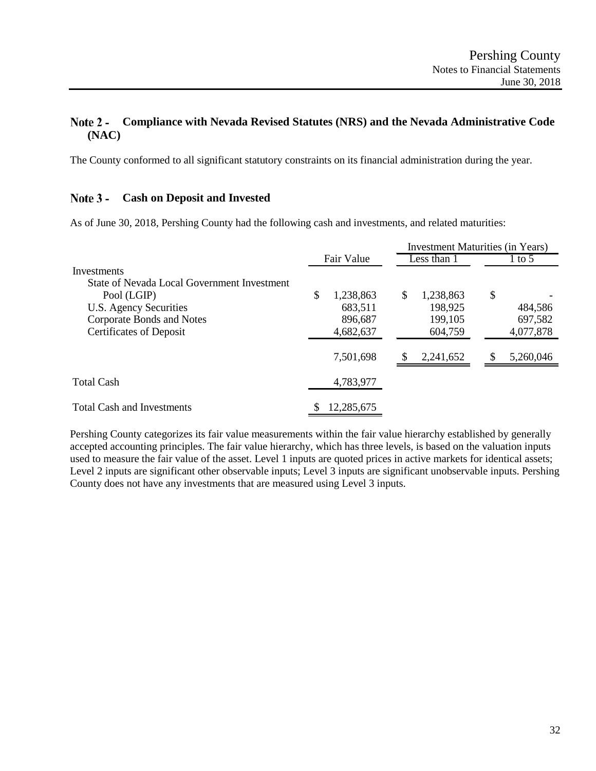## Note 2 - Compliance with Nevada Revised Statutes (NRS) and the Nevada Administrative Code (NAC)

The County conformed to all significant statutory constraints on its financial administration during the year.

## Note 3 - Cash on Deposit and Invested

As of June 30, 2018, Pershing County had the following cash and investments, and related maturities:

| | | Investment Maturities (in Years) | |
|---|---|---|---|
| | Fair Value | Less than 1 | 1 to 5 |
| Investments | | | |
| State of Nevada Local Government Investment Pool (LGIP) | $ 1,238,863 | $ 1,238,863 | $ - |
| U.S. Agency Securities | 683,511 | 198,925 | 484,586 |
| Corporate Bonds and Notes | 896,687 | 199,105 | 697,582 |
| Certificates of Deposit | 4,682,637 | 604,759 | 4,077,878 |
| | 7,501,698 | $ 2,241,652 | $ 5,260,046 |
| Total Cash | 4,783,977 | | |
| Total Cash and Investments | $ 12,285,675 | | |

Pershing County categorizes its fair value measurements within the fair value hierarchy established by generally accepted accounting principles. The fair value hierarchy, which has three levels, is based on the valuation inputs used to measure the fair value of the asset. Level 1 inputs are quoted prices in active markets for identical assets; Level 2 inputs are significant other observable inputs; Level 3 inputs are significant unobservable inputs. Pershing County does not have any investments that are measured using Level 3 inputs.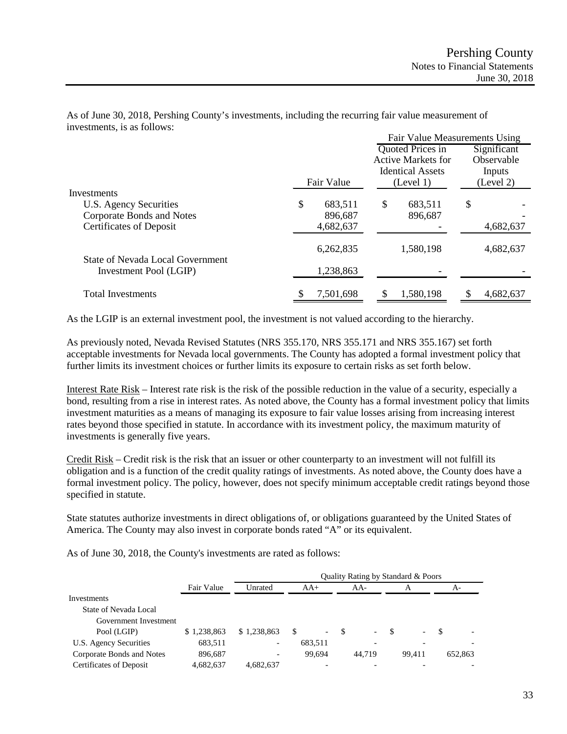As of June 30, 2018, Pershing County's investments, including the recurring fair value measurement of investments, is as follows:

| | Fair Value | Fair Value Measurements Using: Quoted Prices in Active Markets for Identical Assets (Level 1) | Significant Observable Inputs (Level 2) |
|---|---|---|---|
| Investments | | | |
| U.S. Agency Securities | $ 683,511 | $ 683,511 | $ - |
| Corporate Bonds and Notes | 896,687 | 896,687 | - |
| Certificates of Deposit | 4,682,637 | - | 4,682,637 |
| | 6,262,835 | 1,580,198 | 4,682,637 |
| State of Nevada Local Government Investment Pool (LGIP) | 1,238,863 | - | - |
| Total Investments | $ 7,501,698 | $ 1,580,198 | $ 4,682,637 |

As the LGIP is an external investment pool, the investment is not valued according to the hierarchy.

As previously noted, Nevada Revised Statutes (NRS 355.170, NRS 355.171 and NRS 355.167) set forth acceptable investments for Nevada local governments. The County has adopted a formal investment policy that further limits its investment choices or further limits its exposure to certain risks as set forth below.

Interest Rate Risk – Interest rate risk is the risk of the possible reduction in the value of a security, especially a bond, resulting from a rise in interest rates. As noted above, the County has a formal investment policy that limits investment maturities as a means of managing its exposure to fair value losses arising from increasing interest rates beyond those specified in statute. In accordance with its investment policy, the maximum maturity of investments is generally five years.

Credit Risk – Credit risk is the risk that an issuer or other counterparty to an investment will not fulfill its obligation and is a function of the credit quality ratings of investments. As noted above, the County does have a formal investment policy. The policy, however, does not specify minimum acceptable credit ratings beyond those specified in statute.

State statutes authorize investments in direct obligations of, or obligations guaranteed by the United States of America. The County may also invest in corporate bonds rated "A" or its equivalent.

As of June 30, 2018, the County's investments are rated as follows:

| | Fair Value | Quality Rating by Standard & Poors: Unrated | AA+ | AA- | A | A- |
|---|---|---|---|---|---|---|
| Investments | | | | | | |
| State of Nevada Local Government Investment Pool (LGIP) | $ 1,238,863 | $ 1,238,863 | $ - | $ - | $ - | $ - |
| U.S. Agency Securities | 683,511 | - | 683,511 | - | - | - |
| Corporate Bonds and Notes | 896,687 | - | 99,694 | 44,719 | 99,411 | 652,863 |
| Certificates of Deposit | 4,682,637 | 4,682,637 | - | - | - | - |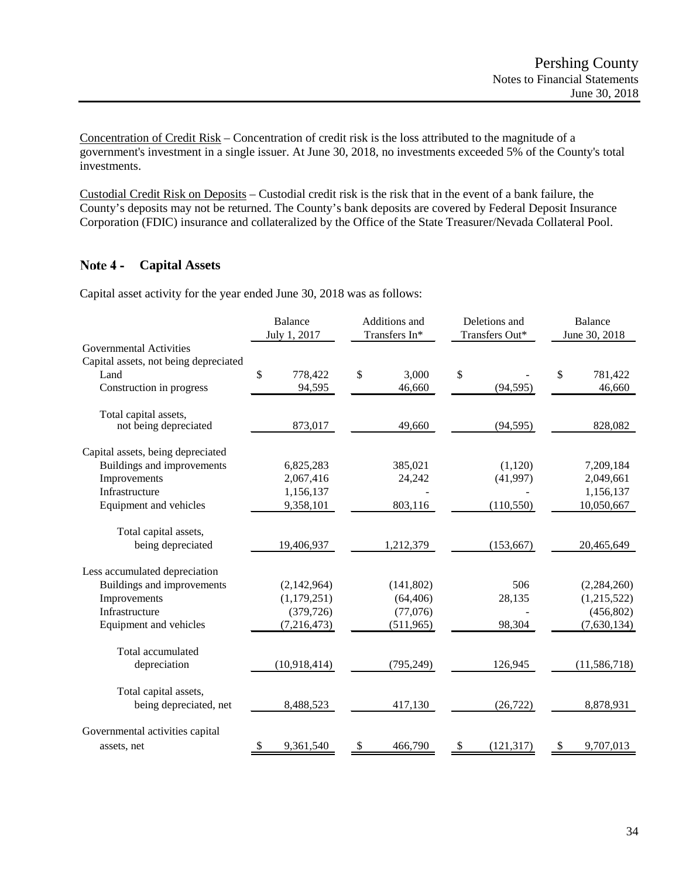Concentration of Credit Risk – Concentration of credit risk is the loss attributed to the magnitude of a government's investment in a single issuer. At June 30, 2018, no investments exceeded 5% of the County's total investments.

Custodial Credit Risk on Deposits – Custodial credit risk is the risk that in the event of a bank failure, the County's deposits may not be returned. The County's bank deposits are covered by Federal Deposit Insurance Corporation (FDIC) insurance and collateralized by the Office of the State Treasurer/Nevada Collateral Pool.

## Note 4 - Capital Assets

Capital asset activity for the year ended June 30, 2018 was as follows:

| | Balance July 1, 2017 | Additions and Transfers In* | Deletions and Transfers Out* | Balance June 30, 2018 |
|---|---|---|---|---|
| Governmental Activities | | | | |
| Capital assets, not being depreciated | | | | |
| Land | $ 778,422 | $ 3,000 | $ - | $ 781,422 |
| Construction in progress | 94,595 | 46,660 | (94,595) | 46,660 |
| Total capital assets, not being depreciated | 873,017 | 49,660 | (94,595) | 828,082 |
| Capital assets, being depreciated | | | | |
| Buildings and improvements | 6,825,283 | 385,021 | (1,120) | 7,209,184 |
| Improvements | 2,067,416 | 24,242 | (41,997) | 2,049,661 |
| Infrastructure | 1,156,137 | - | - | 1,156,137 |
| Equipment and vehicles | 9,358,101 | 803,116 | (110,550) | 10,050,667 |
| Total capital assets, being depreciated | 19,406,937 | 1,212,379 | (153,667) | 20,465,649 |
| Less accumulated depreciation | | | | |
| Buildings and improvements | (2,142,964) | (141,802) | 506 | (2,284,260) |
| Improvements | (1,179,251) | (64,406) | 28,135 | (1,215,522) |
| Infrastructure | (379,726) | (77,076) | - | (456,802) |
| Equipment and vehicles | (7,216,473) | (511,965) | 98,304 | (7,630,134) |
| Total accumulated depreciation | (10,918,414) | (795,249) | 126,945 | (11,586,718) |
| Total capital assets, being depreciated, net | 8,488,523 | 417,130 | (26,722) | 8,878,931 |
| Governmental activities capital assets, net | $ 9,361,540 | $ 466,790 | $ (121,317) | $ 9,707,013 |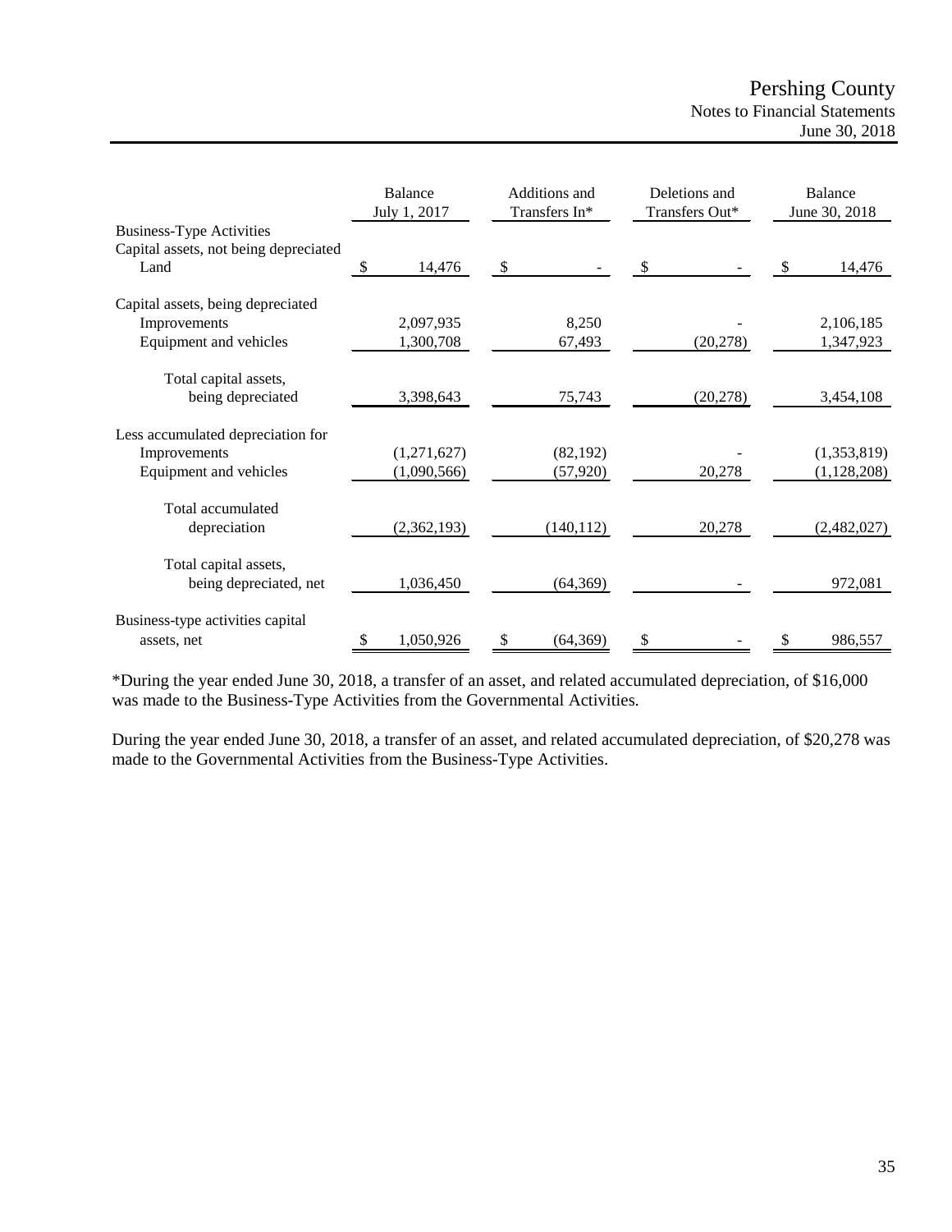| | Balance July 1, 2017 | Additions and Transfers In* | Deletions and Transfers Out* | Balance June 30, 2018 |
|---|---|---|---|---|
| Business-Type Activities | | | | |
| Capital assets, not being depreciated | | | | |
| Land | $ 14,476 | $ - | $ - | $ 14,476 |
| Capital assets, being depreciated | | | | |
| Improvements | 2,097,935 | 8,250 | - | 2,106,185 |
| Equipment and vehicles | 1,300,708 | 67,493 | (20,278) | 1,347,923 |
| Total capital assets, being depreciated | 3,398,643 | 75,743 | (20,278) | 3,454,108 |
| Less accumulated depreciation for | | | | |
| Improvements | (1,271,627) | (82,192) | - | (1,353,819) |
| Equipment and vehicles | (1,090,566) | (57,920) | 20,278 | (1,128,208) |
| Total accumulated depreciation | (2,362,193) | (140,112) | 20,278 | (2,482,027) |
| Total capital assets, being depreciated, net | 1,036,450 | (64,369) | - | 972,081 |
| Business-type activities capital assets, net | $ 1,050,926 | $ (64,369) | $ - | $ 986,557 |

*During the year ended June 30, 2018, a transfer of an asset, and related accumulated depreciation, of $16,000 was made to the Business-Type Activities from the Governmental Activities.

During the year ended June 30, 2018, a transfer of an asset, and related accumulated depreciation, of $20,278 was made to the Governmental Activities from the Business-Type Activities.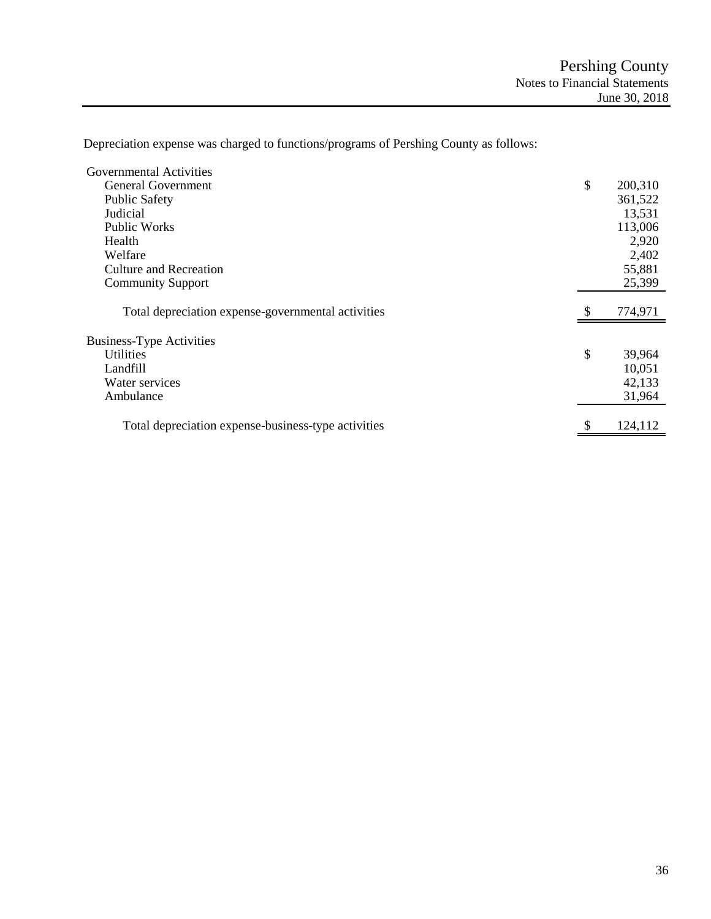Depreciation expense was charged to functions/programs of Pershing County as follows:

| | |
|---|---|
| **Governmental Activities** | |
| General Government | $ 200,310 |
| Public Safety | 361,522 |
| Judicial | 13,531 |
| Public Works | 113,006 |
| Health | 2,920 |
| Welfare | 2,402 |
| Culture and Recreation | 55,881 |
| Community Support | 25,399 |
| Total depreciation expense-governmental activities | $ 774,971 |
| **Business-Type Activities** | |
| Utilities | $ 39,964 |
| Landfill | 10,051 |
| Water services | 42,133 |
| Ambulance | 31,964 |
| Total depreciation expense-business-type activities | $ 124,112 |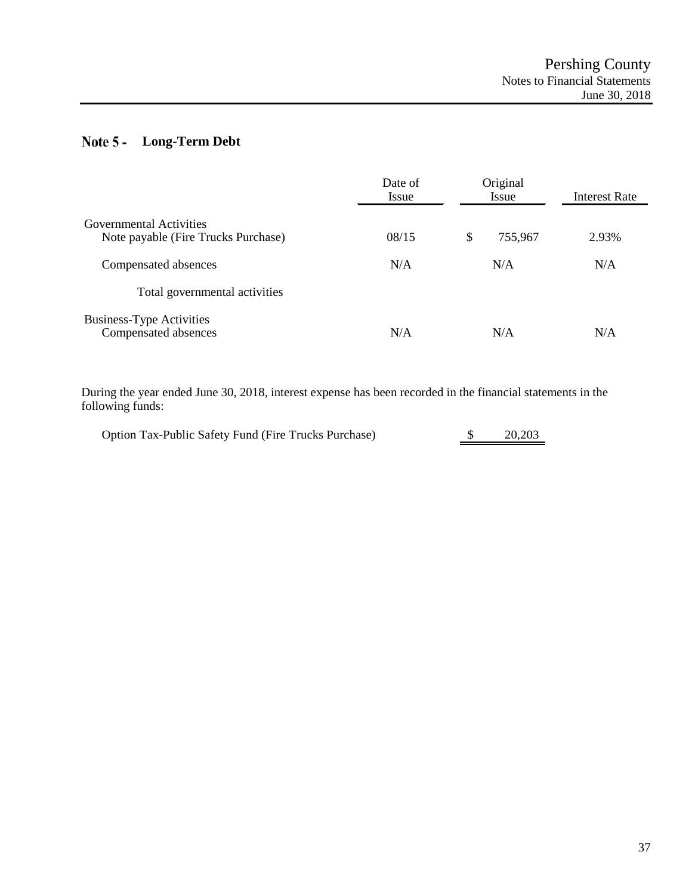## Note 5 - Long-Term Debt

| | Date of Issue | Original Issue | Interest Rate |
|---|---|---|---|
| Governmental Activities | | | |
| Note payable (Fire Trucks Purchase) | 08/15 | $ 755,967 | 2.93% |
| Compensated absences | N/A | N/A | N/A |
| Total governmental activities | | | |
| Business-Type Activities | | | |
| Compensated absences | N/A | N/A | N/A |

During the year ended June 30, 2018, interest expense has been recorded in the financial statements in the following funds:

| | |
|---|---|
| Option Tax-Public Safety Fund (Fire Trucks Purchase) | $ 20,203 |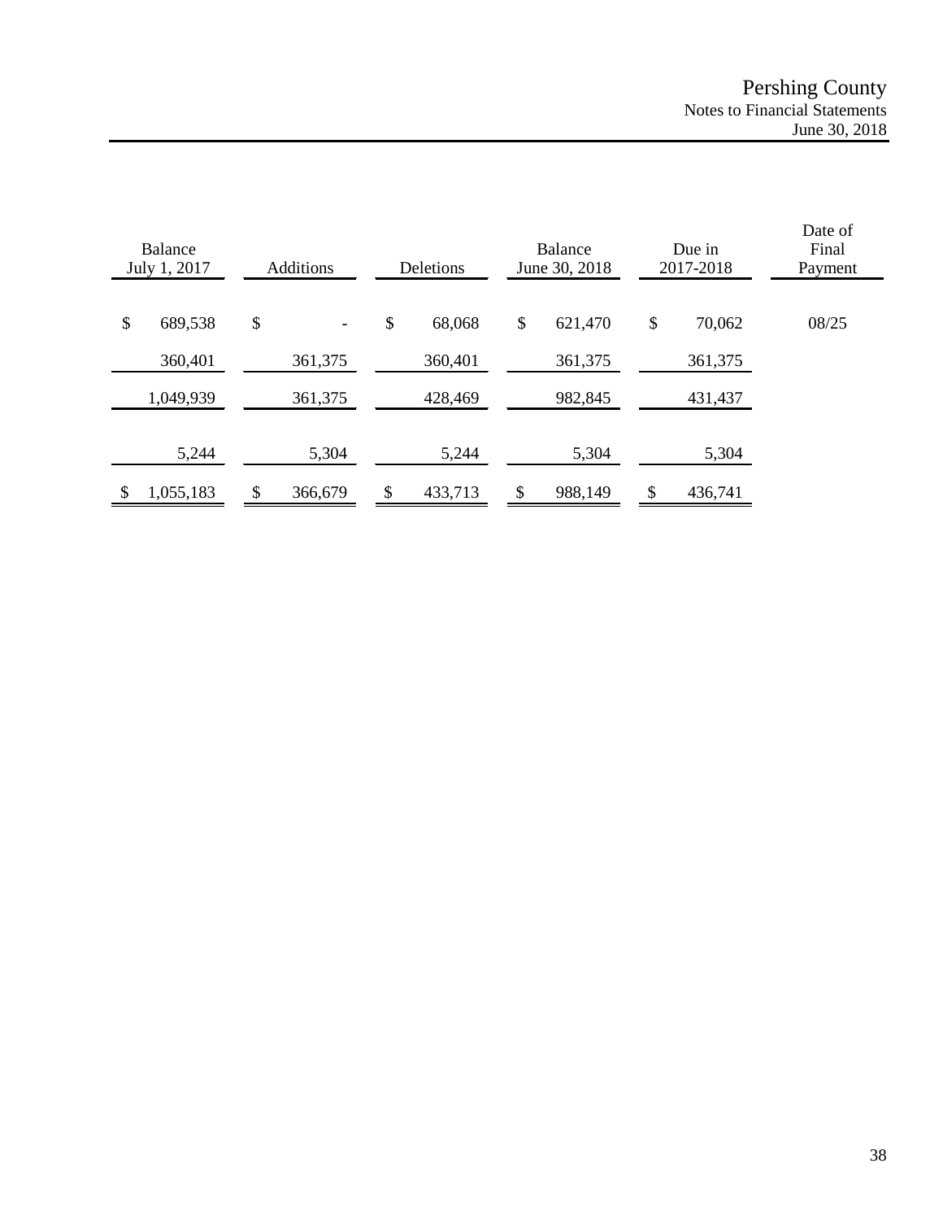| Balance July 1, 2017 | Additions | Deletions | Balance June 30, 2018 | Due in 2017-2018 | Date of Final Payment |
|---|---|---|---|---|---|
| $ 689,538 | $ - | $ 68,068 | $ 621,470 | $ 70,062 | 08/25 |
| 360,401 | 361,375 | 360,401 | 361,375 | 361,375 | |
| 1,049,939 | 361,375 | 428,469 | 982,845 | 431,437 | |
| 5,244 | 5,304 | 5,244 | 5,304 | 5,304 | |
| $ 1,055,183 | $ 366,679 | $ 433,713 | $ 988,149 | $ 436,741 | |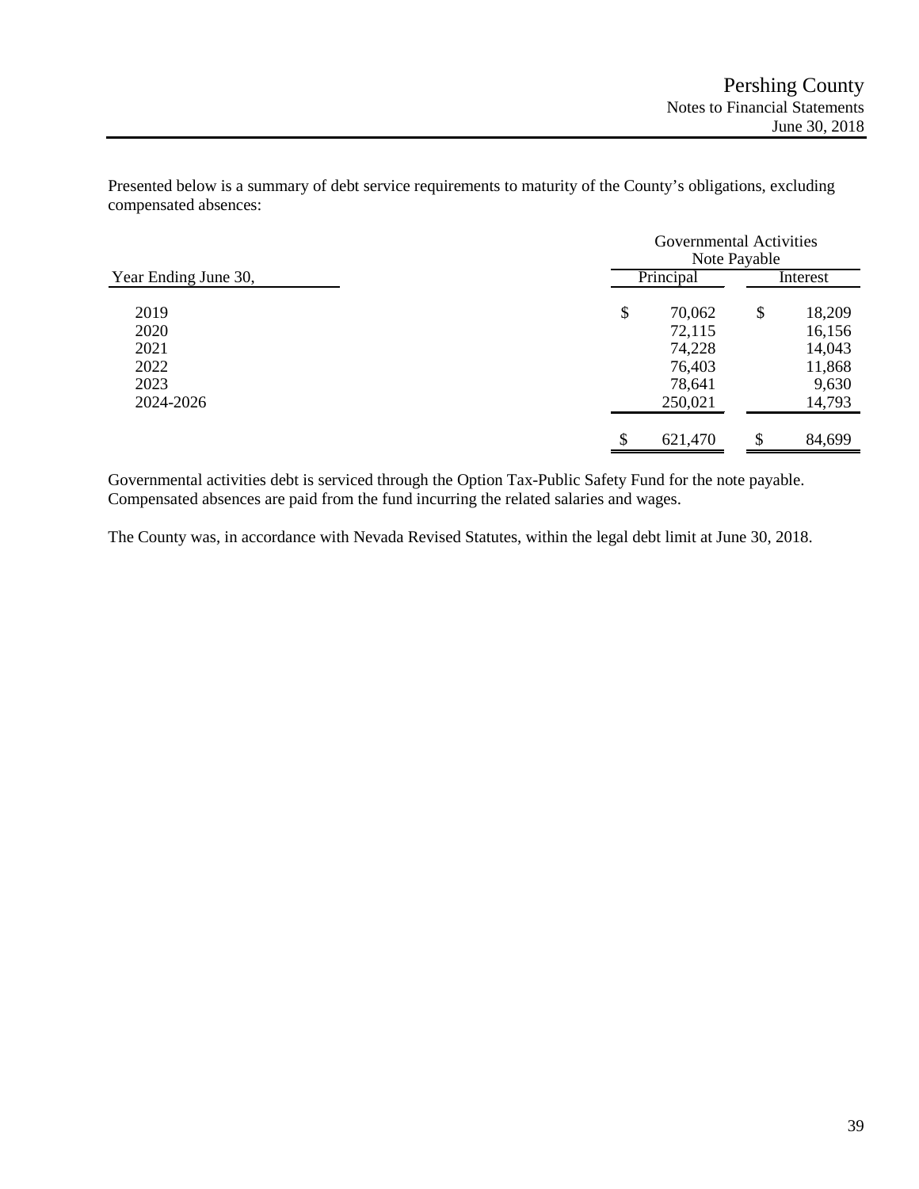Presented below is a summary of debt service requirements to maturity of the County's obligations, excluding compensated absences:

| Year Ending June 30, | Governmental Activities Note Payable | |
|---|---|---|
| | Principal | Interest |
| 2019 | $ 70,062 | $ 18,209 |
| 2020 | 72,115 | 16,156 |
| 2021 | 74,228 | 14,043 |
| 2022 | 76,403 | 11,868 |
| 2023 | 78,641 | 9,630 |
| 2024-2026 | 250,021 | 14,793 |
| | $ 621,470 | $ 84,699 |

Governmental activities debt is serviced through the Option Tax-Public Safety Fund for the note payable. Compensated absences are paid from the fund incurring the related salaries and wages.

The County was, in accordance with Nevada Revised Statutes, within the legal debt limit at June 30, 2018.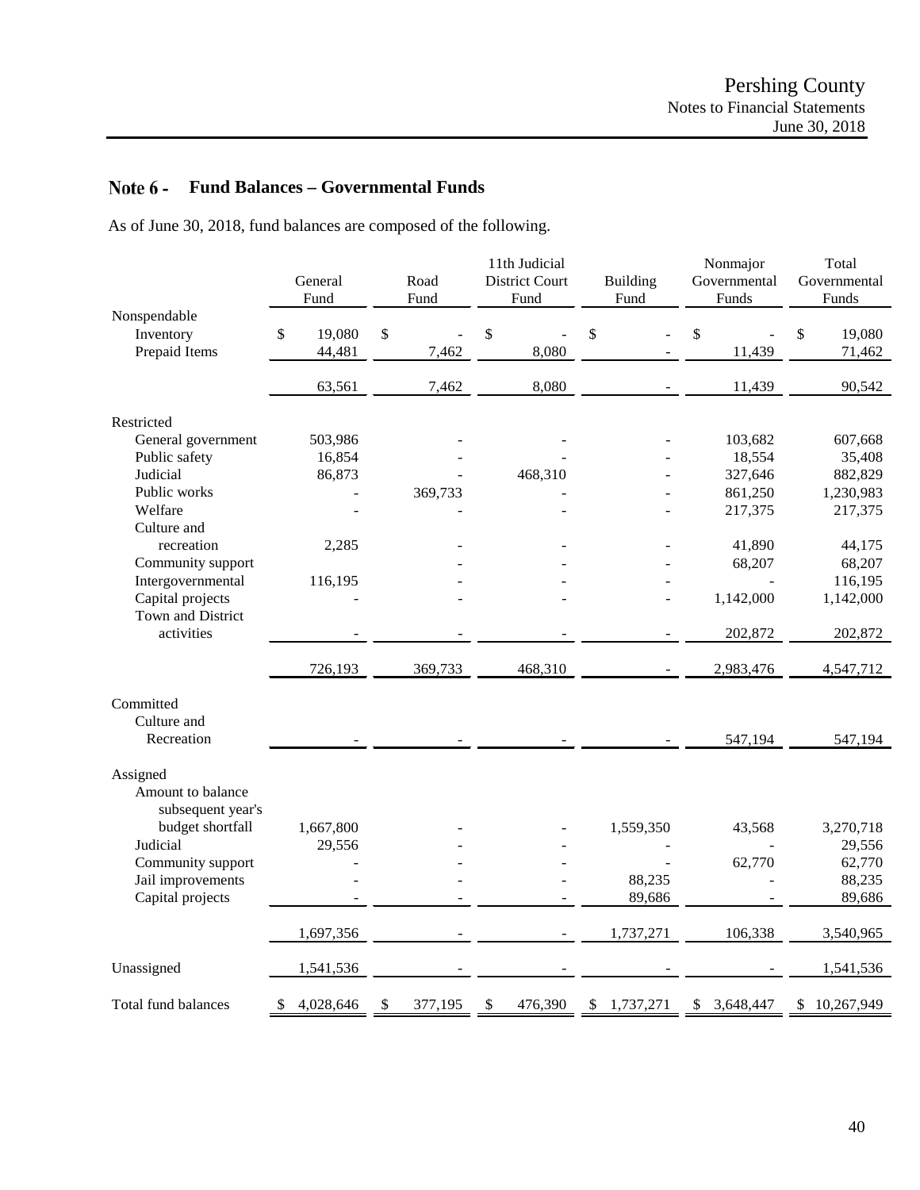## Note 6 - Fund Balances – Governmental Funds

As of June 30, 2018, fund balances are composed of the following.

| | General Fund | Road Fund | 11th Judicial District Court Fund | Building Fund | Nonmajor Governmental Funds | Total Governmental Funds |
|---|---|---|---|---|---|---|
| Nonspendable | | | | | | |
| Inventory | $ 19,080 | $ - | $ - | $ - | $ - | $ 19,080 |
| Prepaid Items | 44,481 | 7,462 | 8,080 | - | 11,439 | 71,462 |
| | 63,561 | 7,462 | 8,080 | - | 11,439 | 90,542 |
| Restricted | | | | | | |
| General government | 503,986 | - | - | - | 103,682 | 607,668 |
| Public safety | 16,854 | - | - | - | 18,554 | 35,408 |
| Judicial | 86,873 | - | 468,310 | - | 327,646 | 882,829 |
| Public works | - | 369,733 | - | - | 861,250 | 1,230,983 |
| Welfare | - | - | - | - | 217,375 | 217,375 |
| Culture and recreation | 2,285 | - | - | - | 41,890 | 44,175 |
| Community support | | - | - | - | 68,207 | 68,207 |
| Intergovernmental | 116,195 | - | - | - | - | 116,195 |
| Capital projects | - | - | - | - | 1,142,000 | 1,142,000 |
| Town and District activities | - | - | - | - | 202,872 | 202,872 |
| | 726,193 | 369,733 | 468,310 | - | 2,983,476 | 4,547,712 |
| Committed | | | | | | |
| Culture and Recreation | - | - | - | - | 547,194 | 547,194 |
| Assigned | | | | | | |
| Amount to balance subsequent year's budget shortfall | 1,667,800 | - | - | 1,559,350 | 43,568 | 3,270,718 |
| Judicial | 29,556 | - | - | - | - | 29,556 |
| Community support | - | - | - | - | 62,770 | 62,770 |
| Jail improvements | - | - | - | 88,235 | - | 88,235 |
| Capital projects | - | - | - | 89,686 | - | 89,686 |
| | 1,697,356 | - | - | 1,737,271 | 106,338 | 3,540,965 |
| Unassigned | 1,541,536 | - | - | - | - | 1,541,536 |
| Total fund balances | $ 4,028,646 | $ 377,195 | $ 476,390 | $ 1,737,271 | $ 3,648,447 | $ 10,267,949 |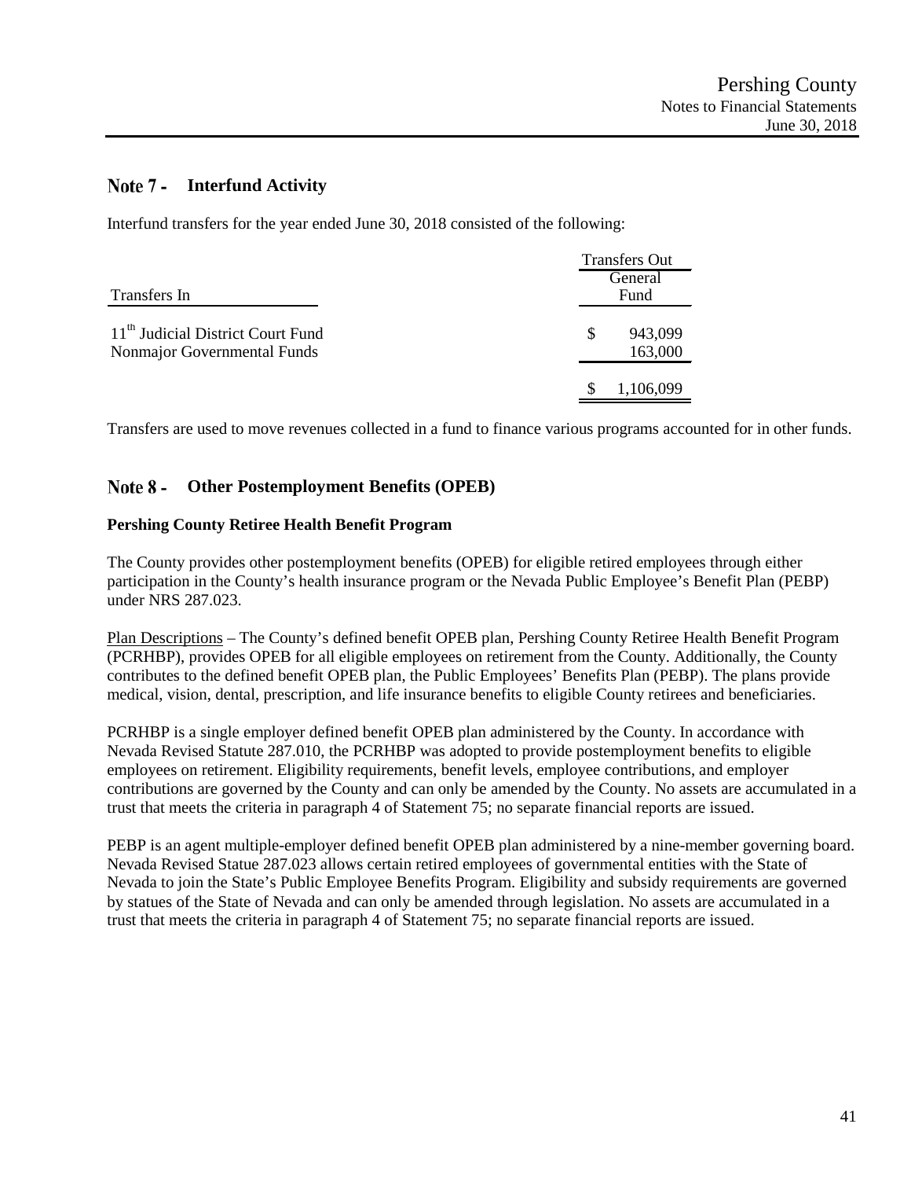## Note 7 - Interfund Activity

Interfund transfers for the year ended June 30, 2018 consisted of the following:

| Transfers In | Transfers Out General Fund |
|---|---|
| 11[th] Judicial District Court Fund | $ 943,099 |
| Nonmajor Governmental Funds | 163,000 |
| | $ 1,106,099 |

Transfers are used to move revenues collected in a fund to finance various programs accounted for in other funds.

## Note 8 - Other Postemployment Benefits (OPEB)

**Pershing County Retiree Health Benefit Program**

The County provides other postemployment benefits (OPEB) for eligible retired employees through either participation in the County's health insurance program or the Nevada Public Employee's Benefit Plan (PEBP) under NRS 287.023.

Plan Descriptions – The County's defined benefit OPEB plan, Pershing County Retiree Health Benefit Program (PCRHBP), provides OPEB for all eligible employees on retirement from the County. Additionally, the County contributes to the defined benefit OPEB plan, the Public Employees' Benefits Plan (PEBP). The plans provide medical, vision, dental, prescription, and life insurance benefits to eligible County retirees and beneficiaries.

PCRHBP is a single employer defined benefit OPEB plan administered by the County. In accordance with Nevada Revised Statute 287.010, the PCRHBP was adopted to provide postemployment benefits to eligible employees on retirement. Eligibility requirements, benefit levels, employee contributions, and employer contributions are governed by the County and can only be amended by the County. No assets are accumulated in a trust that meets the criteria in paragraph 4 of Statement 75; no separate financial reports are issued.

PEBP is an agent multiple-employer defined benefit OPEB plan administered by a nine-member governing board. Nevada Revised Statue 287.023 allows certain retired employees of governmental entities with the State of Nevada to join the State's Public Employee Benefits Program. Eligibility and subsidy requirements are governed by statues of the State of Nevada and can only be amended through legislation. No assets are accumulated in a trust that meets the criteria in paragraph 4 of Statement 75; no separate financial reports are issued.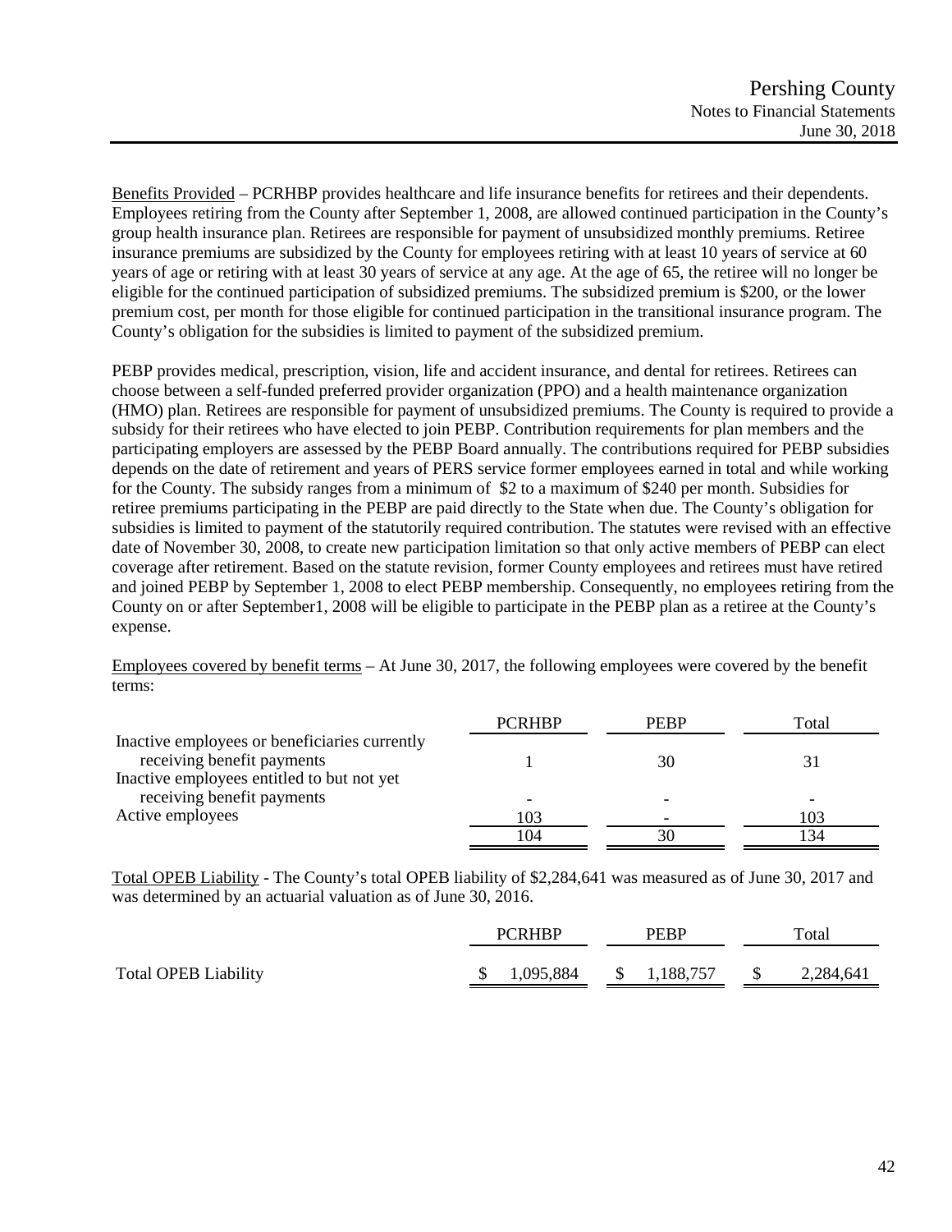Benefits Provided – PCRHBP provides healthcare and life insurance benefits for retirees and their dependents. Employees retiring from the County after September 1, 2008, are allowed continued participation in the County's group health insurance plan. Retirees are responsible for payment of unsubsidized monthly premiums. Retiree insurance premiums are subsidized by the County for employees retiring with at least 10 years of service at 60 years of age or retiring with at least 30 years of service at any age. At the age of 65, the retiree will no longer be eligible for the continued participation of subsidized premiums. The subsidized premium is $200, or the lower premium cost, per month for those eligible for continued participation in the transitional insurance program. The County's obligation for the subsidies is limited to payment of the subsidized premium.

PEBP provides medical, prescription, vision, life and accident insurance, and dental for retirees. Retirees can choose between a self-funded preferred provider organization (PPO) and a health maintenance organization (HMO) plan. Retirees are responsible for payment of unsubsidized premiums. The County is required to provide a subsidy for their retirees who have elected to join PEBP. Contribution requirements for plan members and the participating employers are assessed by the PEBP Board annually. The contributions required for PEBP subsidies depends on the date of retirement and years of PERS service former employees earned in total and while working for the County. The subsidy ranges from a minimum of $2 to a maximum of $240 per month. Subsidies for retiree premiums participating in the PEBP are paid directly to the State when due. The County's obligation for subsidies is limited to payment of the statutorily required contribution. The statutes were revised with an effective date of November 30, 2008, to create new participation limitation so that only active members of PEBP can elect coverage after retirement. Based on the statute revision, former County employees and retirees must have retired and joined PEBP by September 1, 2008 to elect PEBP membership. Consequently, no employees retiring from the County on or after September1, 2008 will be eligible to participate in the PEBP plan as a retiree at the County's expense.

Employees covered by benefit terms – At June 30, 2017, the following employees were covered by the benefit terms:

| | PCRHBP | PEBP | Total |
|---|---|---|---|
| Inactive employees or beneficiaries currently receiving benefit payments | 1 | 30 | 31 |
| Inactive employees entitled to but not yet receiving benefit payments | - | - | - |
| Active employees | 103 | - | 103 |
| | 104 | 30 | 134 |

Total OPEB Liability - The County's total OPEB liability of $2,284,641 was measured as of June 30, 2017 and was determined by an actuarial valuation as of June 30, 2016.

| | PCRHBP | PEBP | Total |
|---|---|---|---|
| Total OPEB Liability | $ 1,095,884 | $ 1,188,757 | $ 2,284,641 |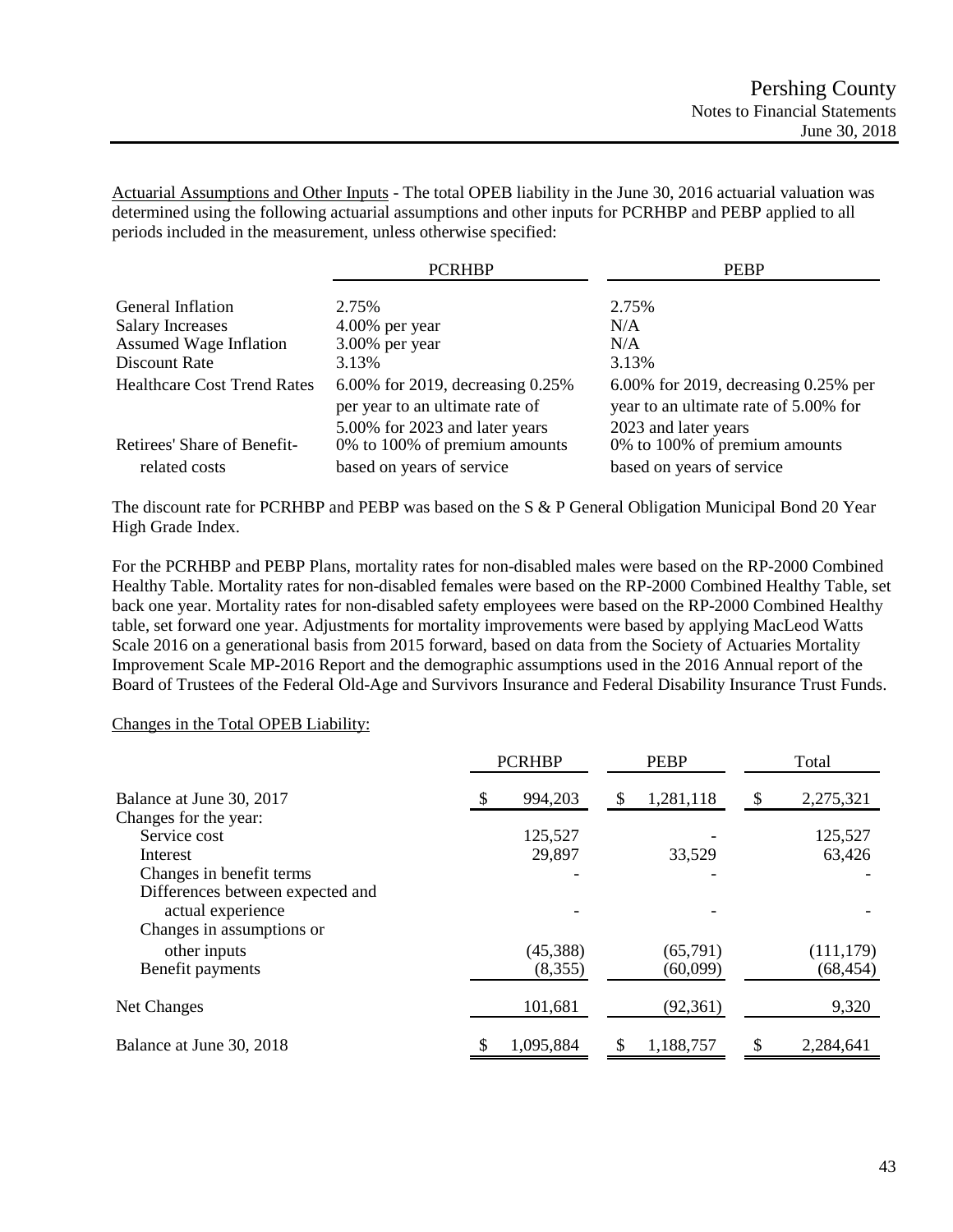<u>Actuarial Assumptions and Other Inputs</u> - The total OPEB liability in the June 30, 2016 actuarial valuation was determined using the following actuarial assumptions and other inputs for PCRHBP and PEBP applied to all periods included in the measurement, unless otherwise specified:

| | PCRHBP | PEBP |
|---|---|---|
| General Inflation | 2.75% | 2.75% |
| Salary Increases | 4.00% per year | N/A |
| Assumed Wage Inflation | 3.00% per year | N/A |
| Discount Rate | 3.13% | 3.13% |
| Healthcare Cost Trend Rates | 6.00% for 2019, decreasing 0.25% per year to an ultimate rate of 5.00% for 2023 and later years | 6.00% for 2019, decreasing 0.25% per year to an ultimate rate of 5.00% for 2023 and later years |
| Retirees' Share of Benefit-related costs | 0% to 100% of premium amounts based on years of service | 0% to 100% of premium amounts based on years of service |

The discount rate for PCRHBP and PEBP was based on the S & P General Obligation Municipal Bond 20 Year High Grade Index.

For the PCRHBP and PEBP Plans, mortality rates for non-disabled males were based on the RP-2000 Combined Healthy Table. Mortality rates for non-disabled females were based on the RP-2000 Combined Healthy Table, set back one year. Mortality rates for non-disabled safety employees were based on the RP-2000 Combined Healthy table, set forward one year. Adjustments for mortality improvements were based by applying MacLeod Watts Scale 2016 on a generational basis from 2015 forward, based on data from the Society of Actuaries Mortality Improvement Scale MP-2016 Report and the demographic assumptions used in the 2016 Annual report of the Board of Trustees of the Federal Old-Age and Survivors Insurance and Federal Disability Insurance Trust Funds.

<u>Changes in the Total OPEB Liability:</u>

| | PCRHBP | PEBP | Total |
|---|---|---|---|
| Balance at June 30, 2017 | $ 994,203 | $ 1,281,118 | $ 2,275,321 |
| Changes for the year: | | | |
| Service cost | 125,527 | - | 125,527 |
| Interest | 29,897 | 33,529 | 63,426 |
| Changes in benefit terms | - | - | - |
| Differences between expected and actual experience | - | - | - |
| Changes in assumptions or other inputs | (45,388) | (65,791) | (111,179) |
| Benefit payments | (8,355) | (60,099) | (68,454) |
| Net Changes | 101,681 | (92,361) | 9,320 |
| Balance at June 30, 2018 | $ 1,095,884 | $ 1,188,757 | $ 2,284,641 |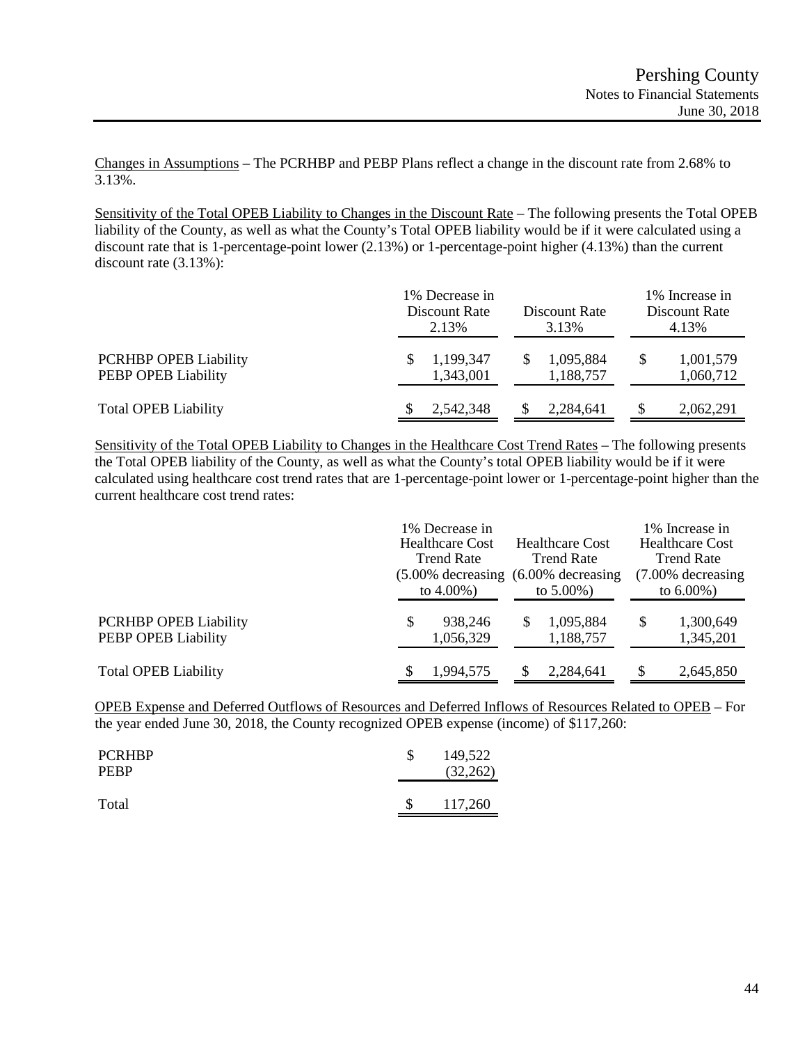Changes in Assumptions – The PCRHBP and PEBP Plans reflect a change in the discount rate from 2.68% to 3.13%.

Sensitivity of the Total OPEB Liability to Changes in the Discount Rate – The following presents the Total OPEB liability of the County, as well as what the County's Total OPEB liability would be if it were calculated using a discount rate that is 1-percentage-point lower (2.13%) or 1-percentage-point higher (4.13%) than the current discount rate (3.13%):

| | 1% Decrease in Discount Rate 2.13% | Discount Rate 3.13% | 1% Increase in Discount Rate 4.13% |
|---|---|---|---|
| PCRHBP OPEB Liability | $ 1,199,347 | $ 1,095,884 | $ 1,001,579 |
| PEBP OPEB Liability | 1,343,001 | 1,188,757 | 1,060,712 |
| Total OPEB Liability | $ 2,542,348 | $ 2,284,641 | $ 2,062,291 |

Sensitivity of the Total OPEB Liability to Changes in the Healthcare Cost Trend Rates – The following presents the Total OPEB liability of the County, as well as what the County's total OPEB liability would be if it were calculated using healthcare cost trend rates that are 1-percentage-point lower or 1-percentage-point higher than the current healthcare cost trend rates:

| | 1% Decrease in Healthcare Cost Trend Rate (5.00% decreasing to 4.00%) | Healthcare Cost Trend Rate (6.00% decreasing to 5.00%) | 1% Increase in Healthcare Cost Trend Rate (7.00% decreasing to 6.00%) |
|---|---|---|---|
| PCRHBP OPEB Liability | $ 938,246 | $ 1,095,884 | $ 1,300,649 |
| PEBP OPEB Liability | 1,056,329 | 1,188,757 | 1,345,201 |
| Total OPEB Liability | $ 1,994,575 | $ 2,284,641 | $ 2,645,850 |

OPEB Expense and Deferred Outflows of Resources and Deferred Inflows of Resources Related to OPEB – For the year ended June 30, 2018, the County recognized OPEB expense (income) of $117,260:

| | |
|---|---|
| PCRHBP | $ 149,522 |
| PEBP | (32,262) |
| Total | $ 117,260 |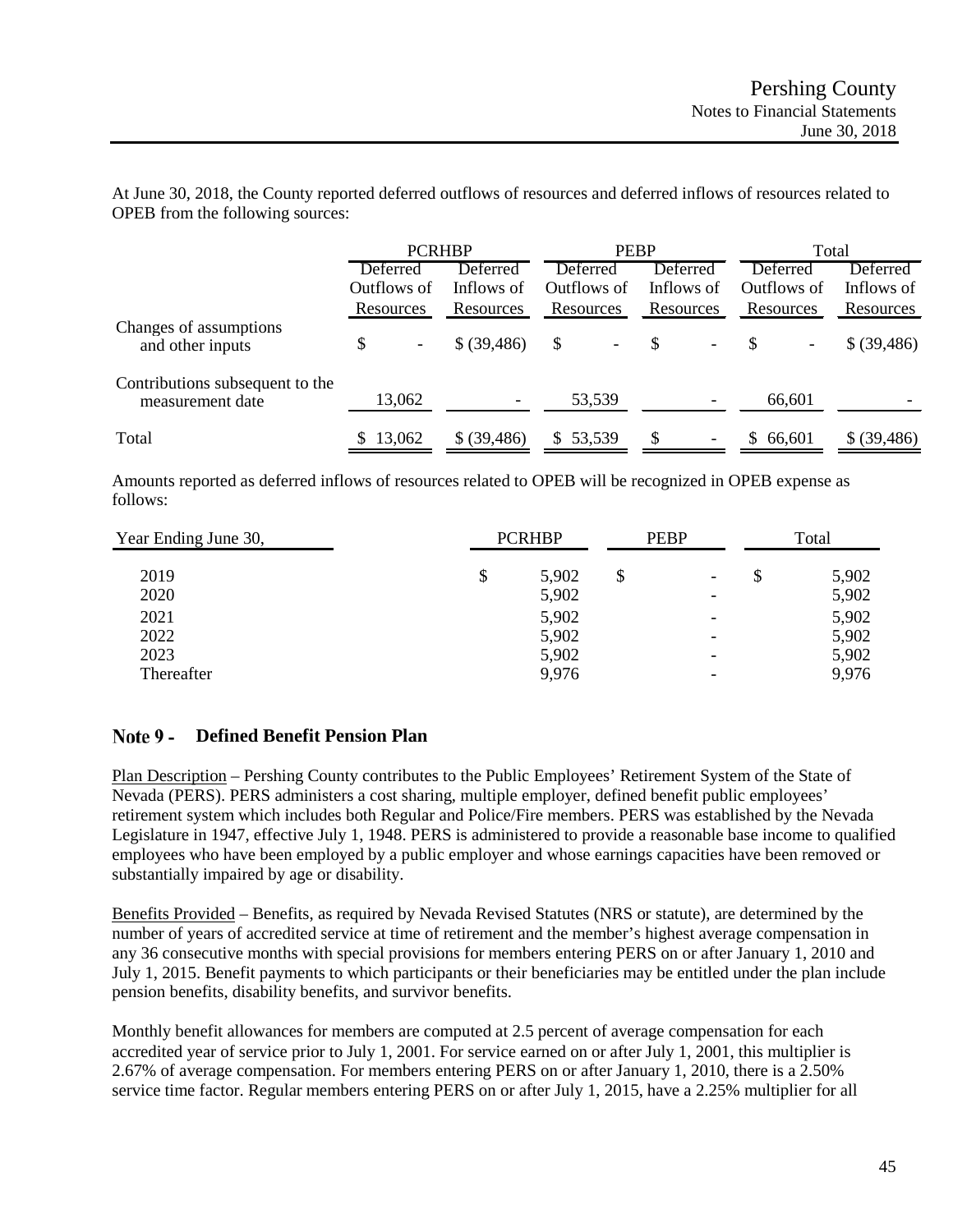At June 30, 2018, the County reported deferred outflows of resources and deferred inflows of resources related to OPEB from the following sources:

| | PCRHBP | | PEBP | | Total | |
|---|---|---|---|---|---|---|
| | Deferred Outflows of Resources | Deferred Inflows of Resources | Deferred Outflows of Resources | Deferred Inflows of Resources | Deferred Outflows of Resources | Deferred Inflows of Resources |
| Changes of assumptions and other inputs | $ - | $ (39,486) | $ - | $ - | $ - | $ (39,486) |
| Contributions subsequent to the measurement date | 13,062 | - | 53,539 | - | 66,601 | - |
| Total | $ 13,062 | $ (39,486) | $ 53,539 | $ - | $ 66,601 | $ (39,486) |

Amounts reported as deferred inflows of resources related to OPEB will be recognized in OPEB expense as follows:

| Year Ending June 30, | PCRHBP | PEBP | Total |
|---|---|---|---|
| 2019 | $ 5,902 | $ - | $ 5,902 |
| 2020 | 5,902 | - | 5,902 |
| 2021 | 5,902 | - | 5,902 |
| 2022 | 5,902 | - | 5,902 |
| 2023 | 5,902 | - | 5,902 |
| Thereafter | 9,976 | - | 9,976 |

## Note 9 - Defined Benefit Pension Plan

Plan Description – Pershing County contributes to the Public Employees' Retirement System of the State of Nevada (PERS). PERS administers a cost sharing, multiple employer, defined benefit public employees' retirement system which includes both Regular and Police/Fire members. PERS was established by the Nevada Legislature in 1947, effective July 1, 1948. PERS is administered to provide a reasonable base income to qualified employees who have been employed by a public employer and whose earnings capacities have been removed or substantially impaired by age or disability.

Benefits Provided – Benefits, as required by Nevada Revised Statutes (NRS or statute), are determined by the number of years of accredited service at time of retirement and the member's highest average compensation in any 36 consecutive months with special provisions for members entering PERS on or after January 1, 2010 and July 1, 2015. Benefit payments to which participants or their beneficiaries may be entitled under the plan include pension benefits, disability benefits, and survivor benefits.

Monthly benefit allowances for members are computed at 2.5 percent of average compensation for each accredited year of service prior to July 1, 2001. For service earned on or after July 1, 2001, this multiplier is 2.67% of average compensation. For members entering PERS on or after January 1, 2010, there is a 2.50% service time factor. Regular members entering PERS on or after July 1, 2015, have a 2.25% multiplier for all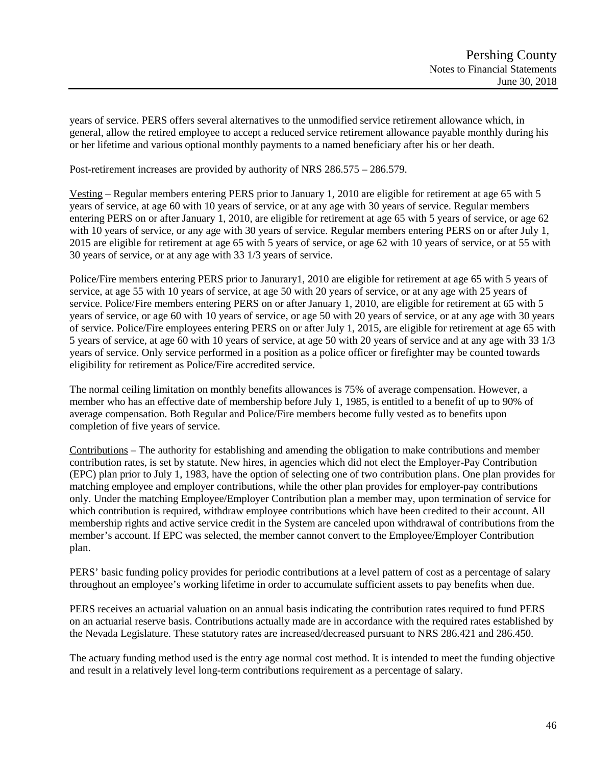years of service. PERS offers several alternatives to the unmodified service retirement allowance which, in general, allow the retired employee to accept a reduced service retirement allowance payable monthly during his or her lifetime and various optional monthly payments to a named beneficiary after his or her death.

Post-retirement increases are provided by authority of NRS 286.575 – 286.579.

Vesting – Regular members entering PERS prior to January 1, 2010 are eligible for retirement at age 65 with 5 years of service, at age 60 with 10 years of service, or at any age with 30 years of service. Regular members entering PERS on or after January 1, 2010, are eligible for retirement at age 65 with 5 years of service, or age 62 with 10 years of service, or any age with 30 years of service. Regular members entering PERS on or after July 1, 2015 are eligible for retirement at age 65 with 5 years of service, or age 62 with 10 years of service, or at 55 with 30 years of service, or at any age with 33 1/3 years of service.

Police/Fire members entering PERS prior to Janurary1, 2010 are eligible for retirement at age 65 with 5 years of service, at age 55 with 10 years of service, at age 50 with 20 years of service, or at any age with 25 years of service. Police/Fire members entering PERS on or after January 1, 2010, are eligible for retirement at 65 with 5 years of service, or age 60 with 10 years of service, or age 50 with 20 years of service, or at any age with 30 years of service. Police/Fire employees entering PERS on or after July 1, 2015, are eligible for retirement at age 65 with 5 years of service, at age 60 with 10 years of service, at age 50 with 20 years of service and at any age with 33 1/3 years of service. Only service performed in a position as a police officer or firefighter may be counted towards eligibility for retirement as Police/Fire accredited service.

The normal ceiling limitation on monthly benefits allowances is 75% of average compensation. However, a member who has an effective date of membership before July 1, 1985, is entitled to a benefit of up to 90% of average compensation. Both Regular and Police/Fire members become fully vested as to benefits upon completion of five years of service.

Contributions – The authority for establishing and amending the obligation to make contributions and member contribution rates, is set by statute. New hires, in agencies which did not elect the Employer-Pay Contribution (EPC) plan prior to July 1, 1983, have the option of selecting one of two contribution plans. One plan provides for matching employee and employer contributions, while the other plan provides for employer-pay contributions only. Under the matching Employee/Employer Contribution plan a member may, upon termination of service for which contribution is required, withdraw employee contributions which have been credited to their account. All membership rights and active service credit in the System are canceled upon withdrawal of contributions from the member's account. If EPC was selected, the member cannot convert to the Employee/Employer Contribution plan.

PERS' basic funding policy provides for periodic contributions at a level pattern of cost as a percentage of salary throughout an employee's working lifetime in order to accumulate sufficient assets to pay benefits when due.

PERS receives an actuarial valuation on an annual basis indicating the contribution rates required to fund PERS on an actuarial reserve basis. Contributions actually made are in accordance with the required rates established by the Nevada Legislature. These statutory rates are increased/decreased pursuant to NRS 286.421 and 286.450.

The actuary funding method used is the entry age normal cost method. It is intended to meet the funding objective and result in a relatively level long-term contributions requirement as a percentage of salary.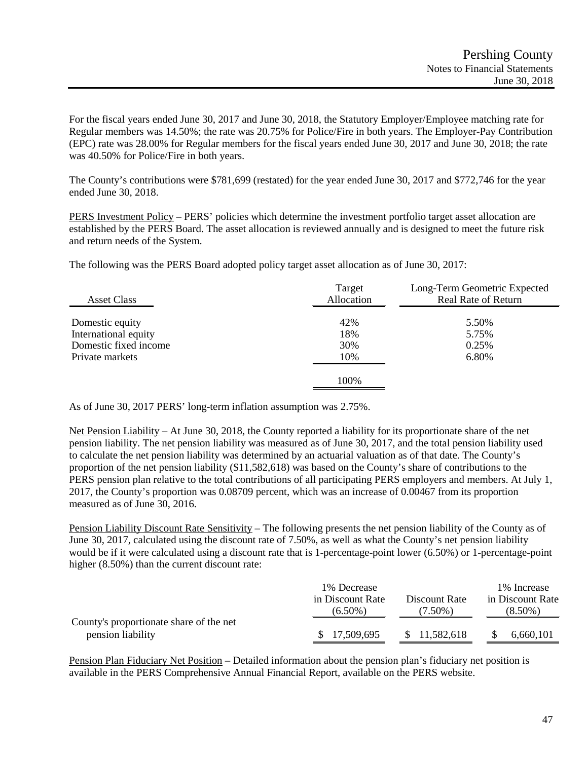For the fiscal years ended June 30, 2017 and June 30, 2018, the Statutory Employer/Employee matching rate for Regular members was 14.50%; the rate was 20.75% for Police/Fire in both years. The Employer-Pay Contribution (EPC) rate was 28.00% for Regular members for the fiscal years ended June 30, 2017 and June 30, 2018; the rate was 40.50% for Police/Fire in both years.

The County's contributions were $781,699 (restated) for the year ended June 30, 2017 and $772,746 for the year ended June 30, 2018.

PERS Investment Policy – PERS' policies which determine the investment portfolio target asset allocation are established by the PERS Board. The asset allocation is reviewed annually and is designed to meet the future risk and return needs of the System.

The following was the PERS Board adopted policy target asset allocation as of June 30, 2017:

| Asset Class | Target Allocation | Long-Term Geometric Expected Real Rate of Return |
|---|---|---|
| Domestic equity | 42% | 5.50% |
| International equity | 18% | 5.75% |
| Domestic fixed income | 30% | 0.25% |
| Private markets | 10% | 6.80% |
| | 100% | |

As of June 30, 2017 PERS' long-term inflation assumption was 2.75%.

Net Pension Liability – At June 30, 2018, the County reported a liability for its proportionate share of the net pension liability. The net pension liability was measured as of June 30, 2017, and the total pension liability used to calculate the net pension liability was determined by an actuarial valuation as of that date. The County's proportion of the net pension liability ($11,582,618) was based on the County's share of contributions to the PERS pension plan relative to the total contributions of all participating PERS employers and members. At July 1, 2017, the County's proportion was 0.08709 percent, which was an increase of 0.00467 from its proportion measured as of June 30, 2016.

Pension Liability Discount Rate Sensitivity – The following presents the net pension liability of the County as of June 30, 2017, calculated using the discount rate of 7.50%, as well as what the County's net pension liability would be if it were calculated using a discount rate that is 1-percentage-point lower (6.50%) or 1-percentage-point higher (8.50%) than the current discount rate:

| | 1% Decrease in Discount Rate (6.50%) | Discount Rate (7.50%) | 1% Increase in Discount Rate (8.50%) |
|---|---|---|---|
| County's proportionate share of the net pension liability | $ 17,509,695 | $ 11,582,618 | $ 6,660,101 |

Pension Plan Fiduciary Net Position – Detailed information about the pension plan's fiduciary net position is available in the PERS Comprehensive Annual Financial Report, available on the PERS website.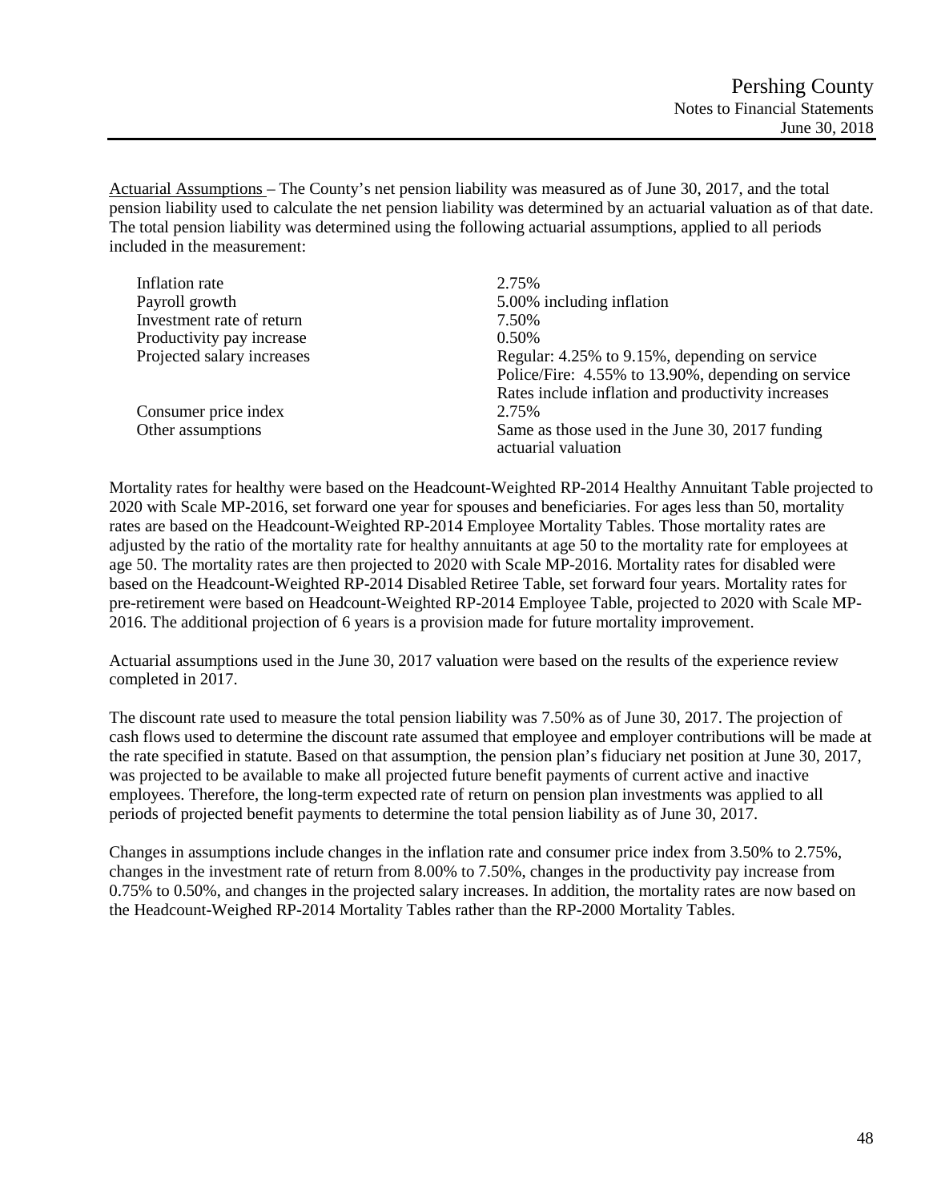Actuarial Assumptions – The County's net pension liability was measured as of June 30, 2017, and the total pension liability used to calculate the net pension liability was determined by an actuarial valuation as of that date. The total pension liability was determined using the following actuarial assumptions, applied to all periods included in the measurement:

| | |
|---|---|
| Inflation rate | 2.75% |
| Payroll growth | 5.00% including inflation |
| Investment rate of return | 7.50% |
| Productivity pay increase | 0.50% |
| Projected salary increases | Regular: 4.25% to 9.15%, depending on service<br>Police/Fire: 4.55% to 13.90%, depending on service<br>Rates include inflation and productivity increases |
| Consumer price index | 2.75% |
| Other assumptions | Same as those used in the June 30, 2017 funding actuarial valuation |

Mortality rates for healthy were based on the Headcount-Weighted RP-2014 Healthy Annuitant Table projected to 2020 with Scale MP-2016, set forward one year for spouses and beneficiaries. For ages less than 50, mortality rates are based on the Headcount-Weighted RP-2014 Employee Mortality Tables. Those mortality rates are adjusted by the ratio of the mortality rate for healthy annuitants at age 50 to the mortality rate for employees at age 50. The mortality rates are then projected to 2020 with Scale MP-2016. Mortality rates for disabled were based on the Headcount-Weighted RP-2014 Disabled Retiree Table, set forward four years. Mortality rates for pre-retirement were based on Headcount-Weighted RP-2014 Employee Table, projected to 2020 with Scale MP-2016. The additional projection of 6 years is a provision made for future mortality improvement.

Actuarial assumptions used in the June 30, 2017 valuation were based on the results of the experience review completed in 2017.

The discount rate used to measure the total pension liability was 7.50% as of June 30, 2017. The projection of cash flows used to determine the discount rate assumed that employee and employer contributions will be made at the rate specified in statute. Based on that assumption, the pension plan's fiduciary net position at June 30, 2017, was projected to be available to make all projected future benefit payments of current active and inactive employees. Therefore, the long-term expected rate of return on pension plan investments was applied to all periods of projected benefit payments to determine the total pension liability as of June 30, 2017.

Changes in assumptions include changes in the inflation rate and consumer price index from 3.50% to 2.75%, changes in the investment rate of return from 8.00% to 7.50%, changes in the productivity pay increase from 0.75% to 0.50%, and changes in the projected salary increases. In addition, the mortality rates are now based on the Headcount-Weighed RP-2014 Mortality Tables rather than the RP-2000 Mortality Tables.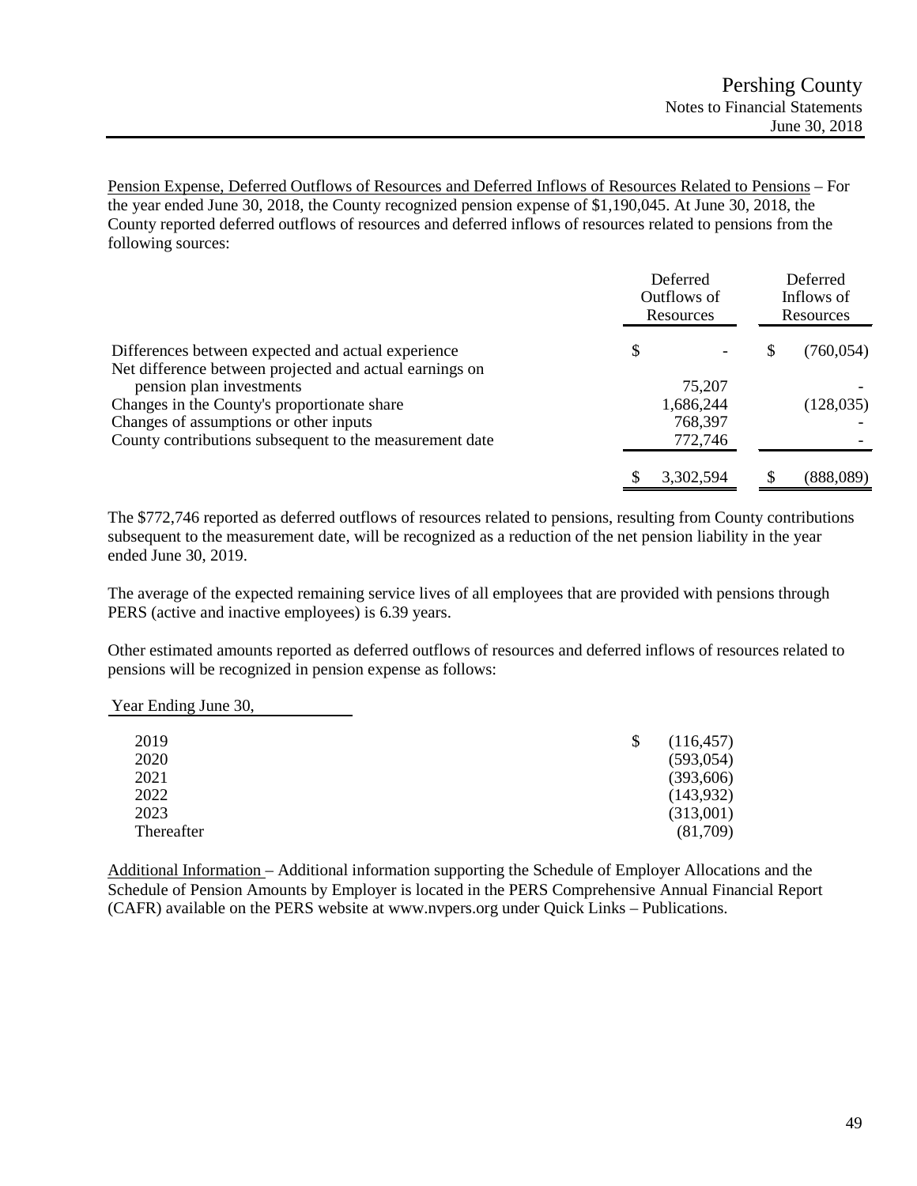Pension Expense, Deferred Outflows of Resources and Deferred Inflows of Resources Related to Pensions – For the year ended June 30, 2018, the County recognized pension expense of $1,190,045. At June 30, 2018, the County reported deferred outflows of resources and deferred inflows of resources related to pensions from the following sources:

| | Deferred Outflows of Resources | Deferred Inflows of Resources |
|---|---|---|
| Differences between expected and actual experience | $ - | $ (760,054) |
| Net difference between projected and actual earnings on pension plan investments | 75,207 | - |
| Changes in the County's proportionate share | 1,686,244 | (128,035) |
| Changes of assumptions or other inputs | 768,397 | - |
| County contributions subsequent to the measurement date | 772,746 | - |
| | $ 3,302,594 | $ (888,089) |

The $772,746 reported as deferred outflows of resources related to pensions, resulting from County contributions subsequent to the measurement date, will be recognized as a reduction of the net pension liability in the year ended June 30, 2019.

The average of the expected remaining service lives of all employees that are provided with pensions through PERS (active and inactive employees) is 6.39 years.

Other estimated amounts reported as deferred outflows of resources and deferred inflows of resources related to pensions will be recognized in pension expense as follows:

| Year Ending June 30, | |
|---|---|
| 2019 | $ (116,457) |
| 2020 | (593,054) |
| 2021 | (393,606) |
| 2022 | (143,932) |
| 2023 | (313,001) |
| Thereafter | (81,709) |

Additional Information – Additional information supporting the Schedule of Employer Allocations and the Schedule of Pension Amounts by Employer is located in the PERS Comprehensive Annual Financial Report (CAFR) available on the PERS website at www.nvpers.org under Quick Links – Publications.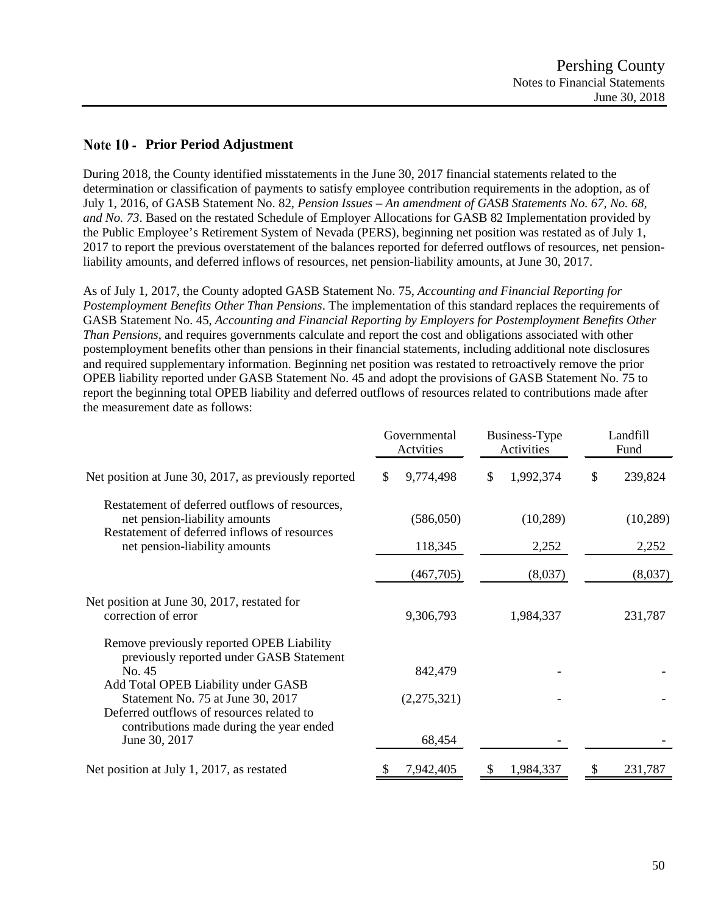## Note 10 - Prior Period Adjustment

During 2018, the County identified misstatements in the June 30, 2017 financial statements related to the determination or classification of payments to satisfy employee contribution requirements in the adoption, as of July 1, 2016, of GASB Statement No. 82, *Pension Issues – An amendment of GASB Statements No. 67, No. 68, and No. 73*. Based on the restated Schedule of Employer Allocations for GASB 82 Implementation provided by the Public Employee's Retirement System of Nevada (PERS), beginning net position was restated as of July 1, 2017 to report the previous overstatement of the balances reported for deferred outflows of resources, net pension-liability amounts, and deferred inflows of resources, net pension-liability amounts, at June 30, 2017.

As of July 1, 2017, the County adopted GASB Statement No. 75, *Accounting and Financial Reporting for Postemployment Benefits Other Than Pensions*. The implementation of this standard replaces the requirements of GASB Statement No. 45, *Accounting and Financial Reporting by Employers for Postemployment Benefits Other Than Pensions*, and requires governments calculate and report the cost and obligations associated with other postemployment benefits other than pensions in their financial statements, including additional note disclosures and required supplementary information. Beginning net position was restated to retroactively remove the prior OPEB liability reported under GASB Statement No. 45 and adopt the provisions of GASB Statement No. 75 to report the beginning total OPEB liability and deferred outflows of resources related to contributions made after the measurement date as follows:

| | Governmental Actvities | Business-Type Activities | Landfill Fund |
|---|---|---|---|
| Net position at June 30, 2017, as previously reported | $ 9,774,498 | $ 1,992,374 | $ 239,824 |
| Restatement of deferred outflows of resources, net pension-liability amounts | (586,050) | (10,289) | (10,289) |
| Restatement of deferred inflows of resources net pension-liability amounts | 118,345 | 2,252 | 2,252 |
| | (467,705) | (8,037) | (8,037) |
| Net position at June 30, 2017, restated for correction of error | 9,306,793 | 1,984,337 | 231,787 |
| Remove previously reported OPEB Liability previously reported under GASB Statement No. 45 | 842,479 | - | - |
| Add Total OPEB Liability under GASB Statement No. 75 at June 30, 2017 | (2,275,321) | - | - |
| Deferred outflows of resources related to contributions made during the year ended June 30, 2017 | 68,454 | - | - |
| Net position at July 1, 2017, as restated | $ 7,942,405 | $ 1,984,337 | $ 231,787 |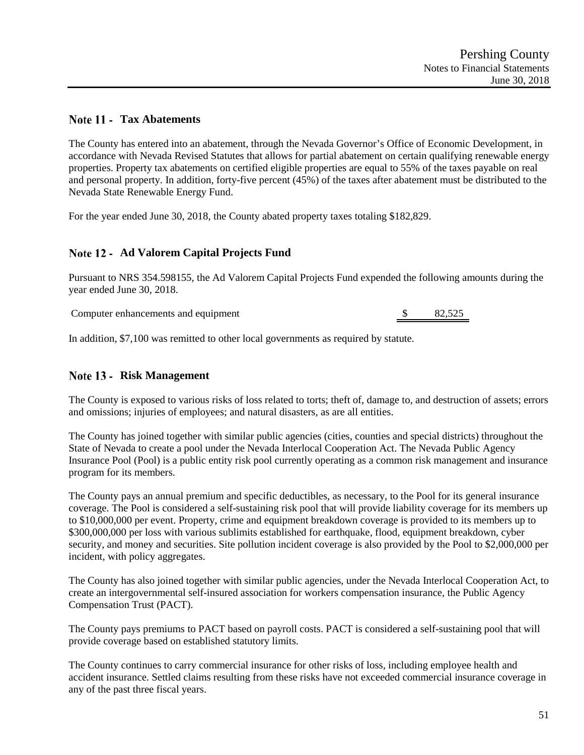## Note 11 - Tax Abatements

The County has entered into an abatement, through the Nevada Governor's Office of Economic Development, in accordance with Nevada Revised Statutes that allows for partial abatement on certain qualifying renewable energy properties. Property tax abatements on certified eligible properties are equal to 55% of the taxes payable on real and personal property. In addition, forty-five percent (45%) of the taxes after abatement must be distributed to the Nevada State Renewable Energy Fund.

For the year ended June 30, 2018, the County abated property taxes totaling $182,829.

## Note 12 - Ad Valorem Capital Projects Fund

Pursuant to NRS 354.598155, the Ad Valorem Capital Projects Fund expended the following amounts during the year ended June 30, 2018.

| | |
|---|---|
| Computer enhancements and equipment | $ 82,525 |

In addition, $7,100 was remitted to other local governments as required by statute.

## Note 13 - Risk Management

The County is exposed to various risks of loss related to torts; theft of, damage to, and destruction of assets; errors and omissions; injuries of employees; and natural disasters, as are all entities.

The County has joined together with similar public agencies (cities, counties and special districts) throughout the State of Nevada to create a pool under the Nevada Interlocal Cooperation Act. The Nevada Public Agency Insurance Pool (Pool) is a public entity risk pool currently operating as a common risk management and insurance program for its members.

The County pays an annual premium and specific deductibles, as necessary, to the Pool for its general insurance coverage. The Pool is considered a self-sustaining risk pool that will provide liability coverage for its members up to $10,000,000 per event. Property, crime and equipment breakdown coverage is provided to its members up to $300,000,000 per loss with various sublimits established for earthquake, flood, equipment breakdown, cyber security, and money and securities. Site pollution incident coverage is also provided by the Pool to $2,000,000 per incident, with policy aggregates.

The County has also joined together with similar public agencies, under the Nevada Interlocal Cooperation Act, to create an intergovernmental self-insured association for workers compensation insurance, the Public Agency Compensation Trust (PACT).

The County pays premiums to PACT based on payroll costs. PACT is considered a self-sustaining pool that will provide coverage based on established statutory limits.

The County continues to carry commercial insurance for other risks of loss, including employee health and accident insurance. Settled claims resulting from these risks have not exceeded commercial insurance coverage in any of the past three fiscal years.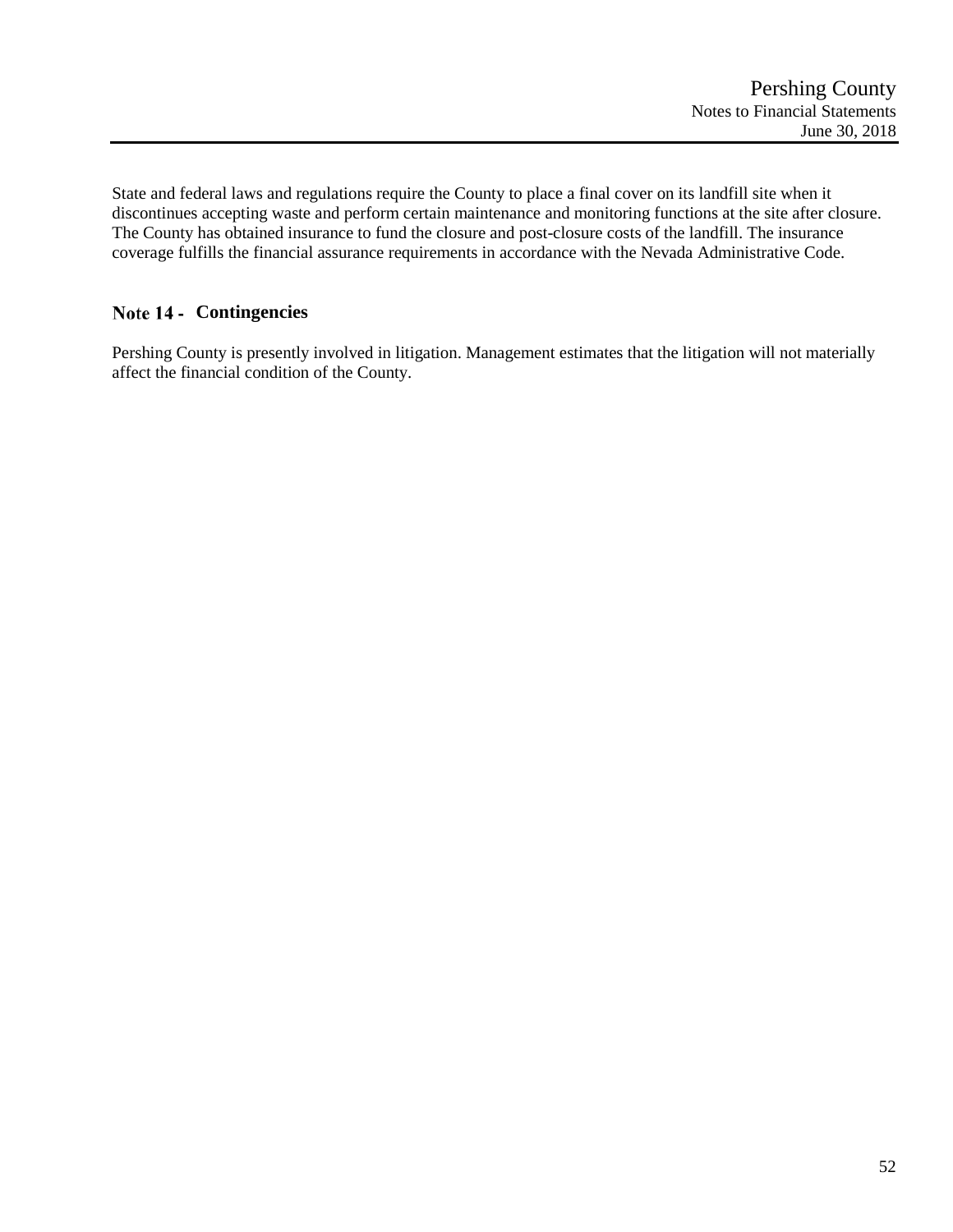State and federal laws and regulations require the County to place a final cover on its landfill site when it discontinues accepting waste and perform certain maintenance and monitoring functions at the site after closure. The County has obtained insurance to fund the closure and post-closure costs of the landfill. The insurance coverage fulfills the financial assurance requirements in accordance with the Nevada Administrative Code.

## Note 14 - Contingencies

Pershing County is presently involved in litigation. Management estimates that the litigation will not materially affect the financial condition of the County.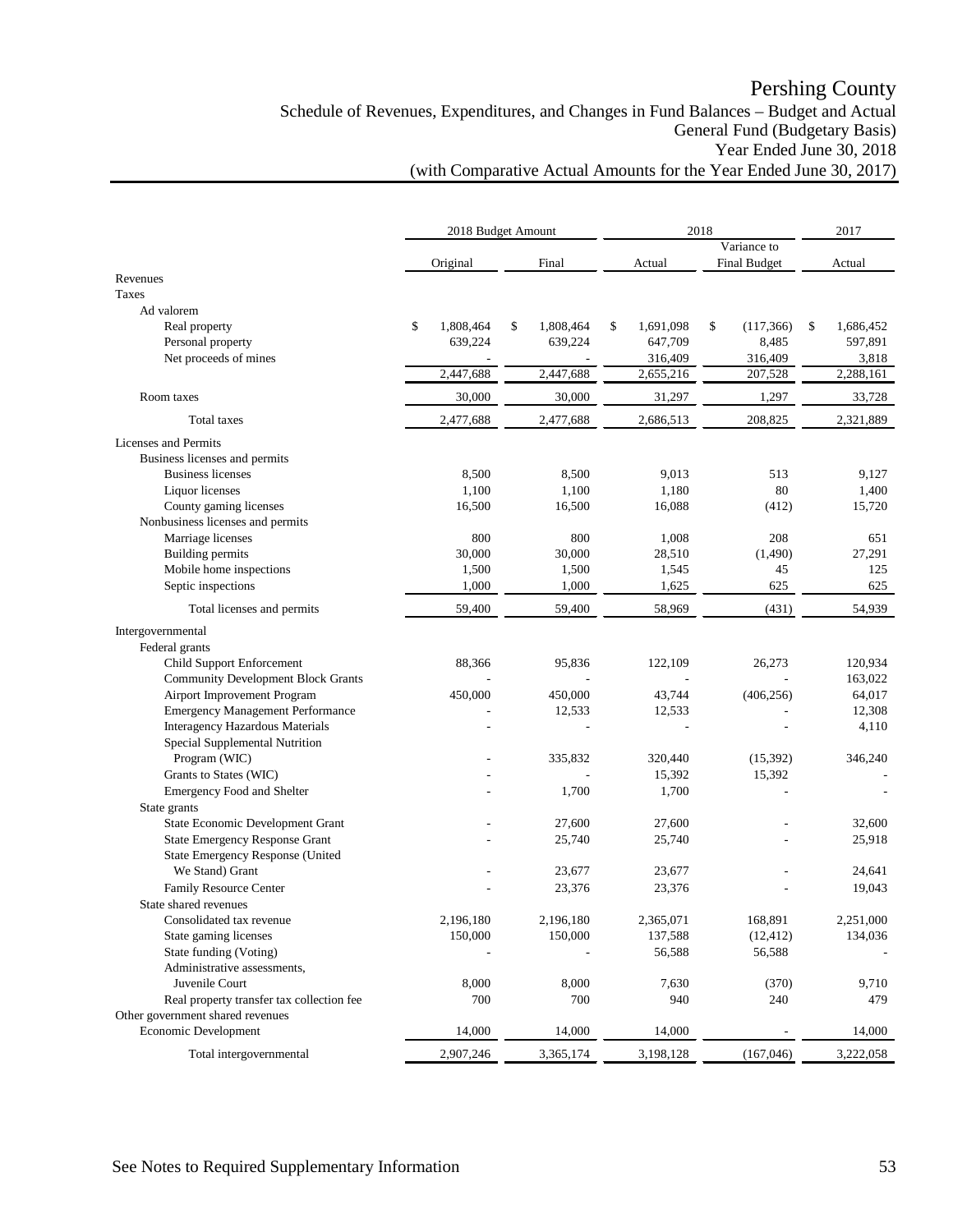# Pershing County

## Schedule of Revenues, Expenditures, and Changes in Fund Balances – Budget and Actual
## General Fund (Budgetary Basis)
## Year Ended June 30, 2018
## (with Comparative Actual Amounts for the Year Ended June 30, 2017)

| | 2018 Budget Amount | | 2018 | | 2017 |
|---|---|---|---|---|---|
| | Original | Final | Actual | Variance to Final Budget | Actual |
| **Revenues** | | | | | |
| Taxes | | | | | |
| Ad valorem | | | | | |
| Real property | $ 1,808,464 | $ 1,808,464 | $ 1,691,098 | $ (117,366) | $ 1,686,452 |
| Personal property | 639,224 | 639,224 | 647,709 | 8,485 | 597,891 |
| Net proceeds of mines | - | - | 316,409 | 316,409 | 3,818 |
| | 2,447,688 | 2,447,688 | 2,655,216 | 207,528 | 2,288,161 |
| Room taxes | 30,000 | 30,000 | 31,297 | 1,297 | 33,728 |
| Total taxes | 2,477,688 | 2,477,688 | 2,686,513 | 208,825 | 2,321,889 |
| Licenses and Permits | | | | | |
| Business licenses and permits | | | | | |
| Business licenses | 8,500 | 8,500 | 9,013 | 513 | 9,127 |
| Liquor licenses | 1,100 | 1,100 | 1,180 | 80 | 1,400 |
| County gaming licenses | 16,500 | 16,500 | 16,088 | (412) | 15,720 |
| Nonbusiness licenses and permits | | | | | |
| Marriage licenses | 800 | 800 | 1,008 | 208 | 651 |
| Building permits | 30,000 | 30,000 | 28,510 | (1,490) | 27,291 |
| Mobile home inspections | 1,500 | 1,500 | 1,545 | 45 | 125 |
| Septic inspections | 1,000 | 1,000 | 1,625 | 625 | 625 |
| Total licenses and permits | 59,400 | 59,400 | 58,969 | (431) | 54,939 |
| Intergovernmental | | | | | |
| Federal grants | | | | | |
| Child Support Enforcement | 88,366 | 95,836 | 122,109 | 26,273 | 120,934 |
| Community Development Block Grants | - | - | - | - | 163,022 |
| Airport Improvement Program | 450,000 | 450,000 | 43,744 | (406,256) | 64,017 |
| Emergency Management Performance | - | 12,533 | 12,533 | - | 12,308 |
| Interagency Hazardous Materials | - | - | - | - | 4,110 |
| Special Supplemental Nutrition Program (WIC) | - | 335,832 | 320,440 | (15,392) | 346,240 |
| Grants to States (WIC) | - | - | 15,392 | 15,392 | - |
| Emergency Food and Shelter | - | 1,700 | 1,700 | - | - |
| State grants | | | | | |
| State Economic Development Grant | - | 27,600 | 27,600 | - | 32,600 |
| State Emergency Response Grant | - | 25,740 | 25,740 | - | 25,918 |
| State Emergency Response (United We Stand) Grant | - | 23,677 | 23,677 | - | 24,641 |
| Family Resource Center | - | 23,376 | 23,376 | - | 19,043 |
| State shared revenues | | | | | |
| Consolidated tax revenue | 2,196,180 | 2,196,180 | 2,365,071 | 168,891 | 2,251,000 |
| State gaming licenses | 150,000 | 150,000 | 137,588 | (12,412) | 134,036 |
| State funding (Voting) | - | - | 56,588 | 56,588 | - |
| Administrative assessments, Juvenile Court | 8,000 | 8,000 | 7,630 | (370) | 9,710 |
| Real property transfer tax collection fee | 700 | 700 | 940 | 240 | 479 |
| Other government shared revenues | | | | | |
| Economic Development | 14,000 | 14,000 | 14,000 | - | 14,000 |
| Total intergovernmental | 2,907,246 | 3,365,174 | 3,198,128 | (167,046) | 3,222,058 |

See Notes to Required Supplementary Information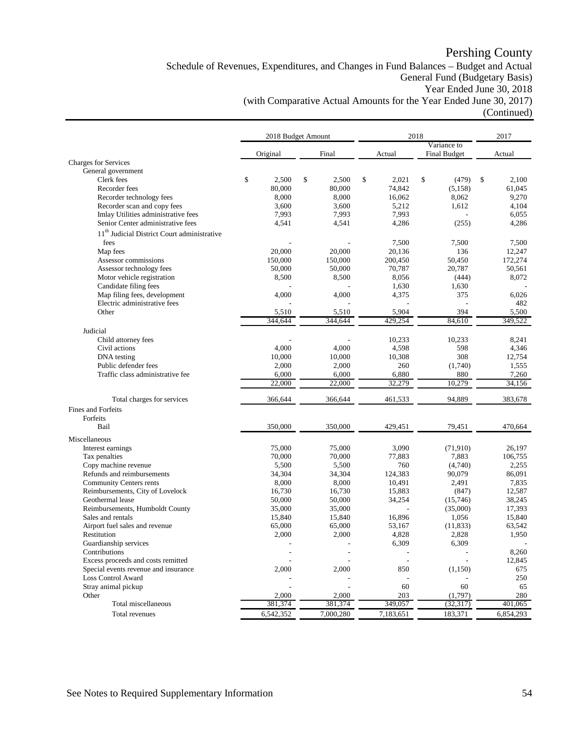# Pershing County

Schedule of Revenues, Expenditures, and Changes in Fund Balances – Budget and Actual
General Fund (Budgetary Basis)
Year Ended June 30, 2018
(with Comparative Actual Amounts for the Year Ended June 30, 2017)
(Continued)

| | 2018 Budget Amount | | 2018 | | 2017 |
|---|---|---|---|---|---|
| | Original | Final | Actual | Variance to Final Budget | Actual |
| **Charges for Services** | | | | | |
| General government | | | | | |
| Clerk fees | $ 2,500 | $ 2,500 | $ 2,021 | $ (479) | $ 2,100 |
| Recorder fees | 80,000 | 80,000 | 74,842 | (5,158) | 61,045 |
| Recorder technology fees | 8,000 | 8,000 | 16,062 | 8,062 | 9,270 |
| Recorder scan and copy fees | 3,600 | 3,600 | 5,212 | 1,612 | 4,104 |
| Imlay Utilities administrative fees | 7,993 | 7,993 | 7,993 | - | 6,055 |
| Senior Center administrative fees | 4,541 | 4,541 | 4,286 | (255) | 4,286 |
| 11th Judicial District Court administrative fees | - | - | 7,500 | 7,500 | 7,500 |
| Map fees | 20,000 | 20,000 | 20,136 | 136 | 12,247 |
| Assessor commissions | 150,000 | 150,000 | 200,450 | 50,450 | 172,274 |
| Assessor technology fees | 50,000 | 50,000 | 70,787 | 20,787 | 50,561 |
| Motor vehicle registration | 8,500 | 8,500 | 8,056 | (444) | 8,072 |
| Candidate filing fees | - | - | 1,630 | 1,630 | - |
| Map filing fees, development | 4,000 | 4,000 | 4,375 | 375 | 6,026 |
| Electric administrative fees | - | - | - | - | 482 |
| Other | 5,510 | 5,510 | 5,904 | 394 | 5,500 |
| | 344,644 | 344,644 | 429,254 | 84,610 | 349,522 |
| Judicial | | | | | |
| Child attorney fees | - | - | 10,233 | 10,233 | 8,241 |
| Civil actions | 4,000 | 4,000 | 4,598 | 598 | 4,346 |
| DNA testing | 10,000 | 10,000 | 10,308 | 308 | 12,754 |
| Public defender fees | 2,000 | 2,000 | 260 | (1,740) | 1,555 |
| Traffic class administrative fee | 6,000 | 6,000 | 6,880 | 880 | 7,260 |
| | 22,000 | 22,000 | 32,279 | 10,279 | 34,156 |
| Total charges for services | 366,644 | 366,644 | 461,533 | 94,889 | 383,678 |
| **Fines and Forfeits** | | | | | |
| Forfeits | | | | | |
| Bail | 350,000 | 350,000 | 429,451 | 79,451 | 470,664 |
| **Miscellaneous** | | | | | |
| Interest earnings | 75,000 | 75,000 | 3,090 | (71,910) | 26,197 |
| Tax penalties | 70,000 | 70,000 | 77,883 | 7,883 | 106,755 |
| Copy machine revenue | 5,500 | 5,500 | 760 | (4,740) | 2,255 |
| Refunds and reimbursements | 34,304 | 34,304 | 124,383 | 90,079 | 86,091 |
| Community Centers rents | 8,000 | 8,000 | 10,491 | 2,491 | 7,835 |
| Reimbursements, City of Lovelock | 16,730 | 16,730 | 15,883 | (847) | 12,587 |
| Geothermal lease | 50,000 | 50,000 | 34,254 | (15,746) | 38,245 |
| Reimbursements, Humboldt County | 35,000 | 35,000 | - | (35,000) | 17,393 |
| Sales and rentals | 15,840 | 15,840 | 16,896 | 1,056 | 15,840 |
| Airport fuel sales and revenue | 65,000 | 65,000 | 53,167 | (11,833) | 63,542 |
| Restitution | 2,000 | 2,000 | 4,828 | 2,828 | 1,950 |
| Guardianship services | - | - | 6,309 | 6,309 | - |
| Contributions | - | - | - | - | 8,260 |
| Excess proceeds and costs remitted | - | - | - | - | 12,845 |
| Special events revenue and insurance | 2,000 | 2,000 | 850 | (1,150) | 675 |
| Loss Control Award | - | - | - | - | 250 |
| Stray animal pickup | - | - | 60 | 60 | 65 |
| Other | 2,000 | 2,000 | 203 | (1,797) | 280 |
| Total miscellaneous | 381,374 | 381,374 | 349,057 | (32,317) | 401,065 |
| Total revenues | 6,542,352 | 7,000,280 | 7,183,651 | 183,371 | 6,854,293 |

See Notes to Required Supplementary Information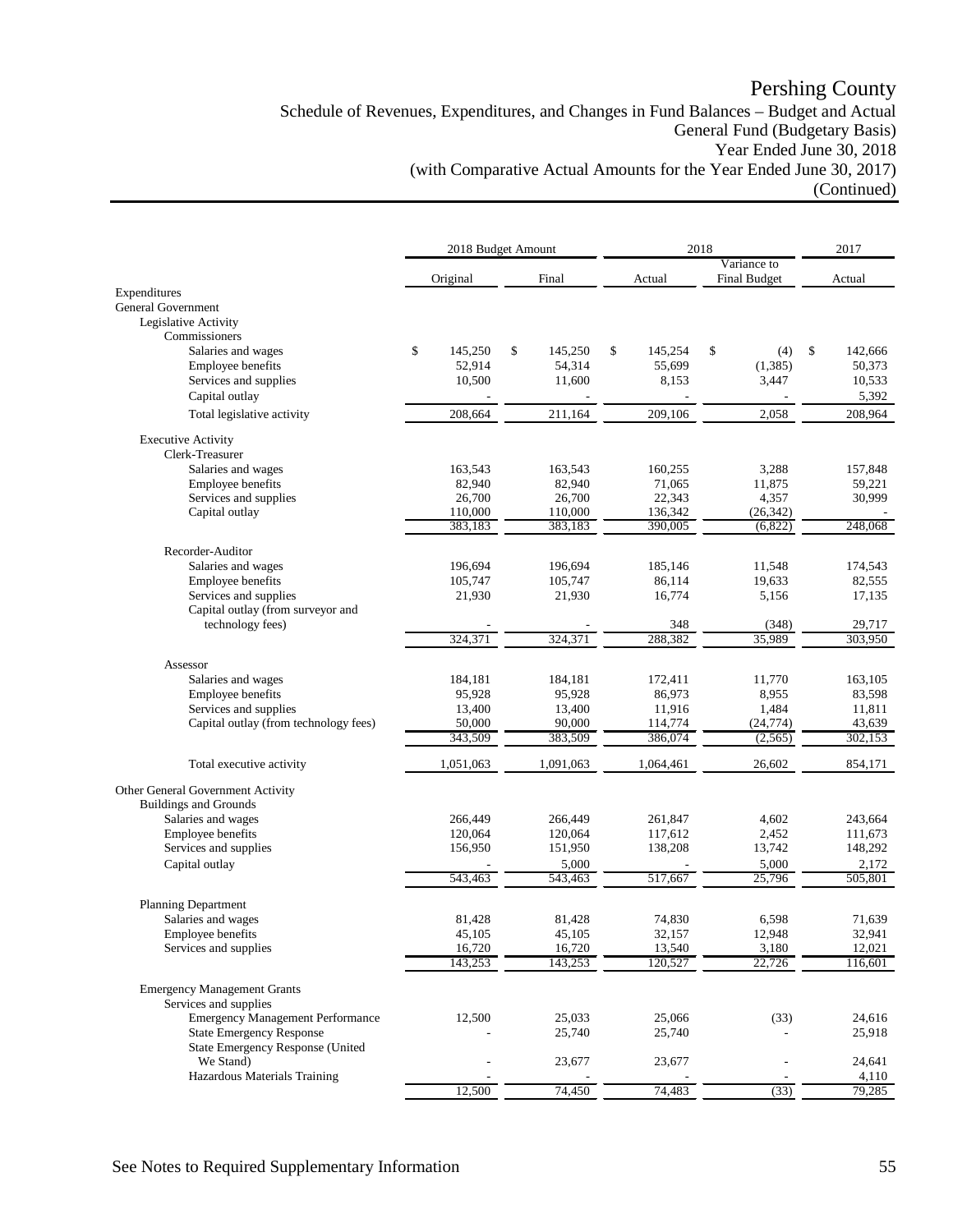# Pershing County

Schedule of Revenues, Expenditures, and Changes in Fund Balances – Budget and Actual
General Fund (Budgetary Basis)
Year Ended June 30, 2018
(with Comparative Actual Amounts for the Year Ended June 30, 2017)
(Continued)

| | 2018 Budget Amount | | 2018 | | 2017 |
|---|---|---|---|---|---|
| | Original | Final | Actual | Variance to Final Budget | Actual |
| Expenditures | | | | | |
| General Government | | | | | |
| Legislative Activity | | | | | |
| Commissioners | | | | | |
| Salaries and wages | $ 145,250 | $ 145,250 | $ 145,254 | $ (4) | $ 142,666 |
| Employee benefits | 52,914 | 54,314 | 55,699 | (1,385) | 50,373 |
| Services and supplies | 10,500 | 11,600 | 8,153 | 3,447 | 10,533 |
| Capital outlay | - | - | - | - | 5,392 |
| Total legislative activity | 208,664 | 211,164 | 209,106 | 2,058 | 208,964 |
| Executive Activity | | | | | |
| Clerk-Treasurer | | | | | |
| Salaries and wages | 163,543 | 163,543 | 160,255 | 3,288 | 157,848 |
| Employee benefits | 82,940 | 82,940 | 71,065 | 11,875 | 59,221 |
| Services and supplies | 26,700 | 26,700 | 22,343 | 4,357 | 30,999 |
| Capital outlay | 110,000 | 110,000 | 136,342 | (26,342) | - |
| | 383,183 | 383,183 | 390,005 | (6,822) | 248,068 |
| Recorder-Auditor | | | | | |
| Salaries and wages | 196,694 | 196,694 | 185,146 | 11,548 | 174,543 |
| Employee benefits | 105,747 | 105,747 | 86,114 | 19,633 | 82,555 |
| Services and supplies | 21,930 | 21,930 | 16,774 | 5,156 | 17,135 |
| Capital outlay (from surveyor and technology fees) | - | - | 348 | (348) | 29,717 |
| | 324,371 | 324,371 | 288,382 | 35,989 | 303,950 |
| Assessor | | | | | |
| Salaries and wages | 184,181 | 184,181 | 172,411 | 11,770 | 163,105 |
| Employee benefits | 95,928 | 95,928 | 86,973 | 8,955 | 83,598 |
| Services and supplies | 13,400 | 13,400 | 11,916 | 1,484 | 11,811 |
| Capital outlay (from technology fees) | 50,000 | 90,000 | 114,774 | (24,774) | 43,639 |
| | 343,509 | 383,509 | 386,074 | (2,565) | 302,153 |
| Total executive activity | 1,051,063 | 1,091,063 | 1,064,461 | 26,602 | 854,171 |
| Other General Government Activity | | | | | |
| Buildings and Grounds | | | | | |
| Salaries and wages | 266,449 | 266,449 | 261,847 | 4,602 | 243,664 |
| Employee benefits | 120,064 | 120,064 | 117,612 | 2,452 | 111,673 |
| Services and supplies | 156,950 | 151,950 | 138,208 | 13,742 | 148,292 |
| Capital outlay | - | 5,000 | - | 5,000 | 2,172 |
| | 543,463 | 543,463 | 517,667 | 25,796 | 505,801 |
| Planning Department | | | | | |
| Salaries and wages | 81,428 | 81,428 | 74,830 | 6,598 | 71,639 |
| Employee benefits | 45,105 | 45,105 | 32,157 | 12,948 | 32,941 |
| Services and supplies | 16,720 | 16,720 | 13,540 | 3,180 | 12,021 |
| | 143,253 | 143,253 | 120,527 | 22,726 | 116,601 |
| Emergency Management Grants | | | | | |
| Services and supplies | | | | | |
| Emergency Management Performance | 12,500 | 25,033 | 25,066 | (33) | 24,616 |
| State Emergency Response | - | 25,740 | 25,740 | - | 25,918 |
| State Emergency Response (United We Stand) | - | 23,677 | 23,677 | - | 24,641 |
| Hazardous Materials Training | - | - | - | - | 4,110 |
| | 12,500 | 74,450 | 74,483 | (33) | 79,285 |

See Notes to Required Supplementary Information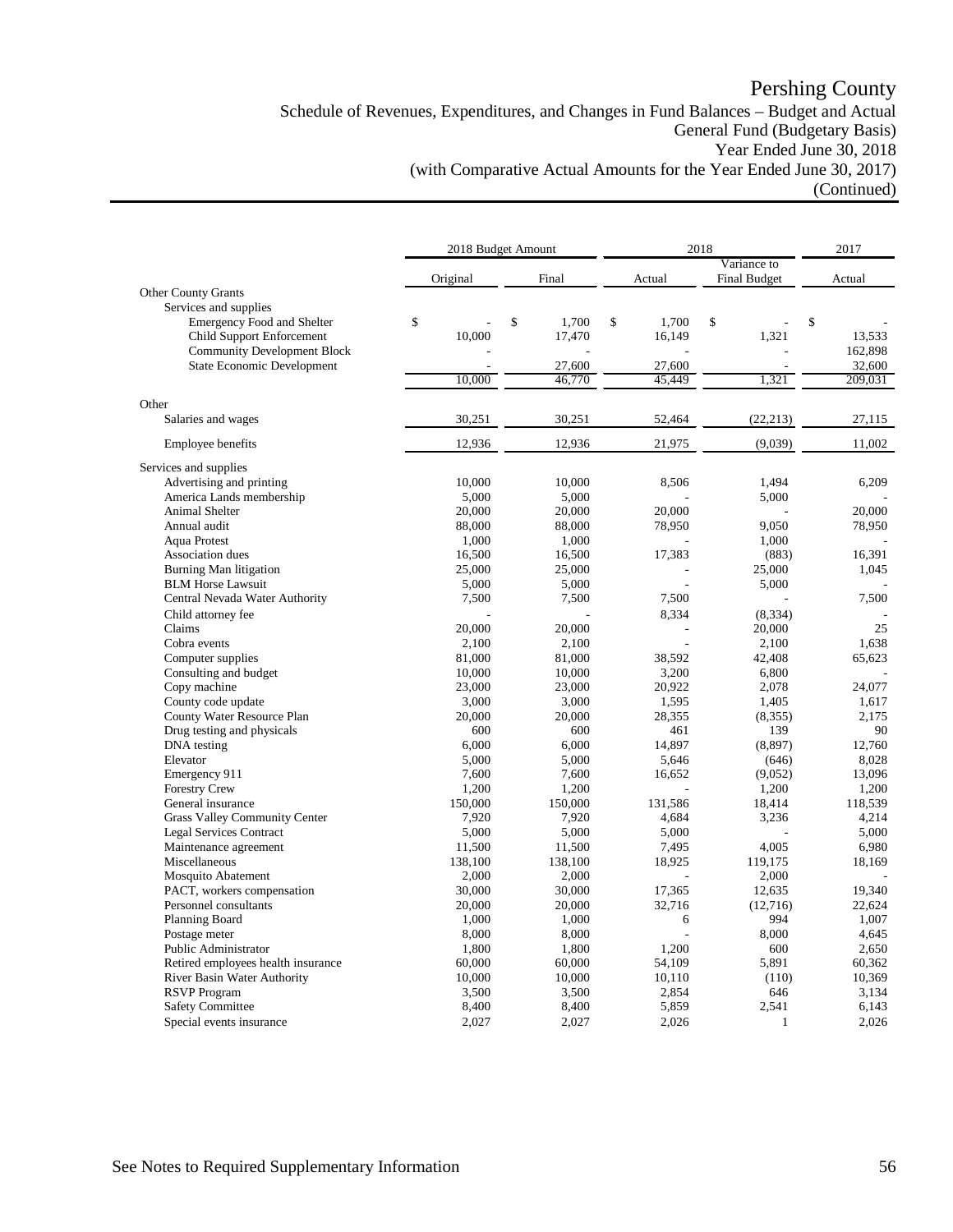# Pershing County

Schedule of Revenues, Expenditures, and Changes in Fund Balances – Budget and Actual
General Fund (Budgetary Basis)
Year Ended June 30, 2018
(with Comparative Actual Amounts for the Year Ended June 30, 2017)
(Continued)

| | 2018 Budget Amount | | 2018 | | 2017 |
|---|---|---|---|---|---|
| | Original | Final | Actual | Variance to Final Budget | Actual |
| Other County Grants | | | | | |
| Services and supplies | | | | | |
| Emergency Food and Shelter | $ - | $ 1,700 | $ 1,700 | $ - | $ - |
| Child Support Enforcement | 10,000 | 17,470 | 16,149 | 1,321 | 13,533 |
| Community Development Block | - | - | - | - | 162,898 |
| State Economic Development | - | 27,600 | 27,600 | - | 32,600 |
| | 10,000 | 46,770 | 45,449 | 1,321 | 209,031 |
| Other | | | | | |
| Salaries and wages | 30,251 | 30,251 | 52,464 | (22,213) | 27,115 |
| Employee benefits | 12,936 | 12,936 | 21,975 | (9,039) | 11,002 |
| Services and supplies | | | | | |
| Advertising and printing | 10,000 | 10,000 | 8,506 | 1,494 | 6,209 |
| America Lands membership | 5,000 | 5,000 | - | 5,000 | - |
| Animal Shelter | 20,000 | 20,000 | 20,000 | - | 20,000 |
| Annual audit | 88,000 | 88,000 | 78,950 | 9,050 | 78,950 |
| Aqua Protest | 1,000 | 1,000 | - | 1,000 | - |
| Association dues | 16,500 | 16,500 | 17,383 | (883) | 16,391 |
| Burning Man litigation | 25,000 | 25,000 | - | 25,000 | 1,045 |
| BLM Horse Lawsuit | 5,000 | 5,000 | - | 5,000 | - |
| Central Nevada Water Authority | 7,500 | 7,500 | 7,500 | - | 7,500 |
| Child attorney fee | - | - | 8,334 | (8,334) | - |
| Claims | 20,000 | 20,000 | - | 20,000 | 25 |
| Cobra events | 2,100 | 2,100 | - | 2,100 | 1,638 |
| Computer supplies | 81,000 | 81,000 | 38,592 | 42,408 | 65,623 |
| Consulting and budget | 10,000 | 10,000 | 3,200 | 6,800 | - |
| Copy machine | 23,000 | 23,000 | 20,922 | 2,078 | 24,077 |
| County code update | 3,000 | 3,000 | 1,595 | 1,405 | 1,617 |
| County Water Resource Plan | 20,000 | 20,000 | 28,355 | (8,355) | 2,175 |
| Drug testing and physicals | 600 | 600 | 461 | 139 | 90 |
| DNA testing | 6,000 | 6,000 | 14,897 | (8,897) | 12,760 |
| Elevator | 5,000 | 5,000 | 5,646 | (646) | 8,028 |
| Emergency 911 | 7,600 | 7,600 | 16,652 | (9,052) | 13,096 |
| Forestry Crew | 1,200 | 1,200 | - | 1,200 | 1,200 |
| General insurance | 150,000 | 150,000 | 131,586 | 18,414 | 118,539 |
| Grass Valley Community Center | 7,920 | 7,920 | 4,684 | 3,236 | 4,214 |
| Legal Services Contract | 5,000 | 5,000 | 5,000 | - | 5,000 |
| Maintenance agreement | 11,500 | 11,500 | 7,495 | 4,005 | 6,980 |
| Miscellaneous | 138,100 | 138,100 | 18,925 | 119,175 | 18,169 |
| Mosquito Abatement | 2,000 | 2,000 | - | 2,000 | - |
| PACT, workers compensation | 30,000 | 30,000 | 17,365 | 12,635 | 19,340 |
| Personnel consultants | 20,000 | 20,000 | 32,716 | (12,716) | 22,624 |
| Planning Board | 1,000 | 1,000 | 6 | 994 | 1,007 |
| Postage meter | 8,000 | 8,000 | - | 8,000 | 4,645 |
| Public Administrator | 1,800 | 1,800 | 1,200 | 600 | 2,650 |
| Retired employees health insurance | 60,000 | 60,000 | 54,109 | 5,891 | 60,362 |
| River Basin Water Authority | 10,000 | 10,000 | 10,110 | (110) | 10,369 |
| RSVP Program | 3,500 | 3,500 | 2,854 | 646 | 3,134 |
| Safety Committee | 8,400 | 8,400 | 5,859 | 2,541 | 6,143 |
| Special events insurance | 2,027 | 2,027 | 2,026 | 1 | 2,026 |

See Notes to Required Supplementary Information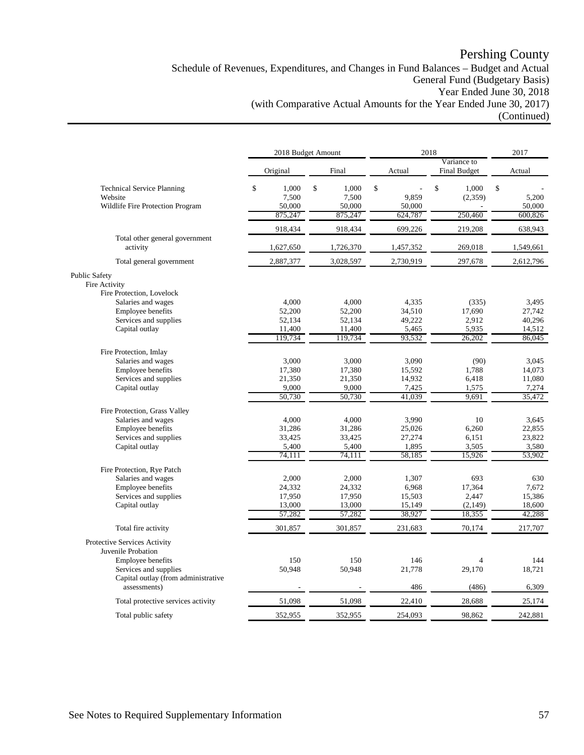# Pershing County

Schedule of Revenues, Expenditures, and Changes in Fund Balances – Budget and Actual
General Fund (Budgetary Basis)
Year Ended June 30, 2018
(with Comparative Actual Amounts for the Year Ended June 30, 2017)
(Continued)

| | 2018 Budget Amount | | 2018 | | 2017 |
|---|---|---|---|---|---|
| | Original | Final | Actual | Variance to Final Budget | Actual |
| Technical Service Planning | $ 1,000 | $ 1,000 | $ - | $ 1,000 | $ - |
| Website | 7,500 | 7,500 | 9,859 | (2,359) | 5,200 |
| Wildlife Fire Protection Program | 50,000 | 50,000 | 50,000 | - | 50,000 |
| | 875,247 | 875,247 | 624,787 | 250,460 | 600,826 |
| | 918,434 | 918,434 | 699,226 | 219,208 | 638,943 |
| Total other general government activity | 1,627,650 | 1,726,370 | 1,457,352 | 269,018 | 1,549,661 |
| Total general government | 2,887,377 | 3,028,597 | 2,730,919 | 297,678 | 2,612,796 |
| Public Safety | | | | | |
| Fire Activity | | | | | |
| Fire Protection, Lovelock | | | | | |
| Salaries and wages | 4,000 | 4,000 | 4,335 | (335) | 3,495 |
| Employee benefits | 52,200 | 52,200 | 34,510 | 17,690 | 27,742 |
| Services and supplies | 52,134 | 52,134 | 49,222 | 2,912 | 40,296 |
| Capital outlay | 11,400 | 11,400 | 5,465 | 5,935 | 14,512 |
| | 119,734 | 119,734 | 93,532 | 26,202 | 86,045 |
| Fire Protection, Imlay | | | | | |
| Salaries and wages | 3,000 | 3,000 | 3,090 | (90) | 3,045 |
| Employee benefits | 17,380 | 17,380 | 15,592 | 1,788 | 14,073 |
| Services and supplies | 21,350 | 21,350 | 14,932 | 6,418 | 11,080 |
| Capital outlay | 9,000 | 9,000 | 7,425 | 1,575 | 7,274 |
| | 50,730 | 50,730 | 41,039 | 9,691 | 35,472 |
| Fire Protection, Grass Valley | | | | | |
| Salaries and wages | 4,000 | 4,000 | 3,990 | 10 | 3,645 |
| Employee benefits | 31,286 | 31,286 | 25,026 | 6,260 | 22,855 |
| Services and supplies | 33,425 | 33,425 | 27,274 | 6,151 | 23,822 |
| Capital outlay | 5,400 | 5,400 | 1,895 | 3,505 | 3,580 |
| | 74,111 | 74,111 | 58,185 | 15,926 | 53,902 |
| Fire Protection, Rye Patch | | | | | |
| Salaries and wages | 2,000 | 2,000 | 1,307 | 693 | 630 |
| Employee benefits | 24,332 | 24,332 | 6,968 | 17,364 | 7,672 |
| Services and supplies | 17,950 | 17,950 | 15,503 | 2,447 | 15,386 |
| Capital outlay | 13,000 | 13,000 | 15,149 | (2,149) | 18,600 |
| | 57,282 | 57,282 | 38,927 | 18,355 | 42,288 |
| Total fire activity | 301,857 | 301,857 | 231,683 | 70,174 | 217,707 |
| Protective Services Activity | | | | | |
| Juvenile Probation | | | | | |
| Employee benefits | 150 | 150 | 146 | 4 | 144 |
| Services and supplies | 50,948 | 50,948 | 21,778 | 29,170 | 18,721 |
| Capital outlay (from administrative assessments) | - | - | 486 | (486) | 6,309 |
| Total protective services activity | 51,098 | 51,098 | 22,410 | 28,688 | 25,174 |
| Total public safety | 352,955 | 352,955 | 254,093 | 98,862 | 242,881 |

See Notes to Required Supplementary Information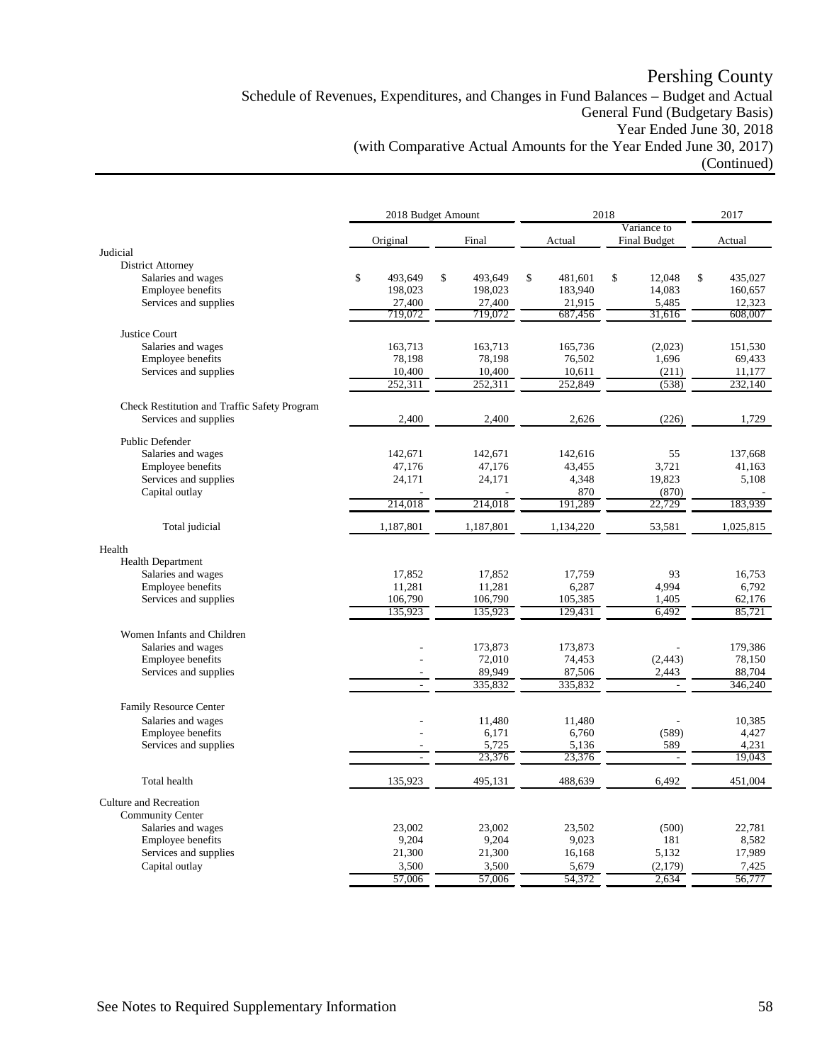# Pershing County

Schedule of Revenues, Expenditures, and Changes in Fund Balances – Budget and Actual
General Fund (Budgetary Basis)
Year Ended June 30, 2018
(with Comparative Actual Amounts for the Year Ended June 30, 2017)
(Continued)

| | 2018 Budget Amount | | 2018 | | 2017 |
|---|---|---|---|---|---|
| | Original | Final | Actual | Variance to Final Budget | Actual |
| **Judicial** | | | | | |
| District Attorney | | | | | |
| Salaries and wages | $ 493,649 | $ 493,649 | $ 481,601 | $ 12,048 | $ 435,027 |
| Employee benefits | 198,023 | 198,023 | 183,940 | 14,083 | 160,657 |
| Services and supplies | 27,400 | 27,400 | 21,915 | 5,485 | 12,323 |
| | 719,072 | 719,072 | 687,456 | 31,616 | 608,007 |
| Justice Court | | | | | |
| Salaries and wages | 163,713 | 163,713 | 165,736 | (2,023) | 151,530 |
| Employee benefits | 78,198 | 78,198 | 76,502 | 1,696 | 69,433 |
| Services and supplies | 10,400 | 10,400 | 10,611 | (211) | 11,177 |
| | 252,311 | 252,311 | 252,849 | (538) | 232,140 |
| Check Restitution and Traffic Safety Program | | | | | |
| Services and supplies | 2,400 | 2,400 | 2,626 | (226) | 1,729 |
| Public Defender | | | | | |
| Salaries and wages | 142,671 | 142,671 | 142,616 | 55 | 137,668 |
| Employee benefits | 47,176 | 47,176 | 43,455 | 3,721 | 41,163 |
| Services and supplies | 24,171 | 24,171 | 4,348 | 19,823 | 5,108 |
| Capital outlay | - | - | 870 | (870) | - |
| | 214,018 | 214,018 | 191,289 | 22,729 | 183,939 |
| Total judicial | 1,187,801 | 1,187,801 | 1,134,220 | 53,581 | 1,025,815 |
| **Health** | | | | | |
| Health Department | | | | | |
| Salaries and wages | 17,852 | 17,852 | 17,759 | 93 | 16,753 |
| Employee benefits | 11,281 | 11,281 | 6,287 | 4,994 | 6,792 |
| Services and supplies | 106,790 | 106,790 | 105,385 | 1,405 | 62,176 |
| | 135,923 | 135,923 | 129,431 | 6,492 | 85,721 |
| Women Infants and Children | | | | | |
| Salaries and wages | - | 173,873 | 173,873 | - | 179,386 |
| Employee benefits | - | 72,010 | 74,453 | (2,443) | 78,150 |
| Services and supplies | - | 89,949 | 87,506 | 2,443 | 88,704 |
| | - | 335,832 | 335,832 | - | 346,240 |
| Family Resource Center | | | | | |
| Salaries and wages | - | 11,480 | 11,480 | - | 10,385 |
| Employee benefits | - | 6,171 | 6,760 | (589) | 4,427 |
| Services and supplies | - | 5,725 | 5,136 | 589 | 4,231 |
| | - | 23,376 | 23,376 | - | 19,043 |
| Total health | 135,923 | 495,131 | 488,639 | 6,492 | 451,004 |
| **Culture and Recreation** | | | | | |
| Community Center | | | | | |
| Salaries and wages | 23,002 | 23,002 | 23,502 | (500) | 22,781 |
| Employee benefits | 9,204 | 9,204 | 9,023 | 181 | 8,582 |
| Services and supplies | 21,300 | 21,300 | 16,168 | 5,132 | 17,989 |
| Capital outlay | 3,500 | 3,500 | 5,679 | (2,179) | 7,425 |
| | 57,006 | 57,006 | 54,372 | 2,634 | 56,777 |

See Notes to Required Supplementary Information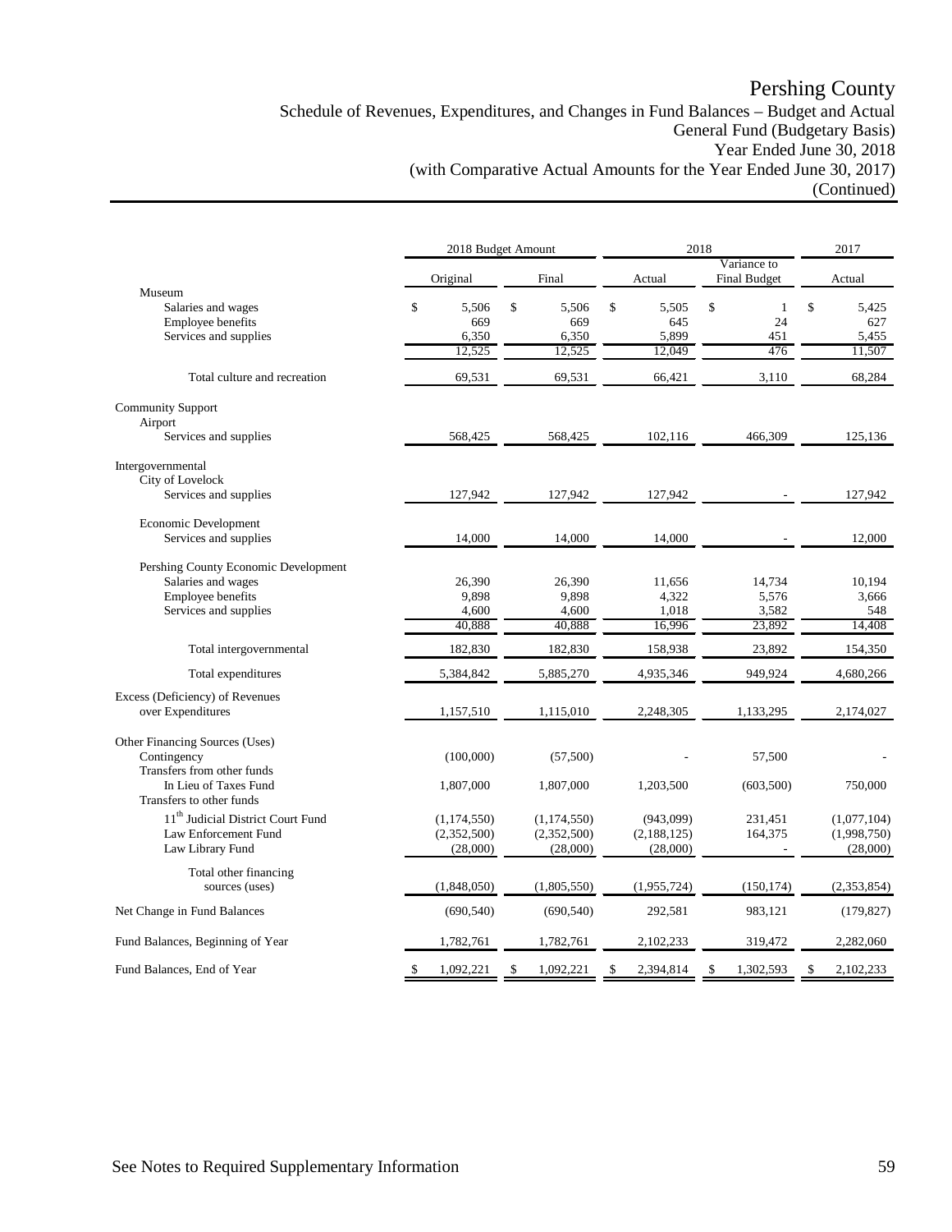# Pershing County

Schedule of Revenues, Expenditures, and Changes in Fund Balances – Budget and Actual
General Fund (Budgetary Basis)
Year Ended June 30, 2018
(with Comparative Actual Amounts for the Year Ended June 30, 2017)
(Continued)

| | 2018 Budget Amount | | 2018 | | 2017 |
|---|---|---|---|---|---|
| | Original | Final | Actual | Variance to Final Budget | Actual |
| Museum | | | | | |
| Salaries and wages | $ 5,506 | $ 5,506 | $ 5,505 | $ 1 | $ 5,425 |
| Employee benefits | 669 | 669 | 645 | 24 | 627 |
| Services and supplies | 6,350 | 6,350 | 5,899 | 451 | 5,455 |
| | 12,525 | 12,525 | 12,049 | 476 | 11,507 |
| Total culture and recreation | 69,531 | 69,531 | 66,421 | 3,110 | 68,284 |
| Community Support | | | | | |
| Airport | | | | | |
| Services and supplies | 568,425 | 568,425 | 102,116 | 466,309 | 125,136 |
| Intergovernmental | | | | | |
| City of Lovelock | | | | | |
| Services and supplies | 127,942 | 127,942 | 127,942 | - | 127,942 |
| Economic Development | | | | | |
| Services and supplies | 14,000 | 14,000 | 14,000 | - | 12,000 |
| Pershing County Economic Development | | | | | |
| Salaries and wages | 26,390 | 26,390 | 11,656 | 14,734 | 10,194 |
| Employee benefits | 9,898 | 9,898 | 4,322 | 5,576 | 3,666 |
| Services and supplies | 4,600 | 4,600 | 1,018 | 3,582 | 548 |
| | 40,888 | 40,888 | 16,996 | 23,892 | 14,408 |
| Total intergovernmental | 182,830 | 182,830 | 158,938 | 23,892 | 154,350 |
| Total expenditures | 5,384,842 | 5,885,270 | 4,935,346 | 949,924 | 4,680,266 |
| Excess (Deficiency) of Revenues over Expenditures | 1,157,510 | 1,115,010 | 2,248,305 | 1,133,295 | 2,174,027 |
| Other Financing Sources (Uses) | | | | | |
| Contingency | (100,000) | (57,500) | - | 57,500 | - |
| Transfers from other funds | | | | | |
| In Lieu of Taxes Fund | 1,807,000 | 1,807,000 | 1,203,500 | (603,500) | 750,000 |
| Transfers to other funds | | | | | |
| 11th Judicial District Court Fund | (1,174,550) | (1,174,550) | (943,099) | 231,451 | (1,077,104) |
| Law Enforcement Fund | (2,352,500) | (2,352,500) | (2,188,125) | 164,375 | (1,998,750) |
| Law Library Fund | (28,000) | (28,000) | (28,000) | - | (28,000) |
| Total other financing sources (uses) | (1,848,050) | (1,805,550) | (1,955,724) | (150,174) | (2,353,854) |
| Net Change in Fund Balances | (690,540) | (690,540) | 292,581 | 983,121 | (179,827) |
| Fund Balances, Beginning of Year | 1,782,761 | 1,782,761 | 2,102,233 | 319,472 | 2,282,060 |
| Fund Balances, End of Year | $ 1,092,221 | $ 1,092,221 | $ 2,394,814 | $ 1,302,593 | $ 2,102,233 |

See Notes to Required Supplementary Information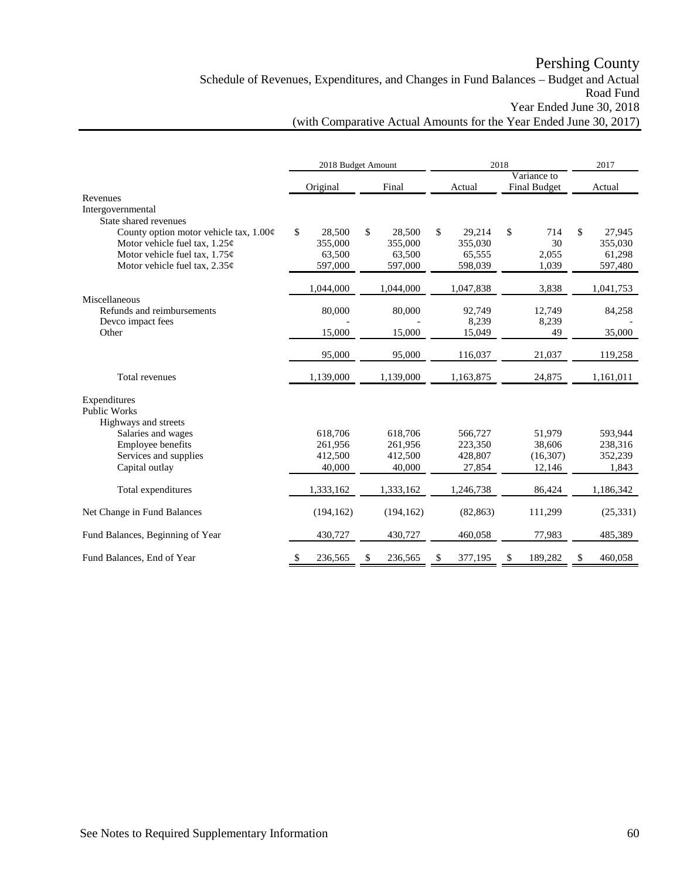# Pershing County

## Schedule of Revenues, Expenditures, and Changes in Fund Balances – Budget and Actual

### Road Fund

### Year Ended June 30, 2018

### (with Comparative Actual Amounts for the Year Ended June 30, 2017)

| | 2018 Budget Amount | | 2018 | | 2017 |
|---|---|---|---|---|---|
| | Original | Final | Actual | Variance to Final Budget | Actual |
| Revenues | | | | | |
| Intergovernmental | | | | | |
| State shared revenues | | | | | |
| County option motor vehicle tax, 1.00¢ | $ 28,500 | $ 28,500 | $ 29,214 | $ 714 | $ 27,945 |
| Motor vehicle fuel tax, 1.25¢ | 355,000 | 355,000 | 355,030 | 30 | 355,030 |
| Motor vehicle fuel tax, 1.75¢ | 63,500 | 63,500 | 65,555 | 2,055 | 61,298 |
| Motor vehicle fuel tax, 2.35¢ | 597,000 | 597,000 | 598,039 | 1,039 | 597,480 |
| | 1,044,000 | 1,044,000 | 1,047,838 | 3,838 | 1,041,753 |
| Miscellaneous | | | | | |
| Refunds and reimbursements | 80,000 | 80,000 | 92,749 | 12,749 | 84,258 |
| Devco impact fees | - | - | 8,239 | 8,239 | - |
| Other | 15,000 | 15,000 | 15,049 | 49 | 35,000 |
| | 95,000 | 95,000 | 116,037 | 21,037 | 119,258 |
| Total revenues | 1,139,000 | 1,139,000 | 1,163,875 | 24,875 | 1,161,011 |
| Expenditures | | | | | |
| Public Works | | | | | |
| Highways and streets | | | | | |
| Salaries and wages | 618,706 | 618,706 | 566,727 | 51,979 | 593,944 |
| Employee benefits | 261,956 | 261,956 | 223,350 | 38,606 | 238,316 |
| Services and supplies | 412,500 | 412,500 | 428,807 | (16,307) | 352,239 |
| Capital outlay | 40,000 | 40,000 | 27,854 | 12,146 | 1,843 |
| Total expenditures | 1,333,162 | 1,333,162 | 1,246,738 | 86,424 | 1,186,342 |
| Net Change in Fund Balances | (194,162) | (194,162) | (82,863) | 111,299 | (25,331) |
| Fund Balances, Beginning of Year | 430,727 | 430,727 | 460,058 | 77,983 | 485,389 |
| Fund Balances, End of Year | $ 236,565 | $ 236,565 | $ 377,195 | $ 189,282 | $ 460,058 |

See Notes to Required Supplementary Information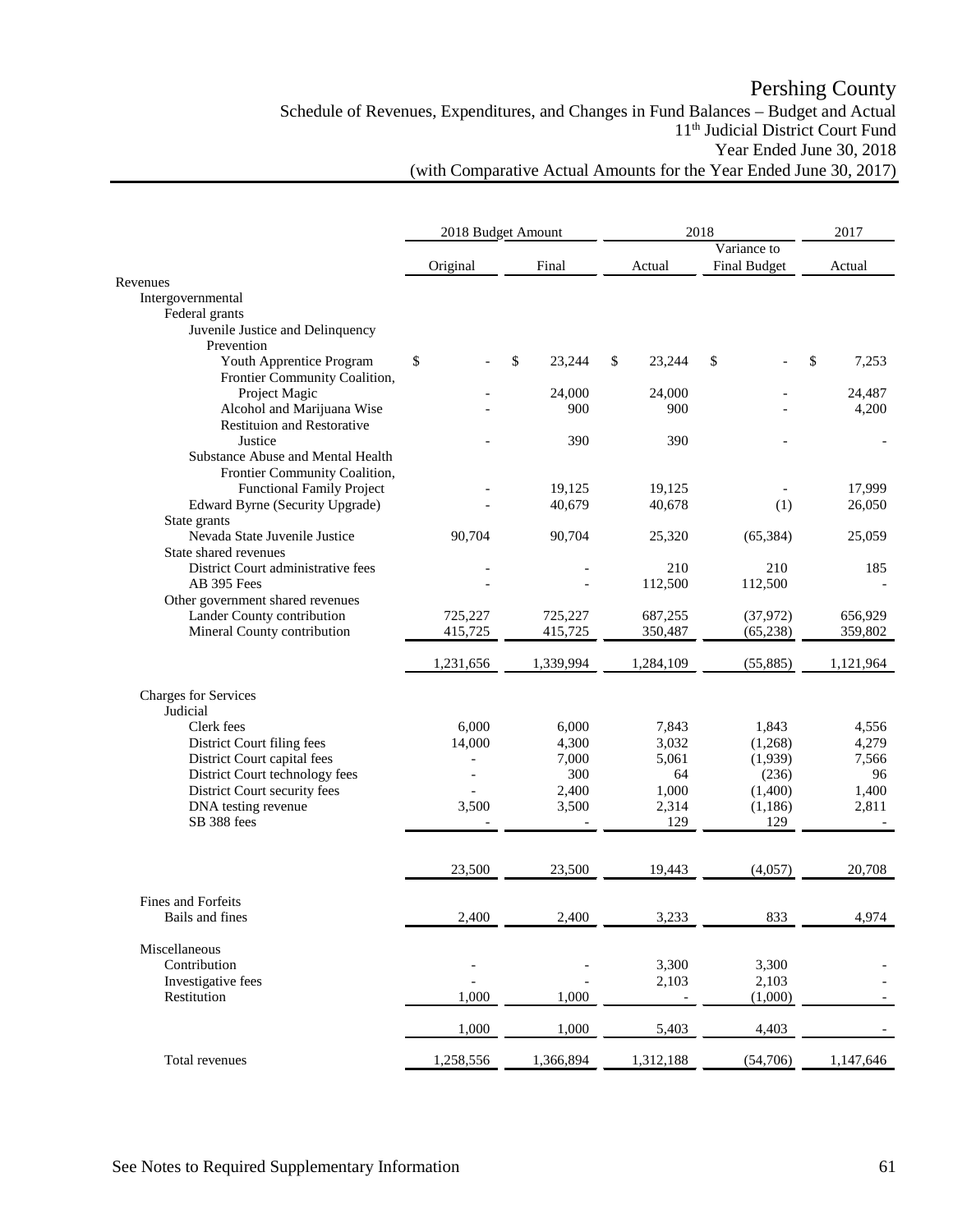# Pershing County

## Schedule of Revenues, Expenditures, and Changes in Fund Balances – Budget and Actual
## 11th Judicial District Court Fund
## Year Ended June 30, 2018
## (with Comparative Actual Amounts for the Year Ended June 30, 2017)

| | 2018 Budget Amount | | 2018 | | 2017 |
|---|---|---|---|---|---|
| | Original | Final | Actual | Variance to Final Budget | Actual |
| Revenues | | | | | |
| Intergovernmental | | | | | |
| Federal grants | | | | | |
| Juvenile Justice and Delinquency Prevention | | | | | |
| Youth Apprentice Program | $ - | $ 23,244 | $ 23,244 | $ - | $ 7,253 |
| Frontier Community Coalition, Project Magic | - | 24,000 | 24,000 | - | 24,487 |
| Alcohol and Marijuana Wise | - | 900 | 900 | - | 4,200 |
| Restituion and Restorative Justice | - | 390 | 390 | - | - |
| Substance Abuse and Mental Health | | | | | |
| Frontier Community Coalition, Functional Family Project | - | 19,125 | 19,125 | - | 17,999 |
| Edward Byrne (Security Upgrade) | - | 40,679 | 40,678 | (1) | 26,050 |
| State grants | | | | | |
| Nevada State Juvenile Justice | 90,704 | 90,704 | 25,320 | (65,384) | 25,059 |
| State shared revenues | | | | | |
| District Court administrative fees | - | - | 210 | 210 | 185 |
| AB 395 Fees | - | - | 112,500 | 112,500 | - |
| Other government shared revenues | | | | | |
| Lander County contribution | 725,227 | 725,227 | 687,255 | (37,972) | 656,929 |
| Mineral County contribution | 415,725 | 415,725 | 350,487 | (65,238) | 359,802 |
| | 1,231,656 | 1,339,994 | 1,284,109 | (55,885) | 1,121,964 |
| Charges for Services | | | | | |
| Judicial | | | | | |
| Clerk fees | 6,000 | 6,000 | 7,843 | 1,843 | 4,556 |
| District Court filing fees | 14,000 | 4,300 | 3,032 | (1,268) | 4,279 |
| District Court capital fees | - | 7,000 | 5,061 | (1,939) | 7,566 |
| District Court technology fees | - | 300 | 64 | (236) | 96 |
| District Court security fees | - | 2,400 | 1,000 | (1,400) | 1,400 |
| DNA testing revenue | 3,500 | 3,500 | 2,314 | (1,186) | 2,811 |
| SB 388 fees | - | - | 129 | 129 | - |
| | 23,500 | 23,500 | 19,443 | (4,057) | 20,708 |
| Fines and Forfeits | | | | | |
| Bails and fines | 2,400 | 2,400 | 3,233 | 833 | 4,974 |
| Miscellaneous | | | | | |
| Contribution | - | - | 3,300 | 3,300 | - |
| Investigative fees | - | - | 2,103 | 2,103 | - |
| Restitution | 1,000 | 1,000 | - | (1,000) | - |
| | 1,000 | 1,000 | 5,403 | 4,403 | - |
| Total revenues | 1,258,556 | 1,366,894 | 1,312,188 | (54,706) | 1,147,646 |

See Notes to Required Supplementary Information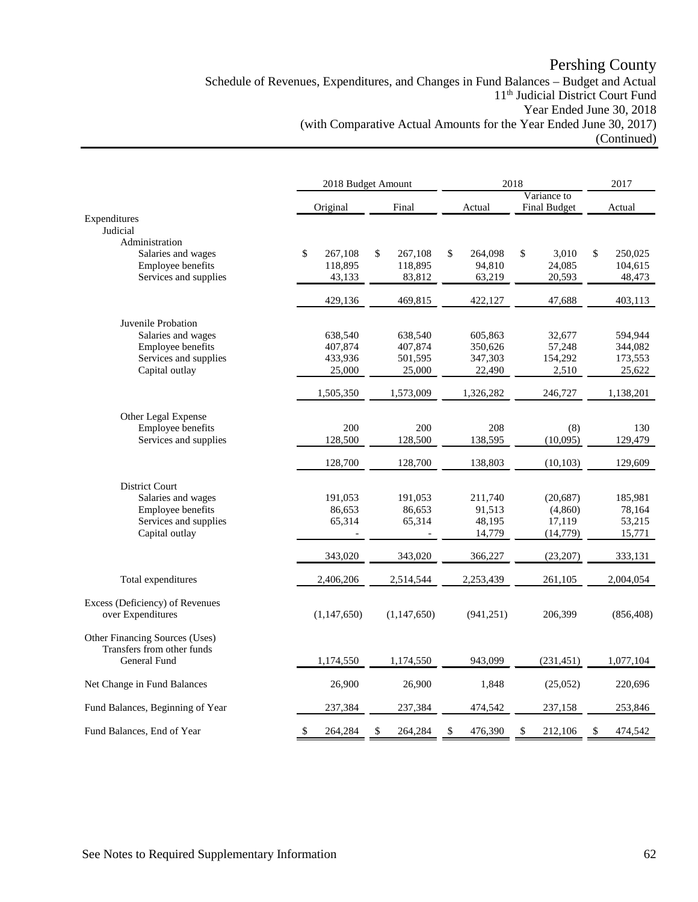# Pershing County

Schedule of Revenues, Expenditures, and Changes in Fund Balances – Budget and Actual
11th Judicial District Court Fund
Year Ended June 30, 2018
(with Comparative Actual Amounts for the Year Ended June 30, 2017)
(Continued)

| | 2018 Budget Amount | | 2018 | | 2017 |
|---|---|---|---|---|---|
| | Original | Final | Actual | Variance to Final Budget | Actual |
| **Expenditures** | | | | | |
| Judicial | | | | | |
| Administration | | | | | |
| Salaries and wages | $ 267,108 | $ 267,108 | $ 264,098 | $ 3,010 | $ 250,025 |
| Employee benefits | 118,895 | 118,895 | 94,810 | 24,085 | 104,615 |
| Services and supplies | 43,133 | 83,812 | 63,219 | 20,593 | 48,473 |
| | 429,136 | 469,815 | 422,127 | 47,688 | 403,113 |
| Juvenile Probation | | | | | |
| Salaries and wages | 638,540 | 638,540 | 605,863 | 32,677 | 594,944 |
| Employee benefits | 407,874 | 407,874 | 350,626 | 57,248 | 344,082 |
| Services and supplies | 433,936 | 501,595 | 347,303 | 154,292 | 173,553 |
| Capital outlay | 25,000 | 25,000 | 22,490 | 2,510 | 25,622 |
| | 1,505,350 | 1,573,009 | 1,326,282 | 246,727 | 1,138,201 |
| Other Legal Expense | | | | | |
| Employee benefits | 200 | 200 | 208 | (8) | 130 |
| Services and supplies | 128,500 | 128,500 | 138,595 | (10,095) | 129,479 |
| | 128,700 | 128,700 | 138,803 | (10,103) | 129,609 |
| District Court | | | | | |
| Salaries and wages | 191,053 | 191,053 | 211,740 | (20,687) | 185,981 |
| Employee benefits | 86,653 | 86,653 | 91,513 | (4,860) | 78,164 |
| Services and supplies | 65,314 | 65,314 | 48,195 | 17,119 | 53,215 |
| Capital outlay | - | - | 14,779 | (14,779) | 15,771 |
| | 343,020 | 343,020 | 366,227 | (23,207) | 333,131 |
| Total expenditures | 2,406,206 | 2,514,544 | 2,253,439 | 261,105 | 2,004,054 |
| Excess (Deficiency) of Revenues over Expenditures | (1,147,650) | (1,147,650) | (941,251) | 206,399 | (856,408) |
| Other Financing Sources (Uses) | | | | | |
| Transfers from other funds | | | | | |
| General Fund | 1,174,550 | 1,174,550 | 943,099 | (231,451) | 1,077,104 |
| Net Change in Fund Balances | 26,900 | 26,900 | 1,848 | (25,052) | 220,696 |
| Fund Balances, Beginning of Year | 237,384 | 237,384 | 474,542 | 237,158 | 253,846 |
| Fund Balances, End of Year | $ 264,284 | $ 264,284 | $ 476,390 | $ 212,106 | $ 474,542 |

See Notes to Required Supplementary Information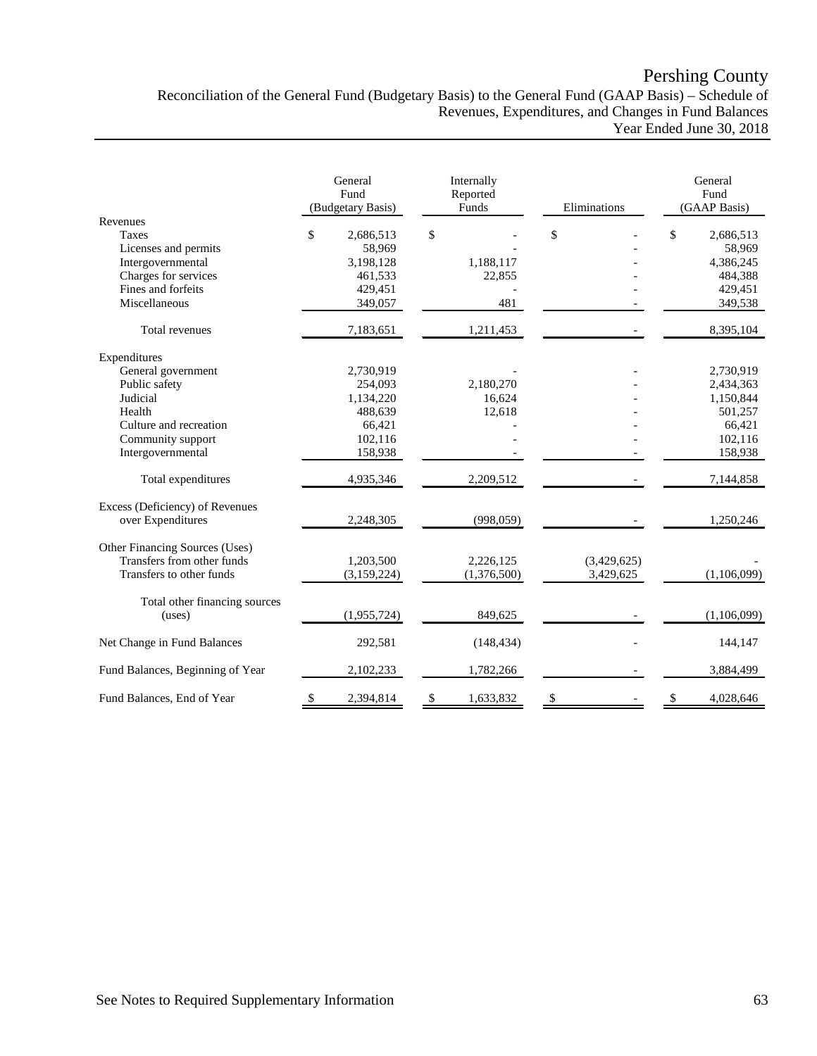# Pershing County

## Reconciliation of the General Fund (Budgetary Basis) to the General Fund (GAAP Basis) – Schedule of Revenues, Expenditures, and Changes in Fund Balances

### Year Ended June 30, 2018

| | General Fund (Budgetary Basis) | Internally Reported Funds | Eliminations | General Fund (GAAP Basis) |
|---|---|---|---|---|
| **Revenues** | | | | |
| Taxes | $ 2,686,513 | $ - | $ - | $ 2,686,513 |
| Licenses and permits | 58,969 | - | - | 58,969 |
| Intergovernmental | 3,198,128 | 1,188,117 | - | 4,386,245 |
| Charges for services | 461,533 | 22,855 | - | 484,388 |
| Fines and forfeits | 429,451 | - | - | 429,451 |
| Miscellaneous | 349,057 | 481 | - | 349,538 |
| Total revenues | 7,183,651 | 1,211,453 | - | 8,395,104 |
| **Expenditures** | | | | |
| General government | 2,730,919 | - | - | 2,730,919 |
| Public safety | 254,093 | 2,180,270 | - | 2,434,363 |
| Judicial | 1,134,220 | 16,624 | - | 1,150,844 |
| Health | 488,639 | 12,618 | - | 501,257 |
| Culture and recreation | 66,421 | - | - | 66,421 |
| Community support | 102,116 | - | - | 102,116 |
| Intergovernmental | 158,938 | - | - | 158,938 |
| Total expenditures | 4,935,346 | 2,209,512 | - | 7,144,858 |
| Excess (Deficiency) of Revenues over Expenditures | 2,248,305 | (998,059) | - | 1,250,246 |
| **Other Financing Sources (Uses)** | | | | |
| Transfers from other funds | 1,203,500 | 2,226,125 | (3,429,625) | - |
| Transfers to other funds | (3,159,224) | (1,376,500) | 3,429,625 | (1,106,099) |
| Total other financing sources (uses) | (1,955,724) | 849,625 | - | (1,106,099) |
| Net Change in Fund Balances | 292,581 | (148,434) | - | 144,147 |
| Fund Balances, Beginning of Year | 2,102,233 | 1,782,266 | - | 3,884,499 |
| Fund Balances, End of Year | $ 2,394,814 | $ 1,633,832 | $ - | $ 4,028,646 |

See Notes to Required Supplementary Information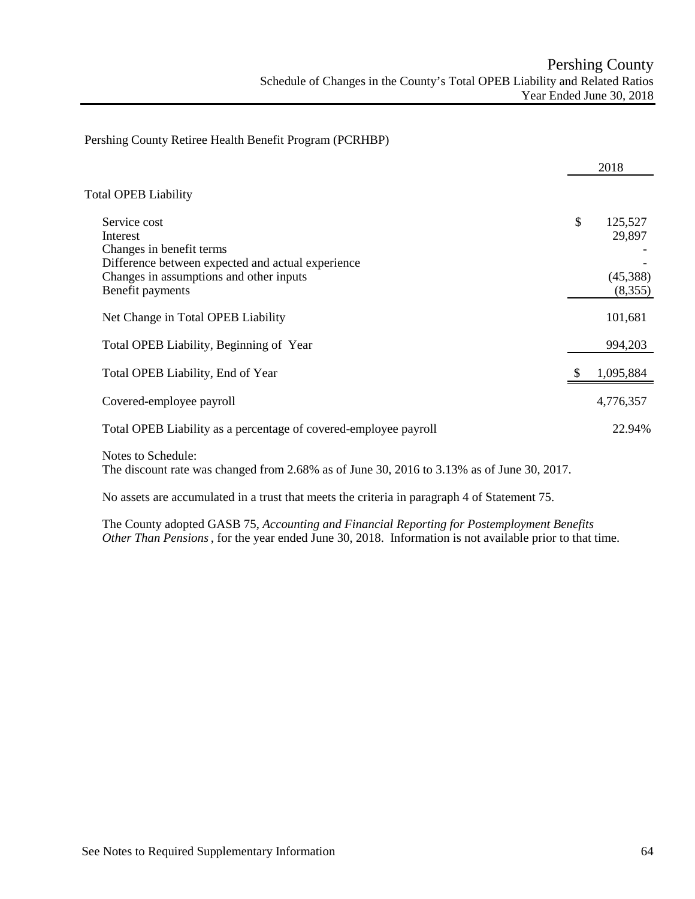# Pershing County

## Schedule of Changes in the County's Total OPEB Liability and Related Ratios

### Year Ended June 30, 2018

Pershing County Retiree Health Benefit Program (PCRHBP)

| | 2018 |
|---|---|
| **Total OPEB Liability** | |
| Service cost | $ 125,527 |
| Interest | 29,897 |
| Changes in benefit terms | - |
| Difference between expected and actual experience | - |
| Changes in assumptions and other inputs | (45,388) |
| Benefit payments | (8,355) |
| Net Change in Total OPEB Liability | 101,681 |
| Total OPEB Liability, Beginning of Year | 994,203 |
| Total OPEB Liability, End of Year | $ 1,095,884 |
| Covered-employee payroll | 4,776,357 |
| Total OPEB Liability as a percentage of covered-employee payroll | 22.94% |

Notes to Schedule:
The discount rate was changed from 2.68% as of June 30, 2016 to 3.13% as of June 30, 2017.

No assets are accumulated in a trust that meets the criteria in paragraph 4 of Statement 75.

The County adopted GASB 75, *Accounting and Financial Reporting for Postemployment Benefits Other Than Pensions*, for the year ended June 30, 2018. Information is not available prior to that time.

See Notes to Required Supplementary Information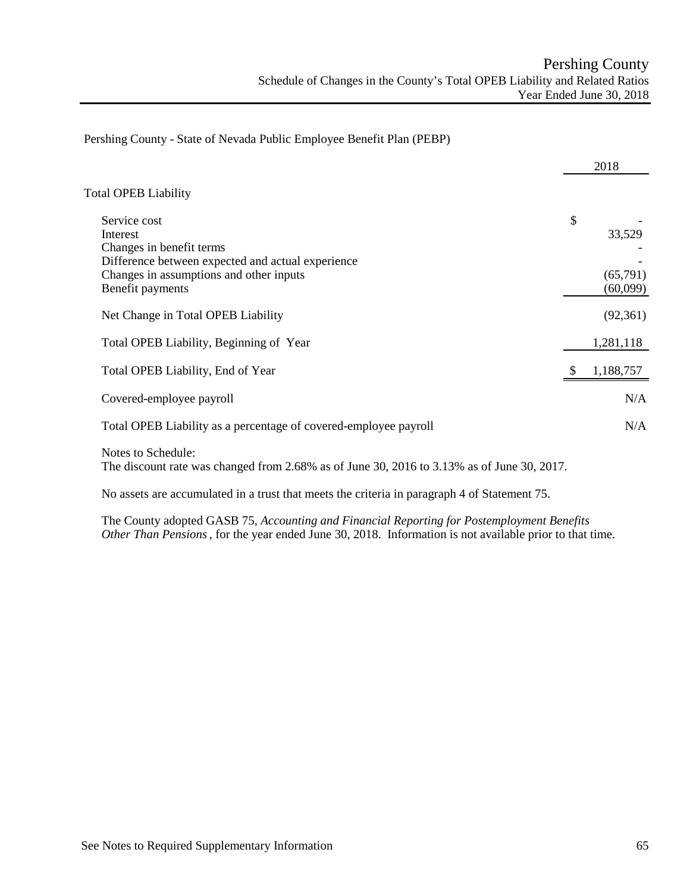# Pershing County

## Schedule of Changes in the County's Total OPEB Liability and Related Ratios

### Year Ended June 30, 2018

Pershing County - State of Nevada Public Employee Benefit Plan (PEBP)

| | 2018 |
|---|---|
| **Total OPEB Liability** | |
| Service cost | $ - |
| Interest | 33,529 |
| Changes in benefit terms | - |
| Difference between expected and actual experience | - |
| Changes in assumptions and other inputs | (65,791) |
| Benefit payments | (60,099) |
| Net Change in Total OPEB Liability | (92,361) |
| Total OPEB Liability, Beginning of Year | 1,281,118 |
| Total OPEB Liability, End of Year | $ 1,188,757 |
| Covered-employee payroll | N/A |
| Total OPEB Liability as a percentage of covered-employee payroll | N/A |

Notes to Schedule:
The discount rate was changed from 2.68% as of June 30, 2016 to 3.13% as of June 30, 2017.

No assets are accumulated in a trust that meets the criteria in paragraph 4 of Statement 75.

The County adopted GASB 75, *Accounting and Financial Reporting for Postemployment Benefits Other Than Pensions*, for the year ended June 30, 2018. Information is not available prior to that time.

See Notes to Required Supplementary Information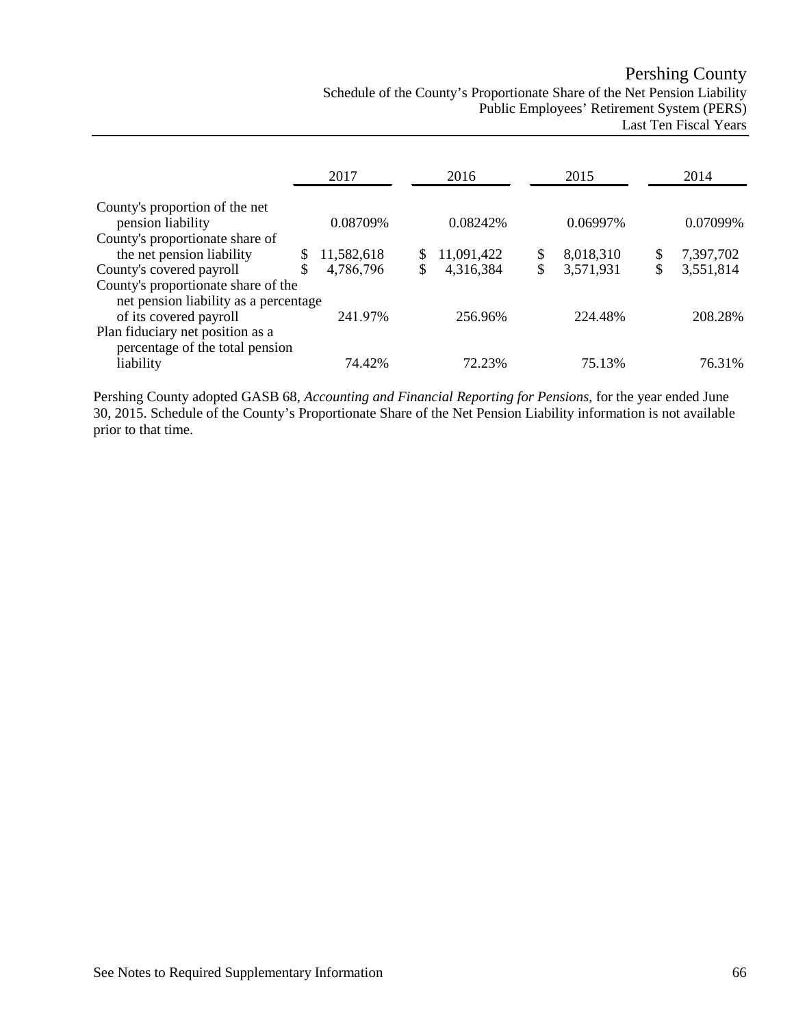# Pershing County

## Schedule of the County's Proportionate Share of the Net Pension Liability
### Public Employees' Retirement System (PERS)
### Last Ten Fiscal Years

| | 2017 | 2016 | 2015 | 2014 |
|---|---|---|---|---|
| County's proportion of the net pension liability | 0.08709% | 0.08242% | 0.06997% | 0.07099% |
| County's proportionate share of the net pension liability | $ 11,582,618 | $ 11,091,422 | $ 8,018,310 | $ 7,397,702 |
| County's covered payroll | $ 4,786,796 | $ 4,316,384 | $ 3,571,931 | $ 3,551,814 |
| County's proportionate share of the net pension liability as a percentage of its covered payroll | 241.97% | 256.96% | 224.48% | 208.28% |
| Plan fiduciary net position as a percentage of the total pension liability | 74.42% | 72.23% | 75.13% | 76.31% |

Pershing County adopted GASB 68, *Accounting and Financial Reporting for Pensions*, for the year ended June 30, 2015. Schedule of the County's Proportionate Share of the Net Pension Liability information is not available prior to that time.

See Notes to Required Supplementary Information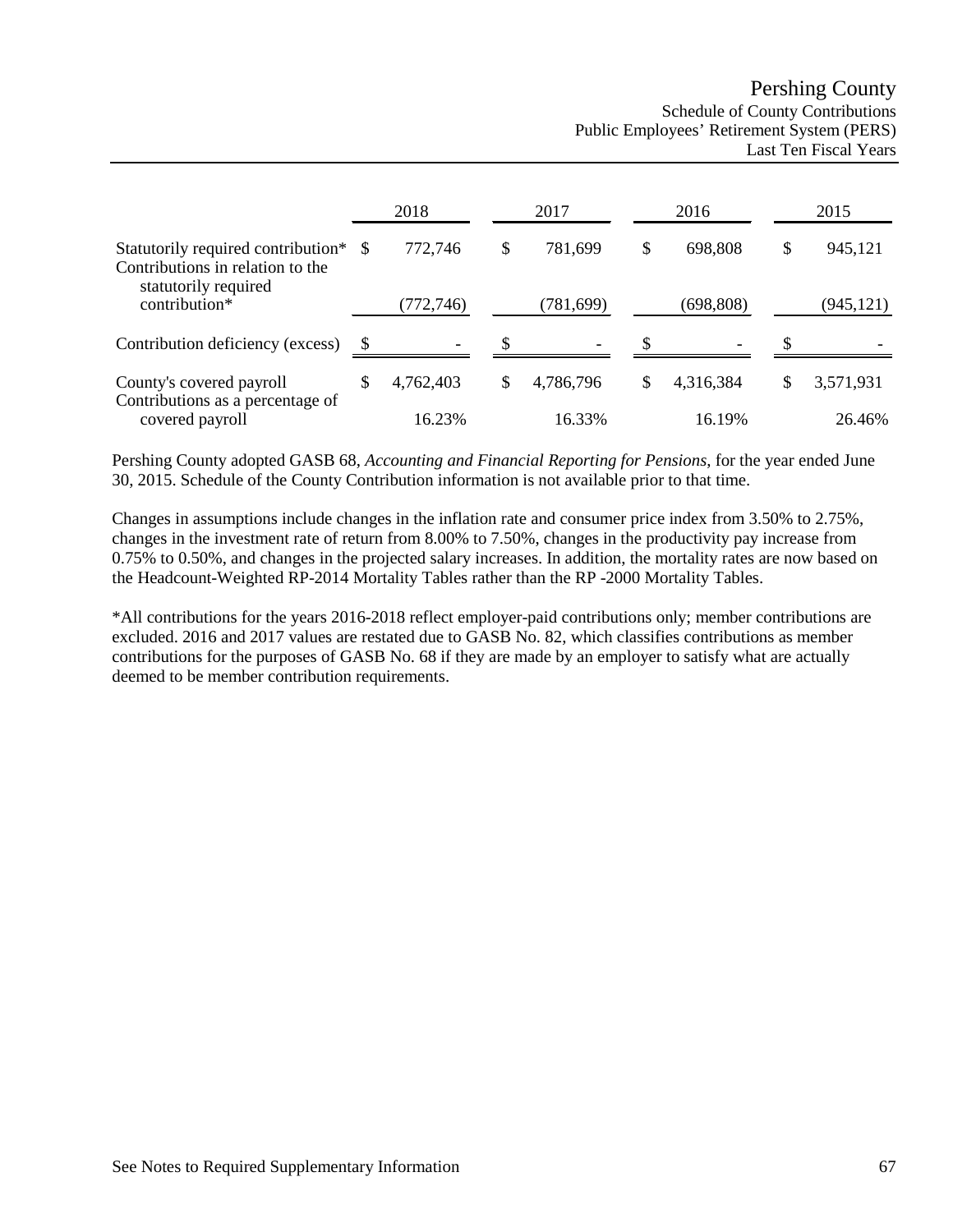# Pershing County

## Schedule of County Contributions
## Public Employees' Retirement System (PERS)
## Last Ten Fiscal Years

| | 2018 | 2017 | 2016 | 2015 |
|---|---|---|---|---|
| Statutorily required contribution* | $ 772,746 | $ 781,699 | $ 698,808 | $ 945,121 |
| Contributions in relation to the statutorily required contribution* | (772,746) | (781,699) | (698,808) | (945,121) |
| Contribution deficiency (excess) | $ - | $ - | $ - | $ - |
| County's covered payroll | $ 4,762,403 | $ 4,786,796 | $ 4,316,384 | $ 3,571,931 |
| Contributions as a percentage of covered payroll | 16.23% | 16.33% | 16.19% | 26.46% |

Pershing County adopted GASB 68, *Accounting and Financial Reporting for Pensions*, for the year ended June 30, 2015. Schedule of the County Contribution information is not available prior to that time.

Changes in assumptions include changes in the inflation rate and consumer price index from 3.50% to 2.75%, changes in the investment rate of return from 8.00% to 7.50%, changes in the productivity pay increase from 0.75% to 0.50%, and changes in the projected salary increases. In addition, the mortality rates are now based on the Headcount-Weighted RP-2014 Mortality Tables rather than the RP -2000 Mortality Tables.

*All contributions for the years 2016-2018 reflect employer-paid contributions only; member contributions are excluded. 2016 and 2017 values are restated due to GASB No. 82, which classifies contributions as member contributions for the purposes of GASB No. 68 if they are made by an employer to satisfy what are actually deemed to be member contribution requirements.

See Notes to Required Supplementary Information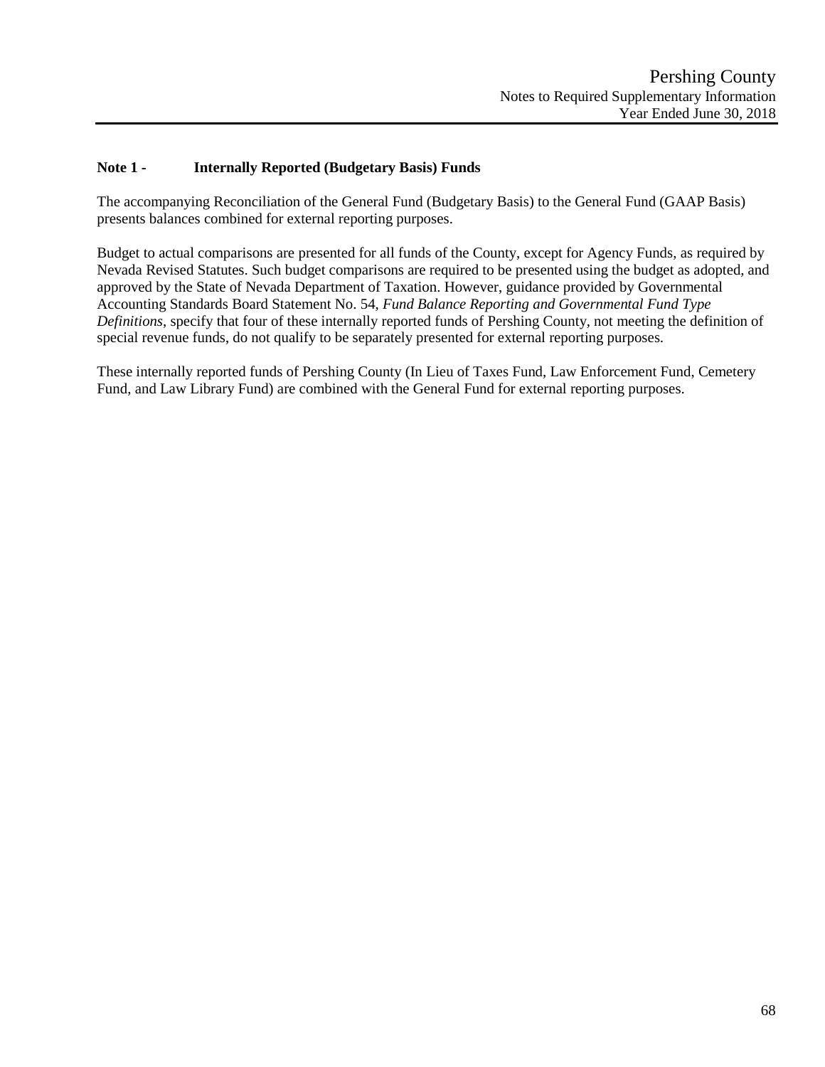## Note 1 - Internally Reported (Budgetary Basis) Funds

The accompanying Reconciliation of the General Fund (Budgetary Basis) to the General Fund (GAAP Basis) presents balances combined for external reporting purposes.

Budget to actual comparisons are presented for all funds of the County, except for Agency Funds, as required by Nevada Revised Statutes. Such budget comparisons are required to be presented using the budget as adopted, and approved by the State of Nevada Department of Taxation. However, guidance provided by Governmental Accounting Standards Board Statement No. 54, *Fund Balance Reporting and Governmental Fund Type Definitions*, specify that four of these internally reported funds of Pershing County, not meeting the definition of special revenue funds, do not qualify to be separately presented for external reporting purposes.

These internally reported funds of Pershing County (In Lieu of Taxes Fund, Law Enforcement Fund, Cemetery Fund, and Law Library Fund) are combined with the General Fund for external reporting purposes.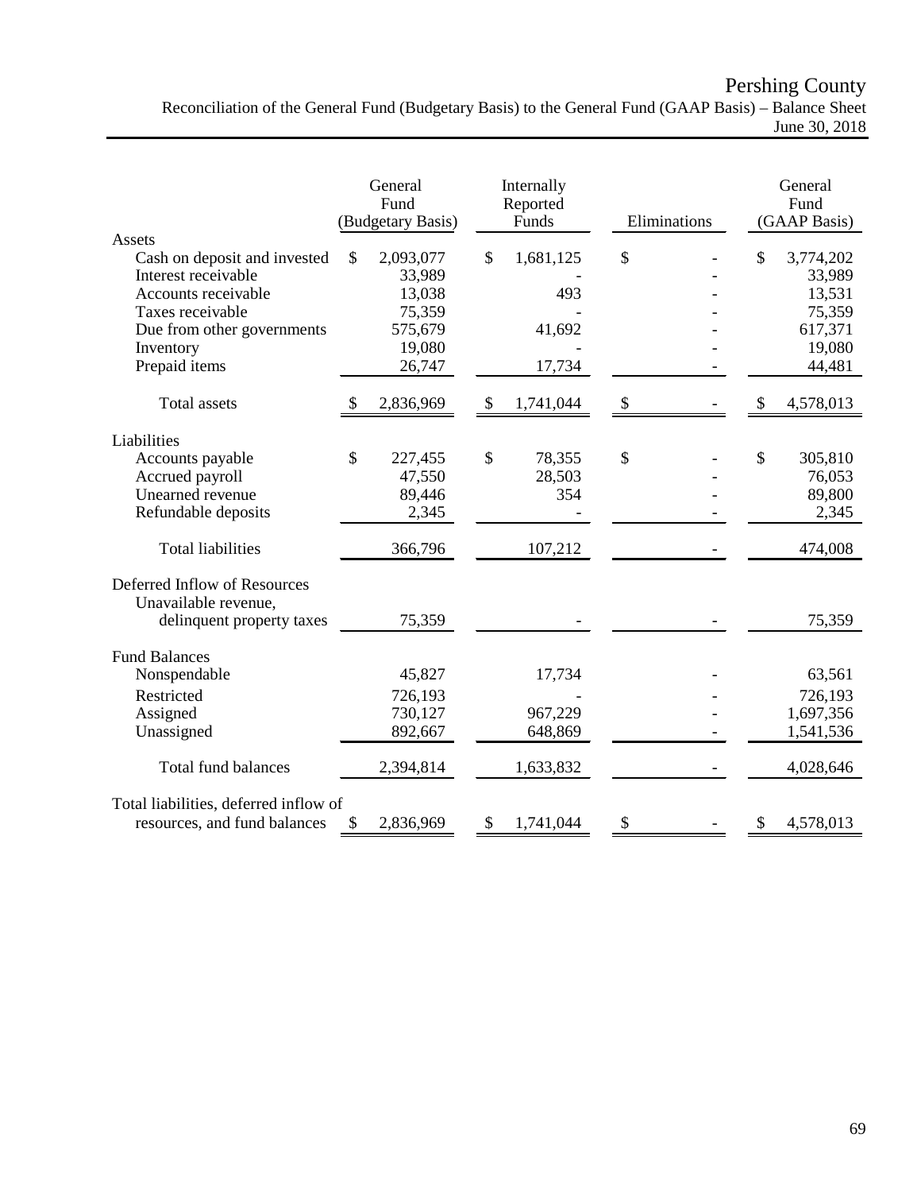# Pershing County

## Reconciliation of the General Fund (Budgetary Basis) to the General Fund (GAAP Basis) – Balance Sheet

June 30, 2018

| | General Fund (Budgetary Basis) | Internally Reported Funds | Eliminations | General Fund (GAAP Basis) |
|---|---|---|---|---|
| **Assets** | | | | |
| Cash on deposit and invested | $ 2,093,077 | $ 1,681,125 | $ - | $ 3,774,202 |
| Interest receivable | 33,989 | - | - | 33,989 |
| Accounts receivable | 13,038 | 493 | - | 13,531 |
| Taxes receivable | 75,359 | - | - | 75,359 |
| Due from other governments | 575,679 | 41,692 | - | 617,371 |
| Inventory | 19,080 | - | - | 19,080 |
| Prepaid items | 26,747 | 17,734 | - | 44,481 |
| Total assets | $ 2,836,969 | $ 1,741,044 | $ - | $ 4,578,013 |
| **Liabilities** | | | | |
| Accounts payable | $ 227,455 | $ 78,355 | $ - | $ 305,810 |
| Accrued payroll | 47,550 | 28,503 | - | 76,053 |
| Unearned revenue | 89,446 | 354 | - | 89,800 |
| Refundable deposits | 2,345 | - | - | 2,345 |
| Total liabilities | 366,796 | 107,212 | - | 474,008 |
| **Deferred Inflow of Resources** | | | | |
| Unavailable revenue, delinquent property taxes | 75,359 | - | - | 75,359 |
| **Fund Balances** | | | | |
| Nonspendable | 45,827 | 17,734 | - | 63,561 |
| Restricted | 726,193 | - | - | 726,193 |
| Assigned | 730,127 | 967,229 | - | 1,697,356 |
| Unassigned | 892,667 | 648,869 | - | 1,541,536 |
| Total fund balances | 2,394,814 | 1,633,832 | - | 4,028,646 |
| Total liabilities, deferred inflow of resources, and fund balances | $ 2,836,969 | $ 1,741,044 | $ - | $ 4,578,013 |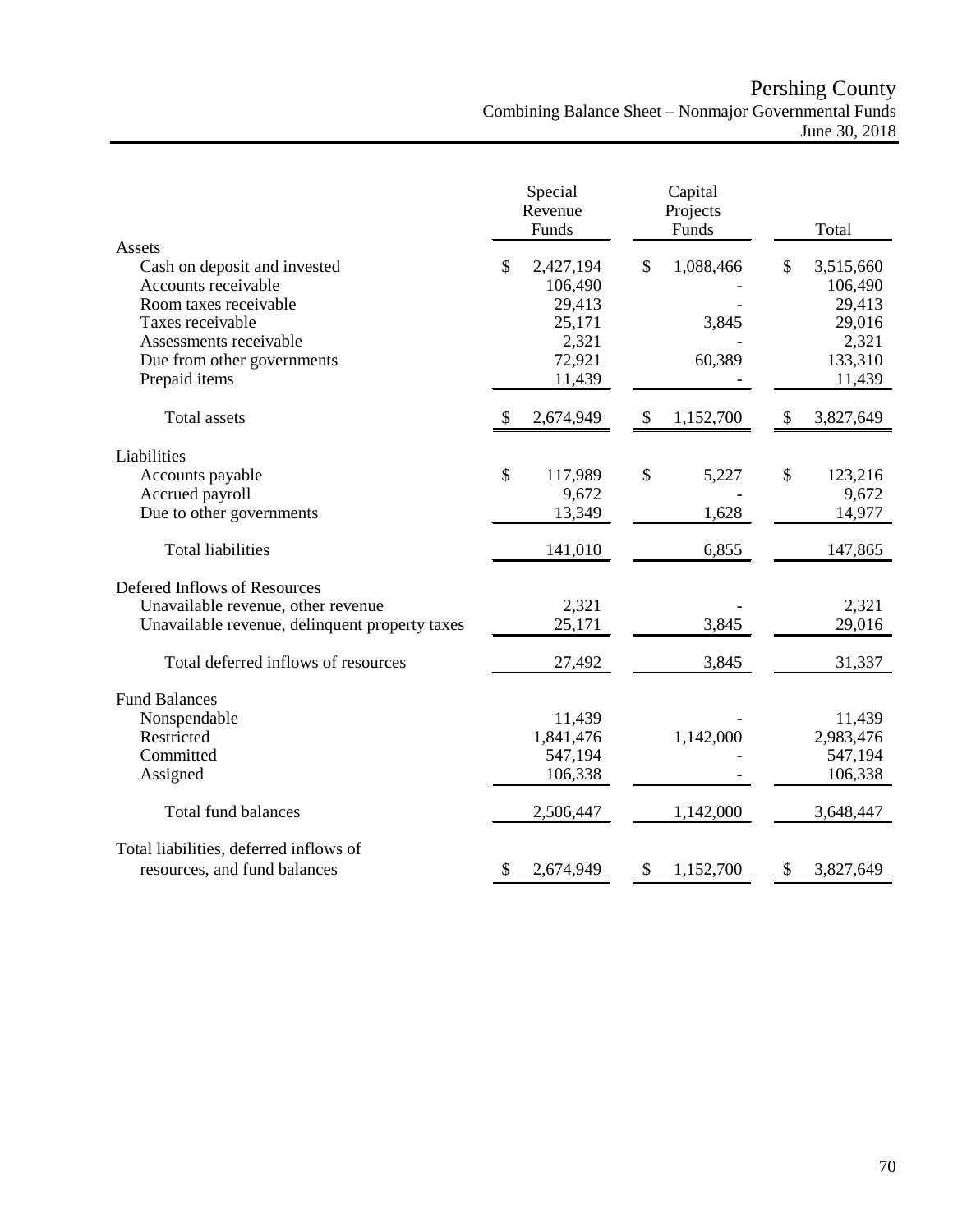# Pershing County

## Combining Balance Sheet – Nonmajor Governmental Funds

June 30, 2018

| | Special Revenue Funds | Capital Projects Funds | Total |
|---|---|---|---|
| **Assets** | | | |
| Cash on deposit and invested | $ 2,427,194 | $ 1,088,466 | $ 3,515,660 |
| Accounts receivable | 106,490 | - | 106,490 |
| Room taxes receivable | 29,413 | - | 29,413 |
| Taxes receivable | 25,171 | 3,845 | 29,016 |
| Assessments receivable | 2,321 | - | 2,321 |
| Due from other governments | 72,921 | 60,389 | 133,310 |
| Prepaid items | 11,439 | - | 11,439 |
| Total assets | $ 2,674,949 | $ 1,152,700 | $ 3,827,649 |
| **Liabilities** | | | |
| Accounts payable | $ 117,989 | $ 5,227 | $ 123,216 |
| Accrued payroll | 9,672 | - | 9,672 |
| Due to other governments | 13,349 | 1,628 | 14,977 |
| Total liabilities | 141,010 | 6,855 | 147,865 |
| **Defered Inflows of Resources** | | | |
| Unavailable revenue, other revenue | 2,321 | - | 2,321 |
| Unavailable revenue, delinquent property taxes | 25,171 | 3,845 | 29,016 |
| Total deferred inflows of resources | 27,492 | 3,845 | 31,337 |
| **Fund Balances** | | | |
| Nonspendable | 11,439 | - | 11,439 |
| Restricted | 1,841,476 | 1,142,000 | 2,983,476 |
| Committed | 547,194 | - | 547,194 |
| Assigned | 106,338 | - | 106,338 |
| Total fund balances | 2,506,447 | 1,142,000 | 3,648,447 |
| Total liabilities, deferred inflows of resources, and fund balances | $ 2,674,949 | $ 1,152,700 | $ 3,827,649 |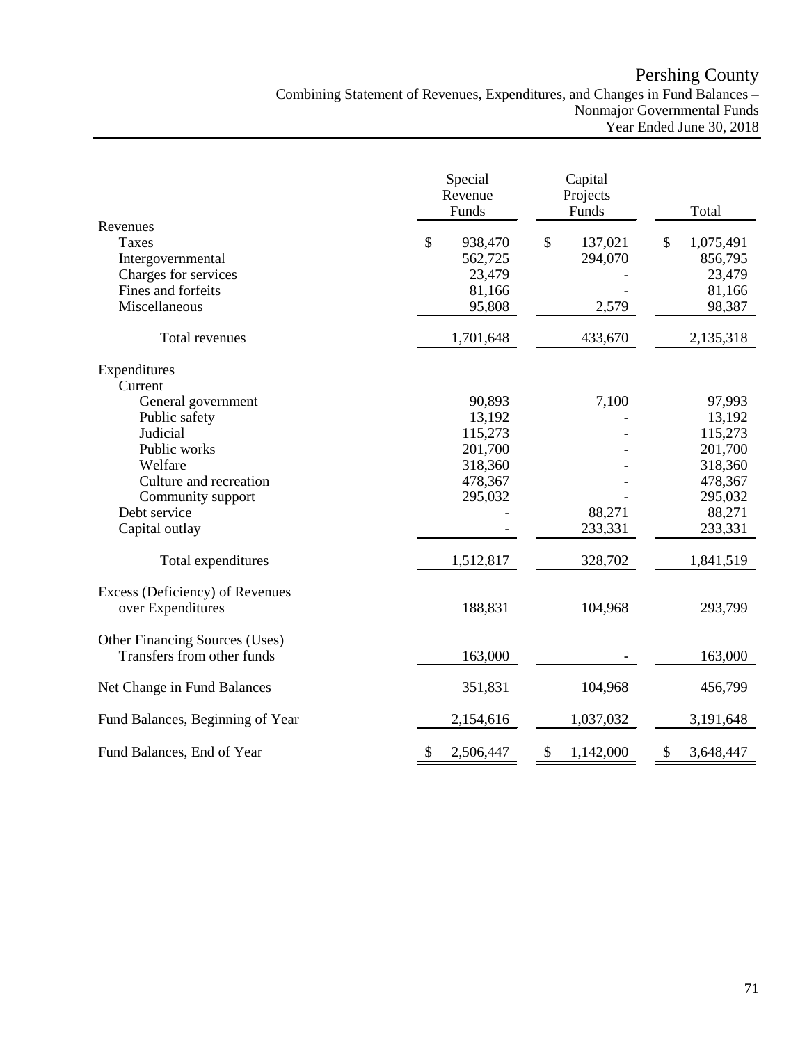# Pershing County

## Combining Statement of Revenues, Expenditures, and Changes in Fund Balances – Nonmajor Governmental Funds

### Year Ended June 30, 2018

| | Special Revenue Funds | Capital Projects Funds | Total |
|---|---|---|---|
| **Revenues** | | | |
| Taxes | $ 938,470 | $ 137,021 | $ 1,075,491 |
| Intergovernmental | 562,725 | 294,070 | 856,795 |
| Charges for services | 23,479 | - | 23,479 |
| Fines and forfeits | 81,166 | - | 81,166 |
| Miscellaneous | 95,808 | 2,579 | 98,387 |
| Total revenues | 1,701,648 | 433,670 | 2,135,318 |
| **Expenditures** | | | |
| Current | | | |
| General government | 90,893 | 7,100 | 97,993 |
| Public safety | 13,192 | - | 13,192 |
| Judicial | 115,273 | - | 115,273 |
| Public works | 201,700 | - | 201,700 |
| Welfare | 318,360 | - | 318,360 |
| Culture and recreation | 478,367 | - | 478,367 |
| Community support | 295,032 | - | 295,032 |
| Debt service | - | 88,271 | 88,271 |
| Capital outlay | - | 233,331 | 233,331 |
| Total expenditures | 1,512,817 | 328,702 | 1,841,519 |
| **Excess (Deficiency) of Revenues over Expenditures** | 188,831 | 104,968 | 293,799 |
| **Other Financing Sources (Uses)** | | | |
| Transfers from other funds | 163,000 | - | 163,000 |
| **Net Change in Fund Balances** | 351,831 | 104,968 | 456,799 |
| **Fund Balances, Beginning of Year** | 2,154,616 | 1,037,032 | 3,191,648 |
| **Fund Balances, End of Year** | $ 2,506,447 | $ 1,142,000 | $ 3,648,447 |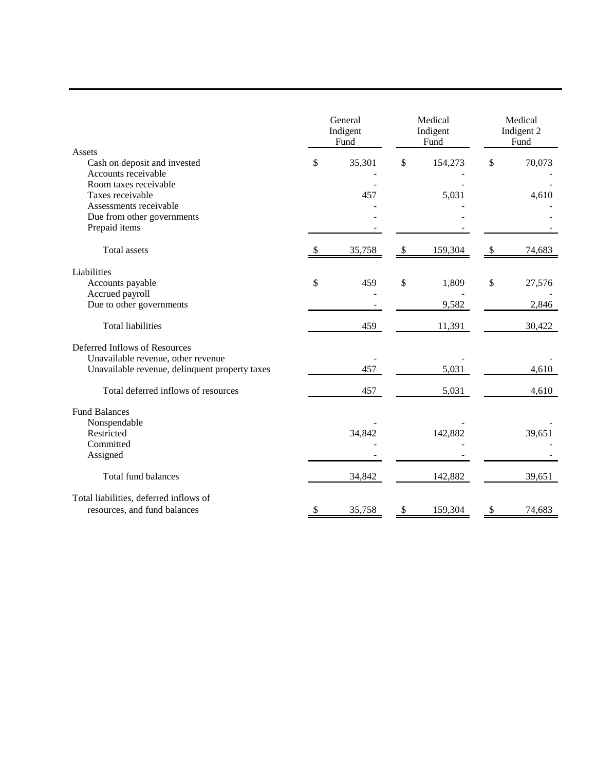| | General Indigent Fund | Medical Indigent Fund | Medical Indigent 2 Fund |
|---|---|---|---|
| **Assets** | | | |
| Cash on deposit and invested | $ 35,301 | $ 154,273 | $ 70,073 |
| Accounts receivable | - | - | - |
| Room taxes receivable | - | - | - |
| Taxes receivable | 457 | 5,031 | 4,610 |
| Assessments receivable | - | - | - |
| Due from other governments | - | - | - |
| Prepaid items | - | - | - |
| Total assets | $ 35,758 | $ 159,304 | $ 74,683 |
| **Liabilities** | | | |
| Accounts payable | $ 459 | $ 1,809 | $ 27,576 |
| Accrued payroll | - | - | - |
| Due to other governments | - | 9,582 | 2,846 |
| Total liabilities | 459 | 11,391 | 30,422 |
| **Deferred Inflows of Resources** | | | |
| Unavailable revenue, other revenue | - | - | - |
| Unavailable revenue, delinquent property taxes | 457 | 5,031 | 4,610 |
| Total deferred inflows of resources | 457 | 5,031 | 4,610 |
| **Fund Balances** | | | |
| Nonspendable | - | - | - |
| Restricted | 34,842 | 142,882 | 39,651 |
| Committed | - | - | - |
| Assigned | - | - | - |
| Total fund balances | 34,842 | 142,882 | 39,651 |
| Total liabilities, deferred inflows of resources, and fund balances | $ 35,758 | $ 159,304 | $ 74,683 |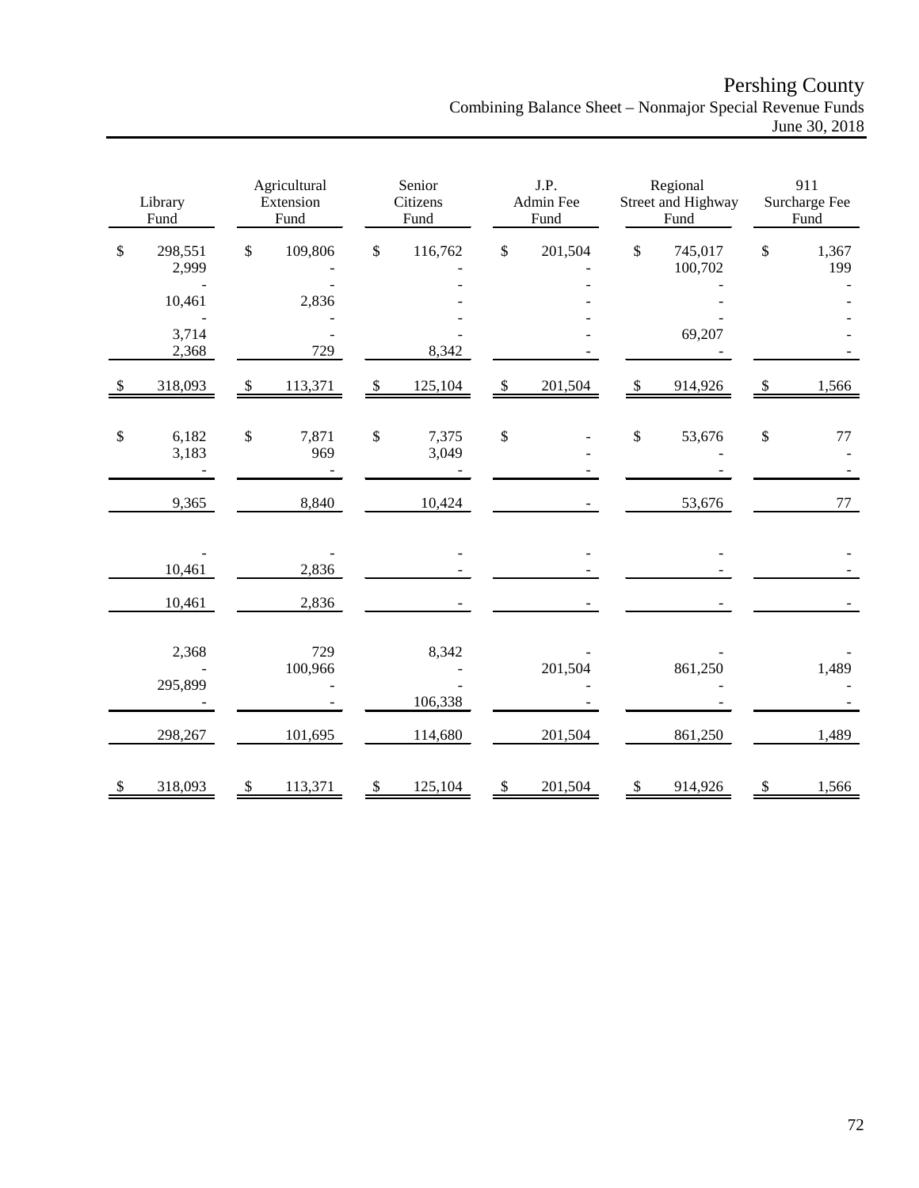# Pershing County

## Combining Balance Sheet – Nonmajor Special Revenue Funds

### June 30, 2018

| Library Fund | Agricultural Extension Fund | Senior Citizens Fund | J.P. Admin Fee Fund | Regional Street and Highway Fund | 911 Surcharge Fee Fund |
|---|---|---|---|---|---|
| $ 298,551 | $ 109,806 | $ 116,762 | $ 201,504 | $ 745,017 | $ 1,367 |
| 2,999 | - | - | - | 100,702 | 199 |
| - | - | - | - | - | - |
| 10,461 | 2,836 | - | - | - | - |
| - | - | - | - | - | - |
| 3,714 | - | - | - | 69,207 | - |
| 2,368 | 729 | 8,342 | - | - | - |
| $ 318,093 | $ 113,371 | $ 125,104 | $ 201,504 | $ 914,926 | $ 1,566 |
| | | | | | |
| $ 6,182 | $ 7,871 | $ 7,375 | $ - | $ 53,676 | $ 77 |
| 3,183 | 969 | 3,049 | - | - | - |
| - | - | - | - | - | - |
| 9,365 | 8,840 | 10,424 | - | 53,676 | 77 |
| | | | | | |
| - | - | - | - | - | - |
| 10,461 | 2,836 | - | - | - | - |
| 10,461 | 2,836 | - | - | - | - |
| | | | | | |
| 2,368 | 729 | 8,342 | - | - | - |
| - | 100,966 | - | 201,504 | 861,250 | 1,489 |
| 295,899 | - | - | - | - | - |
| - | - | 106,338 | - | - | - |
| 298,267 | 101,695 | 114,680 | 201,504 | 861,250 | 1,489 |
| | | | | | |
| $ 318,093 | $ 113,371 | $ 125,104 | $ 201,504 | $ 914,926 | $ 1,566 |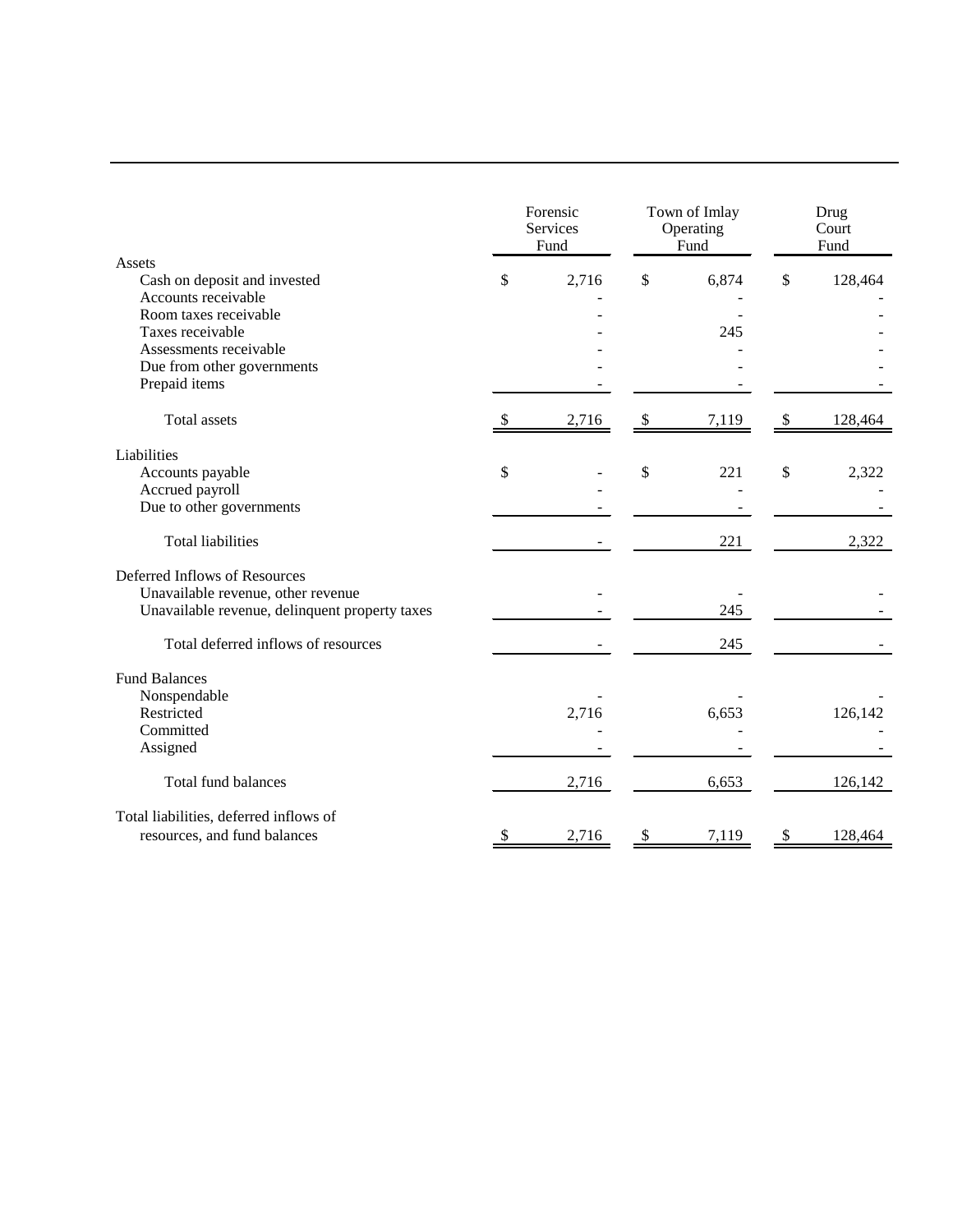| | Forensic Services Fund | Town of Imlay Operating Fund | Drug Court Fund |
|---|---|---|---|
| **Assets** | | | |
| Cash on deposit and invested | $ 2,716 | $ 6,874 | $ 128,464 |
| Accounts receivable | - | - | - |
| Room taxes receivable | - | - | - |
| Taxes receivable | - | 245 | - |
| Assessments receivable | - | - | - |
| Due from other governments | - | - | - |
| Prepaid items | - | - | - |
| Total assets | $ 2,716 | $ 7,119 | $ 128,464 |
| **Liabilities** | | | |
| Accounts payable | $ - | $ 221 | $ 2,322 |
| Accrued payroll | - | - | - |
| Due to other governments | - | - | - |
| Total liabilities | - | 221 | 2,322 |
| **Deferred Inflows of Resources** | | | |
| Unavailable revenue, other revenue | - | - | - |
| Unavailable revenue, delinquent property taxes | - | 245 | - |
| Total deferred inflows of resources | - | 245 | - |
| **Fund Balances** | | | |
| Nonspendable | - | - | - |
| Restricted | 2,716 | 6,653 | 126,142 |
| Committed | - | - | - |
| Assigned | - | - | - |
| Total fund balances | 2,716 | 6,653 | 126,142 |
| Total liabilities, deferred inflows of resources, and fund balances | $ 2,716 | $ 7,119 | $ 128,464 |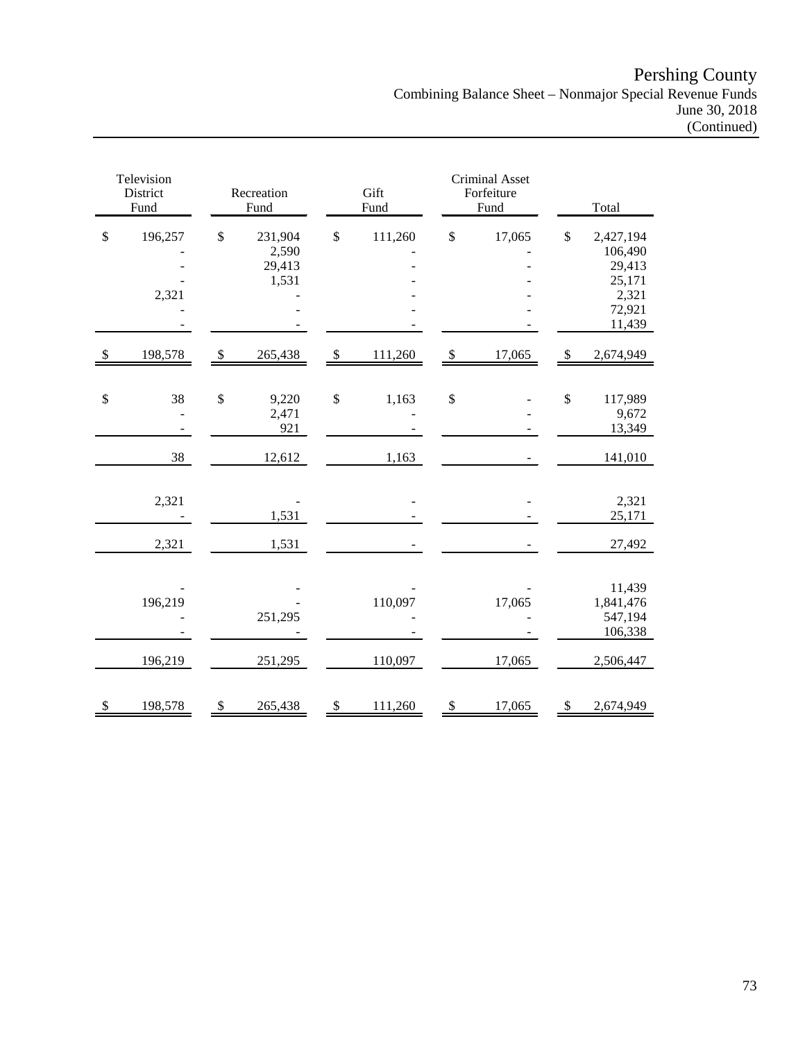# Pershing County
## Combining Balance Sheet – Nonmajor Special Revenue Funds
### June 30, 2018
### (Continued)

| Television District Fund | Recreation Fund | Gift Fund | Criminal Asset Forfeiture Fund | Total |
|---|---|---|---|---|
| $ 196,257 | $ 231,904 | $ 111,260 | $ 17,065 | $ 2,427,194 |
| - | 2,590 | - | - | 106,490 |
| - | 29,413 | - | - | 29,413 |
| - | 1,531 | - | - | 25,171 |
| 2,321 | - | - | - | 2,321 |
| - | - | - | - | 72,921 |
| - | - | - | - | 11,439 |
| $ 198,578 | $ 265,438 | $ 111,260 | $ 17,065 | $ 2,674,949 |
| | | | | |
| $ 38 | $ 9,220 | $ 1,163 | $ - | $ 117,989 |
| - | 2,471 | - | - | 9,672 |
| - | 921 | - | - | 13,349 |
| 38 | 12,612 | 1,163 | - | 141,010 |
| | | | | |
| 2,321 | - | - | - | 2,321 |
| - | 1,531 | - | - | 25,171 |
| 2,321 | 1,531 | - | - | 27,492 |
| | | | | |
| - | - | - | - | 11,439 |
| 196,219 | - | 110,097 | 17,065 | 1,841,476 |
| - | 251,295 | - | - | 547,194 |
| - | - | - | - | 106,338 |
| 196,219 | 251,295 | 110,097 | 17,065 | 2,506,447 |
| | | | | |
| $ 198,578 | $ 265,438 | $ 111,260 | $ 17,065 | $ 2,674,949 |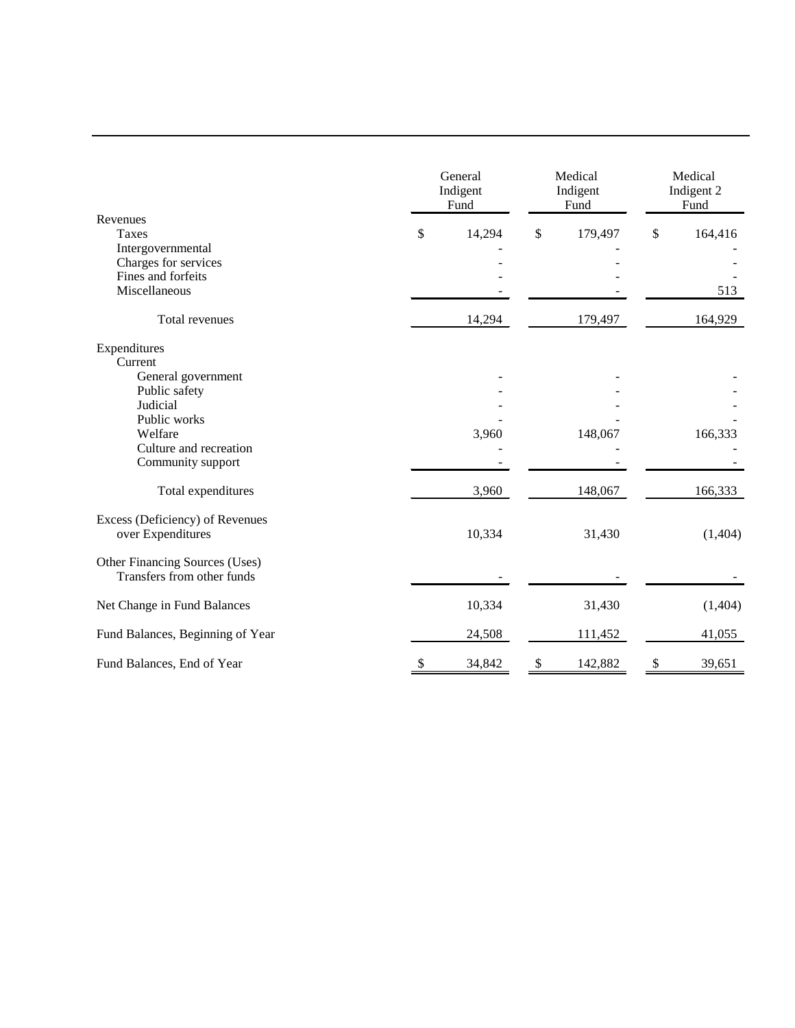| | General Indigent Fund | Medical Indigent Fund | Medical Indigent 2 Fund |
|---|---|---|---|
| Revenues | | | |
| Taxes | $ 14,294 | $ 179,497 | $ 164,416 |
| Intergovernmental | - | - | - |
| Charges for services | - | - | - |
| Fines and forfeits | - | - | - |
| Miscellaneous | - | - | 513 |
| Total revenues | 14,294 | 179,497 | 164,929 |
| Expenditures | | | |
| Current | | | |
| General government | - | - | - |
| Public safety | - | - | - |
| Judicial | - | - | - |
| Public works | - | - | - |
| Welfare | 3,960 | 148,067 | 166,333 |
| Culture and recreation | - | - | - |
| Community support | - | - | - |
| Total expenditures | 3,960 | 148,067 | 166,333 |
| Excess (Deficiency) of Revenues over Expenditures | 10,334 | 31,430 | (1,404) |
| Other Financing Sources (Uses) | | | |
| Transfers from other funds | - | - | - |
| Net Change in Fund Balances | 10,334 | 31,430 | (1,404) |
| Fund Balances, Beginning of Year | 24,508 | 111,452 | 41,055 |
| Fund Balances, End of Year | $ 34,842 | $ 142,882 | $ 39,651 |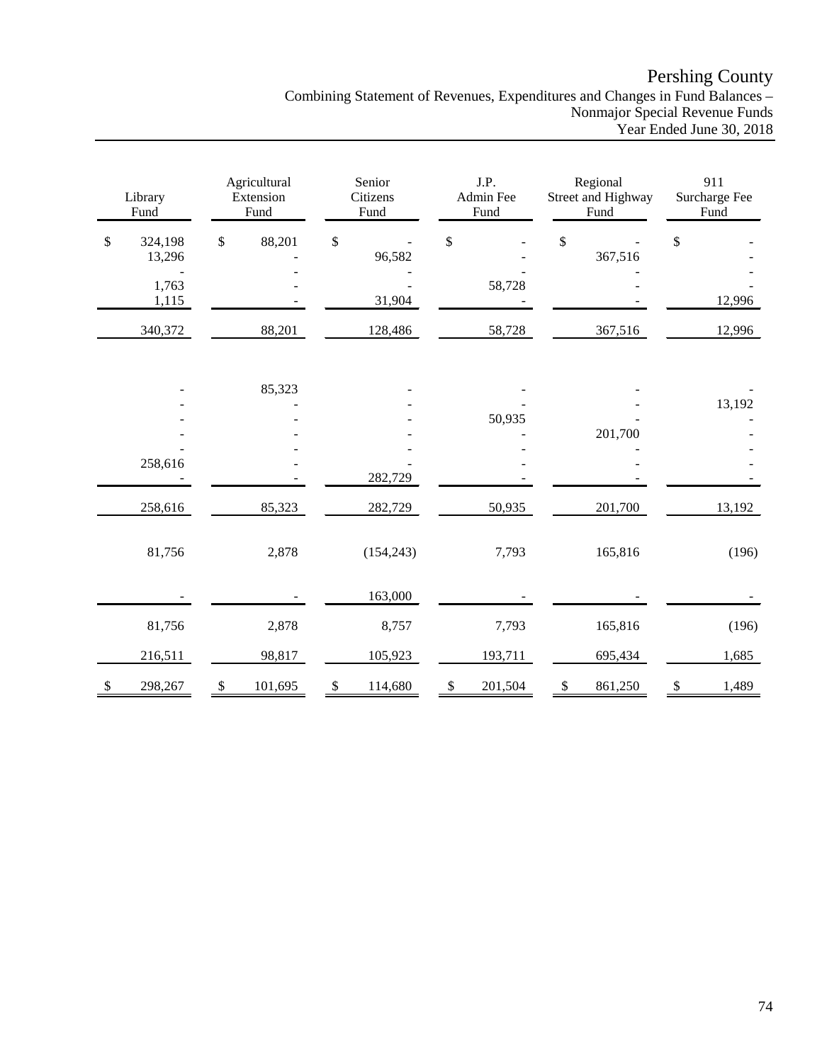# Pershing County

Combining Statement of Revenues, Expenditures and Changes in Fund Balances – Nonmajor Special Revenue Funds

Year Ended June 30, 2018

| Library Fund | Agricultural Extension Fund | Senior Citizens Fund | J.P. Admin Fee Fund | Regional Street and Highway Fund | 911 Surcharge Fee Fund |
|---|---|---|---|---|---|
| $ 324,198 | $ 88,201 | $ - | $ - | $ - | $ - |
| 13,296 | - | 96,582 | - | 367,516 | - |
| - | - | - | - | - | - |
| 1,763 | - | - | 58,728 | - | - |
| 1,115 | - | 31,904 | - | - | 12,996 |
| 340,372 | 88,201 | 128,486 | 58,728 | 367,516 | 12,996 |
| | | | | | |
| - | 85,323 | - | - | - | - |
| - | - | - | - | - | 13,192 |
| - | - | - | 50,935 | - | - |
| - | - | - | - | 201,700 | - |
| - | - | - | - | - | - |
| 258,616 | - | - | - | - | - |
| - | - | 282,729 | - | - | - |
| 258,616 | 85,323 | 282,729 | 50,935 | 201,700 | 13,192 |
| | | | | | |
| 81,756 | 2,878 | (154,243) | 7,793 | 165,816 | (196) |
| | | | | | |
| - | - | 163,000 | - | - | - |
| 81,756 | 2,878 | 8,757 | 7,793 | 165,816 | (196) |
| 216,511 | 98,817 | 105,923 | 193,711 | 695,434 | 1,685 |
| $ 298,267 | $ 101,695 | $ 114,680 | $ 201,504 | $ 861,250 | $ 1,489 |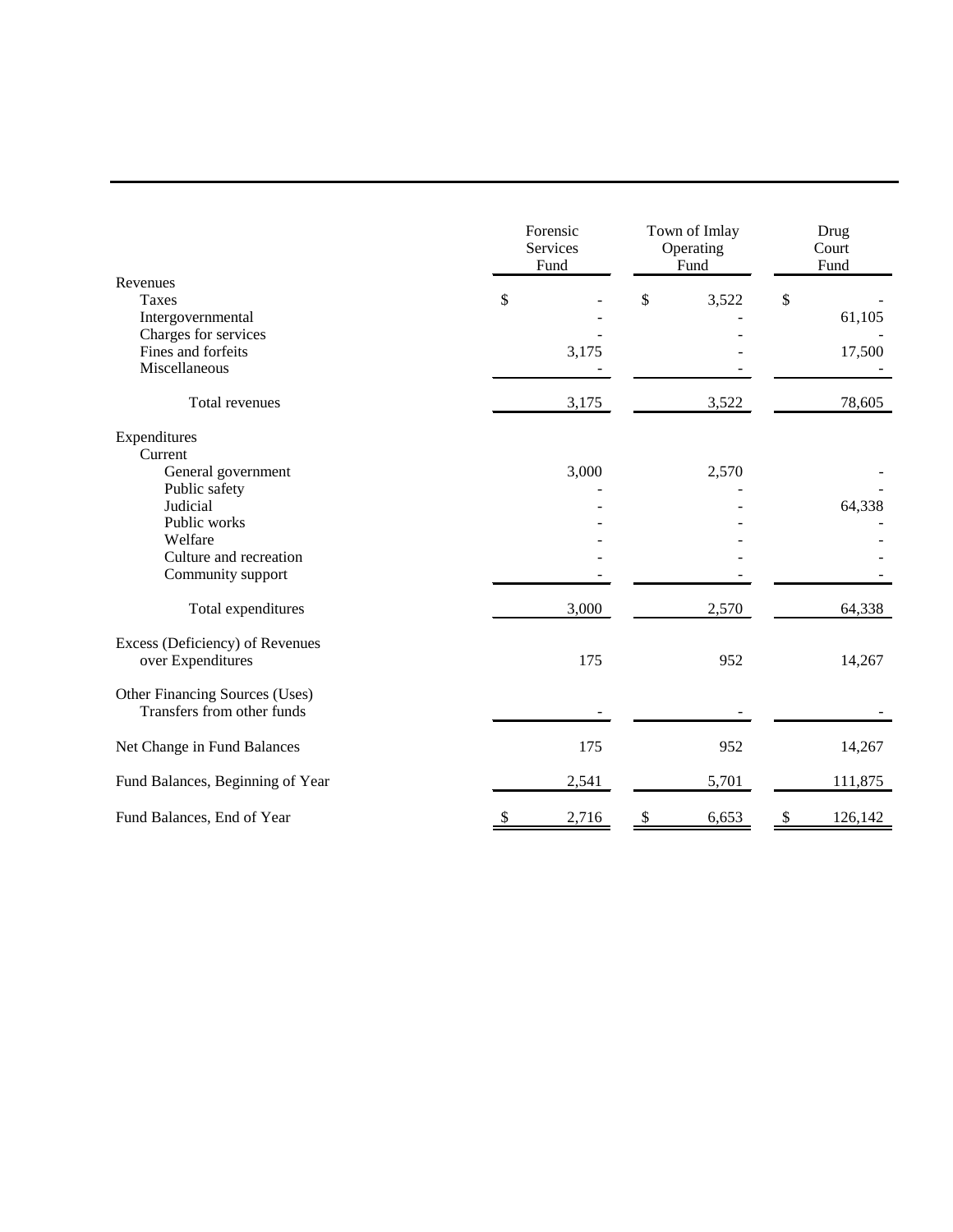| | Forensic Services Fund | Town of Imlay Operating Fund | Drug Court Fund |
|---|---|---|---|
| Revenues | | | |
| Taxes | $ - | $ 3,522 | $ - |
| Intergovernmental | - | - | 61,105 |
| Charges for services | - | - | - |
| Fines and forfeits | 3,175 | - | 17,500 |
| Miscellaneous | - | - | - |
| Total revenues | 3,175 | 3,522 | 78,605 |
| Expenditures | | | |
| Current | | | |
| General government | 3,000 | 2,570 | - |
| Public safety | - | - | - |
| Judicial | - | - | 64,338 |
| Public works | - | - | - |
| Welfare | - | - | - |
| Culture and recreation | - | - | - |
| Community support | - | - | - |
| Total expenditures | 3,000 | 2,570 | 64,338 |
| Excess (Deficiency) of Revenues over Expenditures | 175 | 952 | 14,267 |
| Other Financing Sources (Uses) | | | |
| Transfers from other funds | - | - | - |
| Net Change in Fund Balances | 175 | 952 | 14,267 |
| Fund Balances, Beginning of Year | 2,541 | 5,701 | 111,875 |
| Fund Balances, End of Year | $ 2,716 | $ 6,653 | $ 126,142 |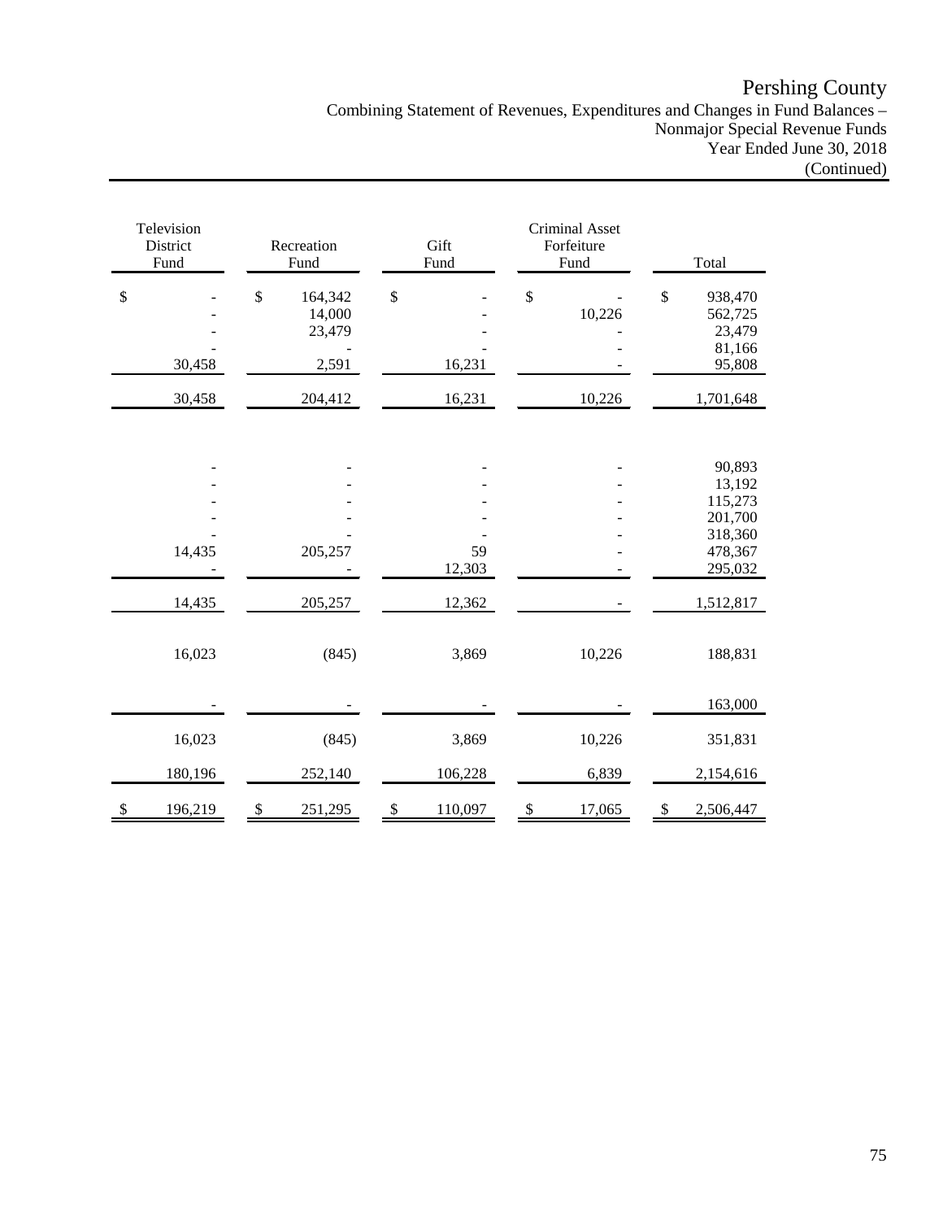# Pershing County

Combining Statement of Revenues, Expenditures and Changes in Fund Balances –
Nonmajor Special Revenue Funds
Year Ended June 30, 2018
(Continued)

| Television District Fund | Recreation Fund | Gift Fund | Criminal Asset Forfeiture Fund | Total |
|---|---|---|---|---|
| $ - | $ 164,342 | $ - | $ - | $ 938,470 |
| - | 14,000 | - | 10,226 | 562,725 |
| - | 23,479 | - | - | 23,479 |
| - | - | - | - | 81,166 |
| 30,458 | 2,591 | 16,231 | - | 95,808 |
| 30,458 | 204,412 | 16,231 | 10,226 | 1,701,648 |
| | | | | |
| - | - | - | - | 90,893 |
| - | - | - | - | 13,192 |
| - | - | - | - | 115,273 |
| - | - | - | - | 201,700 |
| - | - | - | - | 318,360 |
| 14,435 | 205,257 | 59 | - | 478,367 |
| - | - | 12,303 | - | 295,032 |
| 14,435 | 205,257 | 12,362 | - | 1,512,817 |
| 16,023 | (845) | 3,869 | 10,226 | 188,831 |
| - | - | - | - | 163,000 |
| 16,023 | (845) | 3,869 | 10,226 | 351,831 |
| 180,196 | 252,140 | 106,228 | 6,839 | 2,154,616 |
| $ 196,219 | $ 251,295 | $ 110,097 | $ 17,065 | $ 2,506,447 |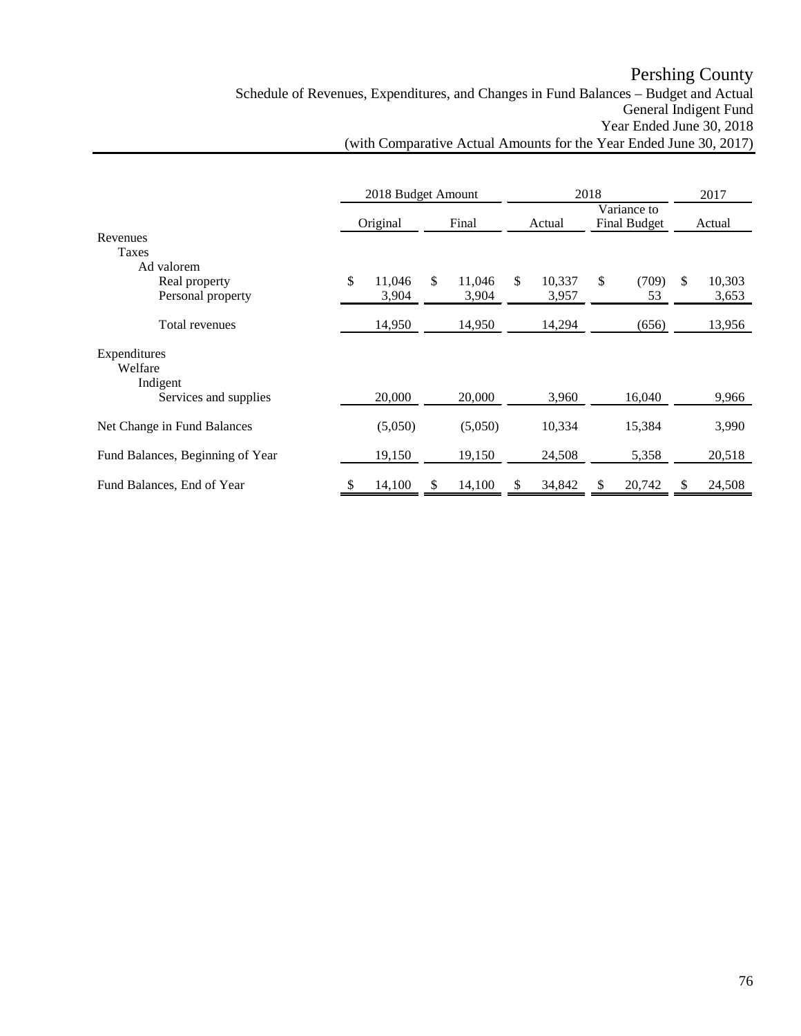# Pershing County

## Schedule of Revenues, Expenditures, and Changes in Fund Balances – Budget and Actual
## General Indigent Fund
## Year Ended June 30, 2018
## (with Comparative Actual Amounts for the Year Ended June 30, 2017)

| | 2018 Budget Amount | | 2018 | | 2017 |
|---|---|---|---|---|---|
| | Original | Final | Actual | Variance to Final Budget | Actual |
| Revenues | | | | | |
| Taxes | | | | | |
| Ad valorem | | | | | |
| Real property | $ 11,046 | $ 11,046 | $ 10,337 | $ (709) | $ 10,303 |
| Personal property | 3,904 | 3,904 | 3,957 | 53 | 3,653 |
| Total revenues | 14,950 | 14,950 | 14,294 | (656) | 13,956 |
| Expenditures | | | | | |
| Welfare | | | | | |
| Indigent | | | | | |
| Services and supplies | 20,000 | 20,000 | 3,960 | 16,040 | 9,966 |
| Net Change in Fund Balances | (5,050) | (5,050) | 10,334 | 15,384 | 3,990 |
| Fund Balances, Beginning of Year | 19,150 | 19,150 | 24,508 | 5,358 | 20,518 |
| Fund Balances, End of Year | $ 14,100 | $ 14,100 | $ 34,842 | $ 20,742 | $ 24,508 |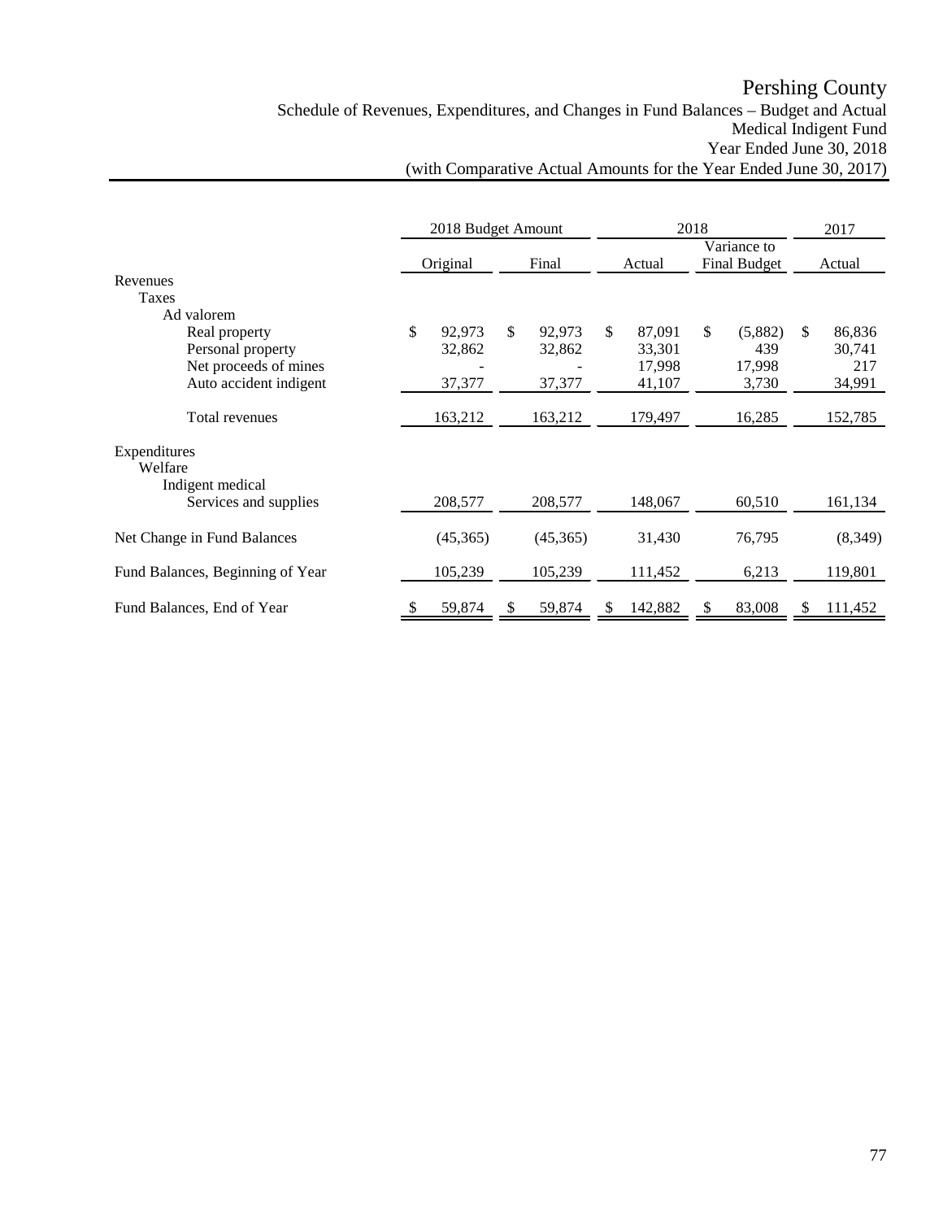# Pershing County

Schedule of Revenues, Expenditures, and Changes in Fund Balances – Budget and Actual
Medical Indigent Fund
Year Ended June 30, 2018
(with Comparative Actual Amounts for the Year Ended June 30, 2017)

| | 2018 Budget Amount | | 2018 | | 2017 |
|---|---|---|---|---|---|
| | Original | Final | Actual | Variance to Final Budget | Actual |
| Revenues | | | | | |
| Taxes | | | | | |
| Ad valorem | | | | | |
| Real property | $ 92,973 | $ 92,973 | $ 87,091 | $ (5,882) | $ 86,836 |
| Personal property | 32,862 | 32,862 | 33,301 | 439 | 30,741 |
| Net proceeds of mines | - | - | 17,998 | 17,998 | 217 |
| Auto accident indigent | 37,377 | 37,377 | 41,107 | 3,730 | 34,991 |
| Total revenues | 163,212 | 163,212 | 179,497 | 16,285 | 152,785 |
| Expenditures | | | | | |
| Welfare | | | | | |
| Indigent medical | | | | | |
| Services and supplies | 208,577 | 208,577 | 148,067 | 60,510 | 161,134 |
| Net Change in Fund Balances | (45,365) | (45,365) | 31,430 | 76,795 | (8,349) |
| Fund Balances, Beginning of Year | 105,239 | 105,239 | 111,452 | 6,213 | 119,801 |
| Fund Balances, End of Year | $ 59,874 | $ 59,874 | $ 142,882 | $ 83,008 | $ 111,452 |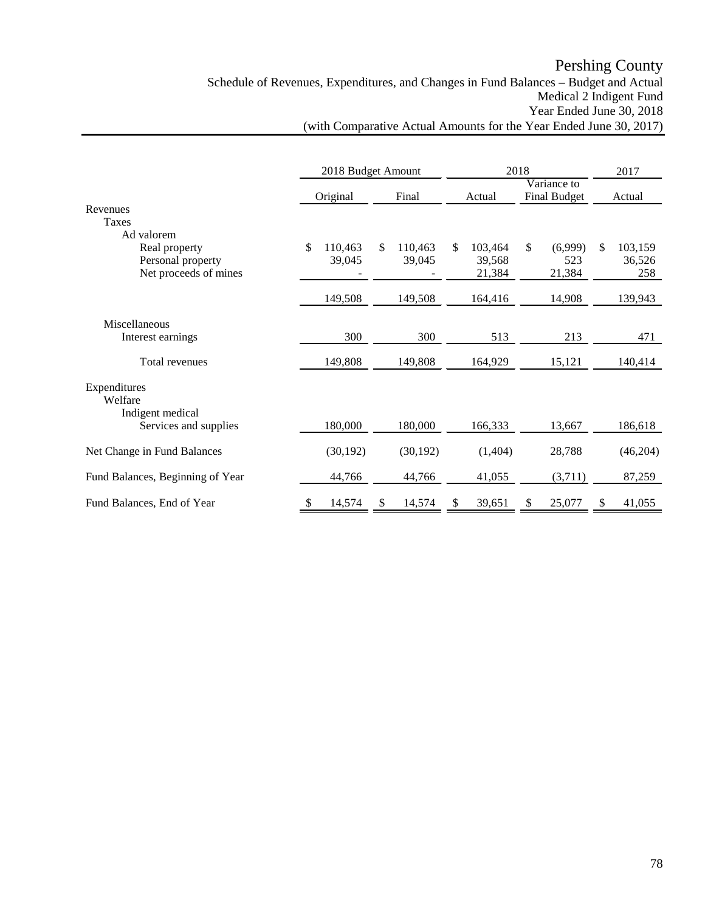# Pershing County

## Schedule of Revenues, Expenditures, and Changes in Fund Balances – Budget and Actual
## Medical 2 Indigent Fund
## Year Ended June 30, 2018
## (with Comparative Actual Amounts for the Year Ended June 30, 2017)

| | 2018 Budget Amount | | 2018 | | 2017 |
|---|---|---|---|---|---|
| | Original | Final | Actual | Variance to Final Budget | Actual |
| Revenues | | | | | |
| Taxes | | | | | |
| Ad valorem | | | | | |
| Real property | $ 110,463 | $ 110,463 | $ 103,464 | $ (6,999) | $ 103,159 |
| Personal property | 39,045 | 39,045 | 39,568 | 523 | 36,526 |
| Net proceeds of mines | - | - | 21,384 | 21,384 | 258 |
| | 149,508 | 149,508 | 164,416 | 14,908 | 139,943 |
| Miscellaneous | | | | | |
| Interest earnings | 300 | 300 | 513 | 213 | 471 |
| Total revenues | 149,808 | 149,808 | 164,929 | 15,121 | 140,414 |
| Expenditures | | | | | |
| Welfare | | | | | |
| Indigent medical | | | | | |
| Services and supplies | 180,000 | 180,000 | 166,333 | 13,667 | 186,618 |
| Net Change in Fund Balances | (30,192) | (30,192) | (1,404) | 28,788 | (46,204) |
| Fund Balances, Beginning of Year | 44,766 | 44,766 | 41,055 | (3,711) | 87,259 |
| Fund Balances, End of Year | $ 14,574 | $ 14,574 | $ 39,651 | $ 25,077 | $ 41,055 |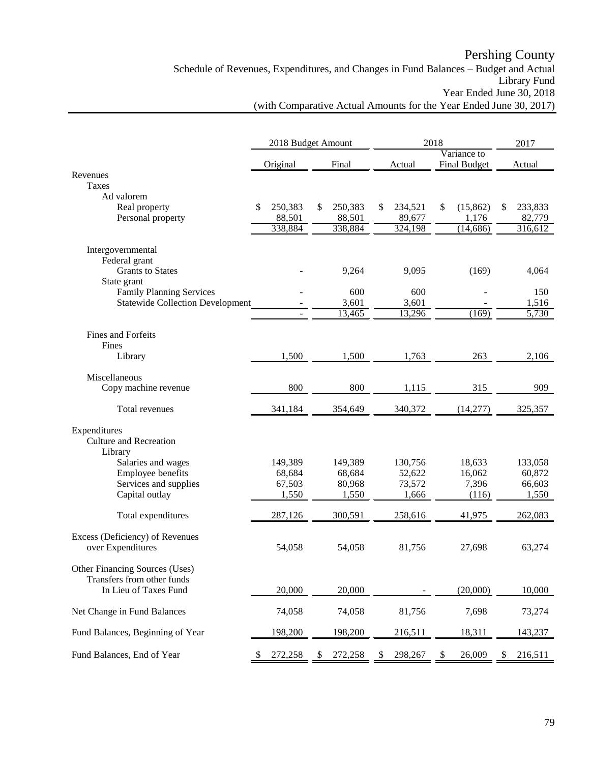# Pershing County

Schedule of Revenues, Expenditures, and Changes in Fund Balances – Budget and Actual
Library Fund
Year Ended June 30, 2018
(with Comparative Actual Amounts for the Year Ended June 30, 2017)

| | 2018 Budget Amount | | 2018 | | 2017 |
|---|---|---|---|---|---|
| | Original | Final | Actual | Variance to Final Budget | Actual |
| **Revenues** | | | | | |
| Taxes | | | | | |
| Ad valorem | | | | | |
| Real property | $ 250,383 | $ 250,383 | $ 234,521 | $ (15,862) | $ 233,833 |
| Personal property | 88,501 | 88,501 | 89,677 | 1,176 | 82,779 |
| | 338,884 | 338,884 | 324,198 | (14,686) | 316,612 |
| Intergovernmental | | | | | |
| Federal grant | | | | | |
| Grants to States | - | 9,264 | 9,095 | (169) | 4,064 |
| State grant | | | | | |
| Family Planning Services | - | 600 | 600 | - | 150 |
| Statewide Collection Development | - | 3,601 | 3,601 | - | 1,516 |
| | - | 13,465 | 13,296 | (169) | 5,730 |
| Fines and Forfeits | | | | | |
| Fines | | | | | |
| Library | 1,500 | 1,500 | 1,763 | 263 | 2,106 |
| Miscellaneous | | | | | |
| Copy machine revenue | 800 | 800 | 1,115 | 315 | 909 |
| Total revenues | 341,184 | 354,649 | 340,372 | (14,277) | 325,357 |
| **Expenditures** | | | | | |
| Culture and Recreation | | | | | |
| Library | | | | | |
| Salaries and wages | 149,389 | 149,389 | 130,756 | 18,633 | 133,058 |
| Employee benefits | 68,684 | 68,684 | 52,622 | 16,062 | 60,872 |
| Services and supplies | 67,503 | 80,968 | 73,572 | 7,396 | 66,603 |
| Capital outlay | 1,550 | 1,550 | 1,666 | (116) | 1,550 |
| Total expenditures | 287,126 | 300,591 | 258,616 | 41,975 | 262,083 |
| Excess (Deficiency) of Revenues over Expenditures | 54,058 | 54,058 | 81,756 | 27,698 | 63,274 |
| **Other Financing Sources (Uses)** | | | | | |
| Transfers from other funds | | | | | |
| In Lieu of Taxes Fund | 20,000 | 20,000 | - | (20,000) | 10,000 |
| Net Change in Fund Balances | 74,058 | 74,058 | 81,756 | 7,698 | 73,274 |
| Fund Balances, Beginning of Year | 198,200 | 198,200 | 216,511 | 18,311 | 143,237 |
| Fund Balances, End of Year | $ 272,258 | $ 272,258 | $ 298,267 | $ 26,009 | $ 216,511 |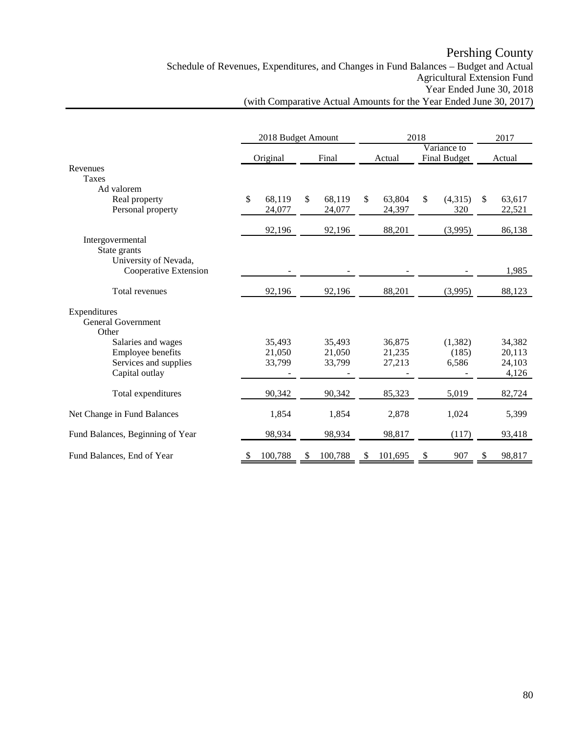# Pershing County

Schedule of Revenues, Expenditures, and Changes in Fund Balances – Budget and Actual
Agricultural Extension Fund
Year Ended June 30, 2018
(with Comparative Actual Amounts for the Year Ended June 30, 2017)

| | 2018 Budget Amount | | 2018 | | 2017 |
|---|---|---|---|---|---|
| | Original | Final | Actual | Variance to Final Budget | Actual |
| Revenues | | | | | |
| Taxes | | | | | |
| Ad valorem | | | | | |
| Real property | $ 68,119 | $ 68,119 | $ 63,804 | $ (4,315) | $ 63,617 |
| Personal property | 24,077 | 24,077 | 24,397 | 320 | 22,521 |
| | 92,196 | 92,196 | 88,201 | (3,995) | 86,138 |
| Intergovermental | | | | | |
| State grants | | | | | |
| University of Nevada, Cooperative Extension | - | - | - | - | 1,985 |
| Total revenues | 92,196 | 92,196 | 88,201 | (3,995) | 88,123 |
| Expenditures | | | | | |
| General Government | | | | | |
| Other | | | | | |
| Salaries and wages | 35,493 | 35,493 | 36,875 | (1,382) | 34,382 |
| Employee benefits | 21,050 | 21,050 | 21,235 | (185) | 20,113 |
| Services and supplies | 33,799 | 33,799 | 27,213 | 6,586 | 24,103 |
| Capital outlay | - | - | - | - | 4,126 |
| Total expenditures | 90,342 | 90,342 | 85,323 | 5,019 | 82,724 |
| Net Change in Fund Balances | 1,854 | 1,854 | 2,878 | 1,024 | 5,399 |
| Fund Balances, Beginning of Year | 98,934 | 98,934 | 98,817 | (117) | 93,418 |
| Fund Balances, End of Year | $ 100,788 | $ 100,788 | $ 101,695 | $ 907 | $ 98,817 |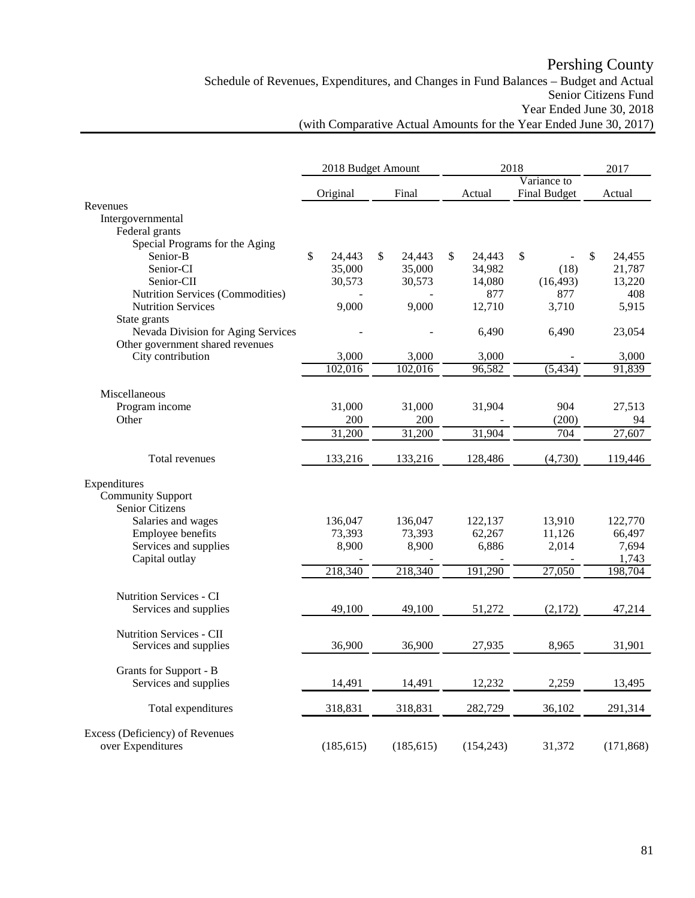# Pershing County

Schedule of Revenues, Expenditures, and Changes in Fund Balances – Budget and Actual
Senior Citizens Fund
Year Ended June 30, 2018
(with Comparative Actual Amounts for the Year Ended June 30, 2017)

| | 2018 Budget Amount | | 2018 | | 2017 |
|---|---|---|---|---|---|
| | Original | Final | Actual | Variance to Final Budget | Actual |
| Revenues | | | | | |
| Intergovernmental | | | | | |
| Federal grants | | | | | |
| Special Programs for the Aging | | | | | |
| Senior-B | $ 24,443 | $ 24,443 | $ 24,443 | $ - | $ 24,455 |
| Senior-CI | 35,000 | 35,000 | 34,982 | (18) | 21,787 |
| Senior-CII | 30,573 | 30,573 | 14,080 | (16,493) | 13,220 |
| Nutrition Services (Commodities) | - | - | 877 | 877 | 408 |
| Nutrition Services | 9,000 | 9,000 | 12,710 | 3,710 | 5,915 |
| State grants | | | | | |
| Nevada Division for Aging Services | - | - | 6,490 | 6,490 | 23,054 |
| Other government shared revenues | | | | | |
| City contribution | 3,000 | 3,000 | 3,000 | - | 3,000 |
| | 102,016 | 102,016 | 96,582 | (5,434) | 91,839 |
| Miscellaneous | | | | | |
| Program income | 31,000 | 31,000 | 31,904 | 904 | 27,513 |
| Other | 200 | 200 | - | (200) | 94 |
| | 31,200 | 31,200 | 31,904 | 704 | 27,607 |
| Total revenues | 133,216 | 133,216 | 128,486 | (4,730) | 119,446 |
| Expenditures | | | | | |
| Community Support | | | | | |
| Senior Citizens | | | | | |
| Salaries and wages | 136,047 | 136,047 | 122,137 | 13,910 | 122,770 |
| Employee benefits | 73,393 | 73,393 | 62,267 | 11,126 | 66,497 |
| Services and supplies | 8,900 | 8,900 | 6,886 | 2,014 | 7,694 |
| Capital outlay | - | - | - | - | 1,743 |
| | 218,340 | 218,340 | 191,290 | 27,050 | 198,704 |
| Nutrition Services - CI | | | | | |
| Services and supplies | 49,100 | 49,100 | 51,272 | (2,172) | 47,214 |
| Nutrition Services - CII | | | | | |
| Services and supplies | 36,900 | 36,900 | 27,935 | 8,965 | 31,901 |
| Grants for Support - B | | | | | |
| Services and supplies | 14,491 | 14,491 | 12,232 | 2,259 | 13,495 |
| Total expenditures | 318,831 | 318,831 | 282,729 | 36,102 | 291,314 |
| Excess (Deficiency) of Revenues over Expenditures | (185,615) | (185,615) | (154,243) | 31,372 | (171,868) |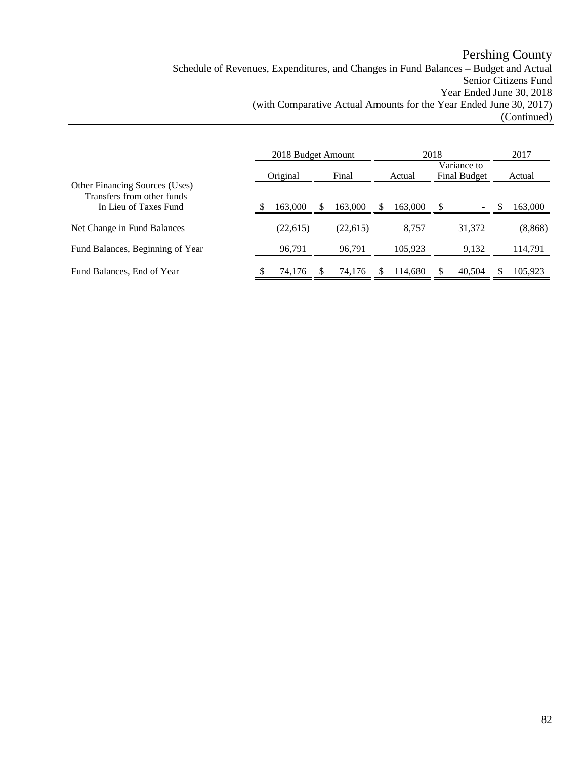# Pershing County

Schedule of Revenues, Expenditures, and Changes in Fund Balances – Budget and Actual
Senior Citizens Fund
Year Ended June 30, 2018
(with Comparative Actual Amounts for the Year Ended June 30, 2017)
(Continued)

| | 2018 Budget Amount | | 2018 | | 2017 |
|---|---|---|---|---|---|
| | Original | Final | Actual | Variance to Final Budget | Actual |
| Other Financing Sources (Uses) | | | | | |
| Transfers from other funds | | | | | |
| In Lieu of Taxes Fund | $ 163,000 | $ 163,000 | $ 163,000 | $ - | $ 163,000 |
| Net Change in Fund Balances | (22,615) | (22,615) | 8,757 | 31,372 | (8,868) |
| Fund Balances, Beginning of Year | 96,791 | 96,791 | 105,923 | 9,132 | 114,791 |
| Fund Balances, End of Year | $ 74,176 | $ 74,176 | $ 114,680 | $ 40,504 | $ 105,923 |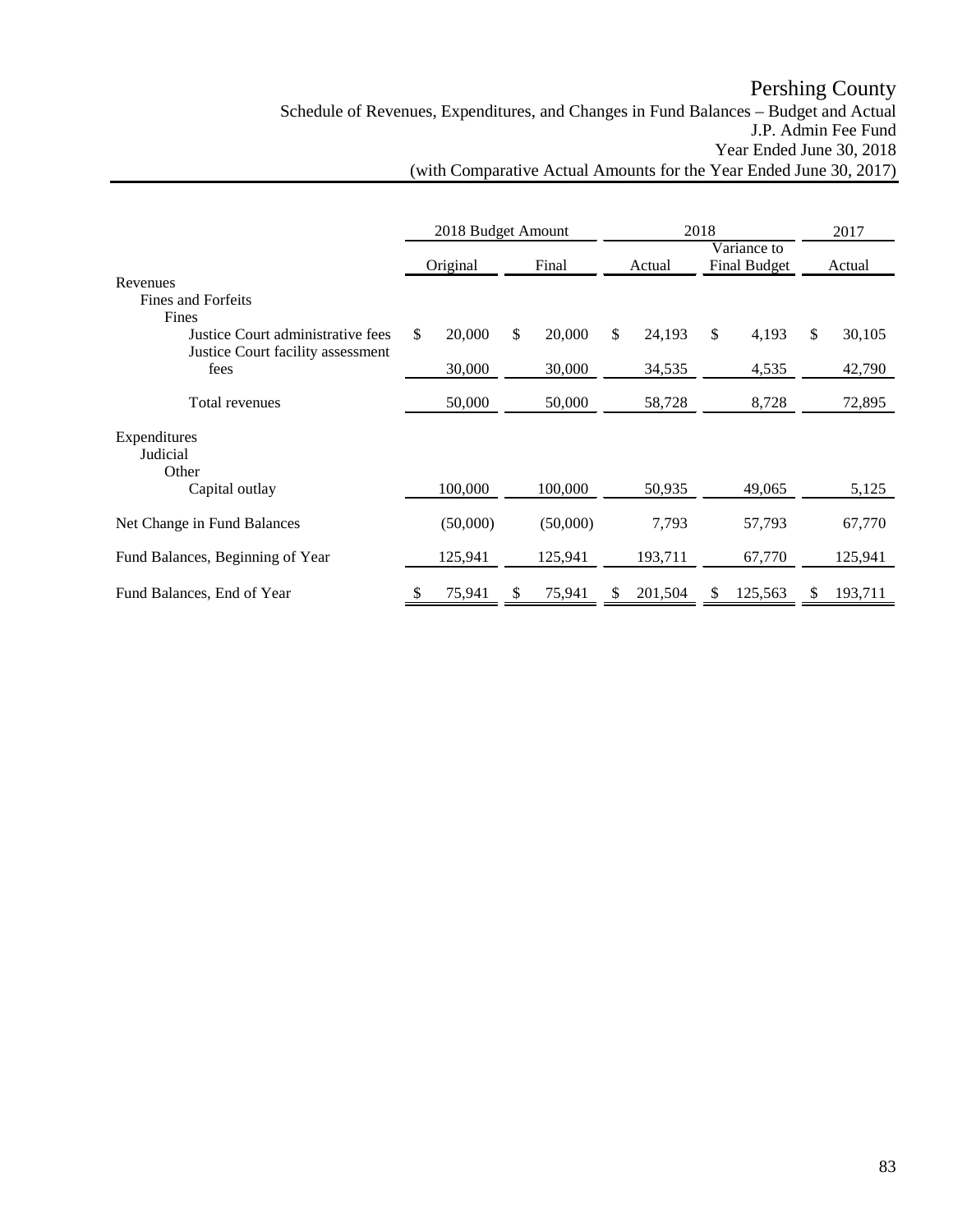# Pershing County

Schedule of Revenues, Expenditures, and Changes in Fund Balances – Budget and Actual
J.P. Admin Fee Fund
Year Ended June 30, 2018
(with Comparative Actual Amounts for the Year Ended June 30, 2017)

| | 2018 Budget Amount | | 2018 | | 2017 |
|---|---|---|---|---|---|
| | Original | Final | Actual | Variance to Final Budget | Actual |
| Revenues | | | | | |
| Fines and Forfeits | | | | | |
| Fines | | | | | |
| Justice Court administrative fees | $ 20,000 | $ 20,000 | $ 24,193 | $ 4,193 | $ 30,105 |
| Justice Court facility assessment fees | 30,000 | 30,000 | 34,535 | 4,535 | 42,790 |
| Total revenues | 50,000 | 50,000 | 58,728 | 8,728 | 72,895 |
| Expenditures | | | | | |
| Judicial | | | | | |
| Other | | | | | |
| Capital outlay | 100,000 | 100,000 | 50,935 | 49,065 | 5,125 |
| Net Change in Fund Balances | (50,000) | (50,000) | 7,793 | 57,793 | 67,770 |
| Fund Balances, Beginning of Year | 125,941 | 125,941 | 193,711 | 67,770 | 125,941 |
| Fund Balances, End of Year | $ 75,941 | $ 75,941 | $ 201,504 | $ 125,563 | $ 193,711 |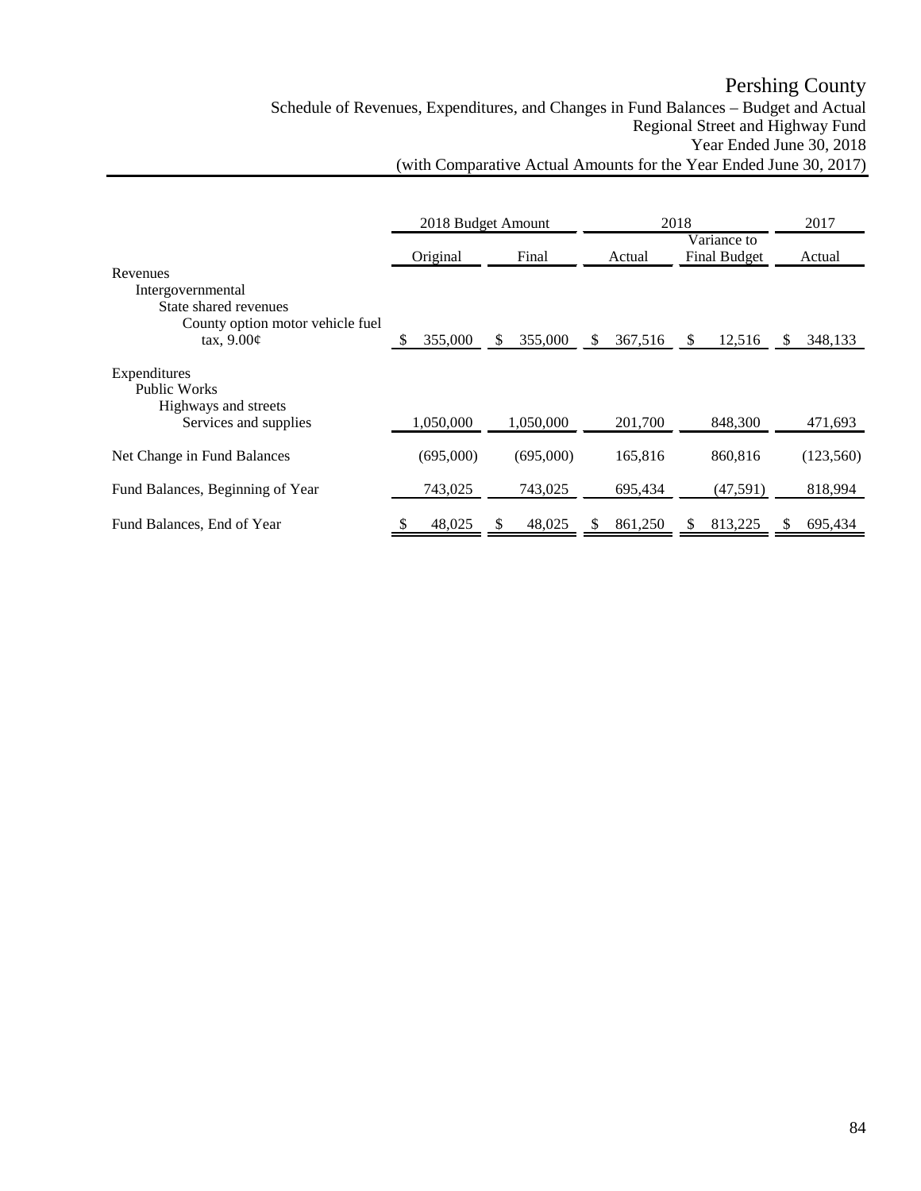# Pershing County

## Schedule of Revenues, Expenditures, and Changes in Fund Balances – Budget and Actual
### Regional Street and Highway Fund
### Year Ended June 30, 2018
### (with Comparative Actual Amounts for the Year Ended June 30, 2017)

| | 2018 Budget Amount | | 2018 | | 2017 |
|---|---|---|---|---|---|
| | Original | Final | Actual | Variance to Final Budget | Actual |
| Revenues | | | | | |
| Intergovernmental | | | | | |
| State shared revenues | | | | | |
| County option motor vehicle fuel tax, 9.00¢ | $ 355,000 | $ 355,000 | $ 367,516 | $ 12,516 | $ 348,133 |
| Expenditures | | | | | |
| Public Works | | | | | |
| Highways and streets | | | | | |
| Services and supplies | 1,050,000 | 1,050,000 | 201,700 | 848,300 | 471,693 |
| Net Change in Fund Balances | (695,000) | (695,000) | 165,816 | 860,816 | (123,560) |
| Fund Balances, Beginning of Year | 743,025 | 743,025 | 695,434 | (47,591) | 818,994 |
| Fund Balances, End of Year | $ 48,025 | $ 48,025 | $ 861,250 | $ 813,225 | $ 695,434 |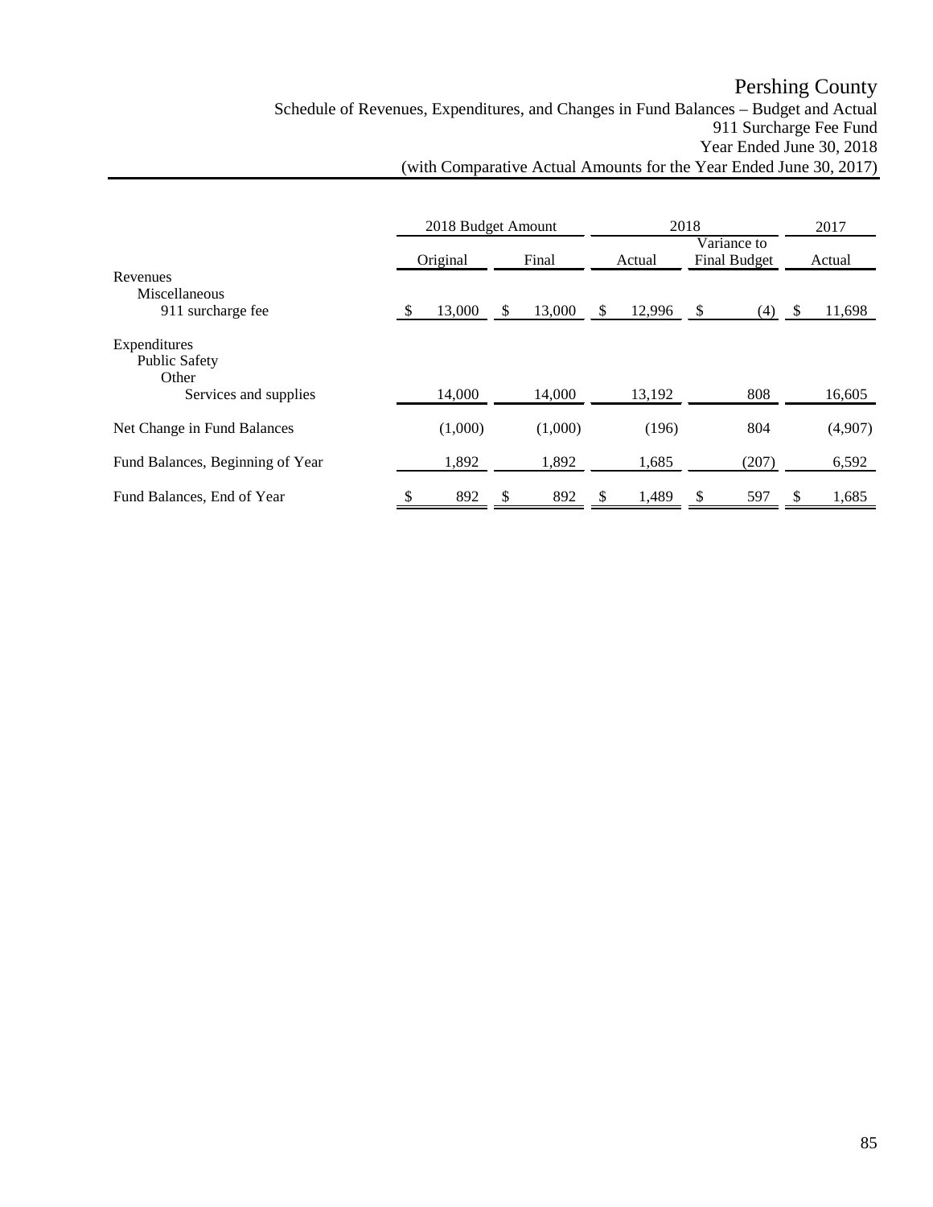# Pershing County

## Schedule of Revenues, Expenditures, and Changes in Fund Balances – Budget and Actual
## 911 Surcharge Fee Fund
## Year Ended June 30, 2018
## (with Comparative Actual Amounts for the Year Ended June 30, 2017)

| | 2018 Budget Amount | | 2018 | | 2017 |
|---|---|---|---|---|---|
| | Original | Final | Actual | Variance to Final Budget | Actual |
| Revenues | | | | | |
| Miscellaneous | | | | | |
| 911 surcharge fee | $ 13,000 | $ 13,000 | $ 12,996 | $ (4) | $ 11,698 |
| Expenditures | | | | | |
| Public Safety | | | | | |
| Other | | | | | |
| Services and supplies | 14,000 | 14,000 | 13,192 | 808 | 16,605 |
| Net Change in Fund Balances | (1,000) | (1,000) | (196) | 804 | (4,907) |
| Fund Balances, Beginning of Year | 1,892 | 1,892 | 1,685 | (207) | 6,592 |
| Fund Balances, End of Year | $ 892 | $ 892 | $ 1,489 | $ 597 | $ 1,685 |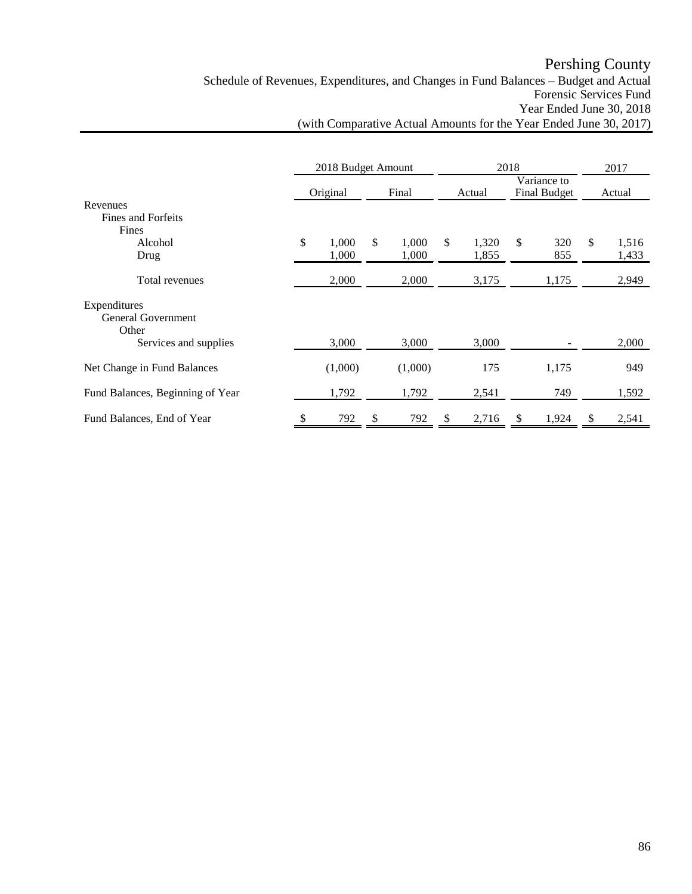# Pershing County

Schedule of Revenues, Expenditures, and Changes in Fund Balances – Budget and Actual
Forensic Services Fund
Year Ended June 30, 2018
(with Comparative Actual Amounts for the Year Ended June 30, 2017)

| | 2018 Budget Amount | | 2018 | | 2017 |
|---|---|---|---|---|---|
| | Original | Final | Actual | Variance to Final Budget | Actual |
| Revenues | | | | | |
| Fines and Forfeits | | | | | |
| Fines | | | | | |
| Alcohol | $ 1,000 | $ 1,000 | $ 1,320 | $ 320 | $ 1,516 |
| Drug | 1,000 | 1,000 | 1,855 | 855 | 1,433 |
| Total revenues | 2,000 | 2,000 | 3,175 | 1,175 | 2,949 |
| Expenditures | | | | | |
| General Government | | | | | |
| Other | | | | | |
| Services and supplies | 3,000 | 3,000 | 3,000 | - | 2,000 |
| Net Change in Fund Balances | (1,000) | (1,000) | 175 | 1,175 | 949 |
| Fund Balances, Beginning of Year | 1,792 | 1,792 | 2,541 | 749 | 1,592 |
| Fund Balances, End of Year | $ 792 | $ 792 | $ 2,716 | $ 1,924 | $ 2,541 |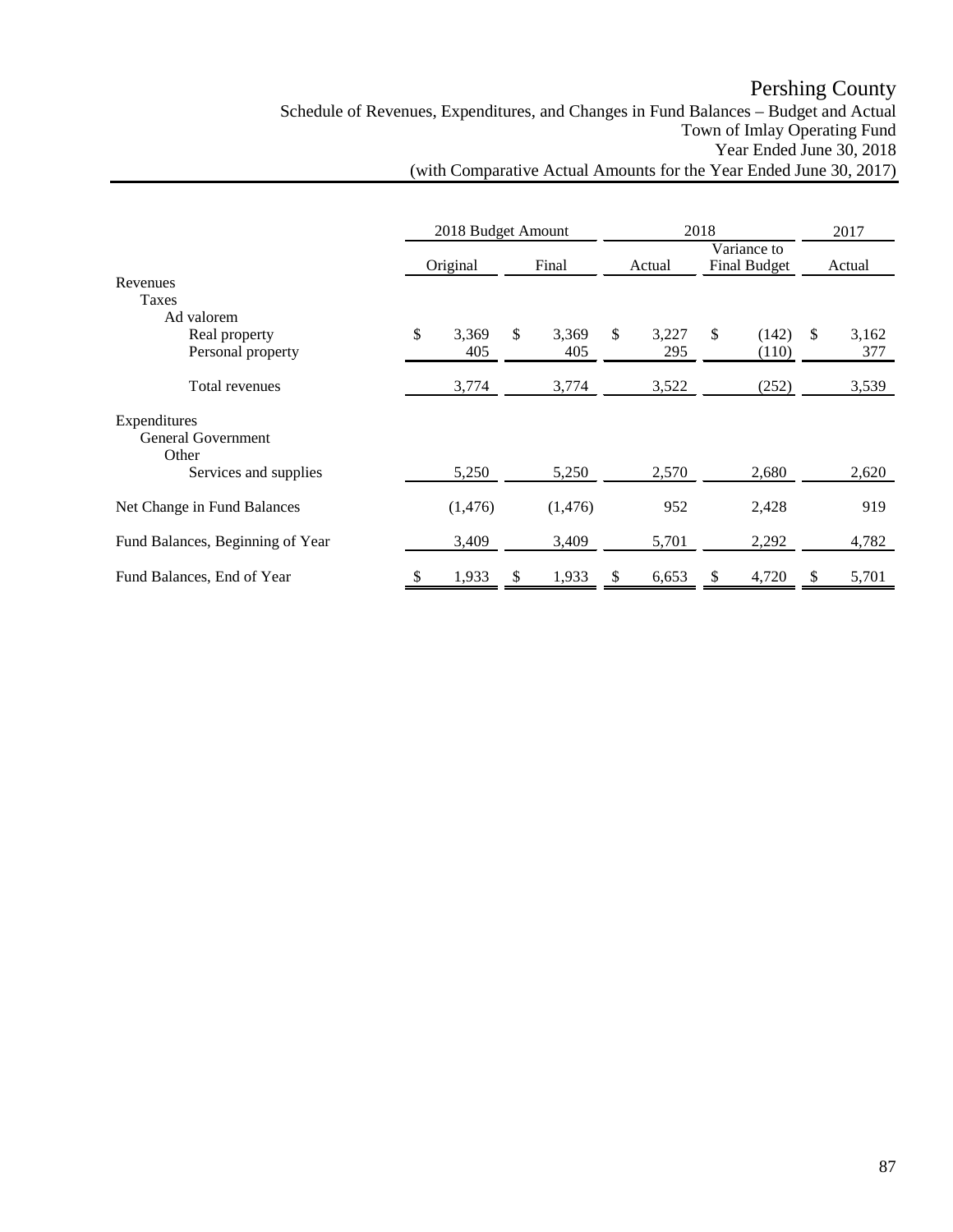# Pershing County

## Schedule of Revenues, Expenditures, and Changes in Fund Balances – Budget and Actual
### Town of Imlay Operating Fund
### Year Ended June 30, 2018
### (with Comparative Actual Amounts for the Year Ended June 30, 2017)

| | 2018 Budget Amount | | 2018 | | 2017 |
|---|---|---|---|---|---|
| | Original | Final | Actual | Variance to Final Budget | Actual |
| Revenues | | | | | |
| Taxes | | | | | |
| Ad valorem | | | | | |
| Real property | $ 3,369 | $ 3,369 | $ 3,227 | $ (142) | $ 3,162 |
| Personal property | 405 | 405 | 295 | (110) | 377 |
| Total revenues | 3,774 | 3,774 | 3,522 | (252) | 3,539 |
| Expenditures | | | | | |
| General Government | | | | | |
| Other | | | | | |
| Services and supplies | 5,250 | 5,250 | 2,570 | 2,680 | 2,620 |
| Net Change in Fund Balances | (1,476) | (1,476) | 952 | 2,428 | 919 |
| Fund Balances, Beginning of Year | 3,409 | 3,409 | 5,701 | 2,292 | 4,782 |
| Fund Balances, End of Year | $ 1,933 | $ 1,933 | $ 6,653 | $ 4,720 | $ 5,701 |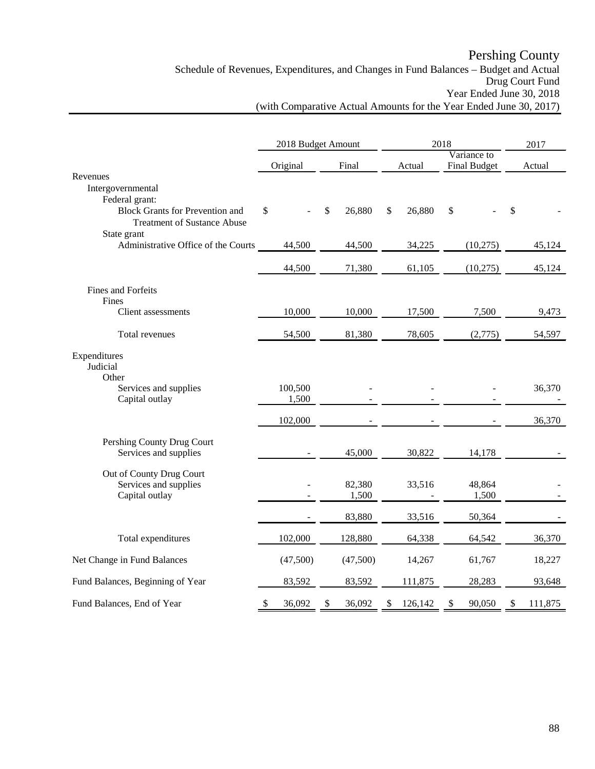# Pershing County

## Schedule of Revenues, Expenditures, and Changes in Fund Balances – Budget and Actual
## Drug Court Fund
## Year Ended June 30, 2018
## (with Comparative Actual Amounts for the Year Ended June 30, 2017)

| | 2018 Budget Amount | | 2018 | | 2017 |
|---|---|---|---|---|---|
| | Original | Final | Actual | Variance to Final Budget | Actual |
| Revenues | | | | | |
| Intergovernmental | | | | | |
| Federal grant: | | | | | |
| Block Grants for Prevention and Treatment of Sustance Abuse | $ - | $ 26,880 | $ 26,880 | $ - | $ - |
| State grant | | | | | |
| Administrative Office of the Courts | 44,500 | 44,500 | 34,225 | (10,275) | 45,124 |
| | 44,500 | 71,380 | 61,105 | (10,275) | 45,124 |
| Fines and Forfeits | | | | | |
| Fines | | | | | |
| Client assessments | 10,000 | 10,000 | 17,500 | 7,500 | 9,473 |
| Total revenues | 54,500 | 81,380 | 78,605 | (2,775) | 54,597 |
| Expenditures | | | | | |
| Judicial | | | | | |
| Other | | | | | |
| Services and supplies | 100,500 | - | - | - | 36,370 |
| Capital outlay | 1,500 | - | - | - | - |
| | 102,000 | - | - | - | 36,370 |
| Pershing County Drug Court | | | | | |
| Services and supplies | - | 45,000 | 30,822 | 14,178 | - |
| Out of County Drug Court | | | | | |
| Services and supplies | - | 82,380 | 33,516 | 48,864 | - |
| Capital outlay | - | 1,500 | - | 1,500 | - |
| | - | 83,880 | 33,516 | 50,364 | - |
| Total expenditures | 102,000 | 128,880 | 64,338 | 64,542 | 36,370 |
| Net Change in Fund Balances | (47,500) | (47,500) | 14,267 | 61,767 | 18,227 |
| Fund Balances, Beginning of Year | 83,592 | 83,592 | 111,875 | 28,283 | 93,648 |
| Fund Balances, End of Year | $ 36,092 | $ 36,092 | $ 126,142 | $ 90,050 | $ 111,875 |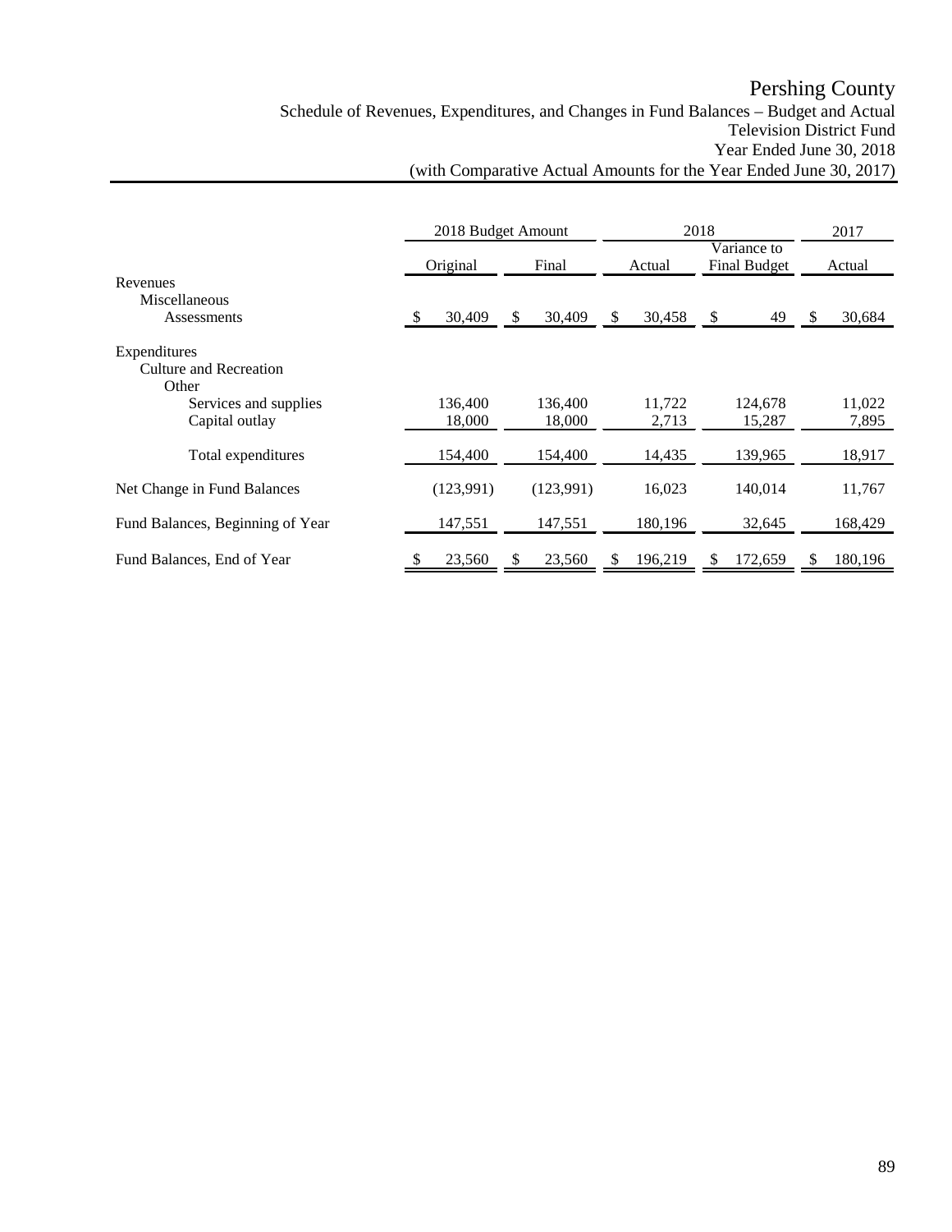# Pershing County

## Schedule of Revenues, Expenditures, and Changes in Fund Balances – Budget and Actual

### Television District Fund

### Year Ended June 30, 2018

### (with Comparative Actual Amounts for the Year Ended June 30, 2017)

| | 2018 Budget Amount | | 2018 | | 2017 |
|---|---|---|---|---|---|
| | Original | Final | Actual | Variance to Final Budget | Actual |
| Revenues | | | | | |
| Miscellaneous | | | | | |
| Assessments | $ 30,409 | $ 30,409 | $ 30,458 | $ 49 | $ 30,684 |
| Expenditures | | | | | |
| Culture and Recreation | | | | | |
| Other | | | | | |
| Services and supplies | 136,400 | 136,400 | 11,722 | 124,678 | 11,022 |
| Capital outlay | 18,000 | 18,000 | 2,713 | 15,287 | 7,895 |
| Total expenditures | 154,400 | 154,400 | 14,435 | 139,965 | 18,917 |
| Net Change in Fund Balances | (123,991) | (123,991) | 16,023 | 140,014 | 11,767 |
| Fund Balances, Beginning of Year | 147,551 | 147,551 | 180,196 | 32,645 | 168,429 |
| Fund Balances, End of Year | $ 23,560 | $ 23,560 | $ 196,219 | $ 172,659 | $ 180,196 |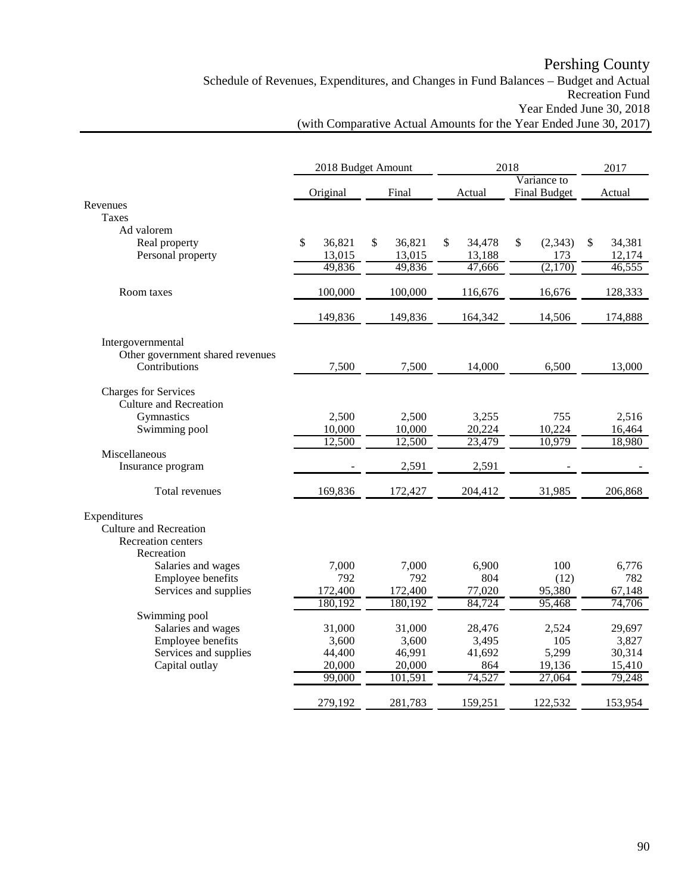# Pershing County

Schedule of Revenues, Expenditures, and Changes in Fund Balances – Budget and Actual
Recreation Fund
Year Ended June 30, 2018
(with Comparative Actual Amounts for the Year Ended June 30, 2017)

| | 2018 Budget Amount | | 2018 | | 2017 |
|---|---|---|---|---|---|
| | Original | Final | Actual | Variance to Final Budget | Actual |
| Revenues | | | | | |
| Taxes | | | | | |
| Ad valorem | | | | | |
| Real property | $ 36,821 | $ 36,821 | $ 34,478 | $ (2,343) | $ 34,381 |
| Personal property | 13,015 | 13,015 | 13,188 | 173 | 12,174 |
| | 49,836 | 49,836 | 47,666 | (2,170) | 46,555 |
| Room taxes | 100,000 | 100,000 | 116,676 | 16,676 | 128,333 |
| | 149,836 | 149,836 | 164,342 | 14,506 | 174,888 |
| Intergovernmental | | | | | |
| Other government shared revenues | | | | | |
| Contributions | 7,500 | 7,500 | 14,000 | 6,500 | 13,000 |
| Charges for Services | | | | | |
| Culture and Recreation | | | | | |
| Gymnastics | 2,500 | 2,500 | 3,255 | 755 | 2,516 |
| Swimming pool | 10,000 | 10,000 | 20,224 | 10,224 | 16,464 |
| | 12,500 | 12,500 | 23,479 | 10,979 | 18,980 |
| Miscellaneous | | | | | |
| Insurance program | - | 2,591 | 2,591 | - | - |
| Total revenues | 169,836 | 172,427 | 204,412 | 31,985 | 206,868 |
| Expenditures | | | | | |
| Culture and Recreation | | | | | |
| Recreation centers | | | | | |
| Recreation | | | | | |
| Salaries and wages | 7,000 | 7,000 | 6,900 | 100 | 6,776 |
| Employee benefits | 792 | 792 | 804 | (12) | 782 |
| Services and supplies | 172,400 | 172,400 | 77,020 | 95,380 | 67,148 |
| | 180,192 | 180,192 | 84,724 | 95,468 | 74,706 |
| Swimming pool | | | | | |
| Salaries and wages | 31,000 | 31,000 | 28,476 | 2,524 | 29,697 |
| Employee benefits | 3,600 | 3,600 | 3,495 | 105 | 3,827 |
| Services and supplies | 44,400 | 46,991 | 41,692 | 5,299 | 30,314 |
| Capital outlay | 20,000 | 20,000 | 864 | 19,136 | 15,410 |
| | 99,000 | 101,591 | 74,527 | 27,064 | 79,248 |
| | 279,192 | 281,783 | 159,251 | 122,532 | 153,954 |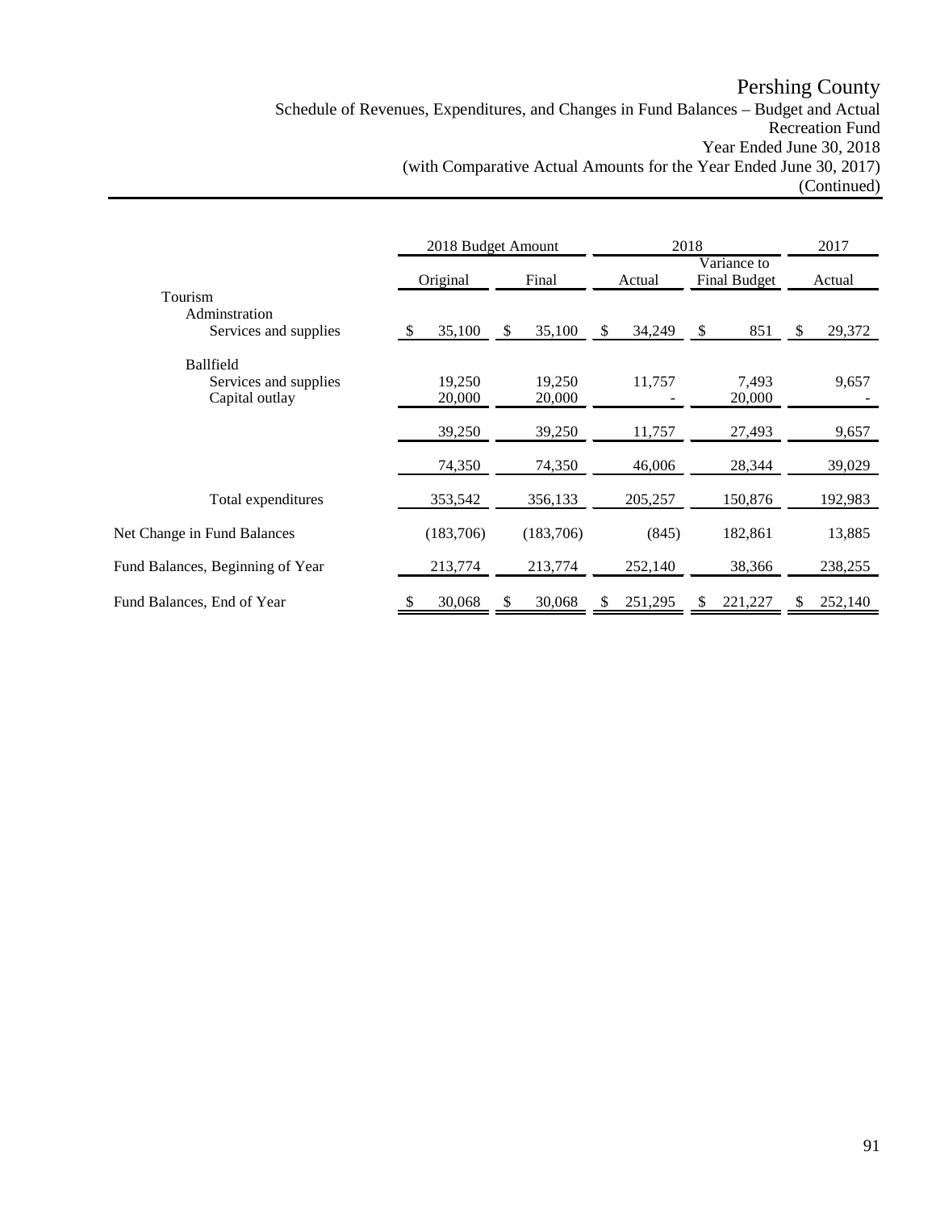# Pershing County

Schedule of Revenues, Expenditures, and Changes in Fund Balances – Budget and Actual
Recreation Fund
Year Ended June 30, 2018
(with Comparative Actual Amounts for the Year Ended June 30, 2017)
(Continued)

| | 2018 Budget Amount | | 2018 | | 2017 |
|---|---|---|---|---|---|
| | Original | Final | Actual | Variance to Final Budget | Actual |
| Tourism | | | | | |
| Adminstration | | | | | |
| Services and supplies | $ 35,100 | $ 35,100 | $ 34,249 | $ 851 | $ 29,372 |
| Ballfield | | | | | |
| Services and supplies | 19,250 | 19,250 | 11,757 | 7,493 | 9,657 |
| Capital outlay | 20,000 | 20,000 | - | 20,000 | - |
| | 39,250 | 39,250 | 11,757 | 27,493 | 9,657 |
| | 74,350 | 74,350 | 46,006 | 28,344 | 39,029 |
| Total expenditures | 353,542 | 356,133 | 205,257 | 150,876 | 192,983 |
| Net Change in Fund Balances | (183,706) | (183,706) | (845) | 182,861 | 13,885 |
| Fund Balances, Beginning of Year | 213,774 | 213,774 | 252,140 | 38,366 | 238,255 |
| Fund Balances, End of Year | $ 30,068 | $ 30,068 | $ 251,295 | $ 221,227 | $ 252,140 |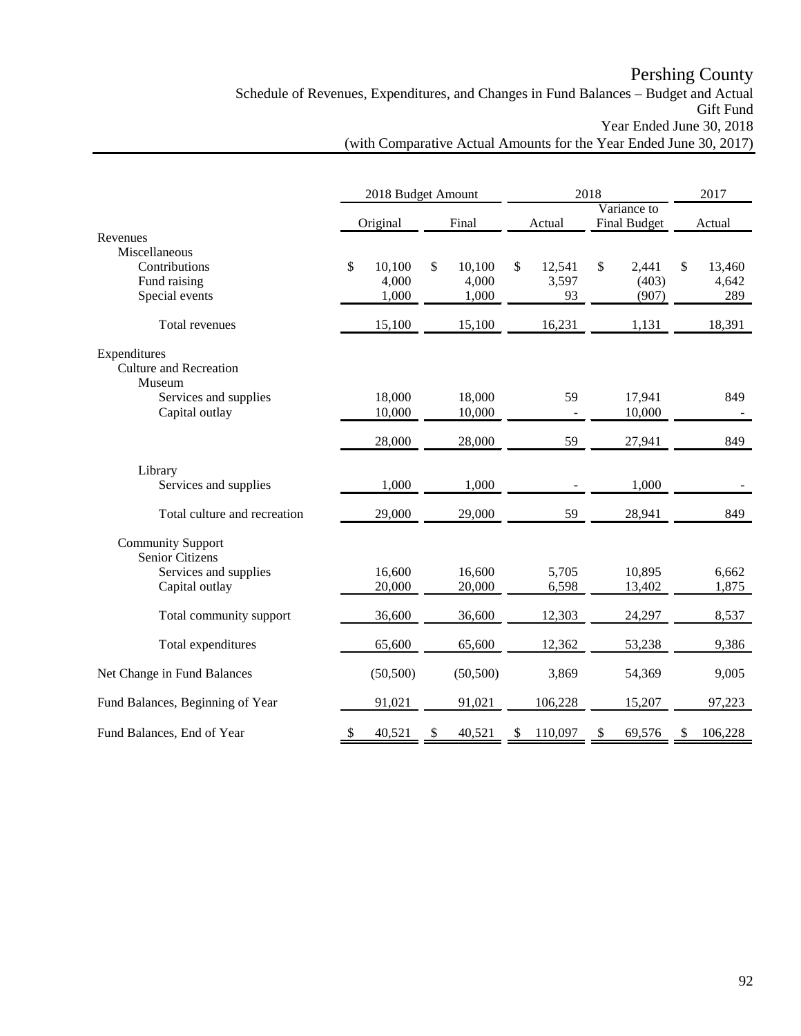# Pershing County

## Schedule of Revenues, Expenditures, and Changes in Fund Balances – Budget and Actual

### Gift Fund

### Year Ended June 30, 2018

### (with Comparative Actual Amounts for the Year Ended June 30, 2017)

| | 2018 Budget Amount | | 2018 | | 2017 |
|---|---|---|---|---|---|
| | Original | Final | Actual | Variance to Final Budget | Actual |
| Revenues | | | | | |
| Miscellaneous | | | | | |
| Contributions | $ 10,100 | $ 10,100 | $ 12,541 | $ 2,441 | $ 13,460 |
| Fund raising | 4,000 | 4,000 | 3,597 | (403) | 4,642 |
| Special events | 1,000 | 1,000 | 93 | (907) | 289 |
| Total revenues | 15,100 | 15,100 | 16,231 | 1,131 | 18,391 |
| Expenditures | | | | | |
| Culture and Recreation | | | | | |
| Museum | | | | | |
| Services and supplies | 18,000 | 18,000 | 59 | 17,941 | 849 |
| Capital outlay | 10,000 | 10,000 | - | 10,000 | - |
| | 28,000 | 28,000 | 59 | 27,941 | 849 |
| Library | | | | | |
| Services and supplies | 1,000 | 1,000 | - | 1,000 | - |
| Total culture and recreation | 29,000 | 29,000 | 59 | 28,941 | 849 |
| Community Support | | | | | |
| Senior Citizens | | | | | |
| Services and supplies | 16,600 | 16,600 | 5,705 | 10,895 | 6,662 |
| Capital outlay | 20,000 | 20,000 | 6,598 | 13,402 | 1,875 |
| Total community support | 36,600 | 36,600 | 12,303 | 24,297 | 8,537 |
| Total expenditures | 65,600 | 65,600 | 12,362 | 53,238 | 9,386 |
| Net Change in Fund Balances | (50,500) | (50,500) | 3,869 | 54,369 | 9,005 |
| Fund Balances, Beginning of Year | 91,021 | 91,021 | 106,228 | 15,207 | 97,223 |
| Fund Balances, End of Year | $ 40,521 | $ 40,521 | $ 110,097 | $ 69,576 | $ 106,228 |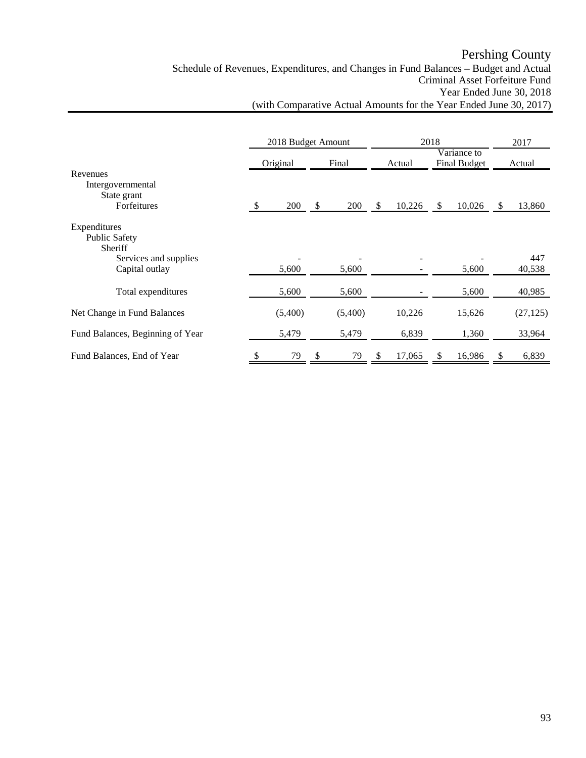# Pershing County

## Schedule of Revenues, Expenditures, and Changes in Fund Balances – Budget and Actual

### Criminal Asset Forfeiture Fund

### Year Ended June 30, 2018

### (with Comparative Actual Amounts for the Year Ended June 30, 2017)

| | 2018 Budget Amount | | 2018 | | 2017 |
|---|---|---|---|---|---|
| | Original | Final | Actual | Variance to Final Budget | Actual |
| Revenues | | | | | |
| Intergovernmental | | | | | |
| State grant | | | | | |
| Forfeitures | $ 200 | $ 200 | $ 10,226 | $ 10,026 | $ 13,860 |
| Expenditures | | | | | |
| Public Safety | | | | | |
| Sheriff | | | | | |
| Services and supplies | - | - | - | - | 447 |
| Capital outlay | 5,600 | 5,600 | - | 5,600 | 40,538 |
| Total expenditures | 5,600 | 5,600 | - | 5,600 | 40,985 |
| Net Change in Fund Balances | (5,400) | (5,400) | 10,226 | 15,626 | (27,125) |
| Fund Balances, Beginning of Year | 5,479 | 5,479 | 6,839 | 1,360 | 33,964 |
| Fund Balances, End of Year | $ 79 | $ 79 | $ 17,065 | $ 16,986 | $ 6,839 |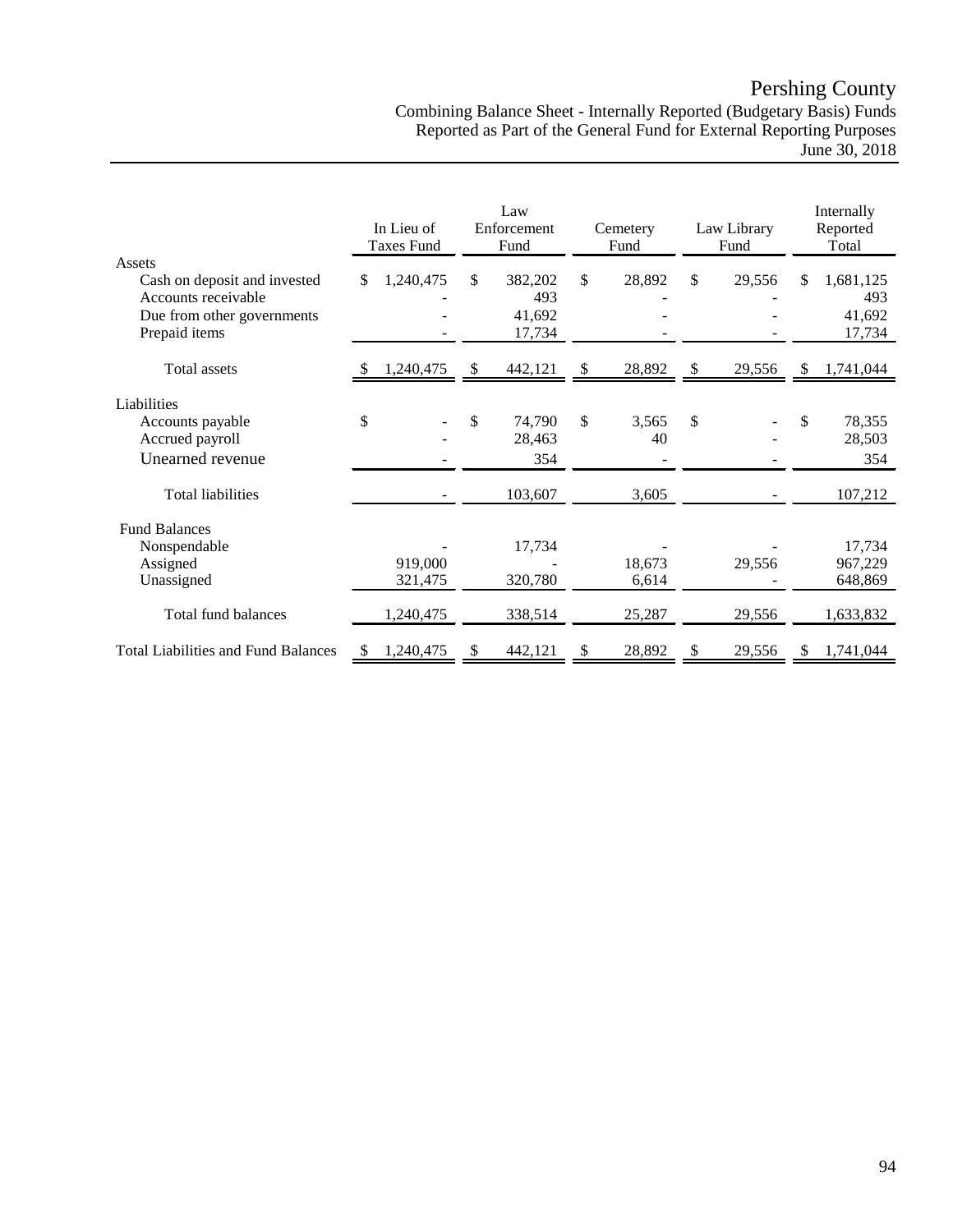# Pershing County

## Combining Balance Sheet - Internally Reported (Budgetary Basis) Funds Reported as Part of the General Fund for External Reporting Purposes

### June 30, 2018

| | In Lieu of Taxes Fund | Law Enforcement Fund | Cemetery Fund | Law Library Fund | Internally Reported Total |
|---|---|---|---|---|---|
| **Assets** | | | | | |
| Cash on deposit and invested | $ 1,240,475 | $ 382,202 | $ 28,892 | $ 29,556 | $ 1,681,125 |
| Accounts receivable | - | 493 | - | - | 493 |
| Due from other governments | - | 41,692 | - | - | 41,692 |
| Prepaid items | - | 17,734 | - | - | 17,734 |
| Total assets | $ 1,240,475 | $ 442,121 | $ 28,892 | $ 29,556 | $ 1,741,044 |
| **Liabilities** | | | | | |
| Accounts payable | $ - | $ 74,790 | $ 3,565 | $ - | $ 78,355 |
| Accrued payroll | - | 28,463 | 40 | - | 28,503 |
| Unearned revenue | - | 354 | - | - | 354 |
| Total liabilities | - | 103,607 | 3,605 | - | 107,212 |
| **Fund Balances** | | | | | |
| Nonspendable | - | 17,734 | - | - | 17,734 |
| Assigned | 919,000 | - | 18,673 | 29,556 | 967,229 |
| Unassigned | 321,475 | 320,780 | 6,614 | - | 648,869 |
| Total fund balances | 1,240,475 | 338,514 | 25,287 | 29,556 | 1,633,832 |
| Total Liabilities and Fund Balances | $ 1,240,475 | $ 442,121 | $ 28,892 | $ 29,556 | $ 1,741,044 |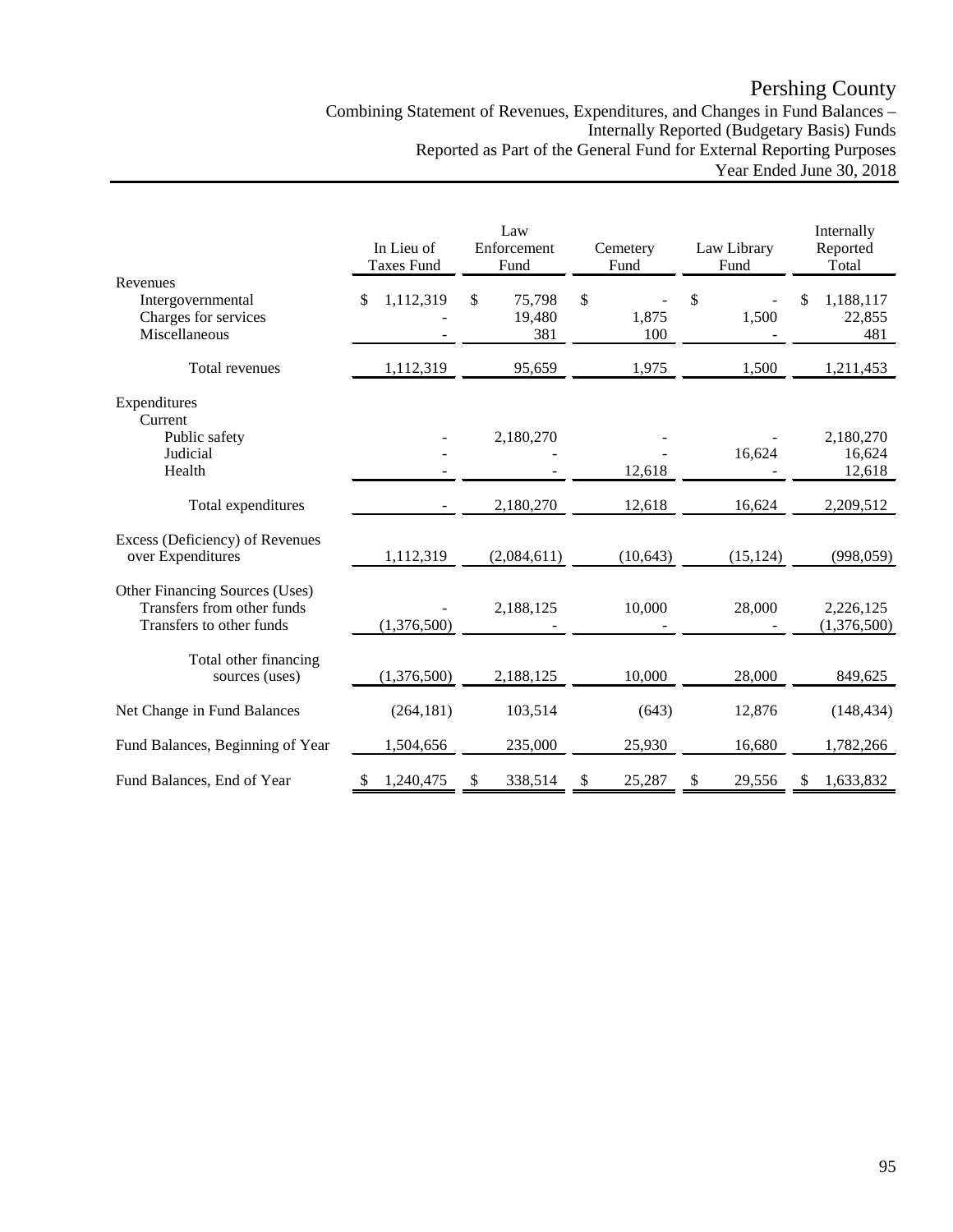# Pershing County

Combining Statement of Revenues, Expenditures, and Changes in Fund Balances – Internally Reported (Budgetary Basis) Funds
Reported as Part of the General Fund for External Reporting Purposes
Year Ended June 30, 2018

| | In Lieu of Taxes Fund | Law Enforcement Fund | Cemetery Fund | Law Library Fund | Internally Reported Total |
|---|---|---|---|---|---|
| **Revenues** | | | | | |
| Intergovernmental | $ 1,112,319 | $ 75,798 | $ - | $ - | $ 1,188,117 |
| Charges for services | - | 19,480 | 1,875 | 1,500 | 22,855 |
| Miscellaneous | - | 381 | 100 | - | 481 |
| Total revenues | 1,112,319 | 95,659 | 1,975 | 1,500 | 1,211,453 |
| **Expenditures** | | | | | |
| Current | | | | | |
| Public safety | - | 2,180,270 | - | - | 2,180,270 |
| Judicial | - | - | - | 16,624 | 16,624 |
| Health | - | - | 12,618 | - | 12,618 |
| Total expenditures | - | 2,180,270 | 12,618 | 16,624 | 2,209,512 |
| Excess (Deficiency) of Revenues over Expenditures | 1,112,319 | (2,084,611) | (10,643) | (15,124) | (998,059) |
| **Other Financing Sources (Uses)** | | | | | |
| Transfers from other funds | - | 2,188,125 | 10,000 | 28,000 | 2,226,125 |
| Transfers to other funds | (1,376,500) | - | - | - | (1,376,500) |
| Total other financing sources (uses) | (1,376,500) | 2,188,125 | 10,000 | 28,000 | 849,625 |
| Net Change in Fund Balances | (264,181) | 103,514 | (643) | 12,876 | (148,434) |
| Fund Balances, Beginning of Year | 1,504,656 | 235,000 | 25,930 | 16,680 | 1,782,266 |
| Fund Balances, End of Year | $ 1,240,475 | $ 338,514 | $ 25,287 | $ 29,556 | $ 1,633,832 |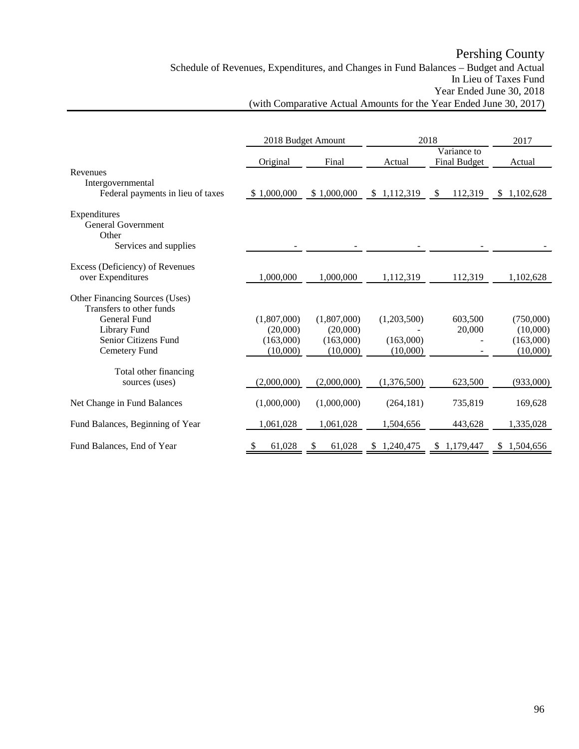# Pershing County

## Schedule of Revenues, Expenditures, and Changes in Fund Balances – Budget and Actual
## In Lieu of Taxes Fund
## Year Ended June 30, 2018
## (with Comparative Actual Amounts for the Year Ended June 30, 2017)

| | 2018 Budget Amount | | 2018 | | 2017 |
|---|---|---|---|---|---|
| | Original | Final | Actual | Variance to Final Budget | Actual |
| Revenues | | | | | |
| Intergovernmental | | | | | |
| Federal payments in lieu of taxes | $ 1,000,000 | $ 1,000,000 | $ 1,112,319 | $ 112,319 | $ 1,102,628 |
| Expenditures | | | | | |
| General Government | | | | | |
| Other | | | | | |
| Services and supplies | - | - | - | - | - |
| Excess (Deficiency) of Revenues over Expenditures | 1,000,000 | 1,000,000 | 1,112,319 | 112,319 | 1,102,628 |
| Other Financing Sources (Uses) | | | | | |
| Transfers to other funds | | | | | |
| General Fund | (1,807,000) | (1,807,000) | (1,203,500) | 603,500 | (750,000) |
| Library Fund | (20,000) | (20,000) | - | 20,000 | (10,000) |
| Senior Citizens Fund | (163,000) | (163,000) | (163,000) | - | (163,000) |
| Cemetery Fund | (10,000) | (10,000) | (10,000) | - | (10,000) |
| Total other financing sources (uses) | (2,000,000) | (2,000,000) | (1,376,500) | 623,500 | (933,000) |
| Net Change in Fund Balances | (1,000,000) | (1,000,000) | (264,181) | 735,819 | 169,628 |
| Fund Balances, Beginning of Year | 1,061,028 | 1,061,028 | 1,504,656 | 443,628 | 1,335,028 |
| Fund Balances, End of Year | $ 61,028 | $ 61,028 | $ 1,240,475 | $ 1,179,447 | $ 1,504,656 |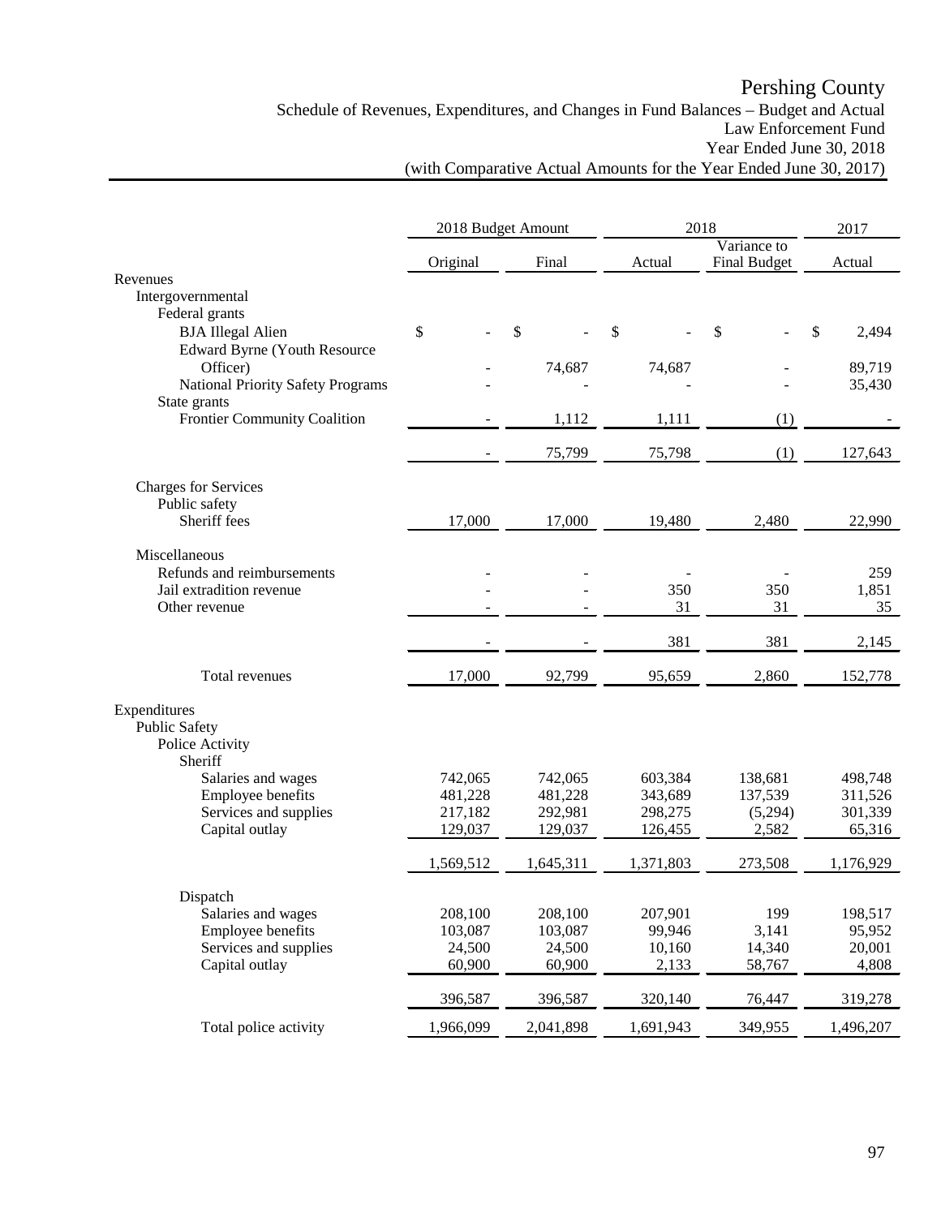# Pershing County

Schedule of Revenues, Expenditures, and Changes in Fund Balances – Budget and Actual
Law Enforcement Fund
Year Ended June 30, 2018
(with Comparative Actual Amounts for the Year Ended June 30, 2017)

| | 2018 Budget Amount | | 2018 | | 2017 |
|---|---|---|---|---|---|
| | Original | Final | Actual | Variance to Final Budget | Actual |
| Revenues | | | | | |
| Intergovernmental | | | | | |
| Federal grants | | | | | |
| BJA Illegal Alien | $ - | $ - | $ - | $ - | $ 2,494 |
| Edward Byrne (Youth Resource Officer) | - | 74,687 | 74,687 | - | 89,719 |
| National Priority Safety Programs | - | - | - | - | 35,430 |
| State grants | | | | | |
| Frontier Community Coalition | - | 1,112 | 1,111 | (1) | - |
| | - | 75,799 | 75,798 | (1) | 127,643 |
| Charges for Services | | | | | |
| Public safety | | | | | |
| Sheriff fees | 17,000 | 17,000 | 19,480 | 2,480 | 22,990 |
| Miscellaneous | | | | | |
| Refunds and reimbursements | - | - | - | - | 259 |
| Jail extradition revenue | - | - | 350 | 350 | 1,851 |
| Other revenue | - | - | 31 | 31 | 35 |
| | - | - | 381 | 381 | 2,145 |
| Total revenues | 17,000 | 92,799 | 95,659 | 2,860 | 152,778 |
| Expenditures | | | | | |
| Public Safety | | | | | |
| Police Activity | | | | | |
| Sheriff | | | | | |
| Salaries and wages | 742,065 | 742,065 | 603,384 | 138,681 | 498,748 |
| Employee benefits | 481,228 | 481,228 | 343,689 | 137,539 | 311,526 |
| Services and supplies | 217,182 | 292,981 | 298,275 | (5,294) | 301,339 |
| Capital outlay | 129,037 | 129,037 | 126,455 | 2,582 | 65,316 |
| | 1,569,512 | 1,645,311 | 1,371,803 | 273,508 | 1,176,929 |
| Dispatch | | | | | |
| Salaries and wages | 208,100 | 208,100 | 207,901 | 199 | 198,517 |
| Employee benefits | 103,087 | 103,087 | 99,946 | 3,141 | 95,952 |
| Services and supplies | 24,500 | 24,500 | 10,160 | 14,340 | 20,001 |
| Capital outlay | 60,900 | 60,900 | 2,133 | 58,767 | 4,808 |
| | 396,587 | 396,587 | 320,140 | 76,447 | 319,278 |
| Total police activity | 1,966,099 | 2,041,898 | 1,691,943 | 349,955 | 1,496,207 |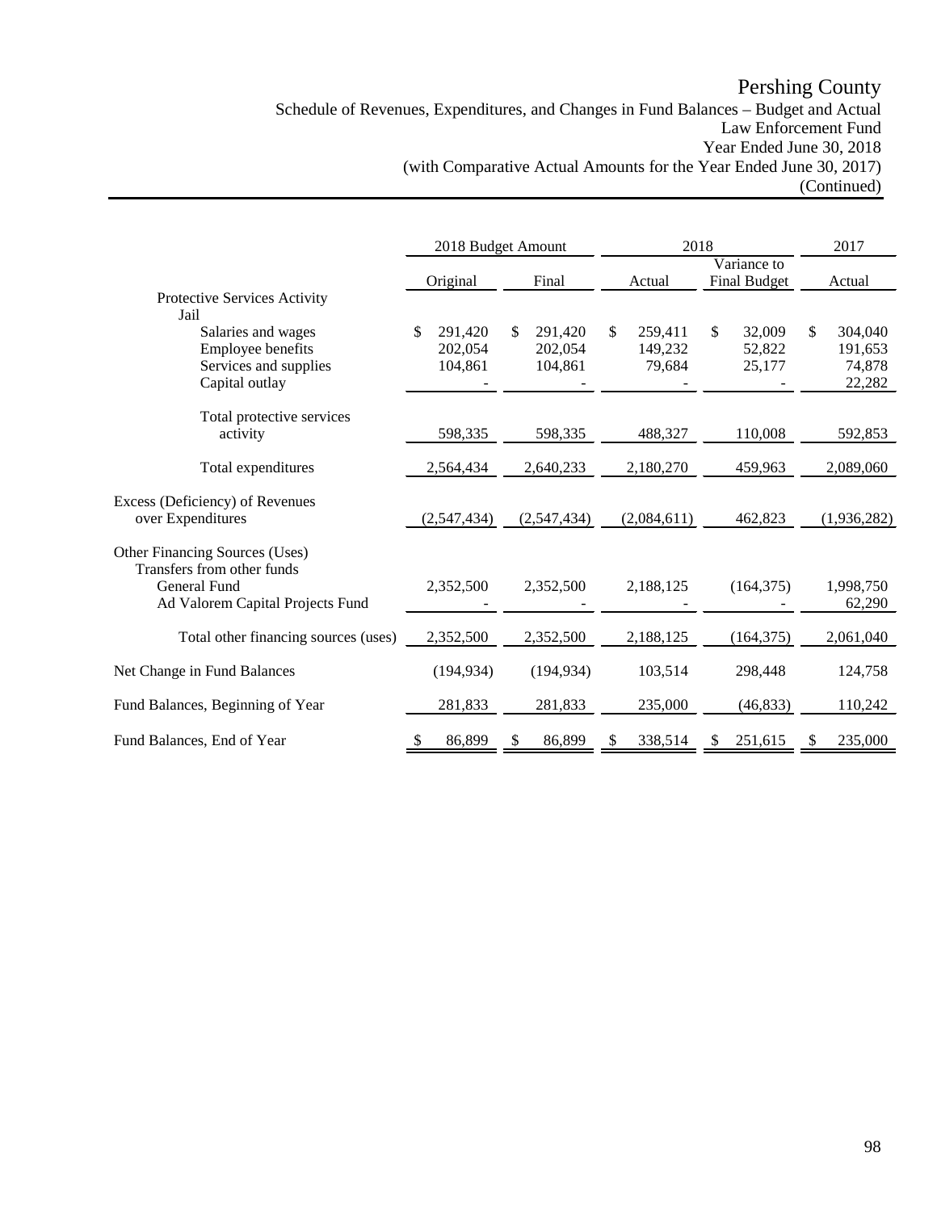# Pershing County

Schedule of Revenues, Expenditures, and Changes in Fund Balances – Budget and Actual
Law Enforcement Fund
Year Ended June 30, 2018
(with Comparative Actual Amounts for the Year Ended June 30, 2017)
(Continued)

| | 2018 Budget Amount | | 2018 | | 2017 |
|---|---|---|---|---|---|
| | Original | Final | Actual | Variance to Final Budget | Actual |
| Protective Services Activity | | | | | |
| Jail | | | | | |
| Salaries and wages | $ 291,420 | $ 291,420 | $ 259,411 | $ 32,009 | $ 304,040 |
| Employee benefits | 202,054 | 202,054 | 149,232 | 52,822 | 191,653 |
| Services and supplies | 104,861 | 104,861 | 79,684 | 25,177 | 74,878 |
| Capital outlay | - | - | - | - | 22,282 |
| Total protective services activity | 598,335 | 598,335 | 488,327 | 110,008 | 592,853 |
| Total expenditures | 2,564,434 | 2,640,233 | 2,180,270 | 459,963 | 2,089,060 |
| Excess (Deficiency) of Revenues over Expenditures | (2,547,434) | (2,547,434) | (2,084,611) | 462,823 | (1,936,282) |
| Other Financing Sources (Uses) | | | | | |
| Transfers from other funds | | | | | |
| General Fund | 2,352,500 | 2,352,500 | 2,188,125 | (164,375) | 1,998,750 |
| Ad Valorem Capital Projects Fund | - | - | - | - | 62,290 |
| Total other financing sources (uses) | 2,352,500 | 2,352,500 | 2,188,125 | (164,375) | 2,061,040 |
| Net Change in Fund Balances | (194,934) | (194,934) | 103,514 | 298,448 | 124,758 |
| Fund Balances, Beginning of Year | 281,833 | 281,833 | 235,000 | (46,833) | 110,242 |
| Fund Balances, End of Year | $ 86,899 | $ 86,899 | $ 338,514 | $ 251,615 | $ 235,000 |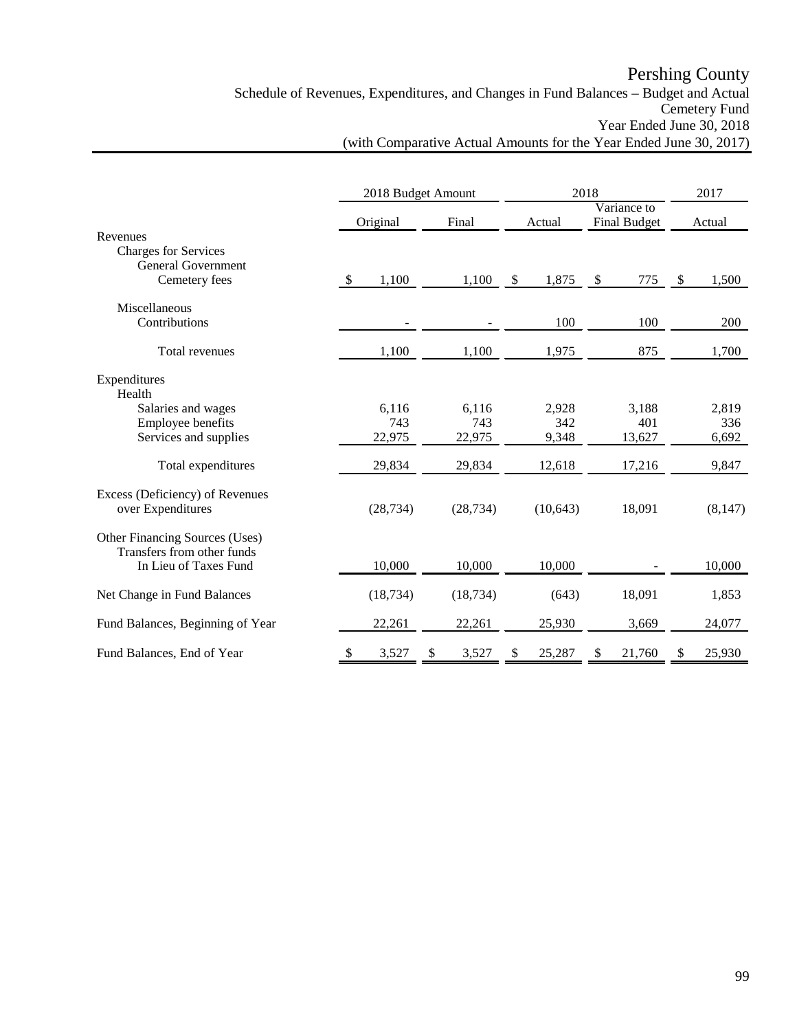# Pershing County

Schedule of Revenues, Expenditures, and Changes in Fund Balances – Budget and Actual
Cemetery Fund
Year Ended June 30, 2018
(with Comparative Actual Amounts for the Year Ended June 30, 2017)

| | 2018 Budget Amount | | 2018 | | 2017 |
|---|---|---|---|---|---|
| | Original | Final | Actual | Variance to Final Budget | Actual |
| **Revenues** | | | | | |
| Charges for Services | | | | | |
| General Government | | | | | |
| Cemetery fees | $ 1,100 | 1,100 | $ 1,875 | $ 775 | $ 1,500 |
| Miscellaneous | | | | | |
| Contributions | - | - | 100 | 100 | 200 |
| Total revenues | 1,100 | 1,100 | 1,975 | 875 | 1,700 |
| **Expenditures** | | | | | |
| Health | | | | | |
| Salaries and wages | 6,116 | 6,116 | 2,928 | 3,188 | 2,819 |
| Employee benefits | 743 | 743 | 342 | 401 | 336 |
| Services and supplies | 22,975 | 22,975 | 9,348 | 13,627 | 6,692 |
| Total expenditures | 29,834 | 29,834 | 12,618 | 17,216 | 9,847 |
| Excess (Deficiency) of Revenues over Expenditures | (28,734) | (28,734) | (10,643) | 18,091 | (8,147) |
| Other Financing Sources (Uses) | | | | | |
| Transfers from other funds | | | | | |
| In Lieu of Taxes Fund | 10,000 | 10,000 | 10,000 | - | 10,000 |
| Net Change in Fund Balances | (18,734) | (18,734) | (643) | 18,091 | 1,853 |
| Fund Balances, Beginning of Year | 22,261 | 22,261 | 25,930 | 3,669 | 24,077 |
| Fund Balances, End of Year | $ 3,527 | $ 3,527 | $ 25,287 | $ 21,760 | $ 25,930 |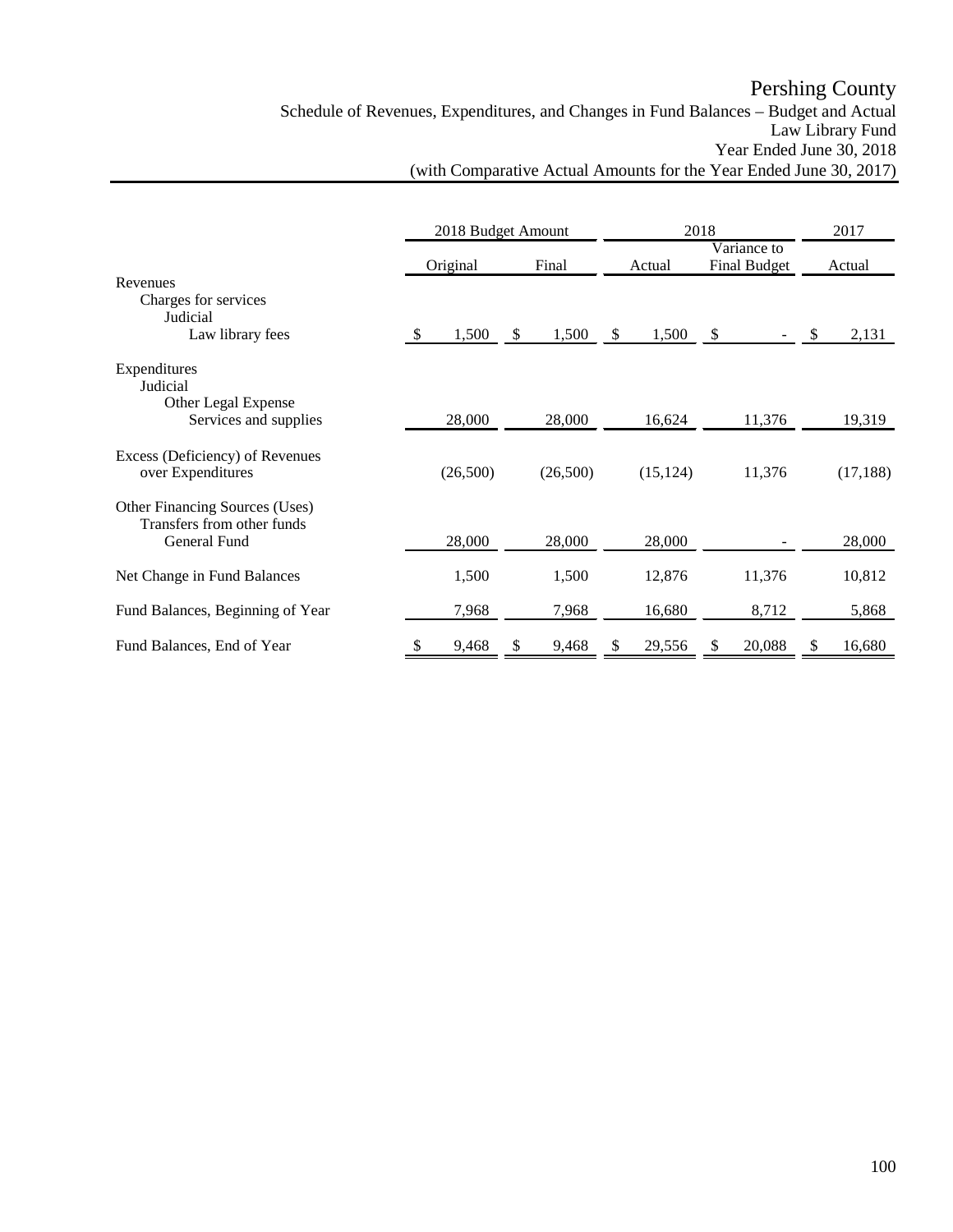# Pershing County

Schedule of Revenues, Expenditures, and Changes in Fund Balances – Budget and Actual
Law Library Fund
Year Ended June 30, 2018
(with Comparative Actual Amounts for the Year Ended June 30, 2017)

| | 2018 Budget Amount | | 2018 | | 2017 |
|---|---|---|---|---|---|
| | Original | Final | Actual | Variance to Final Budget | Actual |
| Revenues | | | | | |
| Charges for services | | | | | |
| Judicial | | | | | |
| Law library fees | $ 1,500 | $ 1,500 | $ 1,500 | $ - | $ 2,131 |
| Expenditures | | | | | |
| Judicial | | | | | |
| Other Legal Expense | | | | | |
| Services and supplies | 28,000 | 28,000 | 16,624 | 11,376 | 19,319 |
| Excess (Deficiency) of Revenues over Expenditures | (26,500) | (26,500) | (15,124) | 11,376 | (17,188) |
| Other Financing Sources (Uses) | | | | | |
| Transfers from other funds | | | | | |
| General Fund | 28,000 | 28,000 | 28,000 | - | 28,000 |
| Net Change in Fund Balances | 1,500 | 1,500 | 12,876 | 11,376 | 10,812 |
| Fund Balances, Beginning of Year | 7,968 | 7,968 | 16,680 | 8,712 | 5,868 |
| Fund Balances, End of Year | $ 9,468 | $ 9,468 | $ 29,556 | $ 20,088 | $ 16,680 |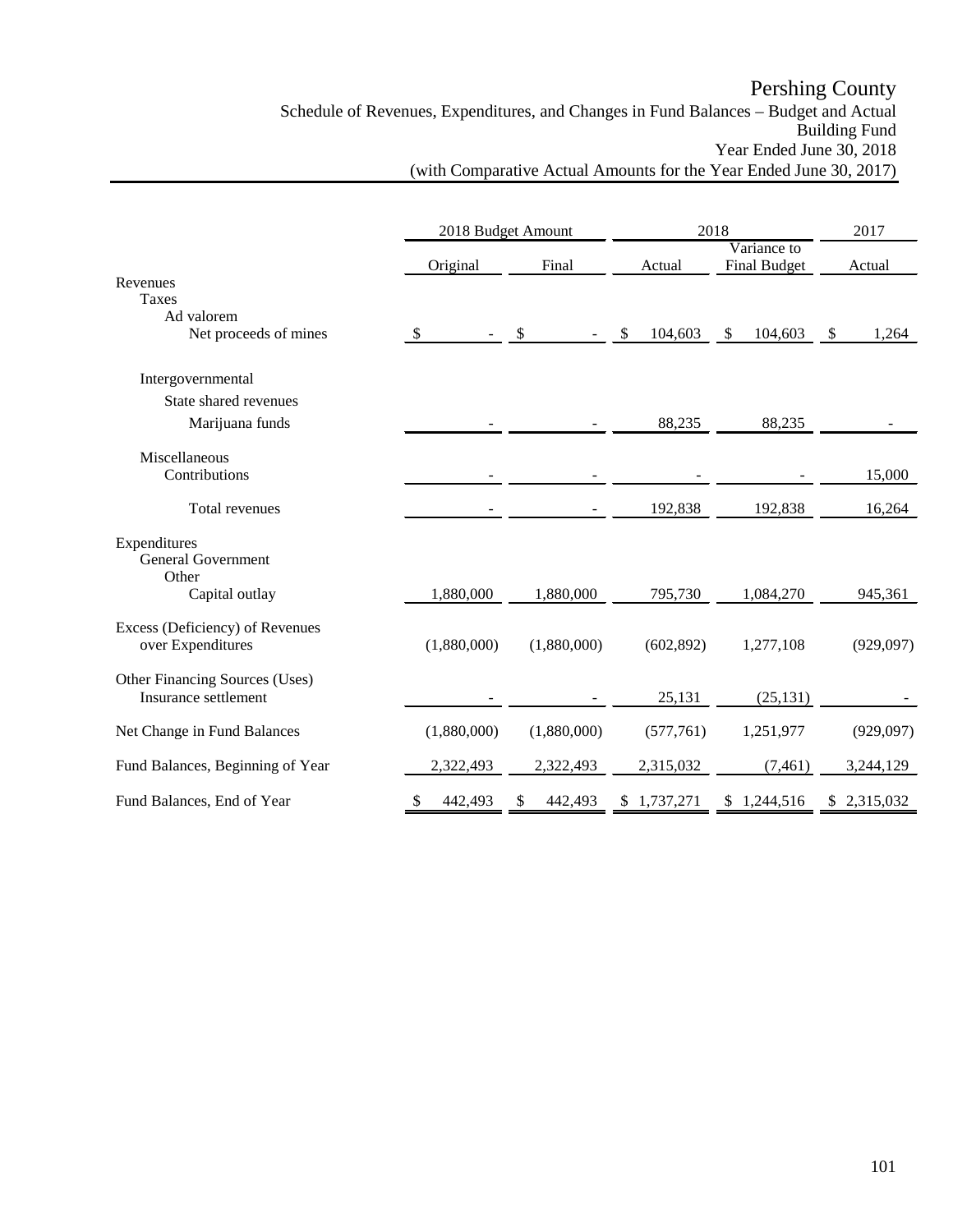# Pershing County

## Schedule of Revenues, Expenditures, and Changes in Fund Balances – Budget and Actual

### Building Fund

### Year Ended June 30, 2018

### (with Comparative Actual Amounts for the Year Ended June 30, 2017)

| | 2018 Budget Amount | | 2018 | | 2017 |
|---|---|---|---|---|---|
| | Original | Final | Actual | Variance to Final Budget | Actual |
| Revenues | | | | | |
| Taxes | | | | | |
| Ad valorem | | | | | |
| Net proceeds of mines | $ - | $ - | $ 104,603 | $ 104,603 | $ 1,264 |
| Intergovernmental | | | | | |
| State shared revenues | | | | | |
| Marijuana funds | - | - | 88,235 | 88,235 | - |
| Miscellaneous | | | | | |
| Contributions | - | - | - | - | 15,000 |
| Total revenues | - | - | 192,838 | 192,838 | 16,264 |
| Expenditures | | | | | |
| General Government | | | | | |
| Other | | | | | |
| Capital outlay | 1,880,000 | 1,880,000 | 795,730 | 1,084,270 | 945,361 |
| Excess (Deficiency) of Revenues over Expenditures | (1,880,000) | (1,880,000) | (602,892) | 1,277,108 | (929,097) |
| Other Financing Sources (Uses) | | | | | |
| Insurance settlement | - | - | 25,131 | (25,131) | - |
| Net Change in Fund Balances | (1,880,000) | (1,880,000) | (577,761) | 1,251,977 | (929,097) |
| Fund Balances, Beginning of Year | 2,322,493 | 2,322,493 | 2,315,032 | (7,461) | 3,244,129 |
| Fund Balances, End of Year | $ 442,493 | $ 442,493 | $ 1,737,271 | $ 1,244,516 | $ 2,315,032 |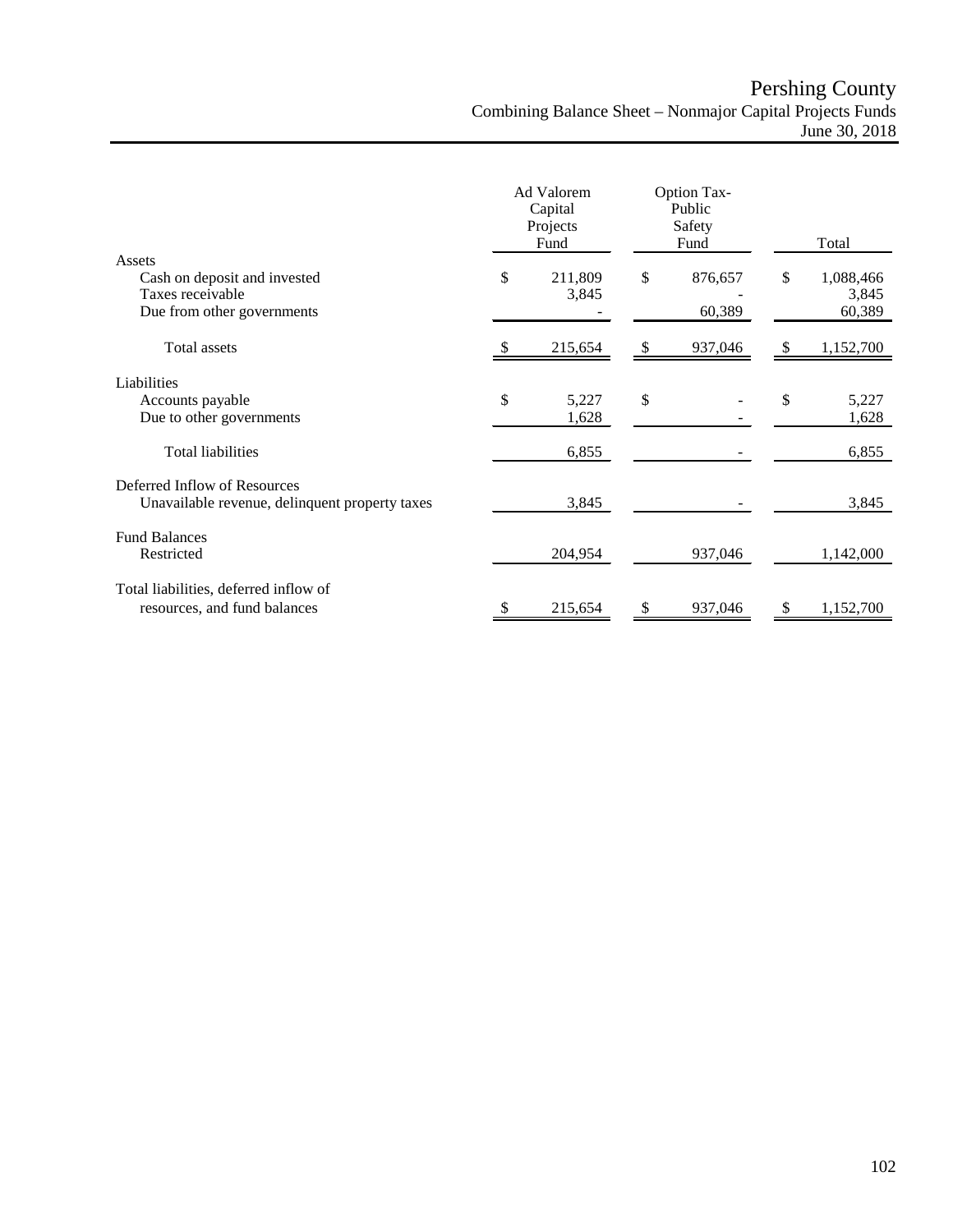# Pershing County

## Combining Balance Sheet – Nonmajor Capital Projects Funds

### June 30, 2018

| | Ad Valorem Capital Projects Fund | Option Tax-Public Safety Fund | Total |
|---|---|---|---|
| **Assets** | | | |
| Cash on deposit and invested | $ 211,809 | $ 876,657 | $ 1,088,466 |
| Taxes receivable | 3,845 | - | 3,845 |
| Due from other governments | - | 60,389 | 60,389 |
| Total assets | $ 215,654 | $ 937,046 | $ 1,152,700 |
| **Liabilities** | | | |
| Accounts payable | $ 5,227 | $ - | $ 5,227 |
| Due to other governments | 1,628 | - | 1,628 |
| Total liabilities | 6,855 | - | 6,855 |
| **Deferred Inflow of Resources** | | | |
| Unavailable revenue, delinquent property taxes | 3,845 | - | 3,845 |
| **Fund Balances** | | | |
| Restricted | 204,954 | 937,046 | 1,142,000 |
| Total liabilities, deferred inflow of resources, and fund balances | $ 215,654 | $ 937,046 | $ 1,152,700 |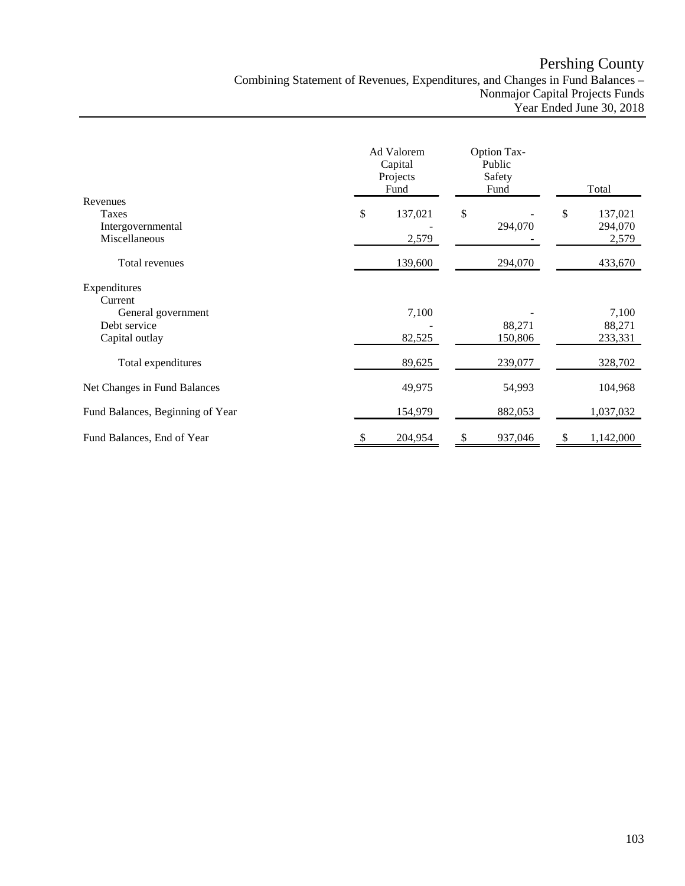# Pershing County

## Combining Statement of Revenues, Expenditures, and Changes in Fund Balances – Nonmajor Capital Projects Funds

### Year Ended June 30, 2018

| | Ad Valorem Capital Projects Fund | Option Tax-Public Safety Fund | Total |
|---|---|---|---|
| **Revenues** | | | |
| Taxes | $ 137,021 | $ - | $ 137,021 |
| Intergovernmental | - | 294,070 | 294,070 |
| Miscellaneous | 2,579 | - | 2,579 |
| Total revenues | 139,600 | 294,070 | 433,670 |
| **Expenditures** | | | |
| Current | | | |
| General government | 7,100 | - | 7,100 |
| Debt service | - | 88,271 | 88,271 |
| Capital outlay | 82,525 | 150,806 | 233,331 |
| Total expenditures | 89,625 | 239,077 | 328,702 |
| Net Changes in Fund Balances | 49,975 | 54,993 | 104,968 |
| Fund Balances, Beginning of Year | 154,979 | 882,053 | 1,037,032 |
| Fund Balances, End of Year | $ 204,954 | $ 937,046 | $ 1,142,000 |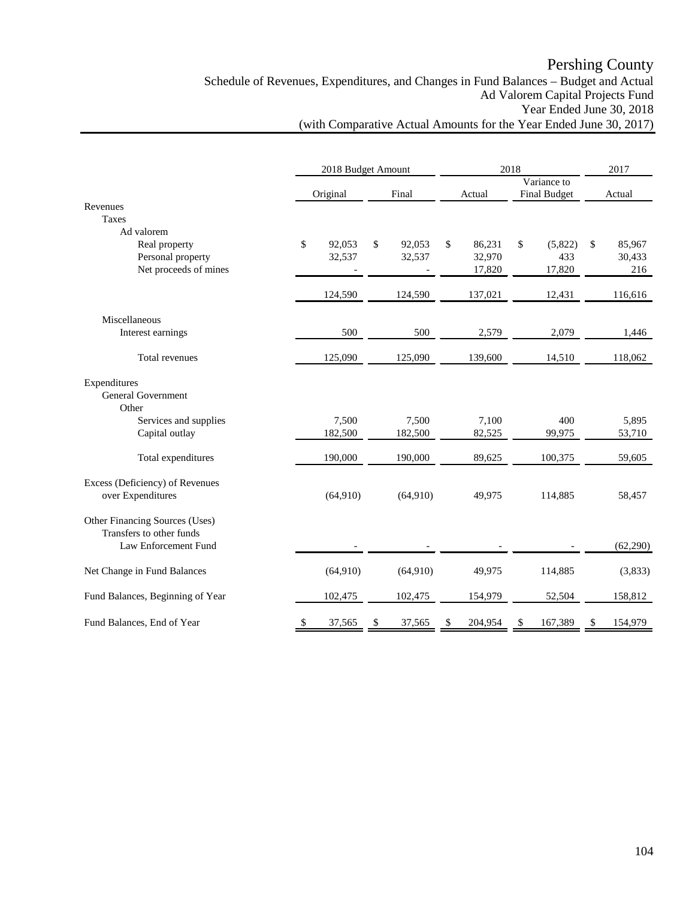# Pershing County

## Schedule of Revenues, Expenditures, and Changes in Fund Balances – Budget and Actual
## Ad Valorem Capital Projects Fund
## Year Ended June 30, 2018
## (with Comparative Actual Amounts for the Year Ended June 30, 2017)

| | 2018 Budget Amount | | 2018 | | 2017 |
|---|---|---|---|---|---|
| | Original | Final | Actual | Variance to Final Budget | Actual |
| Revenues | | | | | |
| Taxes | | | | | |
| Ad valorem | | | | | |
| Real property | $ 92,053 | $ 92,053 | $ 86,231 | $ (5,822) | $ 85,967 |
| Personal property | 32,537 | 32,537 | 32,970 | 433 | 30,433 |
| Net proceeds of mines | - | - | 17,820 | 17,820 | 216 |
| | 124,590 | 124,590 | 137,021 | 12,431 | 116,616 |
| Miscellaneous | | | | | |
| Interest earnings | 500 | 500 | 2,579 | 2,079 | 1,446 |
| Total revenues | 125,090 | 125,090 | 139,600 | 14,510 | 118,062 |
| Expenditures | | | | | |
| General Government | | | | | |
| Other | | | | | |
| Services and supplies | 7,500 | 7,500 | 7,100 | 400 | 5,895 |
| Capital outlay | 182,500 | 182,500 | 82,525 | 99,975 | 53,710 |
| Total expenditures | 190,000 | 190,000 | 89,625 | 100,375 | 59,605 |
| Excess (Deficiency) of Revenues over Expenditures | (64,910) | (64,910) | 49,975 | 114,885 | 58,457 |
| Other Financing Sources (Uses) | | | | | |
| Transfers to other funds | | | | | |
| Law Enforcement Fund | - | - | - | - | (62,290) |
| Net Change in Fund Balances | (64,910) | (64,910) | 49,975 | 114,885 | (3,833) |
| Fund Balances, Beginning of Year | 102,475 | 102,475 | 154,979 | 52,504 | 158,812 |
| Fund Balances, End of Year | $ 37,565 | $ 37,565 | $ 204,954 | $ 167,389 | $ 154,979 |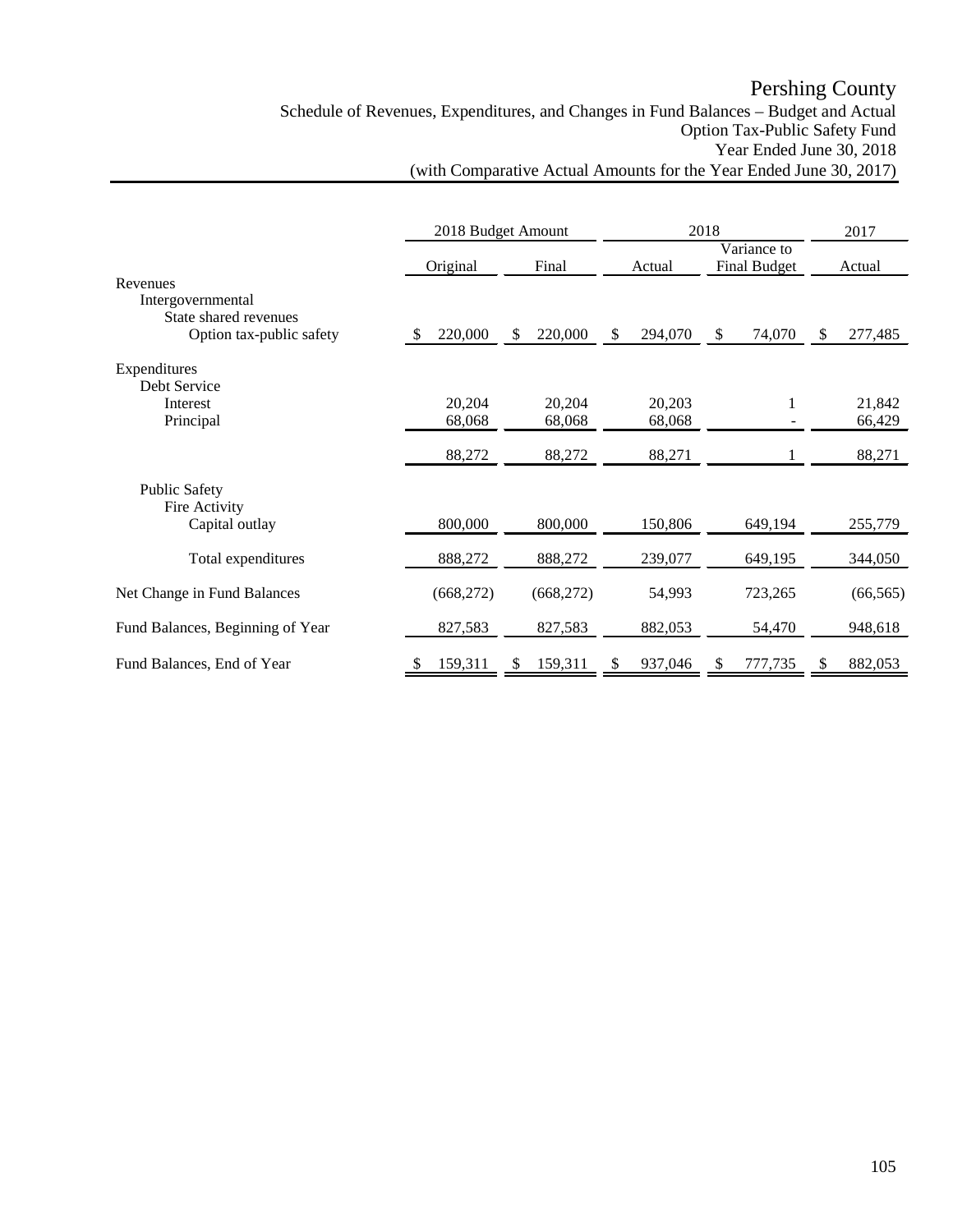# Pershing County

## Schedule of Revenues, Expenditures, and Changes in Fund Balances – Budget and Actual
### Option Tax-Public Safety Fund
### Year Ended June 30, 2018
### (with Comparative Actual Amounts for the Year Ended June 30, 2017)

| | 2018 Budget Amount | | 2018 | | 2017 |
|---|---|---|---|---|---|
| | Original | Final | Actual | Variance to Final Budget | Actual |
| Revenues | | | | | |
| Intergovernmental | | | | | |
| State shared revenues | | | | | |
| Option tax-public safety | $ 220,000 | $ 220,000 | $ 294,070 | $ 74,070 | $ 277,485 |
| Expenditures | | | | | |
| Debt Service | | | | | |
| Interest | 20,204 | 20,204 | 20,203 | 1 | 21,842 |
| Principal | 68,068 | 68,068 | 68,068 | - | 66,429 |
| | 88,272 | 88,272 | 88,271 | 1 | 88,271 |
| Public Safety | | | | | |
| Fire Activity | | | | | |
| Capital outlay | 800,000 | 800,000 | 150,806 | 649,194 | 255,779 |
| Total expenditures | 888,272 | 888,272 | 239,077 | 649,195 | 344,050 |
| Net Change in Fund Balances | (668,272) | (668,272) | 54,993 | 723,265 | (66,565) |
| Fund Balances, Beginning of Year | 827,583 | 827,583 | 882,053 | 54,470 | 948,618 |
| Fund Balances, End of Year | $ 159,311 | $ 159,311 | $ 937,046 | $ 777,735 | $ 882,053 |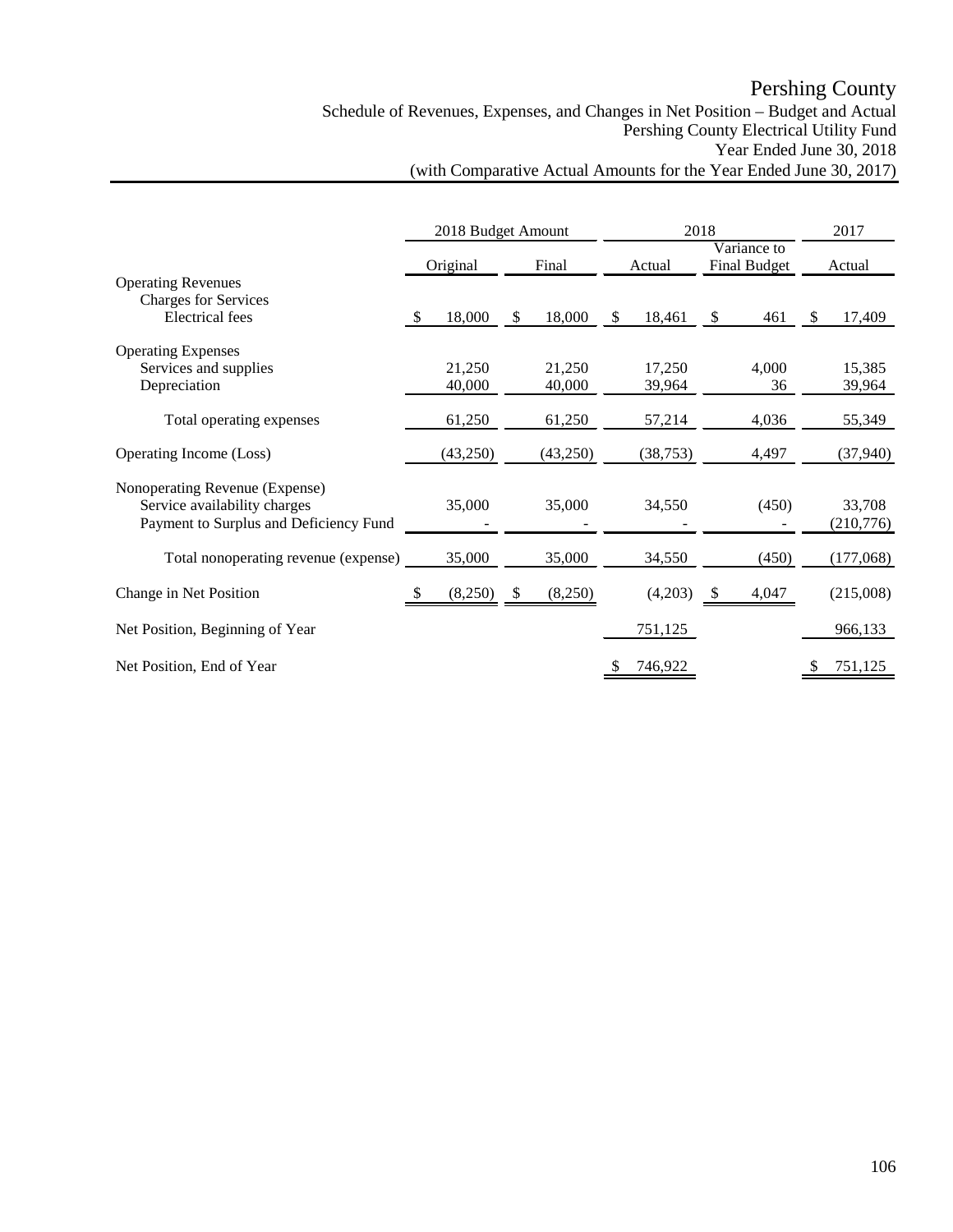# Pershing County

## Schedule of Revenues, Expenses, and Changes in Net Position – Budget and Actual
## Pershing County Electrical Utility Fund
## Year Ended June 30, 2018
## (with Comparative Actual Amounts for the Year Ended June 30, 2017)

| | 2018 Budget Amount | | 2018 | | 2017 |
|---|---|---|---|---|---|
| | Original | Final | Actual | Variance to Final Budget | Actual |
| **Operating Revenues** | | | | | |
| Charges for Services | | | | | |
| Electrical fees | $ 18,000 | $ 18,000 | $ 18,461 | $ 461 | $ 17,409 |
| **Operating Expenses** | | | | | |
| Services and supplies | 21,250 | 21,250 | 17,250 | 4,000 | 15,385 |
| Depreciation | 40,000 | 40,000 | 39,964 | 36 | 39,964 |
| Total operating expenses | 61,250 | 61,250 | 57,214 | 4,036 | 55,349 |
| Operating Income (Loss) | (43,250) | (43,250) | (38,753) | 4,497 | (37,940) |
| **Nonoperating Revenue (Expense)** | | | | | |
| Service availability charges | 35,000 | 35,000 | 34,550 | (450) | 33,708 |
| Payment to Surplus and Deficiency Fund | - | - | - | - | (210,776) |
| Total nonoperating revenue (expense) | 35,000 | 35,000 | 34,550 | (450) | (177,068) |
| Change in Net Position | $ (8,250) | $ (8,250) | (4,203) | $ 4,047 | (215,008) |
| Net Position, Beginning of Year | | | 751,125 | | 966,133 |
| Net Position, End of Year | | | $ 746,922 | | $ 751,125 |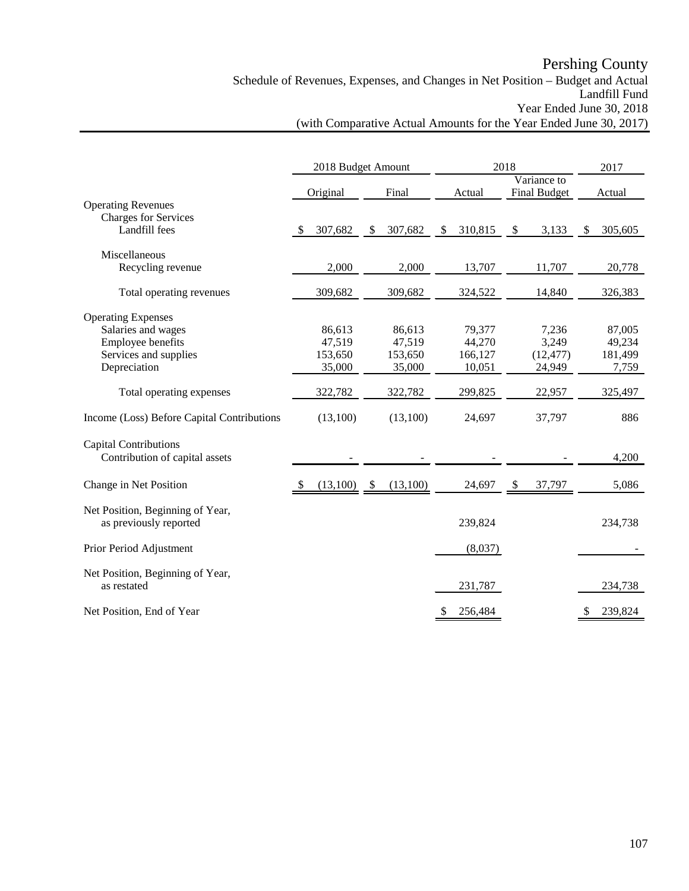# Pershing County

Schedule of Revenues, Expenses, and Changes in Net Position – Budget and Actual
Landfill Fund
Year Ended June 30, 2018
(with Comparative Actual Amounts for the Year Ended June 30, 2017)

| | 2018 Budget Amount | | 2018 | | 2017 |
|---|---|---|---|---|---|
| | Original | Final | Actual | Variance to Final Budget | Actual |
| **Operating Revenues** | | | | | |
| Charges for Services | | | | | |
| Landfill fees | $ 307,682 | $ 307,682 | $ 310,815 | $ 3,133 | $ 305,605 |
| Miscellaneous | | | | | |
| Recycling revenue | 2,000 | 2,000 | 13,707 | 11,707 | 20,778 |
| Total operating revenues | 309,682 | 309,682 | 324,522 | 14,840 | 326,383 |
| **Operating Expenses** | | | | | |
| Salaries and wages | 86,613 | 86,613 | 79,377 | 7,236 | 87,005 |
| Employee benefits | 47,519 | 47,519 | 44,270 | 3,249 | 49,234 |
| Services and supplies | 153,650 | 153,650 | 166,127 | (12,477) | 181,499 |
| Depreciation | 35,000 | 35,000 | 10,051 | 24,949 | 7,759 |
| Total operating expenses | 322,782 | 322,782 | 299,825 | 22,957 | 325,497 |
| Income (Loss) Before Capital Contributions | (13,100) | (13,100) | 24,697 | 37,797 | 886 |
| **Capital Contributions** | | | | | |
| Contribution of capital assets | - | - | - | - | 4,200 |
| Change in Net Position | $ (13,100) | $ (13,100) | 24,697 | $ 37,797 | 5,086 |
| Net Position, Beginning of Year, as previously reported | | | 239,824 | | 234,738 |
| Prior Period Adjustment | | | (8,037) | | - |
| Net Position, Beginning of Year, as restated | | | 231,787 | | 234,738 |
| Net Position, End of Year | | | $ 256,484 | | $ 239,824 |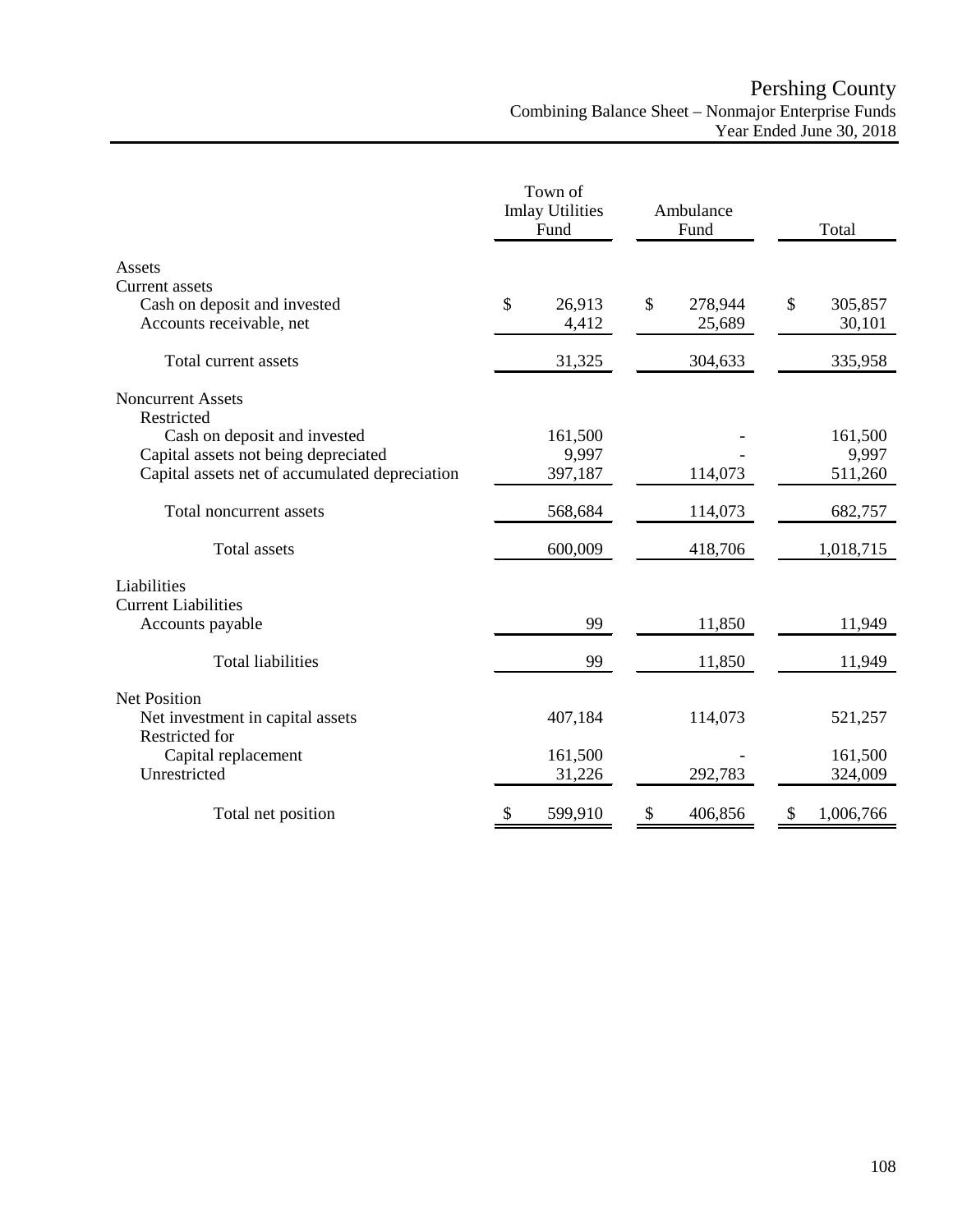# Pershing County

## Combining Balance Sheet – Nonmajor Enterprise Funds

### Year Ended June 30, 2018

| | Town of Imlay Utilities Fund | Ambulance Fund | Total |
|---|---|---|---|
| **Assets** | | | |
| Current assets | | | |
| Cash on deposit and invested | $ 26,913 | $ 278,944 | $ 305,857 |
| Accounts receivable, net | 4,412 | 25,689 | 30,101 |
| Total current assets | 31,325 | 304,633 | 335,958 |
| **Noncurrent Assets** | | | |
| Restricted | | | |
| Cash on deposit and invested | 161,500 | - | 161,500 |
| Capital assets not being depreciated | 9,997 | - | 9,997 |
| Capital assets net of accumulated depreciation | 397,187 | 114,073 | 511,260 |
| Total noncurrent assets | 568,684 | 114,073 | 682,757 |
| Total assets | 600,009 | 418,706 | 1,018,715 |
| **Liabilities** | | | |
| Current Liabilities | | | |
| Accounts payable | 99 | 11,850 | 11,949 |
| Total liabilities | 99 | 11,850 | 11,949 |
| **Net Position** | | | |
| Net investment in capital assets | 407,184 | 114,073 | 521,257 |
| Restricted for | | | |
| Capital replacement | 161,500 | - | 161,500 |
| Unrestricted | 31,226 | 292,783 | 324,009 |
| Total net position | $ 599,910 | $ 406,856 | $ 1,006,766 |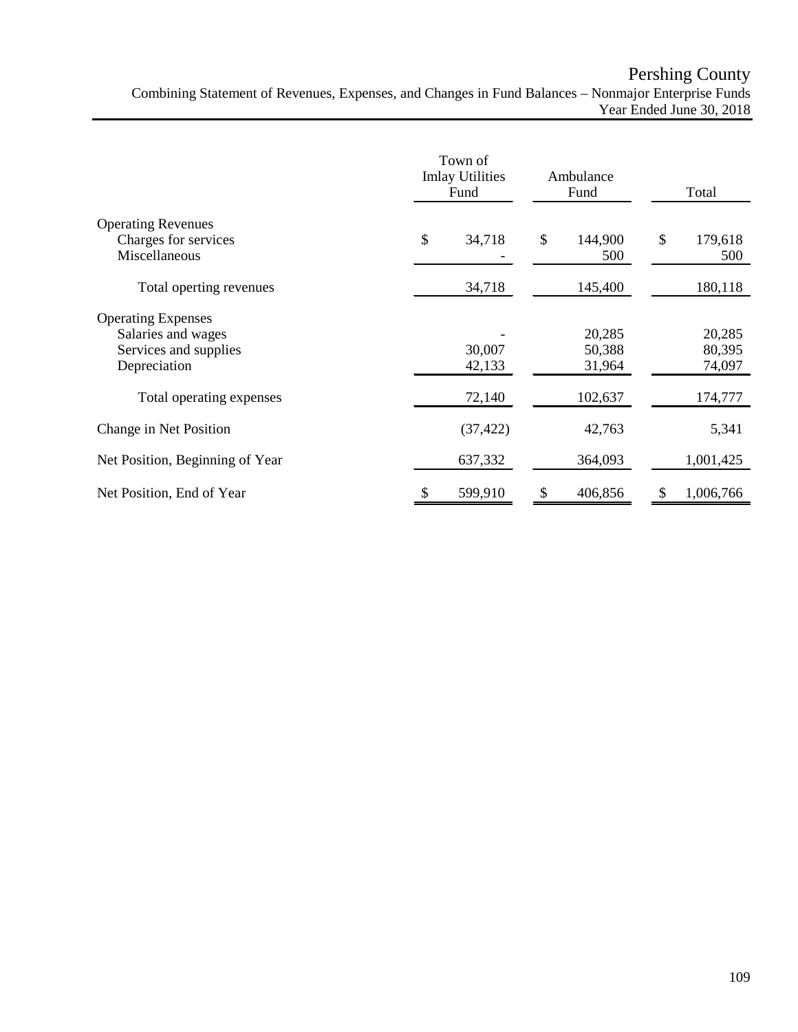# Pershing County

## Combining Statement of Revenues, Expenses, and Changes in Fund Balances – Nonmajor Enterprise Funds

Year Ended June 30, 2018

| | Town of Imlay Utilities Fund | Ambulance Fund | Total |
|---|---|---|---|
| **Operating Revenues** | | | |
| Charges for services | $ 34,718 | $ 144,900 | $ 179,618 |
| Miscellaneous | - | 500 | 500 |
| Total operting revenues | 34,718 | 145,400 | 180,118 |
| **Operating Expenses** | | | |
| Salaries and wages | - | 20,285 | 20,285 |
| Services and supplies | 30,007 | 50,388 | 80,395 |
| Depreciation | 42,133 | 31,964 | 74,097 |
| Total operating expenses | 72,140 | 102,637 | 174,777 |
| Change in Net Position | (37,422) | 42,763 | 5,341 |
| Net Position, Beginning of Year | 637,332 | 364,093 | 1,001,425 |
| Net Position, End of Year | $ 599,910 | $ 406,856 | $ 1,006,766 |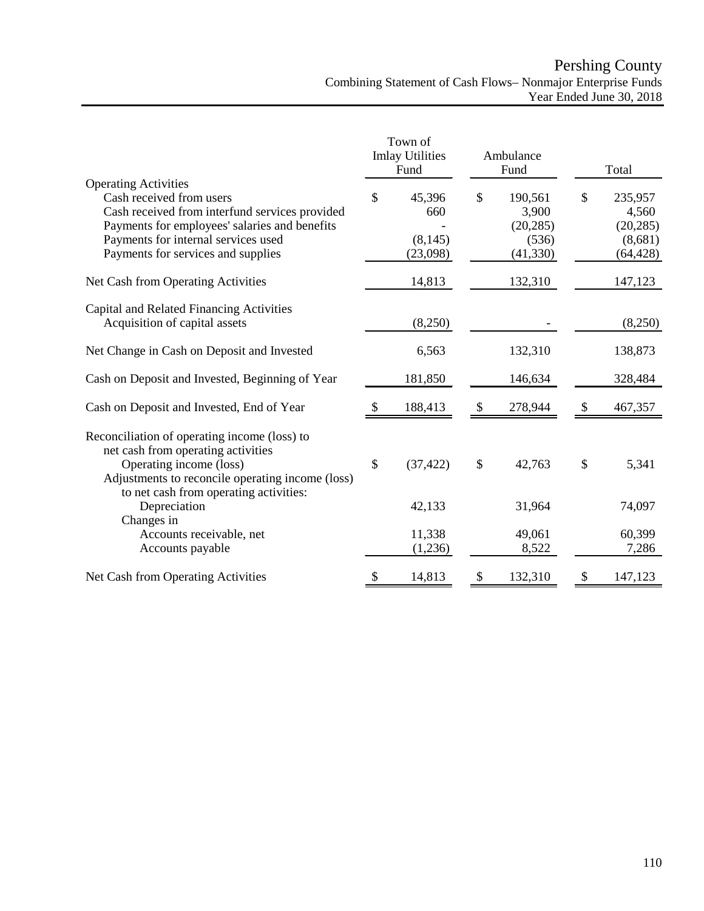# Pershing County

## Combining Statement of Cash Flows– Nonmajor Enterprise Funds

### Year Ended June 30, 2018

| | Town of Imlay Utilities Fund | Ambulance Fund | Total |
|---|---|---|---|
| **Operating Activities** | | | |
| Cash received from users | $ 45,396 | $ 190,561 | $ 235,957 |
| Cash received from interfund services provided | 660 | 3,900 | 4,560 |
| Payments for employees' salaries and benefits | - | (20,285) | (20,285) |
| Payments for internal services used | (8,145) | (536) | (8,681) |
| Payments for services and supplies | (23,098) | (41,330) | (64,428) |
| Net Cash from Operating Activities | 14,813 | 132,310 | 147,123 |
| **Capital and Related Financing Activities** | | | |
| Acquisition of capital assets | (8,250) | - | (8,250) |
| Net Change in Cash on Deposit and Invested | 6,563 | 132,310 | 138,873 |
| Cash on Deposit and Invested, Beginning of Year | 181,850 | 146,634 | 328,484 |
| Cash on Deposit and Invested, End of Year | $ 188,413 | $ 278,944 | $ 467,357 |
| Reconciliation of operating income (loss) to net cash from operating activities | | | |
| Operating income (loss) | $ (37,422) | $ 42,763 | $ 5,341 |
| Adjustments to reconcile operating income (loss) to net cash from operating activities: | | | |
| Depreciation | 42,133 | 31,964 | 74,097 |
| Changes in | | | |
| Accounts receivable, net | 11,338 | 49,061 | 60,399 |
| Accounts payable | (1,236) | 8,522 | 7,286 |
| Net Cash from Operating Activities | $ 14,813 | $ 132,310 | $ 147,123 |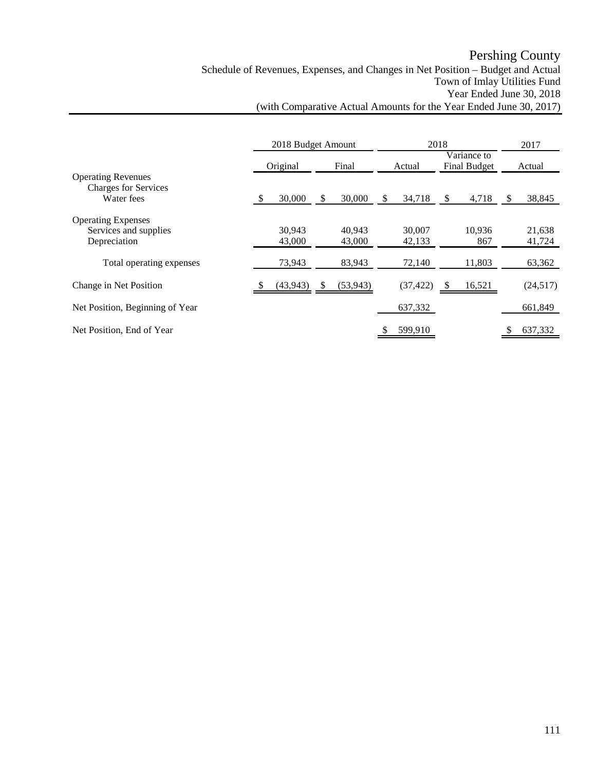# Pershing County

## Schedule of Revenues, Expenses, and Changes in Net Position – Budget and Actual
### Town of Imlay Utilities Fund
### Year Ended June 30, 2018
### (with Comparative Actual Amounts for the Year Ended June 30, 2017)

| | 2018 Budget Amount | | 2018 | | 2017 |
|---|---|---|---|---|---|
| | Original | Final | Actual | Variance to Final Budget | Actual |
| **Operating Revenues** | | | | | |
| Charges for Services | | | | | |
| Water fees | $ 30,000 | $ 30,000 | $ 34,718 | $ 4,718 | $ 38,845 |
| **Operating Expenses** | | | | | |
| Services and supplies | 30,943 | 40,943 | 30,007 | 10,936 | 21,638 |
| Depreciation | 43,000 | 43,000 | 42,133 | 867 | 41,724 |
| Total operating expenses | 73,943 | 83,943 | 72,140 | 11,803 | 63,362 |
| Change in Net Position | $ (43,943) | $ (53,943) | (37,422) | $ 16,521 | (24,517) |
| Net Position, Beginning of Year | | | 637,332 | | 661,849 |
| Net Position, End of Year | | | $ 599,910 | | $ 637,332 |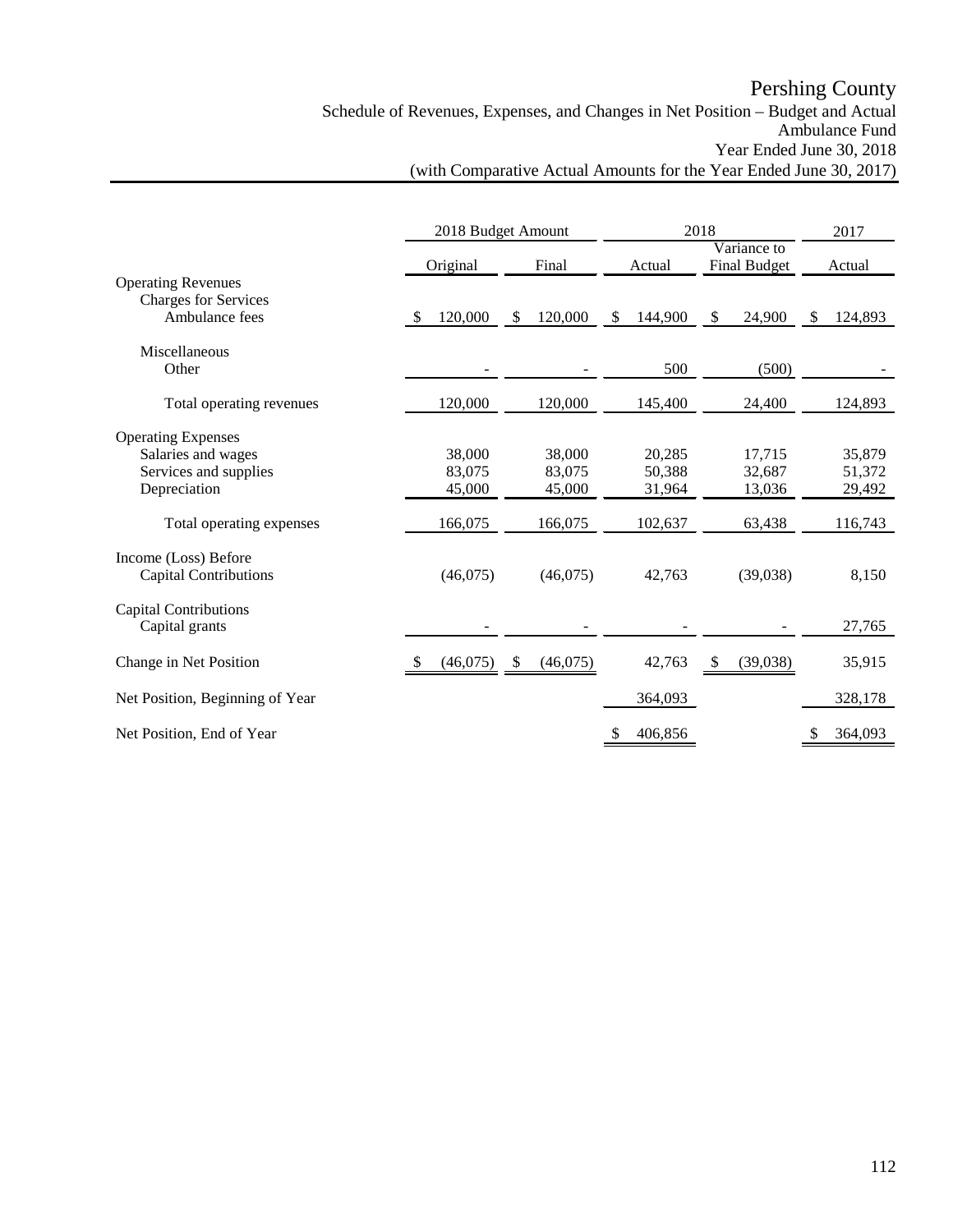# Pershing County

Schedule of Revenues, Expenses, and Changes in Net Position – Budget and Actual
Ambulance Fund
Year Ended June 30, 2018
(with Comparative Actual Amounts for the Year Ended June 30, 2017)

| | 2018 Budget Amount | | 2018 | | 2017 |
|---|---|---|---|---|---|
| | Original | Final | Actual | Variance to Final Budget | Actual |
| **Operating Revenues** | | | | | |
| Charges for Services | | | | | |
| Ambulance fees | $ 120,000 | $ 120,000 | $ 144,900 | $ 24,900 | $ 124,893 |
| Miscellaneous | | | | | |
| Other | - | - | 500 | (500) | - |
| Total operating revenues | 120,000 | 120,000 | 145,400 | 24,400 | 124,893 |
| **Operating Expenses** | | | | | |
| Salaries and wages | 38,000 | 38,000 | 20,285 | 17,715 | 35,879 |
| Services and supplies | 83,075 | 83,075 | 50,388 | 32,687 | 51,372 |
| Depreciation | 45,000 | 45,000 | 31,964 | 13,036 | 29,492 |
| Total operating expenses | 166,075 | 166,075 | 102,637 | 63,438 | 116,743 |
| Income (Loss) Before Capital Contributions | (46,075) | (46,075) | 42,763 | (39,038) | 8,150 |
| Capital Contributions | | | | | |
| Capital grants | - | - | - | - | 27,765 |
| Change in Net Position | $ (46,075) | $ (46,075) | 42,763 | $ (39,038) | 35,915 |
| Net Position, Beginning of Year | | | 364,093 | | 328,178 |
| Net Position, End of Year | | | $ 406,856 | | $ 364,093 |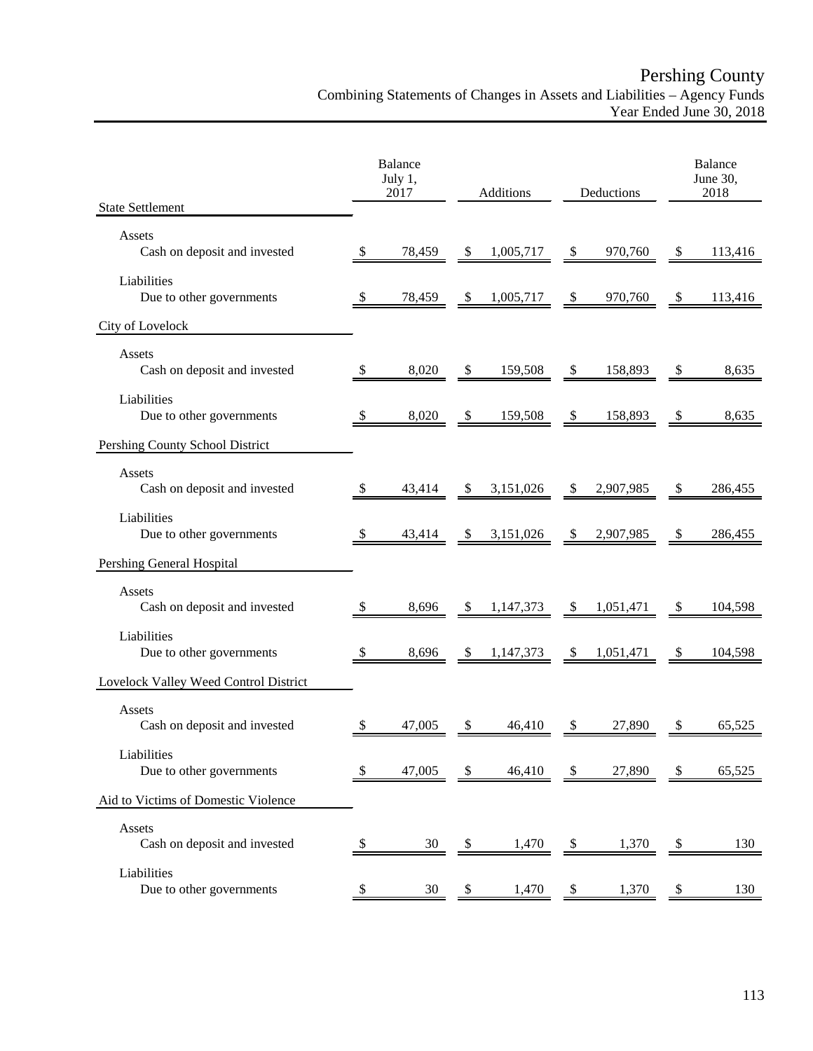# Pershing County

## Combining Statements of Changes in Assets and Liabilities – Agency Funds

### Year Ended June 30, 2018

| | Balance July 1, 2017 | Additions | Deductions | Balance June 30, 2018 |
|---|---|---|---|---|
| **State Settlement** | | | | |
| Assets | | | | |
| Cash on deposit and invested | $ 78,459 | $ 1,005,717 | $ 970,760 | $ 113,416 |
| Liabilities | | | | |
| Due to other governments | $ 78,459 | $ 1,005,717 | $ 970,760 | $ 113,416 |
| **City of Lovelock** | | | | |
| Assets | | | | |
| Cash on deposit and invested | $ 8,020 | $ 159,508 | $ 158,893 | $ 8,635 |
| Liabilities | | | | |
| Due to other governments | $ 8,020 | $ 159,508 | $ 158,893 | $ 8,635 |
| **Pershing County School District** | | | | |
| Assets | | | | |
| Cash on deposit and invested | $ 43,414 | $ 3,151,026 | $ 2,907,985 | $ 286,455 |
| Liabilities | | | | |
| Due to other governments | $ 43,414 | $ 3,151,026 | $ 2,907,985 | $ 286,455 |
| **Pershing General Hospital** | | | | |
| Assets | | | | |
| Cash on deposit and invested | $ 8,696 | $ 1,147,373 | $ 1,051,471 | $ 104,598 |
| Liabilities | | | | |
| Due to other governments | $ 8,696 | $ 1,147,373 | $ 1,051,471 | $ 104,598 |
| **Lovelock Valley Weed Control District** | | | | |
| Assets | | | | |
| Cash on deposit and invested | $ 47,005 | $ 46,410 | $ 27,890 | $ 65,525 |
| Liabilities | | | | |
| Due to other governments | $ 47,005 | $ 46,410 | $ 27,890 | $ 65,525 |
| **Aid to Victims of Domestic Violence** | | | | |
| Assets | | | | |
| Cash on deposit and invested | $ 30 | $ 1,470 | $ 1,370 | $ 130 |
| Liabilities | | | | |
| Due to other governments | $ 30 | $ 1,470 | $ 1,370 | $ 130 |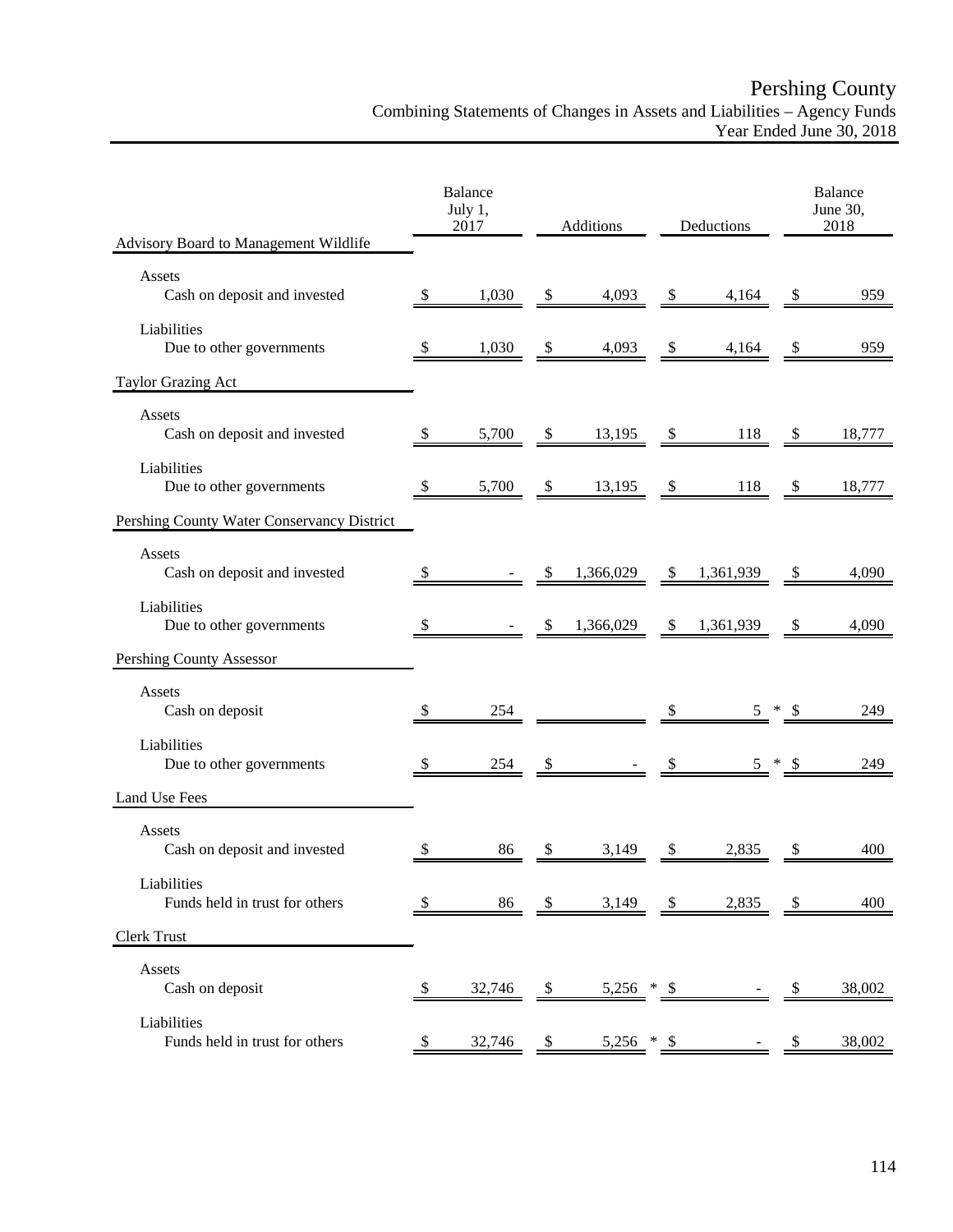# Pershing County

## Combining Statements of Changes in Assets and Liabilities – Agency Funds

### Year Ended June 30, 2018

| | Balance July 1, 2017 | Additions | Deductions | Balance June 30, 2018 |
|---|---|---|---|---|
| **Advisory Board to Management Wildlife** | | | | |
| Assets | | | | |
| Cash on deposit and invested | $ 1,030 | $ 4,093 | $ 4,164 | $ 959 |
| Liabilities | | | | |
| Due to other governments | $ 1,030 | $ 4,093 | $ 4,164 | $ 959 |
| **Taylor Grazing Act** | | | | |
| Assets | | | | |
| Cash on deposit and invested | $ 5,700 | $ 13,195 | $ 118 | $ 18,777 |
| Liabilities | | | | |
| Due to other governments | $ 5,700 | $ 13,195 | $ 118 | $ 18,777 |
| **Pershing County Water Conservancy District** | | | | |
| Assets | | | | |
| Cash on deposit and invested | $ - | $ 1,366,029 | $ 1,361,939 | $ 4,090 |
| Liabilities | | | | |
| Due to other governments | $ - | $ 1,366,029 | $ 1,361,939 | $ 4,090 |
| **Pershing County Assessor** | | | | |
| Assets | | | | |
| Cash on deposit | $ 254 | | $ 5 * | $ 249 |
| Liabilities | | | | |
| Due to other governments | $ 254 | $ - | $ 5 * | $ 249 |
| **Land Use Fees** | | | | |
| Assets | | | | |
| Cash on deposit and invested | $ 86 | $ 3,149 | $ 2,835 | $ 400 |
| Liabilities | | | | |
| Funds held in trust for others | $ 86 | $ 3,149 | $ 2,835 | $ 400 |
| **Clerk Trust** | | | | |
| Assets | | | | |
| Cash on deposit | $ 32,746 | $ 5,256 * | $ - | $ 38,002 |
| Liabilities | | | | |
| Funds held in trust for others | $ 32,746 | $ 5,256 * | $ - | $ 38,002 |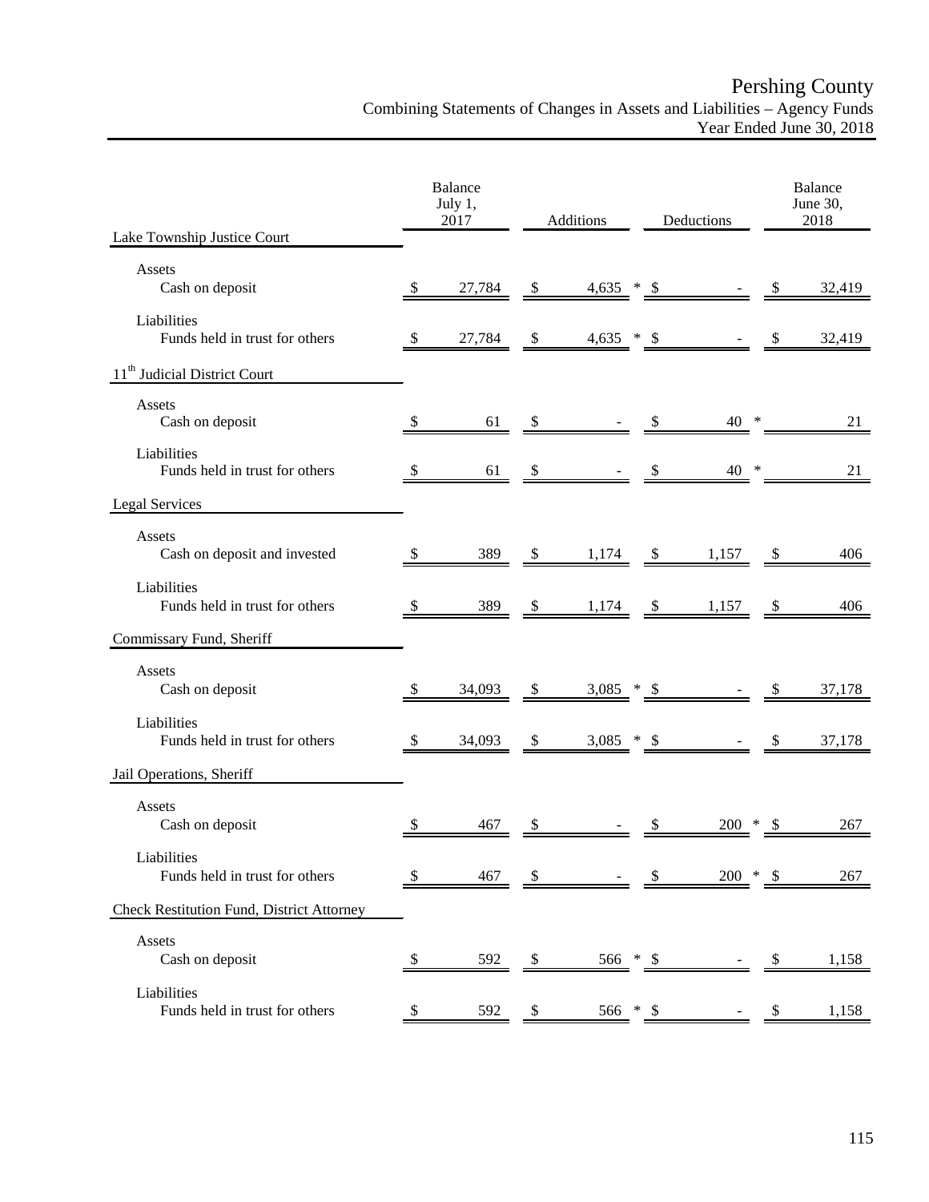# Pershing County

## Combining Statements of Changes in Assets and Liabilities – Agency Funds

### Year Ended June 30, 2018

| | Balance July 1, 2017 | Additions | Deductions | Balance June 30, 2018 |
|---|---|---|---|---|
| **Lake Township Justice Court** | | | | |
| Assets | | | | |
| Cash on deposit | $ 27,784 | $ 4,635 * | $ - | $ 32,419 |
| Liabilities | | | | |
| Funds held in trust for others | $ 27,784 | $ 4,635 * | $ - | $ 32,419 |
| **11th Judicial District Court** | | | | |
| Assets | | | | |
| Cash on deposit | $ 61 | $ - | $ 40 * | 21 |
| Liabilities | | | | |
| Funds held in trust for others | $ 61 | $ - | $ 40 * | 21 |
| **Legal Services** | | | | |
| Assets | | | | |
| Cash on deposit and invested | $ 389 | $ 1,174 | $ 1,157 | $ 406 |
| Liabilities | | | | |
| Funds held in trust for others | $ 389 | $ 1,174 | $ 1,157 | $ 406 |
| **Commissary Fund, Sheriff** | | | | |
| Assets | | | | |
| Cash on deposit | $ 34,093 | $ 3,085 * | $ - | $ 37,178 |
| Liabilities | | | | |
| Funds held in trust for others | $ 34,093 | $ 3,085 * | $ - | $ 37,178 |
| **Jail Operations, Sheriff** | | | | |
| Assets | | | | |
| Cash on deposit | $ 467 | $ - | $ 200 * | $ 267 |
| Liabilities | | | | |
| Funds held in trust for others | $ 467 | $ - | $ 200 * | $ 267 |
| **Check Restitution Fund, District Attorney** | | | | |
| Assets | | | | |
| Cash on deposit | $ 592 | $ 566 * | $ - | $ 1,158 |
| Liabilities | | | | |
| Funds held in trust for others | $ 592 | $ 566 * | $ - | $ 1,158 |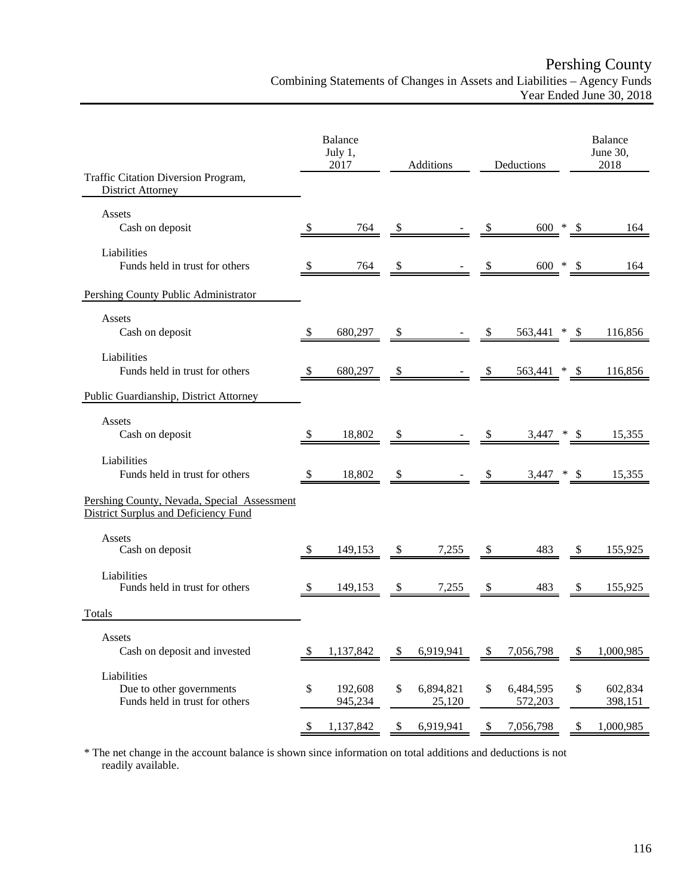Pershing County
Combining Statements of Changes in Assets and Liabilities – Agency Funds
Year Ended June 30, 2018

| | Balance July 1, 2017 | Additions | Deductions | Balance June 30, 2018 |
|---|---|---|---|---|
| **Traffic Citation Diversion Program, District Attorney** | | | | |
| Assets | | | | |
| Cash on deposit | $ 764 | $ - | $ 600 * | $ 164 |
| Liabilities | | | | |
| Funds held in trust for others | $ 764 | $ - | $ 600 * | $ 164 |
| **Pershing County Public Administrator** | | | | |
| Assets | | | | |
| Cash on deposit | $ 680,297 | $ - | $ 563,441 * | $ 116,856 |
| Liabilities | | | | |
| Funds held in trust for others | $ 680,297 | $ - | $ 563,441 * | $ 116,856 |
| **Public Guardianship, District Attorney** | | | | |
| Assets | | | | |
| Cash on deposit | $ 18,802 | $ - | $ 3,447 * | $ 15,355 |
| Liabilities | | | | |
| Funds held in trust for others | $ 18,802 | $ - | $ 3,447 * | $ 15,355 |
| **Pershing County, Nevada, Special Assessment District Surplus and Deficiency Fund** | | | | |
| Assets | | | | |
| Cash on deposit | $ 149,153 | $ 7,255 | $ 483 | $ 155,925 |
| Liabilities | | | | |
| Funds held in trust for others | $ 149,153 | $ 7,255 | $ 483 | $ 155,925 |
| **Totals** | | | | |
| Assets | | | | |
| Cash on deposit and invested | $ 1,137,842 | $ 6,919,941 | $ 7,056,798 | $ 1,000,985 |
| Liabilities | | | | |
| Due to other governments | $ 192,608 | $ 6,894,821 | $ 6,484,595 | $ 602,834 |
| Funds held in trust for others | 945,234 | 25,120 | 572,203 | 398,151 |
| | $ 1,137,842 | $ 6,919,941 | $ 7,056,798 | $ 1,000,985 |

* The net change in the account balance is shown since information on total additions and deductions is not readily available.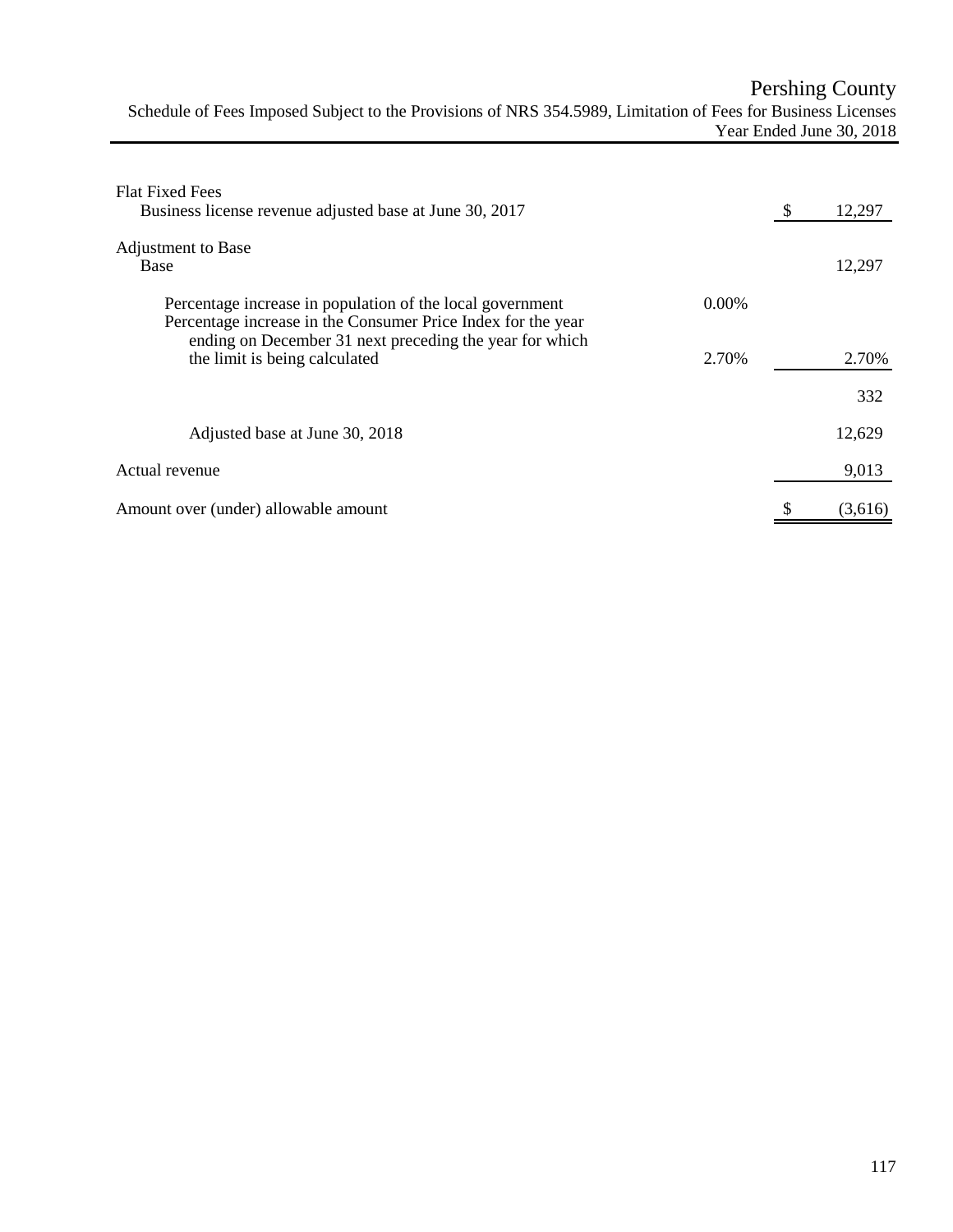# Pershing County

## Schedule of Fees Imposed Subject to the Provisions of NRS 354.5989, Limitation of Fees for Business Licenses

### Year Ended June 30, 2018

| | | |
|---|---|---|
| **Flat Fixed Fees** | | |
| Business license revenue adjusted base at June 30, 2017 | | $ 12,297 |
| **Adjustment to Base** | | |
| Base | | 12,297 |
| Percentage increase in population of the local government | 0.00% | |
| Percentage increase in the Consumer Price Index for the year ending on December 31 next preceding the year for which the limit is being calculated | 2.70% | 2.70% |
| | | 332 |
| Adjusted base at June 30, 2018 | | 12,629 |
| Actual revenue | | 9,013 |
| Amount over (under) allowable amount | | $ (3,616) |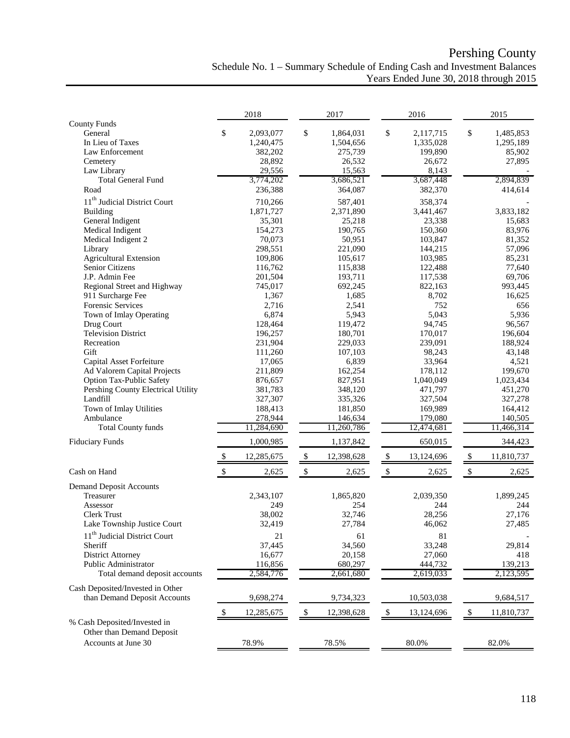# Pershing County

## Schedule No. 1 – Summary Schedule of Ending Cash and Investment Balances

### Years Ended June 30, 2018 through 2015

| | 2018 | 2017 | 2016 | 2015 |
|---|---|---|---|---|
| County Funds | | | | |
| General | $ 2,093,077 | $ 1,864,031 | $ 2,117,715 | $ 1,485,853 |
| In Lieu of Taxes | 1,240,475 | 1,504,656 | 1,335,028 | 1,295,189 |
| Law Enforcement | 382,202 | 275,739 | 199,890 | 85,902 |
| Cemetery | 28,892 | 26,532 | 26,672 | 27,895 |
| Law Library | 29,556 | 15,563 | 8,143 | - |
| Total General Fund | 3,774,202 | 3,686,521 | 3,687,448 | 2,894,839 |
| Road | 236,388 | 364,087 | 382,370 | 414,614 |
| 11th Judicial District Court | 710,266 | 587,401 | 358,374 | - |
| Building | 1,871,727 | 2,371,890 | 3,441,467 | 3,833,182 |
| General Indigent | 35,301 | 25,218 | 23,338 | 15,683 |
| Medical Indigent | 154,273 | 190,765 | 150,360 | 83,976 |
| Medical Indigent 2 | 70,073 | 50,951 | 103,847 | 81,352 |
| Library | 298,551 | 221,090 | 144,215 | 57,096 |
| Agricultural Extension | 109,806 | 105,617 | 103,985 | 85,231 |
| Senior Citizens | 116,762 | 115,838 | 122,488 | 77,640 |
| J.P. Admin Fee | 201,504 | 193,711 | 117,538 | 69,706 |
| Regional Street and Highway | 745,017 | 692,245 | 822,163 | 993,445 |
| 911 Surcharge Fee | 1,367 | 1,685 | 8,702 | 16,625 |
| Forensic Services | 2,716 | 2,541 | 752 | 656 |
| Town of Imlay Operating | 6,874 | 5,943 | 5,043 | 5,936 |
| Drug Court | 128,464 | 119,472 | 94,745 | 96,567 |
| Television District | 196,257 | 180,701 | 170,017 | 196,604 |
| Recreation | 231,904 | 229,033 | 239,091 | 188,924 |
| Gift | 111,260 | 107,103 | 98,243 | 43,148 |
| Capital Asset Forfeiture | 17,065 | 6,839 | 33,964 | 4,521 |
| Ad Valorem Capital Projects | 211,809 | 162,254 | 178,112 | 199,670 |
| Option Tax-Public Safety | 876,657 | 827,951 | 1,040,049 | 1,023,434 |
| Pershing County Electrical Utility | 381,783 | 348,120 | 471,797 | 451,270 |
| Landfill | 327,307 | 335,326 | 327,504 | 327,278 |
| Town of Imlay Utilities | 188,413 | 181,850 | 169,989 | 164,412 |
| Ambulance | 278,944 | 146,634 | 179,080 | 140,505 |
| Total County funds | 11,284,690 | 11,260,786 | 12,474,681 | 11,466,314 |
| Fiduciary Funds | 1,000,985 | 1,137,842 | 650,015 | 344,423 |
| | $ 12,285,675 | $ 12,398,628 | $ 13,124,696 | $ 11,810,737 |
| Cash on Hand | $ 2,625 | $ 2,625 | $ 2,625 | $ 2,625 |
| Demand Deposit Accounts | | | | |
| Treasurer | 2,343,107 | 1,865,820 | 2,039,350 | 1,899,245 |
| Assessor | 249 | 254 | 244 | 244 |
| Clerk Trust | 38,002 | 32,746 | 28,256 | 27,176 |
| Lake Township Justice Court | 32,419 | 27,784 | 46,062 | 27,485 |
| 11th Judicial District Court | 21 | 61 | 81 | - |
| Sheriff | 37,445 | 34,560 | 33,248 | 29,814 |
| District Attorney | 16,677 | 20,158 | 27,060 | 418 |
| Public Administrator | 116,856 | 680,297 | 444,732 | 139,213 |
| Total demand deposit accounts | 2,584,776 | 2,661,680 | 2,619,033 | 2,123,595 |
| Cash Deposited/Invested in Other than Demand Deposit Accounts | 9,698,274 | 9,734,323 | 10,503,038 | 9,684,517 |
| | $ 12,285,675 | $ 12,398,628 | $ 13,124,696 | $ 11,810,737 |
| % Cash Deposited/Invested in Other than Demand Deposit Accounts at June 30 | 78.9% | 78.5% | 80.0% | 82.0% |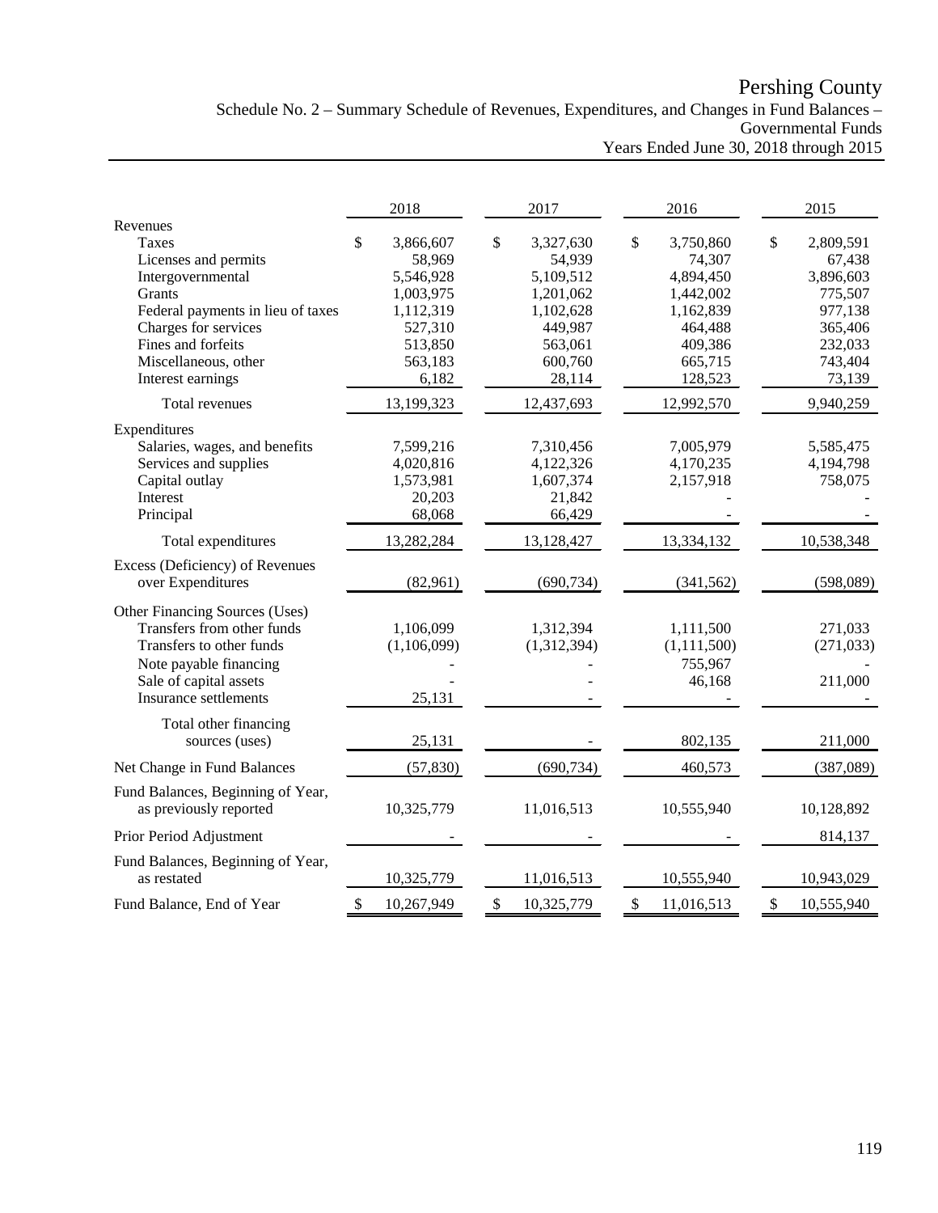# Pershing County

## Schedule No. 2 – Summary Schedule of Revenues, Expenditures, and Changes in Fund Balances – Governmental Funds

### Years Ended June 30, 2018 through 2015

| | 2018 | 2017 | 2016 | 2015 |
|---|---|---|---|---|
| **Revenues** | | | | |
| Taxes | $ 3,866,607 | $ 3,327,630 | $ 3,750,860 | $ 2,809,591 |
| Licenses and permits | 58,969 | 54,939 | 74,307 | 67,438 |
| Intergovernmental | 5,546,928 | 5,109,512 | 4,894,450 | 3,896,603 |
| Grants | 1,003,975 | 1,201,062 | 1,442,002 | 775,507 |
| Federal payments in lieu of taxes | 1,112,319 | 1,102,628 | 1,162,839 | 977,138 |
| Charges for services | 527,310 | 449,987 | 464,488 | 365,406 |
| Fines and forfeits | 513,850 | 563,061 | 409,386 | 232,033 |
| Miscellaneous, other | 563,183 | 600,760 | 665,715 | 743,404 |
| Interest earnings | 6,182 | 28,114 | 128,523 | 73,139 |
| Total revenues | 13,199,323 | 12,437,693 | 12,992,570 | 9,940,259 |
| **Expenditures** | | | | |
| Salaries, wages, and benefits | 7,599,216 | 7,310,456 | 7,005,979 | 5,585,475 |
| Services and supplies | 4,020,816 | 4,122,326 | 4,170,235 | 4,194,798 |
| Capital outlay | 1,573,981 | 1,607,374 | 2,157,918 | 758,075 |
| Interest | 20,203 | 21,842 | - | - |
| Principal | 68,068 | 66,429 | - | - |
| Total expenditures | 13,282,284 | 13,128,427 | 13,334,132 | 10,538,348 |
| Excess (Deficiency) of Revenues over Expenditures | (82,961) | (690,734) | (341,562) | (598,089) |
| **Other Financing Sources (Uses)** | | | | |
| Transfers from other funds | 1,106,099 | 1,312,394 | 1,111,500 | 271,033 |
| Transfers to other funds | (1,106,099) | (1,312,394) | (1,111,500) | (271,033) |
| Note payable financing | - | - | 755,967 | - |
| Sale of capital assets | - | - | 46,168 | 211,000 |
| Insurance settlements | 25,131 | - | - | - |
| Total other financing sources (uses) | 25,131 | - | 802,135 | 211,000 |
| Net Change in Fund Balances | (57,830) | (690,734) | 460,573 | (387,089) |
| Fund Balances, Beginning of Year, as previously reported | 10,325,779 | 11,016,513 | 10,555,940 | 10,128,892 |
| Prior Period Adjustment | - | - | - | 814,137 |
| Fund Balances, Beginning of Year, as restated | 10,325,779 | 11,016,513 | 10,555,940 | 10,943,029 |
| Fund Balance, End of Year | $ 10,267,949 | $ 10,325,779 | $ 11,016,513 | $ 10,555,940 |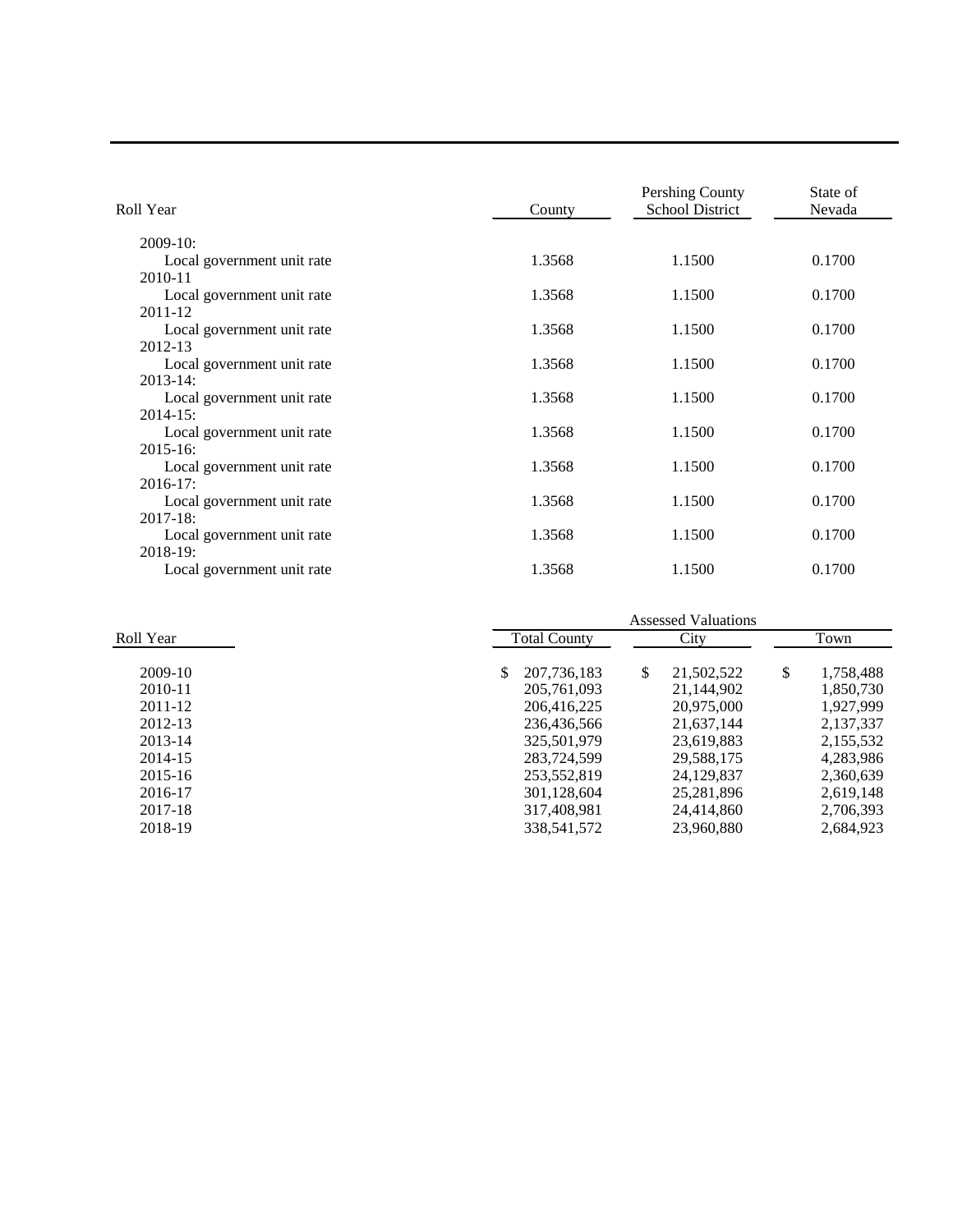| Roll Year | County | Pershing County School District | State of Nevada |
|---|---|---|---|
| 2009-10: | | | |
| Local government unit rate | 1.3568 | 1.1500 | 0.1700 |
| 2010-11 | | | |
| Local government unit rate | 1.3568 | 1.1500 | 0.1700 |
| 2011-12 | | | |
| Local government unit rate | 1.3568 | 1.1500 | 0.1700 |
| 2012-13 | | | |
| Local government unit rate | 1.3568 | 1.1500 | 0.1700 |
| 2013-14: | | | |
| Local government unit rate | 1.3568 | 1.1500 | 0.1700 |
| 2014-15: | | | |
| Local government unit rate | 1.3568 | 1.1500 | 0.1700 |
| 2015-16: | | | |
| Local government unit rate | 1.3568 | 1.1500 | 0.1700 |
| 2016-17: | | | |
| Local government unit rate | 1.3568 | 1.1500 | 0.1700 |
| 2017-18: | | | |
| Local government unit rate | 1.3568 | 1.1500 | 0.1700 |
| 2018-19: | | | |
| Local government unit rate | 1.3568 | 1.1500 | 0.1700 |

| | Assessed Valuations | | |
|---|---|---|---|
| Roll Year | Total County | City | Town |
| 2009-10 | $ 207,736,183 | $ 21,502,522 | $ 1,758,488 |
| 2010-11 | 205,761,093 | 21,144,902 | 1,850,730 |
| 2011-12 | 206,416,225 | 20,975,000 | 1,927,999 |
| 2012-13 | 236,436,566 | 21,637,144 | 2,137,337 |
| 2013-14 | 325,501,979 | 23,619,883 | 2,155,532 |
| 2014-15 | 283,724,599 | 29,588,175 | 4,283,986 |
| 2015-16 | 253,552,819 | 24,129,837 | 2,360,639 |
| 2016-17 | 301,128,604 | 25,281,896 | 2,619,148 |
| 2017-18 | 317,408,981 | 24,414,860 | 2,706,393 |
| 2018-19 | 338,541,572 | 23,960,880 | 2,684,923 |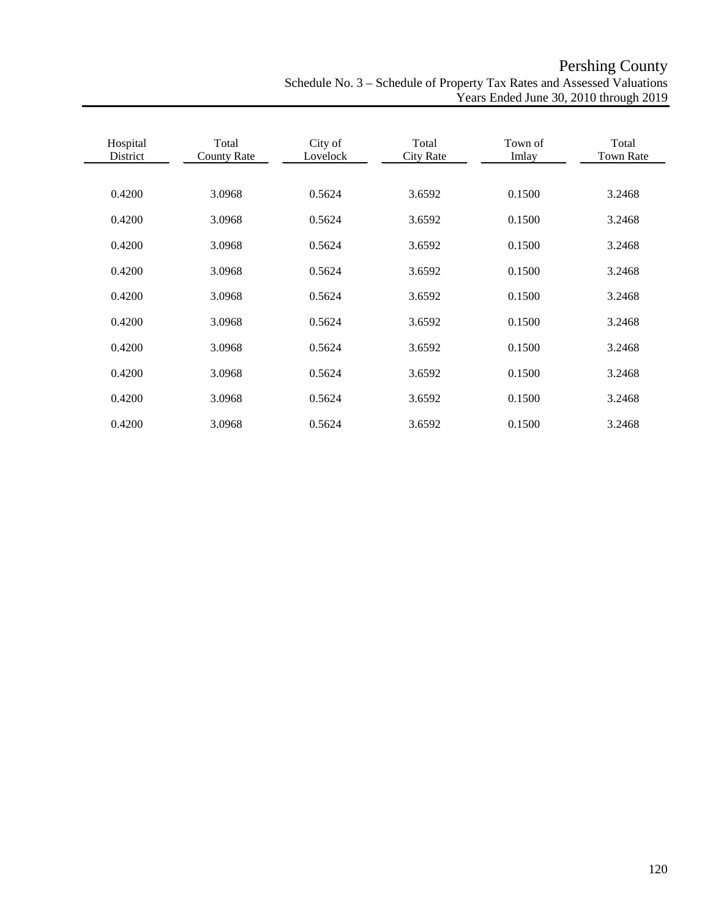# Pershing County

Schedule No. 3 – Schedule of Property Tax Rates and Assessed Valuations
Years Ended June 30, 2010 through 2019

| Hospital District | Total County Rate | City of Lovelock | Total City Rate | Town of Imlay | Total Town Rate |
|---|---|---|---|---|---|
| 0.4200 | 3.0968 | 0.5624 | 3.6592 | 0.1500 | 3.2468 |
| 0.4200 | 3.0968 | 0.5624 | 3.6592 | 0.1500 | 3.2468 |
| 0.4200 | 3.0968 | 0.5624 | 3.6592 | 0.1500 | 3.2468 |
| 0.4200 | 3.0968 | 0.5624 | 3.6592 | 0.1500 | 3.2468 |
| 0.4200 | 3.0968 | 0.5624 | 3.6592 | 0.1500 | 3.2468 |
| 0.4200 | 3.0968 | 0.5624 | 3.6592 | 0.1500 | 3.2468 |
| 0.4200 | 3.0968 | 0.5624 | 3.6592 | 0.1500 | 3.2468 |
| 0.4200 | 3.0968 | 0.5624 | 3.6592 | 0.1500 | 3.2468 |
| 0.4200 | 3.0968 | 0.5624 | 3.6592 | 0.1500 | 3.2468 |
| 0.4200 | 3.0968 | 0.5624 | 3.6592 | 0.1500 | 3.2468 |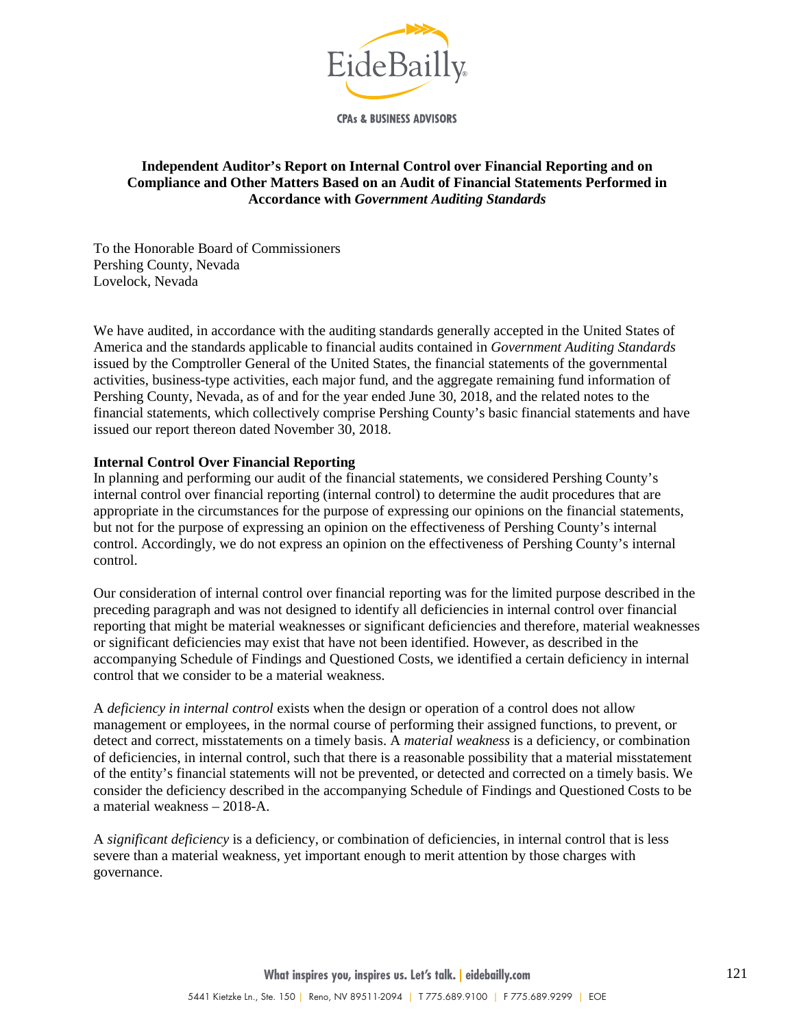**Independent Auditor's Report on Internal Control over Financial Reporting and on Compliance and Other Matters Based on an Audit of Financial Statements Performed in Accordance with *Government Auditing Standards***

To the Honorable Board of Commissioners
Pershing County, Nevada
Lovelock, Nevada

We have audited, in accordance with the auditing standards generally accepted in the United States of America and the standards applicable to financial audits contained in *Government Auditing Standards* issued by the Comptroller General of the United States, the financial statements of the governmental activities, business-type activities, each major fund, and the aggregate remaining fund information of Pershing County, Nevada, as of and for the year ended June 30, 2018, and the related notes to the financial statements, which collectively comprise Pershing County's basic financial statements and have issued our report thereon dated November 30, 2018.

**Internal Control Over Financial Reporting**

In planning and performing our audit of the financial statements, we considered Pershing County's internal control over financial reporting (internal control) to determine the audit procedures that are appropriate in the circumstances for the purpose of expressing our opinions on the financial statements, but not for the purpose of expressing an opinion on the effectiveness of Pershing County's internal control. Accordingly, we do not express an opinion on the effectiveness of Pershing County's internal control.

Our consideration of internal control over financial reporting was for the limited purpose described in the preceding paragraph and was not designed to identify all deficiencies in internal control over financial reporting that might be material weaknesses or significant deficiencies and therefore, material weaknesses or significant deficiencies may exist that have not been identified. However, as described in the accompanying Schedule of Findings and Questioned Costs, we identified a certain deficiency in internal control that we consider to be a material weakness.

A *deficiency in internal control* exists when the design or operation of a control does not allow management or employees, in the normal course of performing their assigned functions, to prevent, or detect and correct, misstatements on a timely basis. A *material weakness* is a deficiency, or combination of deficiencies, in internal control, such that there is a reasonable possibility that a material misstatement of the entity's financial statements will not be prevented, or detected and corrected on a timely basis. We consider the deficiency described in the accompanying Schedule of Findings and Questioned Costs to be a material weakness – 2018-A.

A *significant deficiency* is a deficiency, or combination of deficiencies, in internal control that is less severe than a material weakness, yet important enough to merit attention by those charges with governance.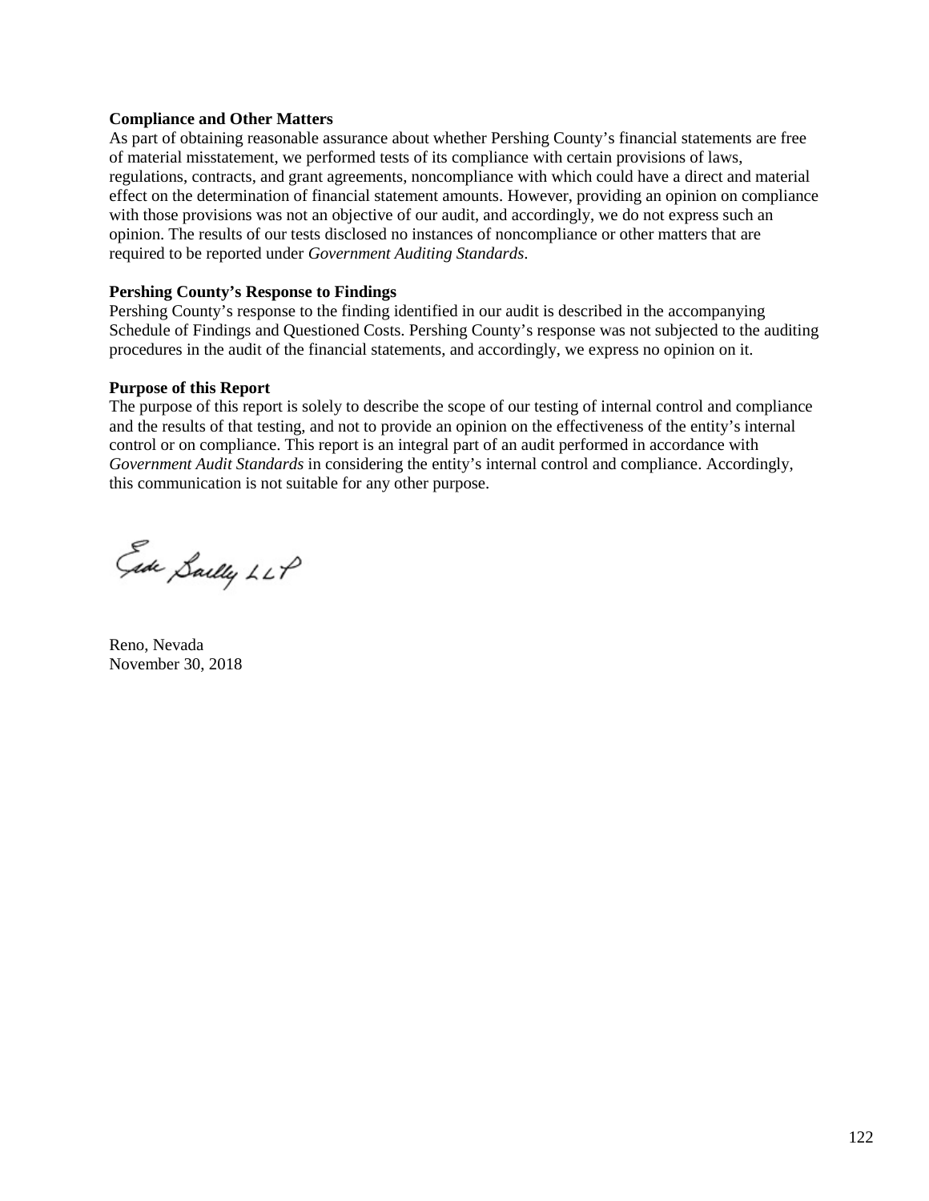**Compliance and Other Matters**

As part of obtaining reasonable assurance about whether Pershing County's financial statements are free of material misstatement, we performed tests of its compliance with certain provisions of laws, regulations, contracts, and grant agreements, noncompliance with which could have a direct and material effect on the determination of financial statement amounts. However, providing an opinion on compliance with those provisions was not an objective of our audit, and accordingly, we do not express such an opinion. The results of our tests disclosed no instances of noncompliance or other matters that are required to be reported under *Government Auditing Standards*.

**Pershing County's Response to Findings**

Pershing County's response to the finding identified in our audit is described in the accompanying Schedule of Findings and Questioned Costs. Pershing County's response was not subjected to the auditing procedures in the audit of the financial statements, and accordingly, we express no opinion on it.

**Purpose of this Report**

The purpose of this report is solely to describe the scope of our testing of internal control and compliance and the results of that testing, and not to provide an opinion on the effectiveness of the entity's internal control or on compliance. This report is an integral part of an audit performed in accordance with *Government Audit Standards* in considering the entity's internal control and compliance. Accordingly, this communication is not suitable for any other purpose.

Eide Bailly LLP

Reno, Nevada
November 30, 2018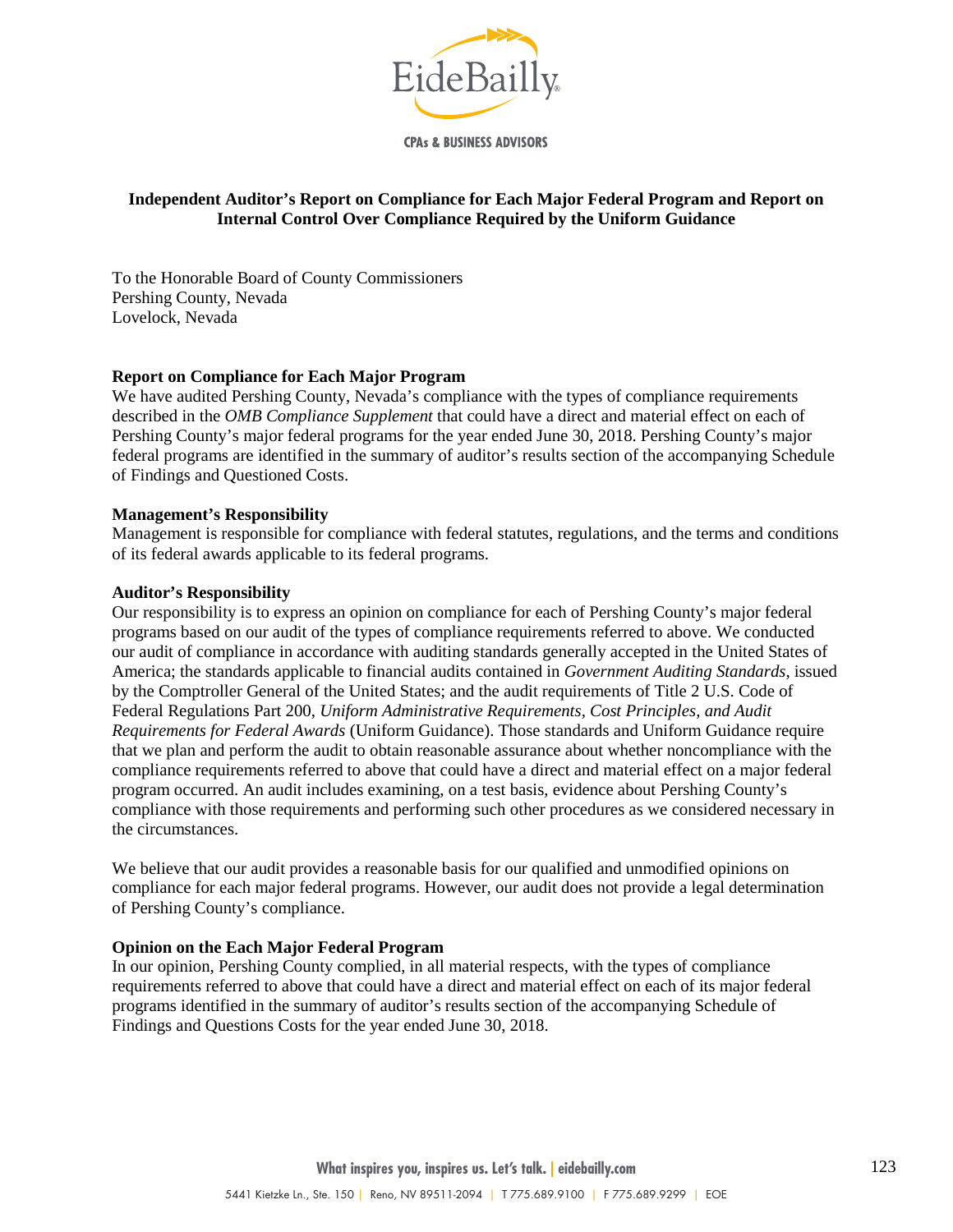EideBailly

CPAs & BUSINESS ADVISORS

## Independent Auditor's Report on Compliance for Each Major Federal Program and Report on Internal Control Over Compliance Required by the Uniform Guidance

To the Honorable Board of County Commissioners
Pershing County, Nevada
Lovelock, Nevada

**Report on Compliance for Each Major Program**

We have audited Pershing County, Nevada's compliance with the types of compliance requirements described in the *OMB Compliance Supplement* that could have a direct and material effect on each of Pershing County's major federal programs for the year ended June 30, 2018. Pershing County's major federal programs are identified in the summary of auditor's results section of the accompanying Schedule of Findings and Questioned Costs.

**Management's Responsibility**

Management is responsible for compliance with federal statutes, regulations, and the terms and conditions of its federal awards applicable to its federal programs.

**Auditor's Responsibility**

Our responsibility is to express an opinion on compliance for each of Pershing County's major federal programs based on our audit of the types of compliance requirements referred to above. We conducted our audit of compliance in accordance with auditing standards generally accepted in the United States of America; the standards applicable to financial audits contained in *Government Auditing Standards*, issued by the Comptroller General of the United States; and the audit requirements of Title 2 U.S. Code of Federal Regulations Part 200, *Uniform Administrative Requirements, Cost Principles, and Audit Requirements for Federal Awards* (Uniform Guidance). Those standards and Uniform Guidance require that we plan and perform the audit to obtain reasonable assurance about whether noncompliance with the compliance requirements referred to above that could have a direct and material effect on a major federal program occurred. An audit includes examining, on a test basis, evidence about Pershing County's compliance with those requirements and performing such other procedures as we considered necessary in the circumstances.

We believe that our audit provides a reasonable basis for our qualified and unmodified opinions on compliance for each major federal programs. However, our audit does not provide a legal determination of Pershing County's compliance.

**Opinion on the Each Major Federal Program**

In our opinion, Pershing County complied, in all material respects, with the types of compliance requirements referred to above that could have a direct and material effect on each of its major federal programs identified in the summary of auditor's results section of the accompanying Schedule of Findings and Questions Costs for the year ended June 30, 2018.

What inspires you, inspires us. Let's talk. | eidebailly.com

5441 Kietzke Ln., Ste. 150 | Reno, NV 89511-2094 | T 775.689.9100 | F 775.689.9299 | EOE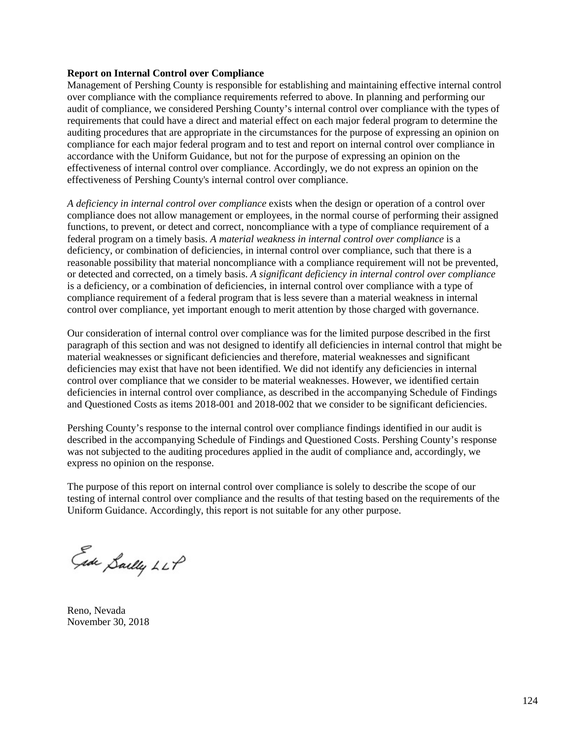**Report on Internal Control over Compliance**

Management of Pershing County is responsible for establishing and maintaining effective internal control over compliance with the compliance requirements referred to above. In planning and performing our audit of compliance, we considered Pershing County's internal control over compliance with the types of requirements that could have a direct and material effect on each major federal program to determine the auditing procedures that are appropriate in the circumstances for the purpose of expressing an opinion on compliance for each major federal program and to test and report on internal control over compliance in accordance with the Uniform Guidance, but not for the purpose of expressing an opinion on the effectiveness of internal control over compliance. Accordingly, we do not express an opinion on the effectiveness of Pershing County's internal control over compliance.

*A deficiency in internal control over compliance* exists when the design or operation of a control over compliance does not allow management or employees, in the normal course of performing their assigned functions, to prevent, or detect and correct, noncompliance with a type of compliance requirement of a federal program on a timely basis. *A material weakness in internal control over compliance* is a deficiency, or combination of deficiencies, in internal control over compliance, such that there is a reasonable possibility that material noncompliance with a compliance requirement will not be prevented, or detected and corrected, on a timely basis. *A significant deficiency in internal control over compliance* is a deficiency, or a combination of deficiencies, in internal control over compliance with a type of compliance requirement of a federal program that is less severe than a material weakness in internal control over compliance, yet important enough to merit attention by those charged with governance.

Our consideration of internal control over compliance was for the limited purpose described in the first paragraph of this section and was not designed to identify all deficiencies in internal control that might be material weaknesses or significant deficiencies and therefore, material weaknesses and significant deficiencies may exist that have not been identified. We did not identify any deficiencies in internal control over compliance that we consider to be material weaknesses. However, we identified certain deficiencies in internal control over compliance, as described in the accompanying Schedule of Findings and Questioned Costs as items 2018-001 and 2018-002 that we consider to be significant deficiencies.

Pershing County's response to the internal control over compliance findings identified in our audit is described in the accompanying Schedule of Findings and Questioned Costs. Pershing County's response was not subjected to the auditing procedures applied in the audit of compliance and, accordingly, we express no opinion on the response.

The purpose of this report on internal control over compliance is solely to describe the scope of our testing of internal control over compliance and the results of that testing based on the requirements of the Uniform Guidance. Accordingly, this report is not suitable for any other purpose.

Eide Bailly LLP

Reno, Nevada
November 30, 2018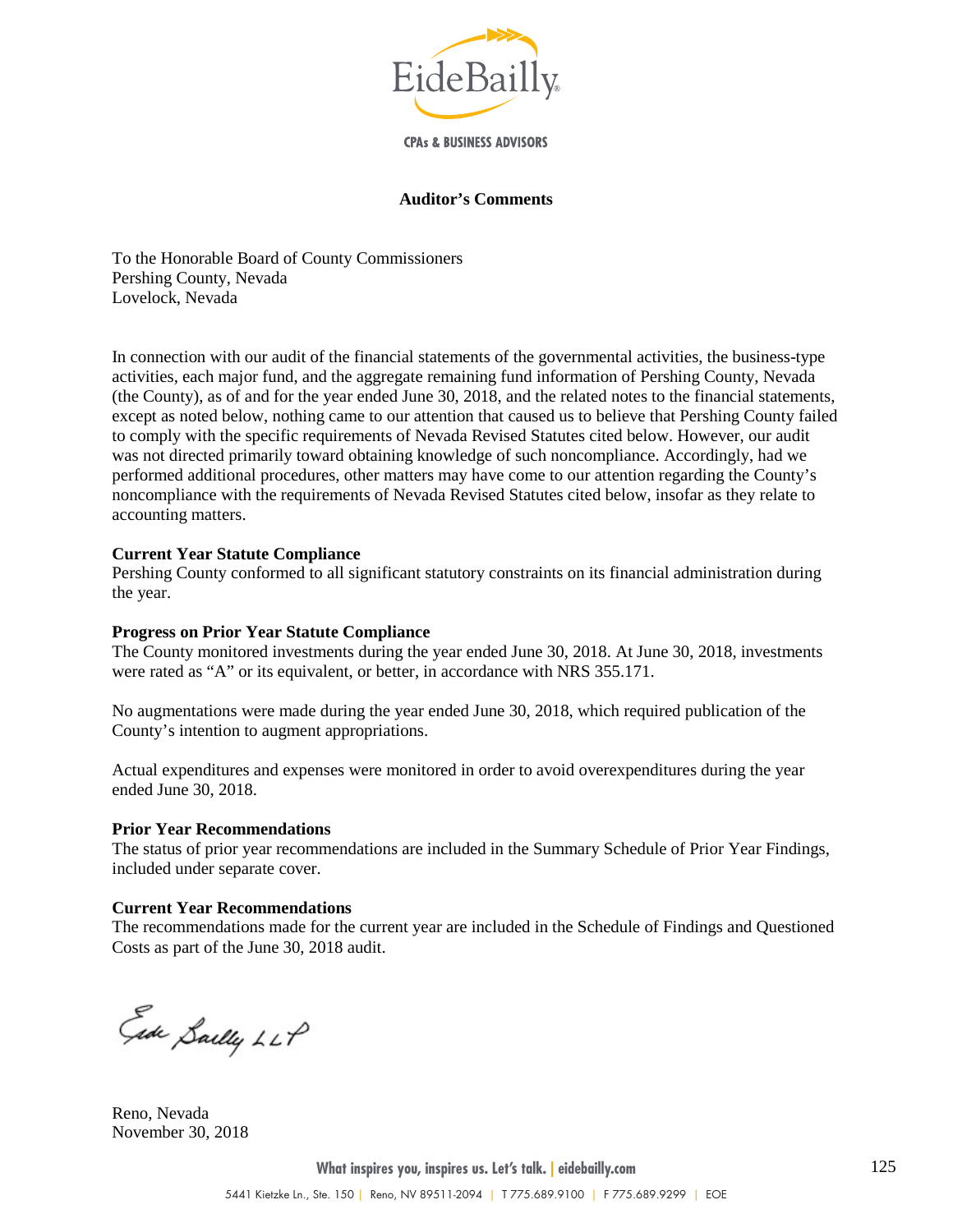# Auditor's Comments

To the Honorable Board of County Commissioners
Pershing County, Nevada
Lovelock, Nevada

In connection with our audit of the financial statements of the governmental activities, the business-type activities, each major fund, and the aggregate remaining fund information of Pershing County, Nevada (the County), as of and for the year ended June 30, 2018, and the related notes to the financial statements, except as noted below, nothing came to our attention that caused us to believe that Pershing County failed to comply with the specific requirements of Nevada Revised Statutes cited below. However, our audit was not directed primarily toward obtaining knowledge of such noncompliance. Accordingly, had we performed additional procedures, other matters may have come to our attention regarding the County's noncompliance with the requirements of Nevada Revised Statutes cited below, insofar as they relate to accounting matters.

**Current Year Statute Compliance**
Pershing County conformed to all significant statutory constraints on its financial administration during the year.

**Progress on Prior Year Statute Compliance**
The County monitored investments during the year ended June 30, 2018. At June 30, 2018, investments were rated as "A" or its equivalent, or better, in accordance with NRS 355.171.

No augmentations were made during the year ended June 30, 2018, which required publication of the County's intention to augment appropriations.

Actual expenditures and expenses were monitored in order to avoid overexpenditures during the year ended June 30, 2018.

**Prior Year Recommendations**
The status of prior year recommendations are included in the Summary Schedule of Prior Year Findings, included under separate cover.

**Current Year Recommendations**
The recommendations made for the current year are included in the Schedule of Findings and Questioned Costs as part of the June 30, 2018 audit.

Eide Bailly LLP

Reno, Nevada
November 30, 2018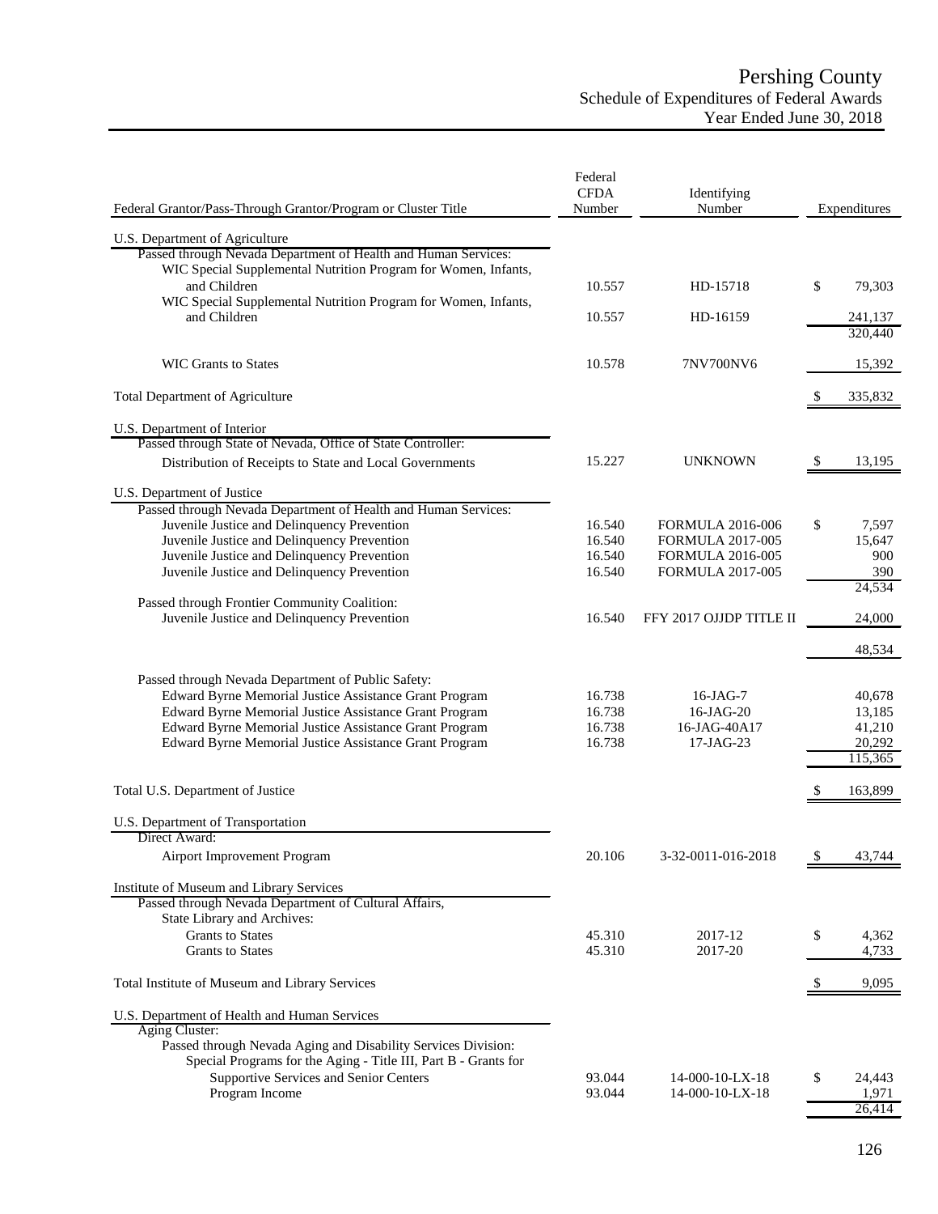# Pershing County

## Schedule of Expenditures of Federal Awards

### Year Ended June 30, 2018

| Federal Grantor/Pass-Through Grantor/Program or Cluster Title | Federal CFDA Number | Identifying Number | Expenditures |
|---|---|---|---|
| U.S. Department of Agriculture | | | |
| Passed through Nevada Department of Health and Human Services: | | | |
| WIC Special Supplemental Nutrition Program for Women, Infants, and Children | 10.557 | HD-15718 | $ 79,303 |
| WIC Special Supplemental Nutrition Program for Women, Infants, and Children | 10.557 | HD-16159 | 241,137 |
| | | | 320,440 |
| WIC Grants to States | 10.578 | 7NV700NV6 | 15,392 |
| Total Department of Agriculture | | | $ 335,832 |
| U.S. Department of Interior | | | |
| Passed through State of Nevada, Office of State Controller: | | | |
| Distribution of Receipts to State and Local Governments | 15.227 | UNKNOWN | $ 13,195 |
| U.S. Department of Justice | | | |
| Passed through Nevada Department of Health and Human Services: | | | |
| Juvenile Justice and Delinquency Prevention | 16.540 | FORMULA 2016-006 | $ 7,597 |
| Juvenile Justice and Delinquency Prevention | 16.540 | FORMULA 2017-005 | 15,647 |
| Juvenile Justice and Delinquency Prevention | 16.540 | FORMULA 2016-005 | 900 |
| Juvenile Justice and Delinquency Prevention | 16.540 | FORMULA 2017-005 | 390 |
| | | | 24,534 |
| Passed through Frontier Community Coalition: | | | |
| Juvenile Justice and Delinquency Prevention | 16.540 | FFY 2017 OJJDP TITLE II | 24,000 |
| | | | 48,534 |
| Passed through Nevada Department of Public Safety: | | | |
| Edward Byrne Memorial Justice Assistance Grant Program | 16.738 | 16-JAG-7 | 40,678 |
| Edward Byrne Memorial Justice Assistance Grant Program | 16.738 | 16-JAG-20 | 13,185 |
| Edward Byrne Memorial Justice Assistance Grant Program | 16.738 | 16-JAG-40A17 | 41,210 |
| Edward Byrne Memorial Justice Assistance Grant Program | 16.738 | 17-JAG-23 | 20,292 |
| | | | 115,365 |
| Total U.S. Department of Justice | | | $ 163,899 |
| U.S. Department of Transportation | | | |
| Direct Award: | | | |
| Airport Improvement Program | 20.106 | 3-32-0011-016-2018 | $ 43,744 |
| Institute of Museum and Library Services | | | |
| Passed through Nevada Department of Cultural Affairs, State Library and Archives: | | | |
| Grants to States | 45.310 | 2017-12 | $ 4,362 |
| Grants to States | 45.310 | 2017-20 | 4,733 |
| Total Institute of Museum and Library Services | | | $ 9,095 |
| U.S. Department of Health and Human Services | | | |
| Aging Cluster: | | | |
| Passed through Nevada Aging and Disability Services Division: | | | |
| Special Programs for the Aging - Title III, Part B - Grants for Supportive Services and Senior Centers | 93.044 | 14-000-10-LX-18 | $ 24,443 |
| Program Income | 93.044 | 14-000-10-LX-18 | 1,971 |
| | | | 26,414 |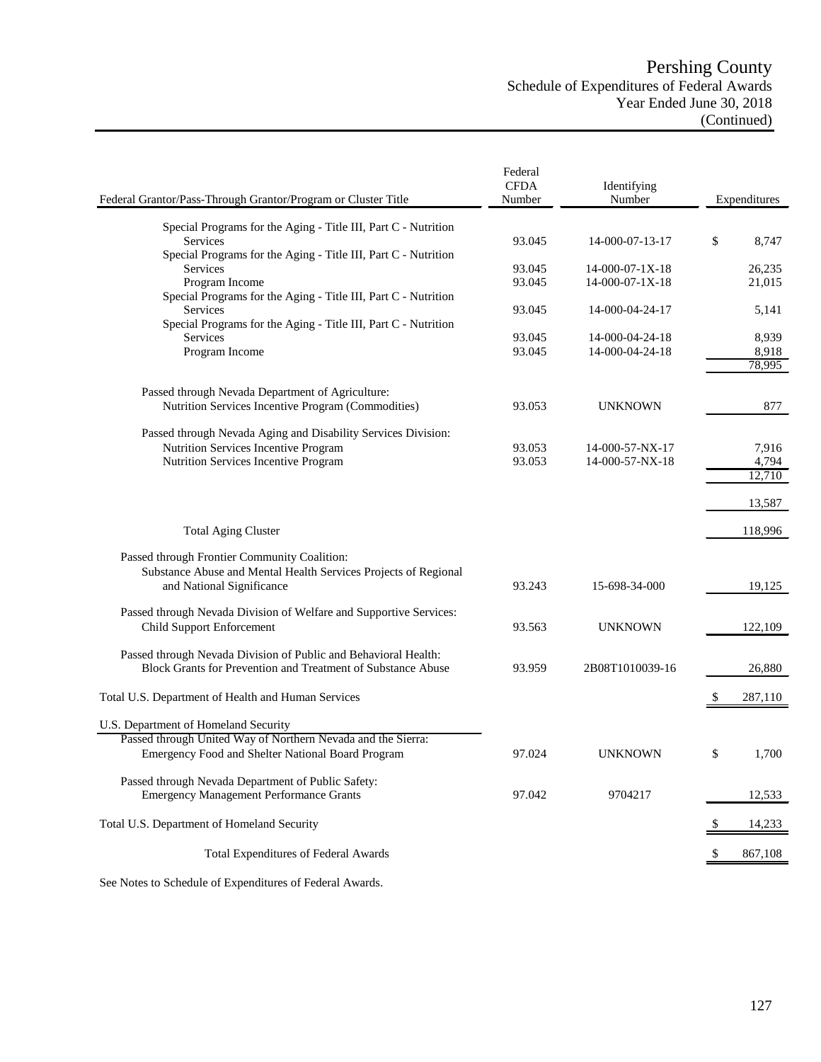# Pershing County
## Schedule of Expenditures of Federal Awards
### Year Ended June 30, 2018
### (Continued)

| Federal Grantor/Pass-Through Grantor/Program or Cluster Title | Federal CFDA Number | Identifying Number | Expenditures |
|---|---|---|---|
| Special Programs for the Aging - Title III, Part C - Nutrition Services | 93.045 | 14-000-07-13-17 | $ 8,747 |
| Special Programs for the Aging - Title III, Part C - Nutrition Services | 93.045 | 14-000-07-1X-18 | 26,235 |
| Program Income | 93.045 | 14-000-07-1X-18 | 21,015 |
| Special Programs for the Aging - Title III, Part C - Nutrition Services | 93.045 | 14-000-04-24-17 | 5,141 |
| Special Programs for the Aging - Title III, Part C - Nutrition Services | 93.045 | 14-000-04-24-18 | 8,939 |
| Program Income | 93.045 | 14-000-04-24-18 | 8,918 |
| | | | 78,995 |
| Passed through Nevada Department of Agriculture: | | | |
| Nutrition Services Incentive Program (Commodities) | 93.053 | UNKNOWN | 877 |
| Passed through Nevada Aging and Disability Services Division: | | | |
| Nutrition Services Incentive Program | 93.053 | 14-000-57-NX-17 | 7,916 |
| Nutrition Services Incentive Program | 93.053 | 14-000-57-NX-18 | 4,794 |
| | | | 12,710 |
| | | | 13,587 |
| Total Aging Cluster | | | 118,996 |
| Passed through Frontier Community Coalition: | | | |
| Substance Abuse and Mental Health Services Projects of Regional and National Significance | 93.243 | 15-698-34-000 | 19,125 |
| Passed through Nevada Division of Welfare and Supportive Services: | | | |
| Child Support Enforcement | 93.563 | UNKNOWN | 122,109 |
| Passed through Nevada Division of Public and Behavioral Health: | | | |
| Block Grants for Prevention and Treatment of Substance Abuse | 93.959 | 2B08T1010039-16 | 26,880 |
| Total U.S. Department of Health and Human Services | | | $ 287,110 |
| U.S. Department of Homeland Security | | | |
| Passed through United Way of Northern Nevada and the Sierra: | | | |
| Emergency Food and Shelter National Board Program | 97.024 | UNKNOWN | $ 1,700 |
| Passed through Nevada Department of Public Safety: | | | |
| Emergency Management Performance Grants | 97.042 | 9704217 | 12,533 |
| Total U.S. Department of Homeland Security | | | $ 14,233 |
| Total Expenditures of Federal Awards | | | $ 867,108 |

See Notes to Schedule of Expenditures of Federal Awards.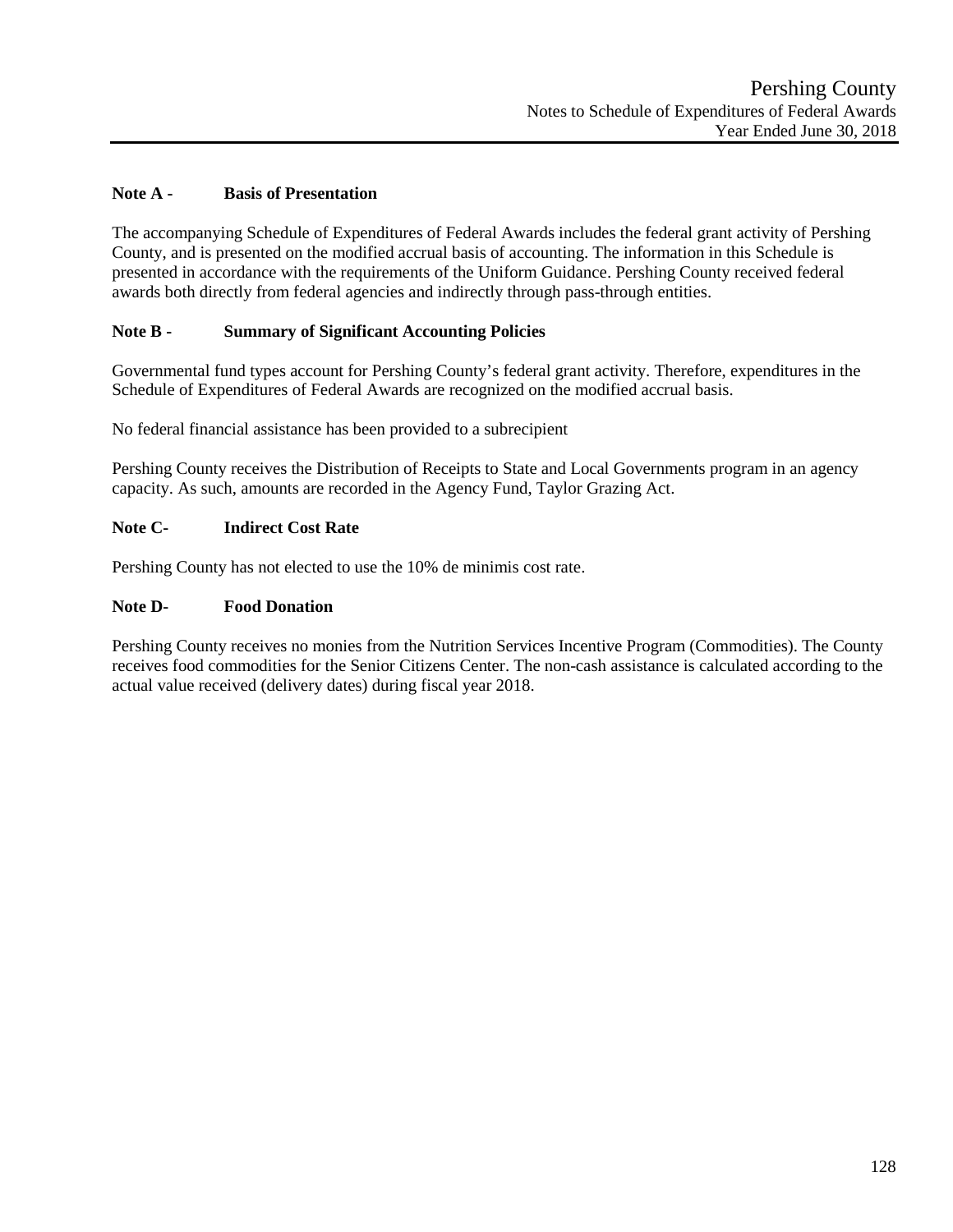# Pershing County

## Notes to Schedule of Expenditures of Federal Awards

## Year Ended June 30, 2018

### Note A - Basis of Presentation

The accompanying Schedule of Expenditures of Federal Awards includes the federal grant activity of Pershing County, and is presented on the modified accrual basis of accounting. The information in this Schedule is presented in accordance with the requirements of the Uniform Guidance. Pershing County received federal awards both directly from federal agencies and indirectly through pass-through entities.

### Note B - Summary of Significant Accounting Policies

Governmental fund types account for Pershing County's federal grant activity. Therefore, expenditures in the Schedule of Expenditures of Federal Awards are recognized on the modified accrual basis.

No federal financial assistance has been provided to a subrecipient

Pershing County receives the Distribution of Receipts to State and Local Governments program in an agency capacity. As such, amounts are recorded in the Agency Fund, Taylor Grazing Act.

### Note C- Indirect Cost Rate

Pershing County has not elected to use the 10% de minimis cost rate.

### Note D- Food Donation

Pershing County receives no monies from the Nutrition Services Incentive Program (Commodities). The County receives food commodities for the Senior Citizens Center. The non-cash assistance is calculated according to the actual value received (delivery dates) during fiscal year 2018.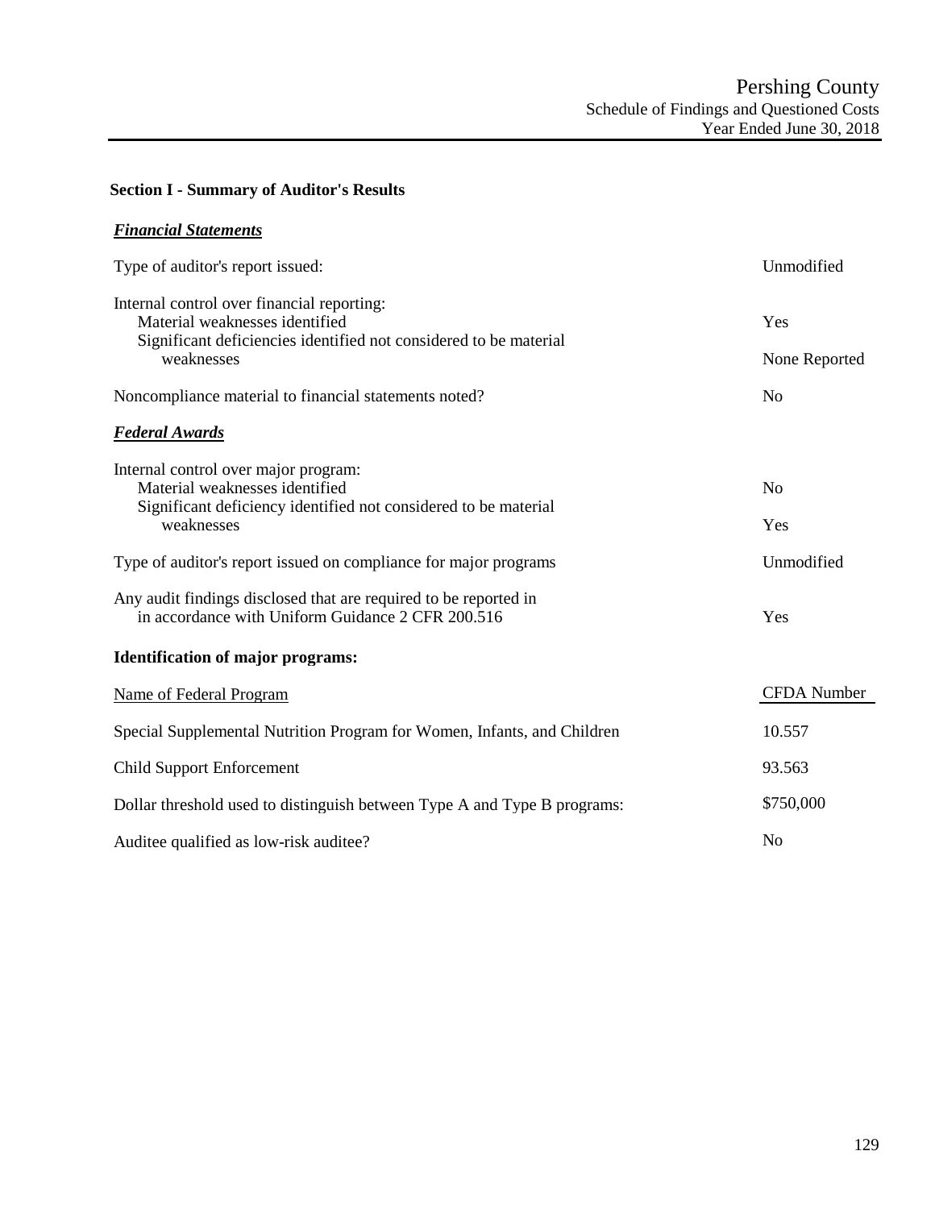Pershing County
Schedule of Findings and Questioned Costs
Year Ended June 30, 2018

## Section I - Summary of Auditor's Results

### ***Financial Statements***

| | |
|---|---|
| Type of auditor's report issued: | Unmodified |
| Internal control over financial reporting: | |
| Material weaknesses identified | Yes |
| Significant deficiencies identified not considered to be material weaknesses | None Reported |
| Noncompliance material to financial statements noted? | No |

### ***Federal Awards***

| | |
|---|---|
| Internal control over major program: | |
| Material weaknesses identified | No |
| Significant deficiency identified not considered to be material weaknesses | Yes |
| Type of auditor's report issued on compliance for major programs | Unmodified |
| Any audit findings disclosed that are required to be reported in in accordance with Uniform Guidance 2 CFR 200.516 | Yes |

**Identification of major programs:**

| Name of Federal Program | CFDA Number |
|---|---|
| Special Supplemental Nutrition Program for Women, Infants, and Children | 10.557 |
| Child Support Enforcement | 93.563 |

| | |
|---|---|
| Dollar threshold used to distinguish between Type A and Type B programs: | $750,000 |
| Auditee qualified as low-risk auditee? | No |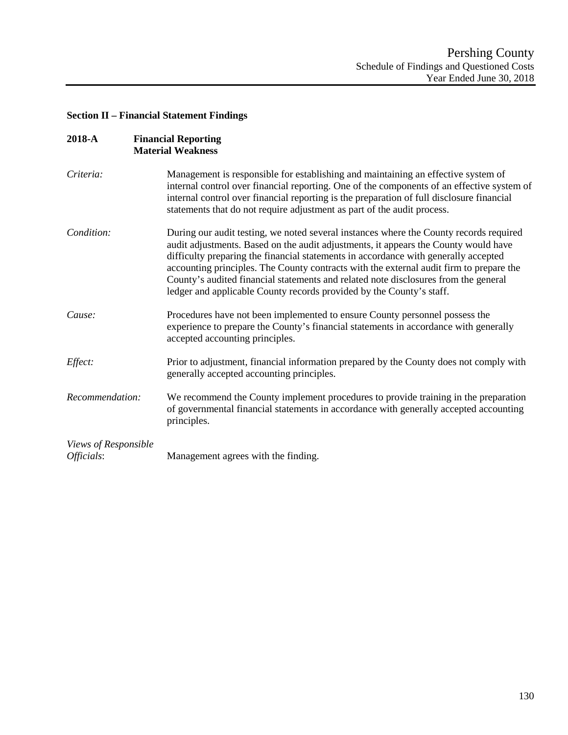## Section II – Financial Statement Findings

### 2018-A Financial Reporting
**Material Weakness**

*Criteria:* Management is responsible for establishing and maintaining an effective system of internal control over financial reporting. One of the components of an effective system of internal control over financial reporting is the preparation of full disclosure financial statements that do not require adjustment as part of the audit process.

*Condition:* During our audit testing, we noted several instances where the County records required audit adjustments. Based on the audit adjustments, it appears the County would have difficulty preparing the financial statements in accordance with generally accepted accounting principles. The County contracts with the external audit firm to prepare the County's audited financial statements and related note disclosures from the general ledger and applicable County records provided by the County's staff.

*Cause:* Procedures have not been implemented to ensure County personnel possess the experience to prepare the County's financial statements in accordance with generally accepted accounting principles.

*Effect:* Prior to adjustment, financial information prepared by the County does not comply with generally accepted accounting principles.

*Recommendation:* We recommend the County implement procedures to provide training in the preparation of governmental financial statements in accordance with generally accepted accounting principles.

*Views of Responsible Officials*: Management agrees with the finding.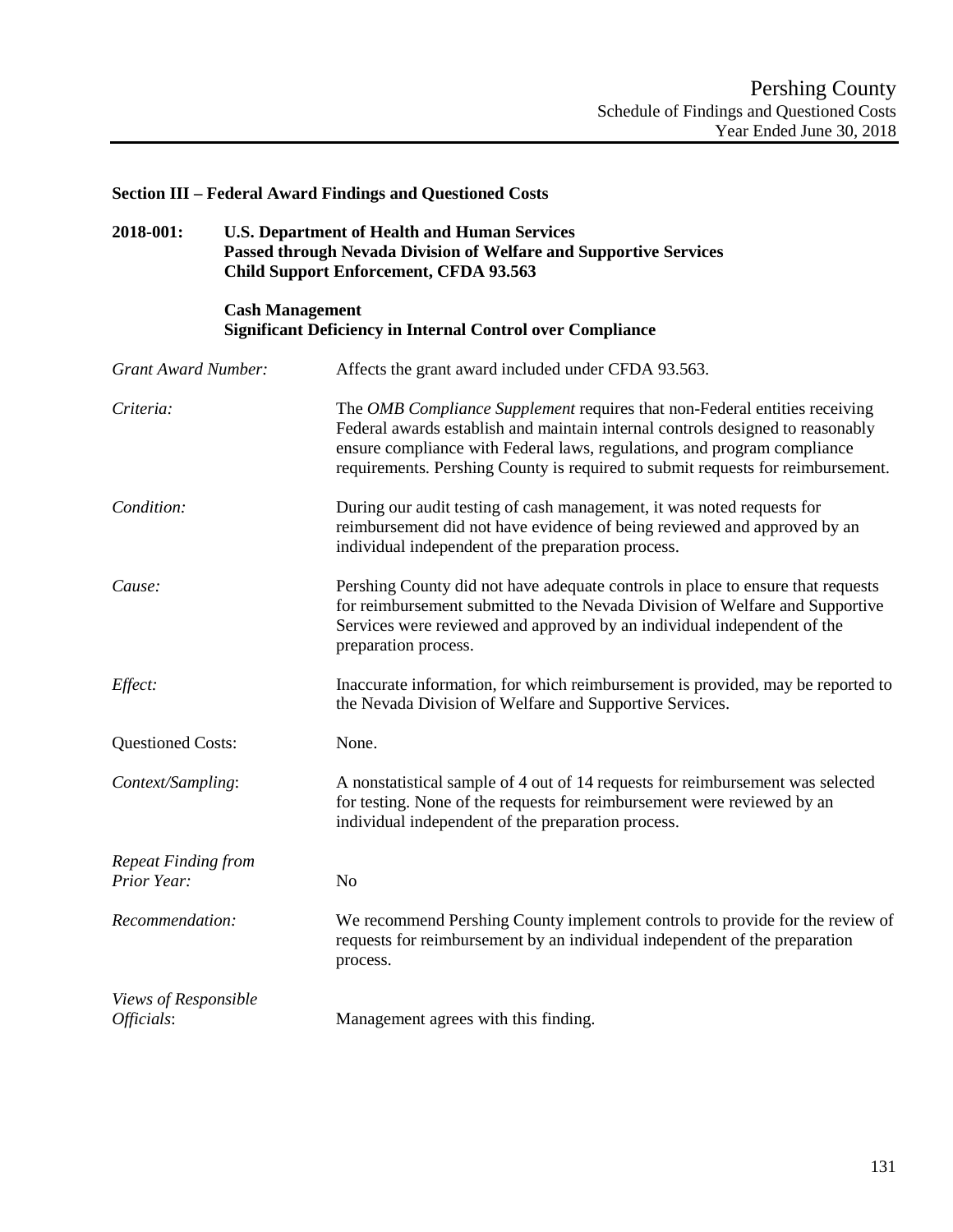## Section III – Federal Award Findings and Questioned Costs

**2018-001: U.S. Department of Health and Human Services**
**Passed through Nevada Division of Welfare and Supportive Services**
**Child Support Enforcement, CFDA 93.563**

**Cash Management**
**Significant Deficiency in Internal Control over Compliance**

*Grant Award Number:* Affects the grant award included under CFDA 93.563.

*Criteria:* The *OMB Compliance Supplement* requires that non-Federal entities receiving Federal awards establish and maintain internal controls designed to reasonably ensure compliance with Federal laws, regulations, and program compliance requirements. Pershing County is required to submit requests for reimbursement.

*Condition:* During our audit testing of cash management, it was noted requests for reimbursement did not have evidence of being reviewed and approved by an individual independent of the preparation process.

*Cause:* Pershing County did not have adequate controls in place to ensure that requests for reimbursement submitted to the Nevada Division of Welfare and Supportive Services were reviewed and approved by an individual independent of the preparation process.

*Effect:* Inaccurate information, for which reimbursement is provided, may be reported to the Nevada Division of Welfare and Supportive Services.

Questioned Costs: None.

*Context/Sampling*: A nonstatistical sample of 4 out of 14 requests for reimbursement was selected for testing. None of the requests for reimbursement were reviewed by an individual independent of the preparation process.

*Repeat Finding from Prior Year:* No

*Recommendation:* We recommend Pershing County implement controls to provide for the review of requests for reimbursement by an individual independent of the preparation process.

*Views of Responsible Officials*: Management agrees with this finding.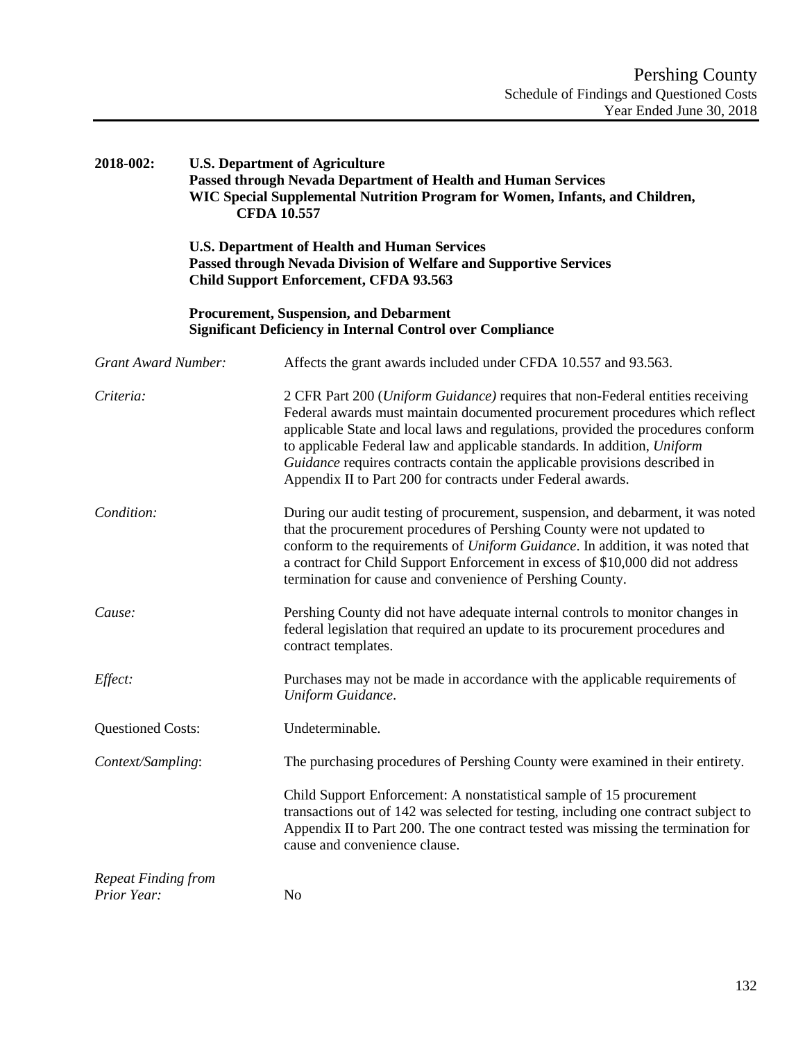**2018-002: U.S. Department of Agriculture**
**Passed through Nevada Department of Health and Human Services**
**WIC Special Supplemental Nutrition Program for Women, Infants, and Children, CFDA 10.557**

**U.S. Department of Health and Human Services**
**Passed through Nevada Division of Welfare and Supportive Services**
**Child Support Enforcement, CFDA 93.563**

**Procurement, Suspension, and Debarment**
**Significant Deficiency in Internal Control over Compliance**

*Grant Award Number:* Affects the grant awards included under CFDA 10.557 and 93.563.

*Criteria:* 2 CFR Part 200 (*Uniform Guidance)* requires that non-Federal entities receiving Federal awards must maintain documented procurement procedures which reflect applicable State and local laws and regulations, provided the procedures conform to applicable Federal law and applicable standards. In addition, *Uniform Guidance* requires contracts contain the applicable provisions described in Appendix II to Part 200 for contracts under Federal awards.

*Condition:* During our audit testing of procurement, suspension, and debarment, it was noted that the procurement procedures of Pershing County were not updated to conform to the requirements of *Uniform Guidance*. In addition, it was noted that a contract for Child Support Enforcement in excess of $10,000 did not address termination for cause and convenience of Pershing County.

*Cause:* Pershing County did not have adequate internal controls to monitor changes in federal legislation that required an update to its procurement procedures and contract templates.

*Effect:* Purchases may not be made in accordance with the applicable requirements of *Uniform Guidance*.

Questioned Costs: Undeterminable.

*Context/Sampling*: The purchasing procedures of Pershing County were examined in their entirety.

Child Support Enforcement: A nonstatistical sample of 15 procurement transactions out of 142 was selected for testing, including one contract subject to Appendix II to Part 200. The one contract tested was missing the termination for cause and convenience clause.

*Repeat Finding from Prior Year:* No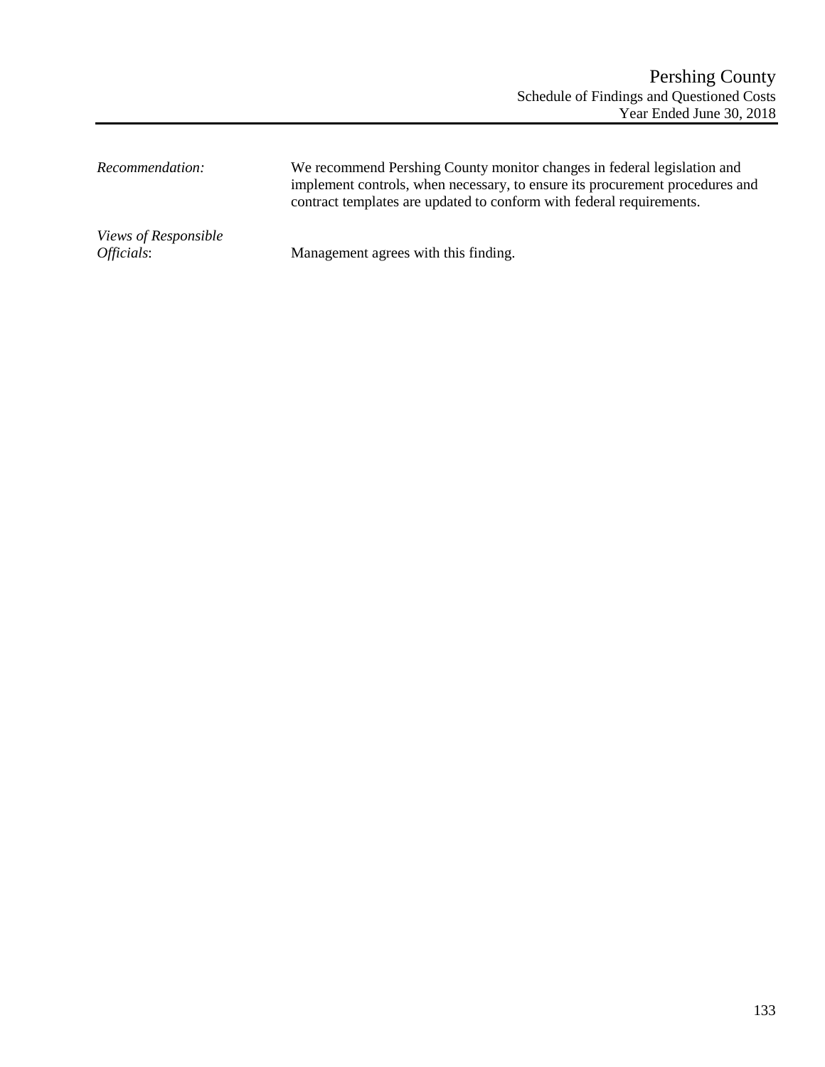*Recommendation:* We recommend Pershing County monitor changes in federal legislation and implement controls, when necessary, to ensure its procurement procedures and contract templates are updated to conform with federal requirements.

*Views of Responsible Officials*: Management agrees with this finding.